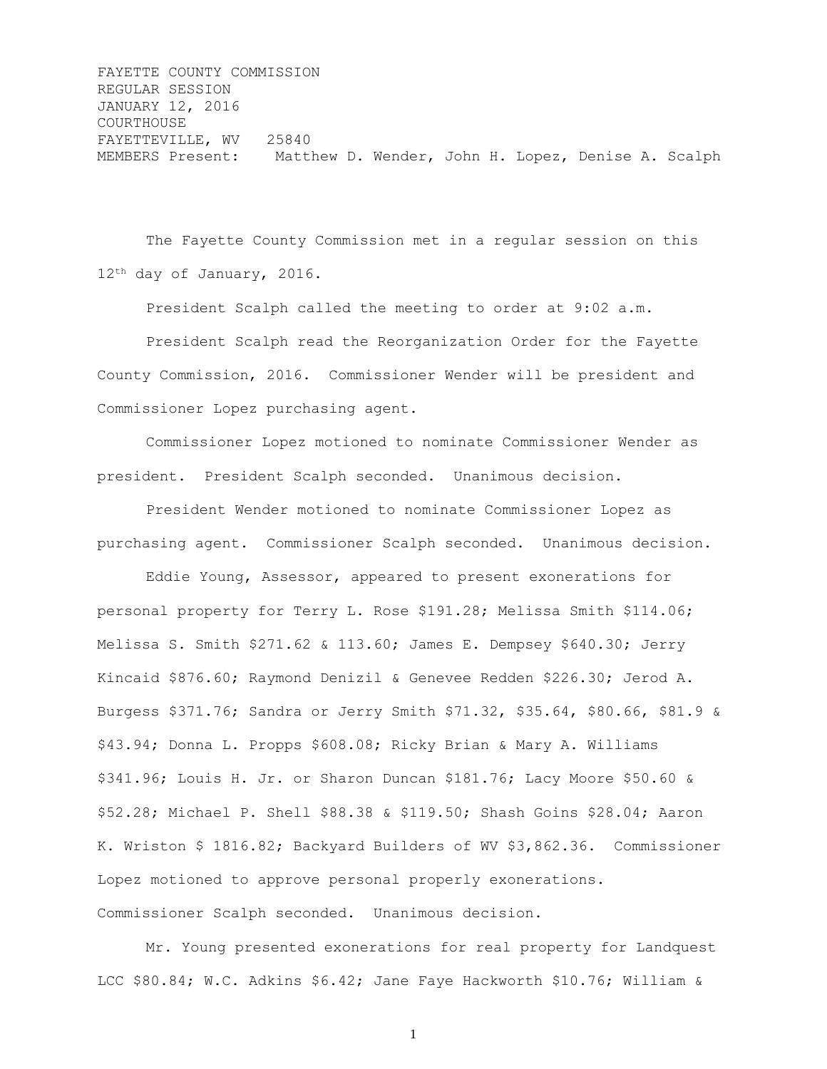FAYETTE COUNTY COMMISSION
REGULAR SESSION
JANUARY 12, 2016
COURTHOUSE
FAYETTEVILLE, WV 25840
MEMBERS Present: Matthew D. Wender, John H. Lopez, Denise A. Scalph

The Fayette County Commission met in a regular session on this 12th day of January, 2016.

President Scalph called the meeting to order at 9:02 a.m.

President Scalph read the Reorganization Order for the Fayette County Commission, 2016. Commissioner Wender will be president and Commissioner Lopez purchasing agent.

Commissioner Lopez motioned to nominate Commissioner Wender as president. President Scalph seconded. Unanimous decision.

President Wender motioned to nominate Commissioner Lopez as purchasing agent. Commissioner Scalph seconded. Unanimous decision.

Eddie Young, Assessor, appeared to present exonerations for personal property for Terry L. Rose $191.28; Melissa Smith $114.06; Melissa S. Smith $271.62 & 113.60; James E. Dempsey $640.30; Jerry Kincaid $876.60; Raymond Denizil & Genevee Redden $226.30; Jerod A. Burgess $371.76; Sandra or Jerry Smith $71.32, $35.64, $80.66, $81.9 & $43.94; Donna L. Propps $608.08; Ricky Brian & Mary A. Williams $341.96; Louis H. Jr. or Sharon Duncan $181.76; Lacy Moore $50.60 & $52.28; Michael P. Shell $88.38 & $119.50; Shash Goins $28.04; Aaron K. Wriston $ 1816.82; Backyard Builders of WV $3,862.36. Commissioner Lopez motioned to approve personal properly exonerations. Commissioner Scalph seconded. Unanimous decision.

Mr. Young presented exonerations for real property for Landquest LCC $80.84; W.C. Adkins $6.42; Jane Faye Hackworth $10.76; William &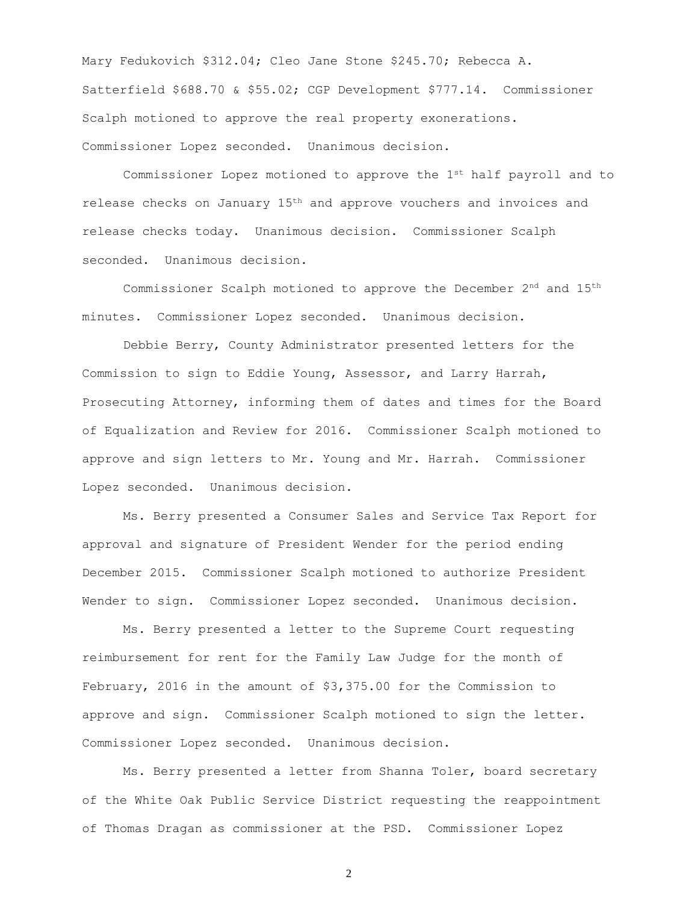Mary Fedukovich $312.04; Cleo Jane Stone $245.70; Rebecca A. Satterfield $688.70 & $55.02; CGP Development $777.14. Commissioner Scalph motioned to approve the real property exonerations. Commissioner Lopez seconded. Unanimous decision.

Commissioner Lopez motioned to approve the 1st half payroll and to release checks on January 15th and approve vouchers and invoices and release checks today. Unanimous decision. Commissioner Scalph seconded. Unanimous decision.

Commissioner Scalph motioned to approve the December 2nd and 15th minutes. Commissioner Lopez seconded. Unanimous decision.

Debbie Berry, County Administrator presented letters for the Commission to sign to Eddie Young, Assessor, and Larry Harrah, Prosecuting Attorney, informing them of dates and times for the Board of Equalization and Review for 2016. Commissioner Scalph motioned to approve and sign letters to Mr. Young and Mr. Harrah. Commissioner Lopez seconded. Unanimous decision.

Ms. Berry presented a Consumer Sales and Service Tax Report for approval and signature of President Wender for the period ending December 2015. Commissioner Scalph motioned to authorize President Wender to sign. Commissioner Lopez seconded. Unanimous decision.

Ms. Berry presented a letter to the Supreme Court requesting reimbursement for rent for the Family Law Judge for the month of February, 2016 in the amount of $3,375.00 for the Commission to approve and sign. Commissioner Scalph motioned to sign the letter. Commissioner Lopez seconded. Unanimous decision.

Ms. Berry presented a letter from Shanna Toler, board secretary of the White Oak Public Service District requesting the reappointment of Thomas Dragan as commissioner at the PSD. Commissioner Lopez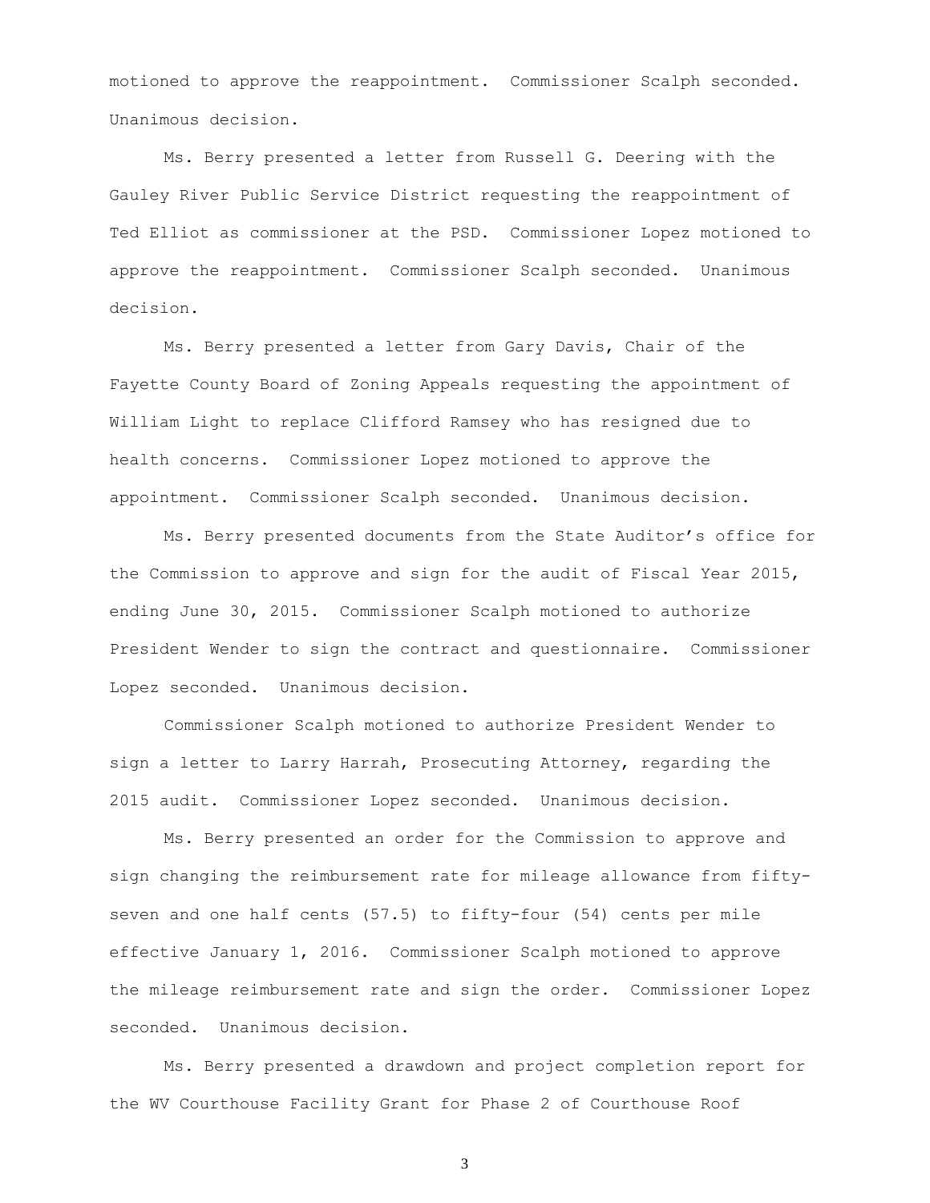motioned to approve the reappointment. Commissioner Scalph seconded. Unanimous decision.

Ms. Berry presented a letter from Russell G. Deering with the Gauley River Public Service District requesting the reappointment of Ted Elliot as commissioner at the PSD. Commissioner Lopez motioned to approve the reappointment. Commissioner Scalph seconded. Unanimous decision.

Ms. Berry presented a letter from Gary Davis, Chair of the Fayette County Board of Zoning Appeals requesting the appointment of William Light to replace Clifford Ramsey who has resigned due to health concerns. Commissioner Lopez motioned to approve the appointment. Commissioner Scalph seconded. Unanimous decision.

Ms. Berry presented documents from the State Auditor's office for the Commission to approve and sign for the audit of Fiscal Year 2015, ending June 30, 2015. Commissioner Scalph motioned to authorize President Wender to sign the contract and questionnaire. Commissioner Lopez seconded. Unanimous decision.

Commissioner Scalph motioned to authorize President Wender to sign a letter to Larry Harrah, Prosecuting Attorney, regarding the 2015 audit. Commissioner Lopez seconded. Unanimous decision.

Ms. Berry presented an order for the Commission to approve and sign changing the reimbursement rate for mileage allowance from fifty-seven and one half cents (57.5) to fifty-four (54) cents per mile effective January 1, 2016. Commissioner Scalph motioned to approve the mileage reimbursement rate and sign the order. Commissioner Lopez seconded. Unanimous decision.

Ms. Berry presented a drawdown and project completion report for the WV Courthouse Facility Grant for Phase 2 of Courthouse Roof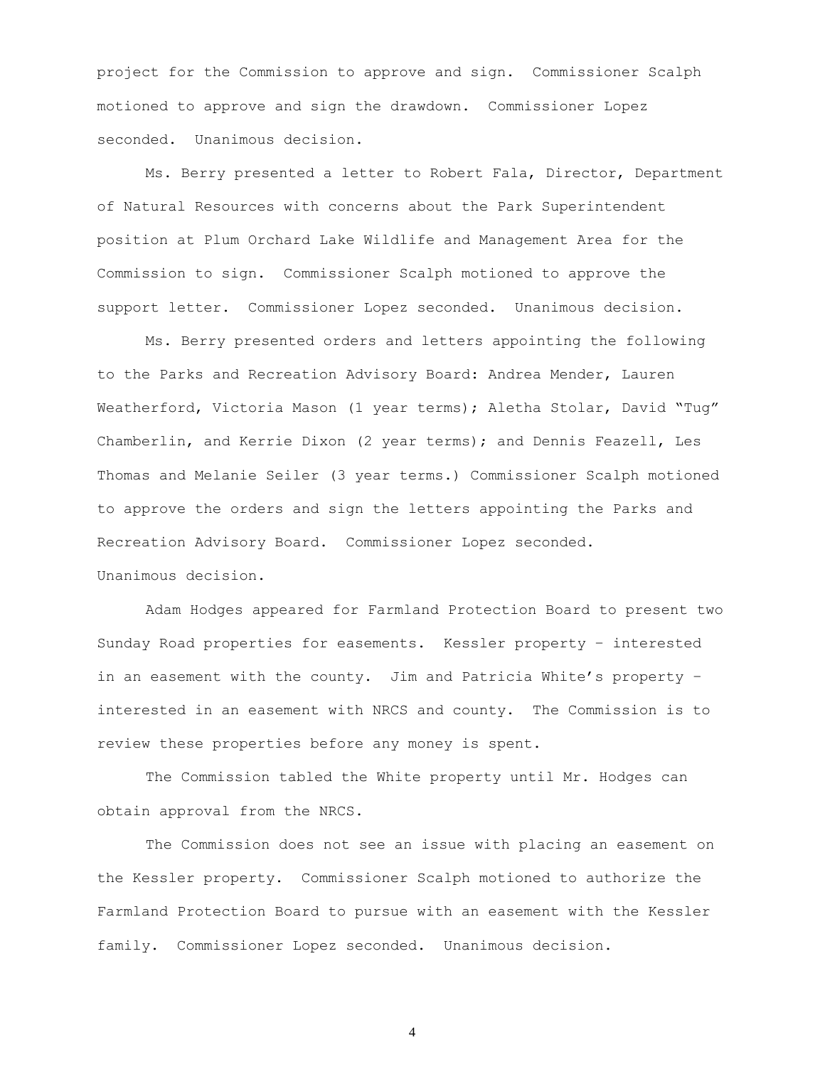project for the Commission to approve and sign. Commissioner Scalph motioned to approve and sign the drawdown. Commissioner Lopez seconded. Unanimous decision.

Ms. Berry presented a letter to Robert Fala, Director, Department of Natural Resources with concerns about the Park Superintendent position at Plum Orchard Lake Wildlife and Management Area for the Commission to sign. Commissioner Scalph motioned to approve the support letter. Commissioner Lopez seconded. Unanimous decision.

Ms. Berry presented orders and letters appointing the following to the Parks and Recreation Advisory Board: Andrea Mender, Lauren Weatherford, Victoria Mason (1 year terms); Aletha Stolar, David "Tug" Chamberlin, and Kerrie Dixon (2 year terms); and Dennis Feazell, Les Thomas and Melanie Seiler (3 year terms.) Commissioner Scalph motioned to approve the orders and sign the letters appointing the Parks and Recreation Advisory Board. Commissioner Lopez seconded. Unanimous decision.

Adam Hodges appeared for Farmland Protection Board to present two Sunday Road properties for easements. Kessler property – interested in an easement with the county. Jim and Patricia White's property – interested in an easement with NRCS and county. The Commission is to review these properties before any money is spent.

The Commission tabled the White property until Mr. Hodges can obtain approval from the NRCS.

The Commission does not see an issue with placing an easement on the Kessler property. Commissioner Scalph motioned to authorize the Farmland Protection Board to pursue with an easement with the Kessler family. Commissioner Lopez seconded. Unanimous decision.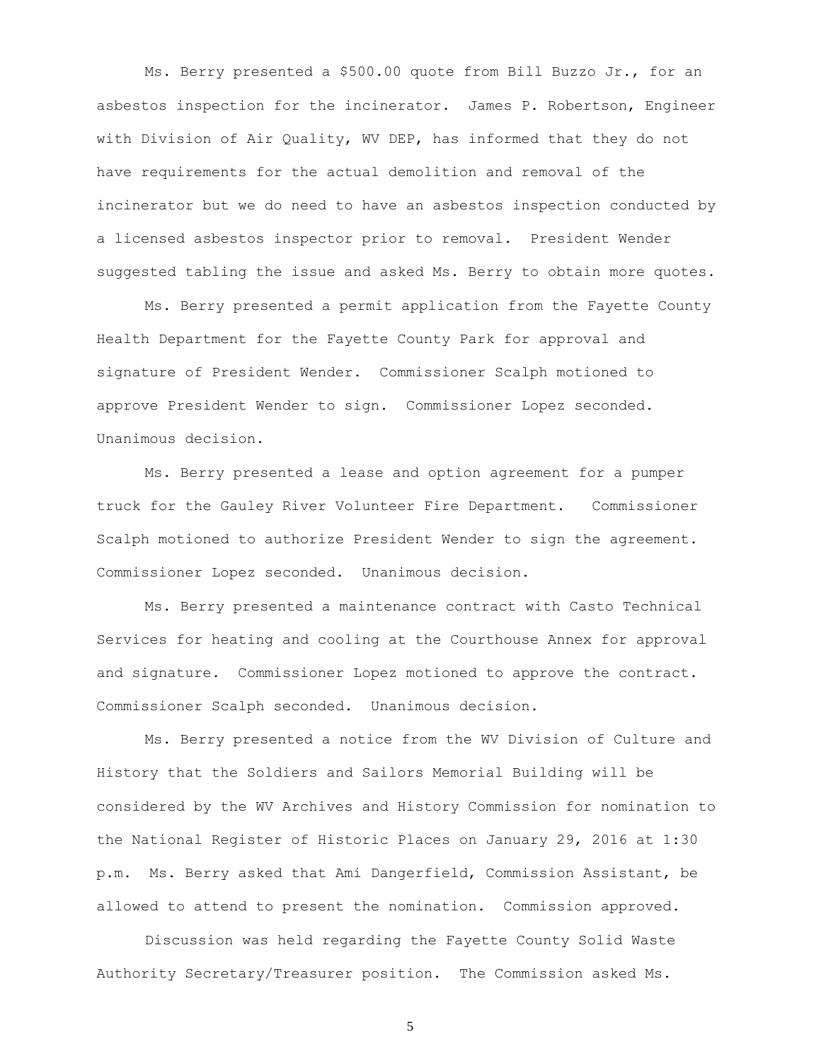Ms. Berry presented a $500.00 quote from Bill Buzzo Jr., for an asbestos inspection for the incinerator. James P. Robertson, Engineer with Division of Air Quality, WV DEP, has informed that they do not have requirements for the actual demolition and removal of the incinerator but we do need to have an asbestos inspection conducted by a licensed asbestos inspector prior to removal. President Wender suggested tabling the issue and asked Ms. Berry to obtain more quotes.

Ms. Berry presented a permit application from the Fayette County Health Department for the Fayette County Park for approval and signature of President Wender. Commissioner Scalph motioned to approve President Wender to sign. Commissioner Lopez seconded. Unanimous decision.

Ms. Berry presented a lease and option agreement for a pumper truck for the Gauley River Volunteer Fire Department. Commissioner Scalph motioned to authorize President Wender to sign the agreement. Commissioner Lopez seconded. Unanimous decision.

Ms. Berry presented a maintenance contract with Casto Technical Services for heating and cooling at the Courthouse Annex for approval and signature. Commissioner Lopez motioned to approve the contract. Commissioner Scalph seconded. Unanimous decision.

Ms. Berry presented a notice from the WV Division of Culture and History that the Soldiers and Sailors Memorial Building will be considered by the WV Archives and History Commission for nomination to the National Register of Historic Places on January 29, 2016 at 1:30 p.m. Ms. Berry asked that Ami Dangerfield, Commission Assistant, be allowed to attend to present the nomination. Commission approved.

Discussion was held regarding the Fayette County Solid Waste Authority Secretary/Treasurer position. The Commission asked Ms.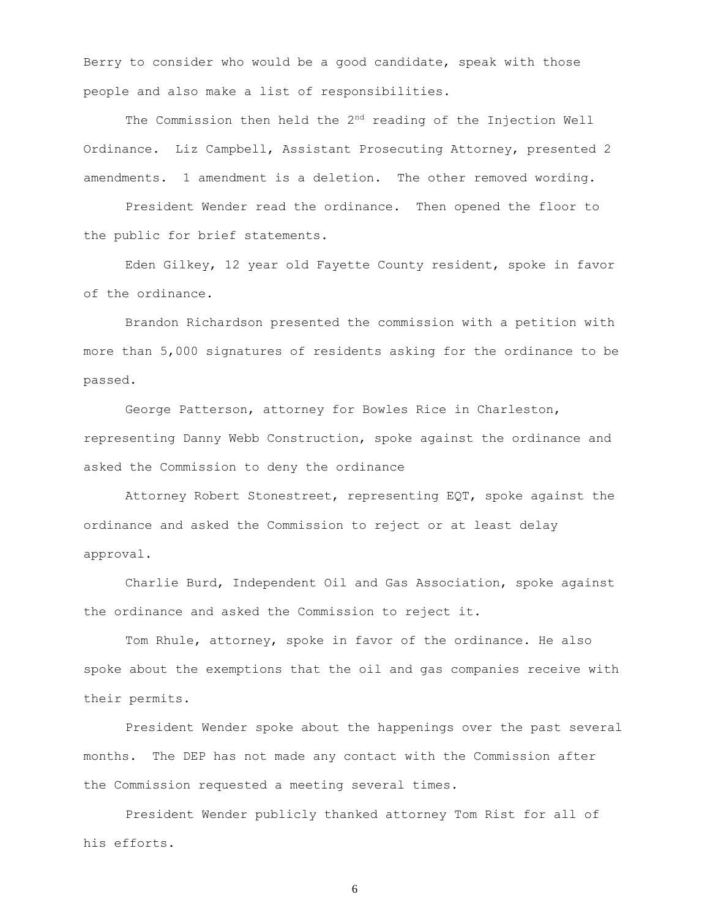Berry to consider who would be a good candidate, speak with those people and also make a list of responsibilities.

The Commission then held the 2nd reading of the Injection Well Ordinance. Liz Campbell, Assistant Prosecuting Attorney, presented 2 amendments. 1 amendment is a deletion. The other removed wording.

President Wender read the ordinance. Then opened the floor to the public for brief statements.

Eden Gilkey, 12 year old Fayette County resident, spoke in favor of the ordinance.

Brandon Richardson presented the commission with a petition with more than 5,000 signatures of residents asking for the ordinance to be passed.

George Patterson, attorney for Bowles Rice in Charleston, representing Danny Webb Construction, spoke against the ordinance and asked the Commission to deny the ordinance

Attorney Robert Stonestreet, representing EQT, spoke against the ordinance and asked the Commission to reject or at least delay approval.

Charlie Burd, Independent Oil and Gas Association, spoke against the ordinance and asked the Commission to reject it.

Tom Rhule, attorney, spoke in favor of the ordinance. He also spoke about the exemptions that the oil and gas companies receive with their permits.

President Wender spoke about the happenings over the past several months. The DEP has not made any contact with the Commission after the Commission requested a meeting several times.

President Wender publicly thanked attorney Tom Rist for all of his efforts.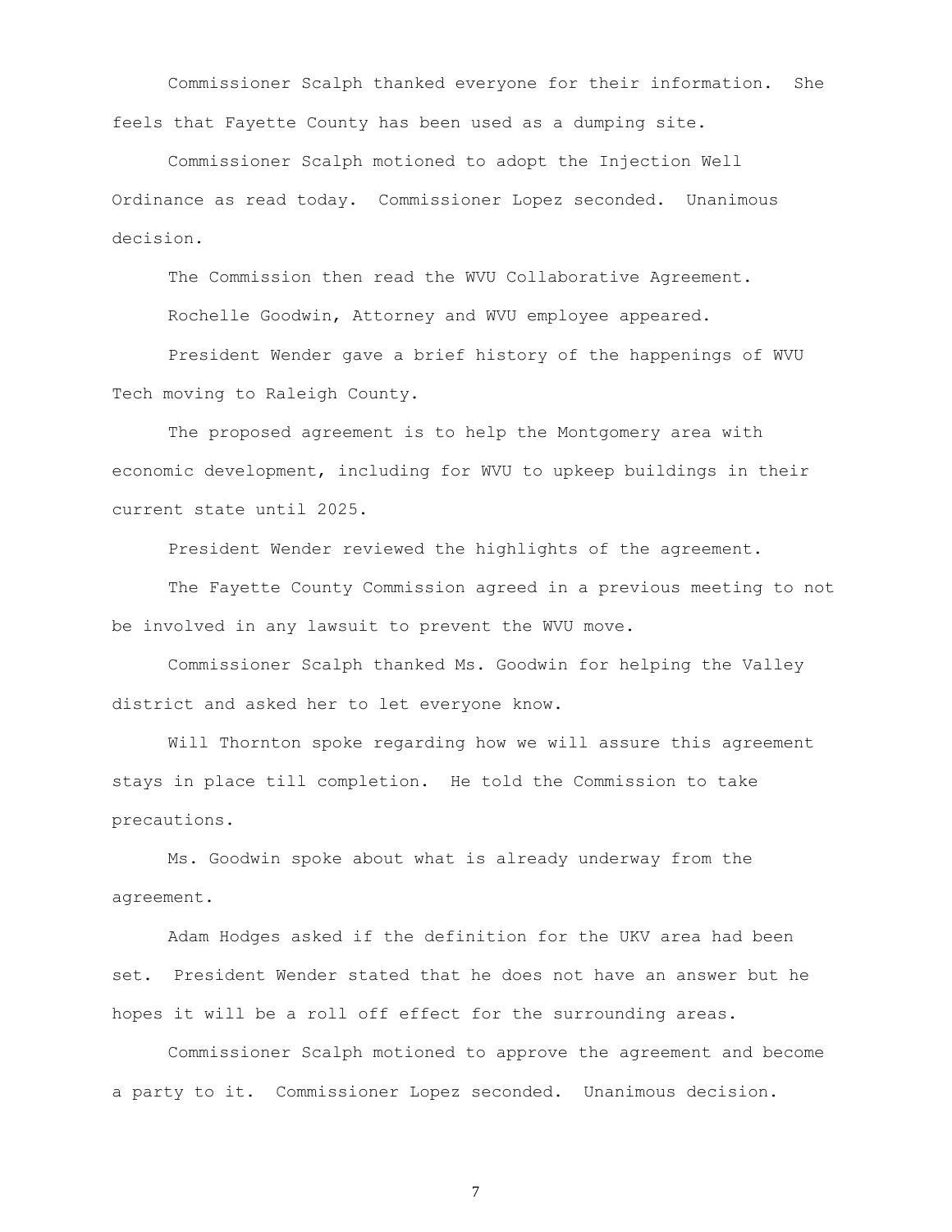Commissioner Scalph thanked everyone for their information. She feels that Fayette County has been used as a dumping site.

Commissioner Scalph motioned to adopt the Injection Well Ordinance as read today. Commissioner Lopez seconded. Unanimous decision.

The Commission then read the WVU Collaborative Agreement.

Rochelle Goodwin, Attorney and WVU employee appeared.

President Wender gave a brief history of the happenings of WVU Tech moving to Raleigh County.

The proposed agreement is to help the Montgomery area with economic development, including for WVU to upkeep buildings in their current state until 2025.

President Wender reviewed the highlights of the agreement.

The Fayette County Commission agreed in a previous meeting to not be involved in any lawsuit to prevent the WVU move.

Commissioner Scalph thanked Ms. Goodwin for helping the Valley district and asked her to let everyone know.

Will Thornton spoke regarding how we will assure this agreement stays in place till completion. He told the Commission to take precautions.

Ms. Goodwin spoke about what is already underway from the agreement.

Adam Hodges asked if the definition for the UKV area had been set. President Wender stated that he does not have an answer but he hopes it will be a roll off effect for the surrounding areas.

Commissioner Scalph motioned to approve the agreement and become a party to it. Commissioner Lopez seconded. Unanimous decision.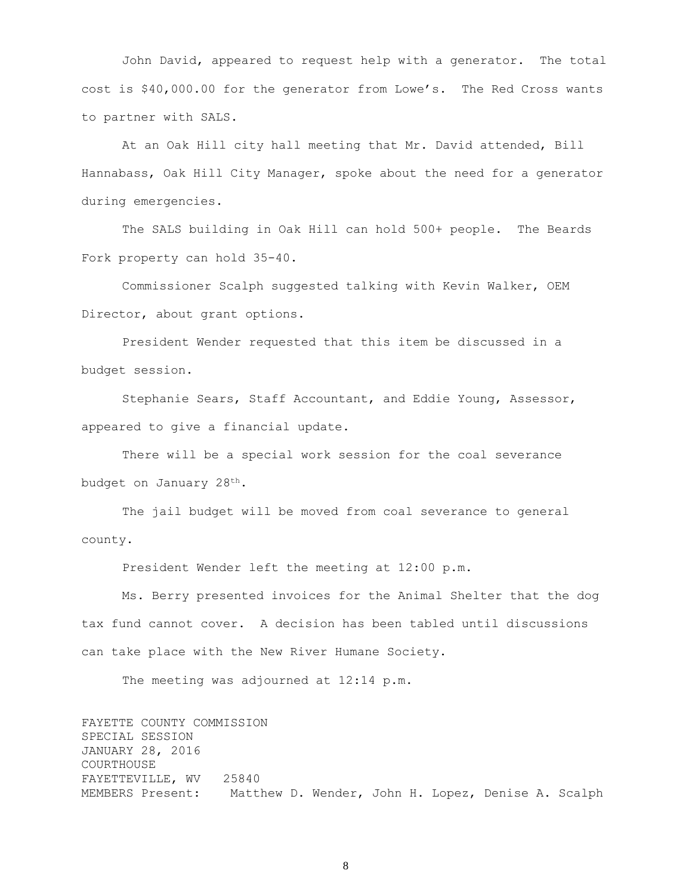John David, appeared to request help with a generator. The total cost is $40,000.00 for the generator from Lowe's. The Red Cross wants to partner with SALS.

At an Oak Hill city hall meeting that Mr. David attended, Bill Hannabass, Oak Hill City Manager, spoke about the need for a generator during emergencies.

The SALS building in Oak Hill can hold 500+ people. The Beards Fork property can hold 35-40.

Commissioner Scalph suggested talking with Kevin Walker, OEM Director, about grant options.

President Wender requested that this item be discussed in a budget session.

Stephanie Sears, Staff Accountant, and Eddie Young, Assessor, appeared to give a financial update.

There will be a special work session for the coal severance budget on January 28th.

The jail budget will be moved from coal severance to general county.

President Wender left the meeting at 12:00 p.m.

Ms. Berry presented invoices for the Animal Shelter that the dog tax fund cannot cover. A decision has been tabled until discussions can take place with the New River Humane Society.

The meeting was adjourned at 12:14 p.m.

FAYETTE COUNTY COMMISSION  
SPECIAL SESSION  
JANUARY 28, 2016  
COURTHOUSE  
FAYETTEVILLE, WV 25840  
MEMBERS Present: Matthew D. Wender, John H. Lopez, Denise A. Scalph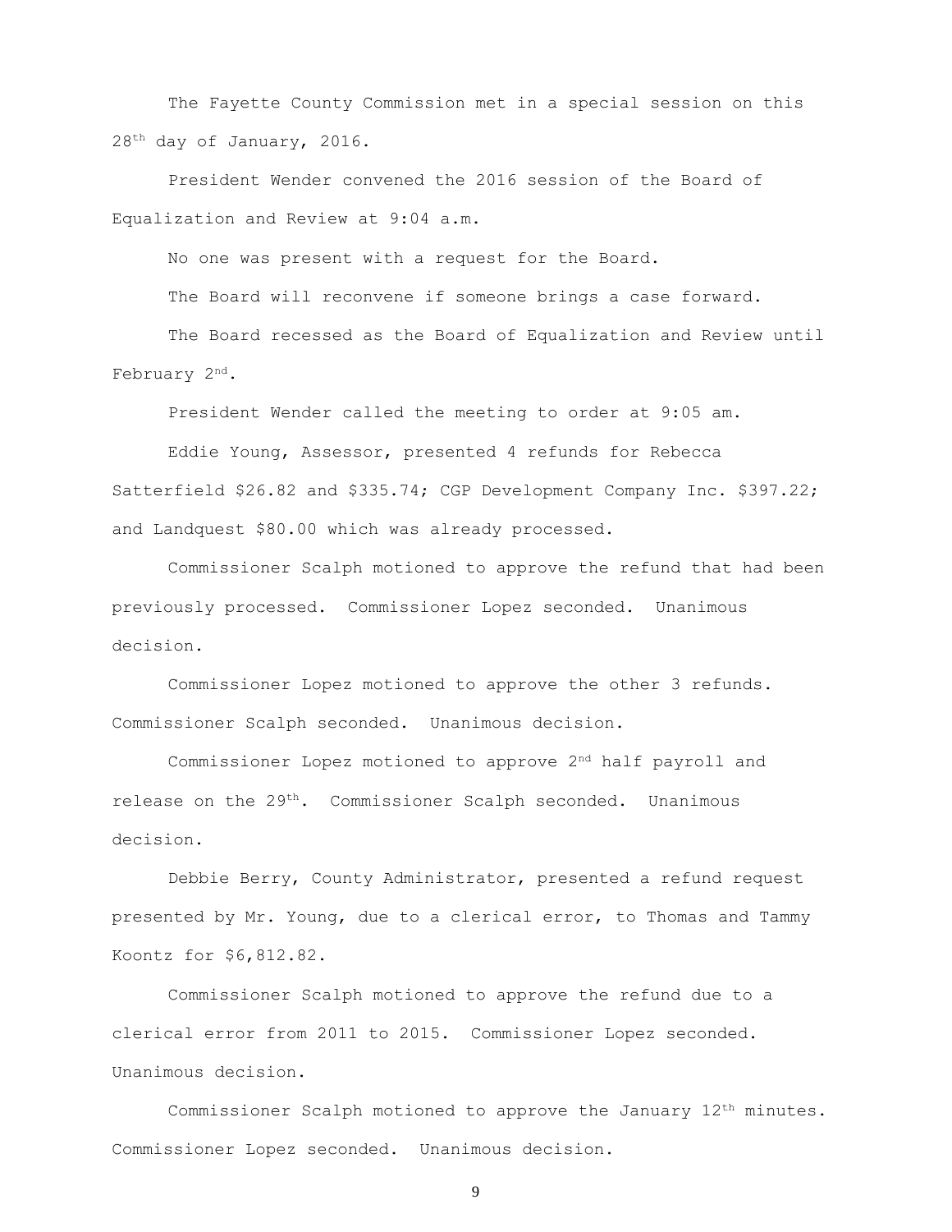The Fayette County Commission met in a special session on this 28th day of January, 2016.

President Wender convened the 2016 session of the Board of Equalization and Review at 9:04 a.m.

No one was present with a request for the Board.

The Board will reconvene if someone brings a case forward.

The Board recessed as the Board of Equalization and Review until February 2nd.

President Wender called the meeting to order at 9:05 am.

Eddie Young, Assessor, presented 4 refunds for Rebecca Satterfield $26.82 and $335.74; CGP Development Company Inc. $397.22; and Landquest $80.00 which was already processed.

Commissioner Scalph motioned to approve the refund that had been previously processed. Commissioner Lopez seconded. Unanimous decision.

Commissioner Lopez motioned to approve the other 3 refunds. Commissioner Scalph seconded. Unanimous decision.

Commissioner Lopez motioned to approve 2nd half payroll and release on the 29th. Commissioner Scalph seconded. Unanimous decision.

Debbie Berry, County Administrator, presented a refund request presented by Mr. Young, due to a clerical error, to Thomas and Tammy Koontz for $6,812.82.

Commissioner Scalph motioned to approve the refund due to a clerical error from 2011 to 2015. Commissioner Lopez seconded. Unanimous decision.

Commissioner Scalph motioned to approve the January 12th minutes. Commissioner Lopez seconded. Unanimous decision.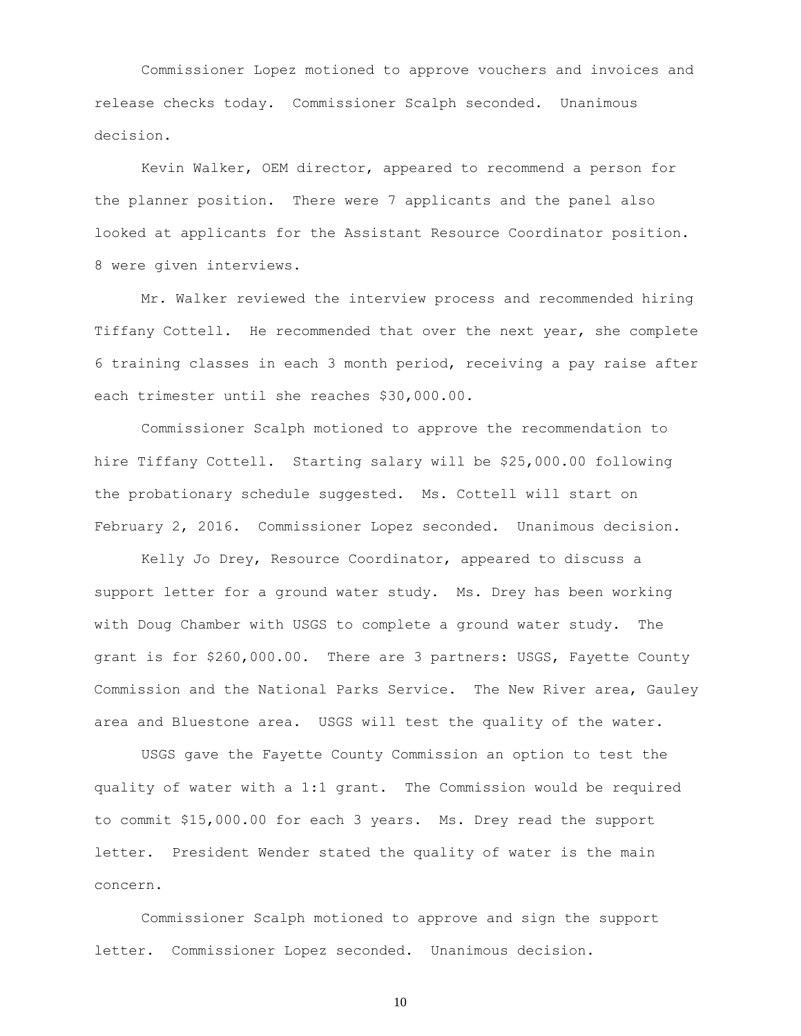Commissioner Lopez motioned to approve vouchers and invoices and release checks today. Commissioner Scalph seconded. Unanimous decision.

Kevin Walker, OEM director, appeared to recommend a person for the planner position. There were 7 applicants and the panel also looked at applicants for the Assistant Resource Coordinator position. 8 were given interviews.

Mr. Walker reviewed the interview process and recommended hiring Tiffany Cottell. He recommended that over the next year, she complete 6 training classes in each 3 month period, receiving a pay raise after each trimester until she reaches $30,000.00.

Commissioner Scalph motioned to approve the recommendation to hire Tiffany Cottell. Starting salary will be $25,000.00 following the probationary schedule suggested. Ms. Cottell will start on February 2, 2016. Commissioner Lopez seconded. Unanimous decision.

Kelly Jo Drey, Resource Coordinator, appeared to discuss a support letter for a ground water study. Ms. Drey has been working with Doug Chamber with USGS to complete a ground water study. The grant is for $260,000.00. There are 3 partners: USGS, Fayette County Commission and the National Parks Service. The New River area, Gauley area and Bluestone area. USGS will test the quality of the water.

USGS gave the Fayette County Commission an option to test the quality of water with a 1:1 grant. The Commission would be required to commit $15,000.00 for each 3 years. Ms. Drey read the support letter. President Wender stated the quality of water is the main concern.

Commissioner Scalph motioned to approve and sign the support letter. Commissioner Lopez seconded. Unanimous decision.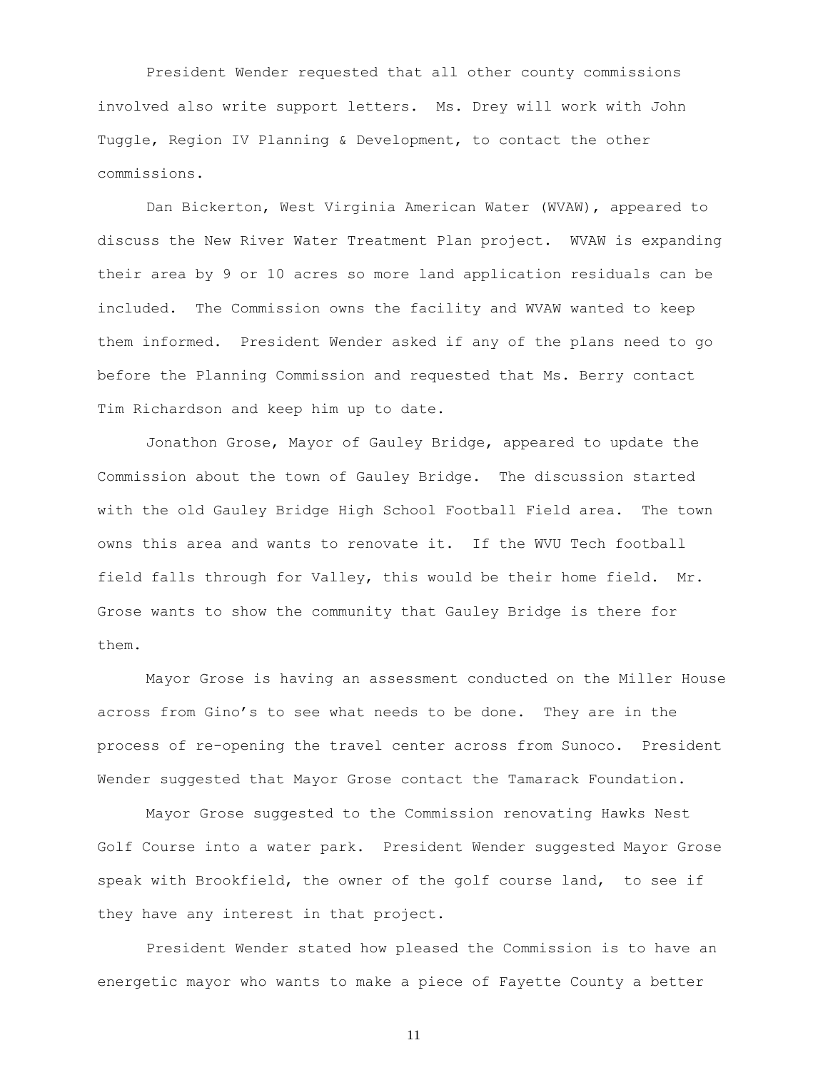President Wender requested that all other county commissions involved also write support letters. Ms. Drey will work with John Tuggle, Region IV Planning & Development, to contact the other commissions.

Dan Bickerton, West Virginia American Water (WVAW), appeared to discuss the New River Water Treatment Plan project. WVAW is expanding their area by 9 or 10 acres so more land application residuals can be included. The Commission owns the facility and WVAW wanted to keep them informed. President Wender asked if any of the plans need to go before the Planning Commission and requested that Ms. Berry contact Tim Richardson and keep him up to date.

Jonathon Grose, Mayor of Gauley Bridge, appeared to update the Commission about the town of Gauley Bridge. The discussion started with the old Gauley Bridge High School Football Field area. The town owns this area and wants to renovate it. If the WVU Tech football field falls through for Valley, this would be their home field. Mr. Grose wants to show the community that Gauley Bridge is there for them.

Mayor Grose is having an assessment conducted on the Miller House across from Gino's to see what needs to be done. They are in the process of re-opening the travel center across from Sunoco. President Wender suggested that Mayor Grose contact the Tamarack Foundation.

Mayor Grose suggested to the Commission renovating Hawks Nest Golf Course into a water park. President Wender suggested Mayor Grose speak with Brookfield, the owner of the golf course land, to see if they have any interest in that project.

President Wender stated how pleased the Commission is to have an energetic mayor who wants to make a piece of Fayette County a better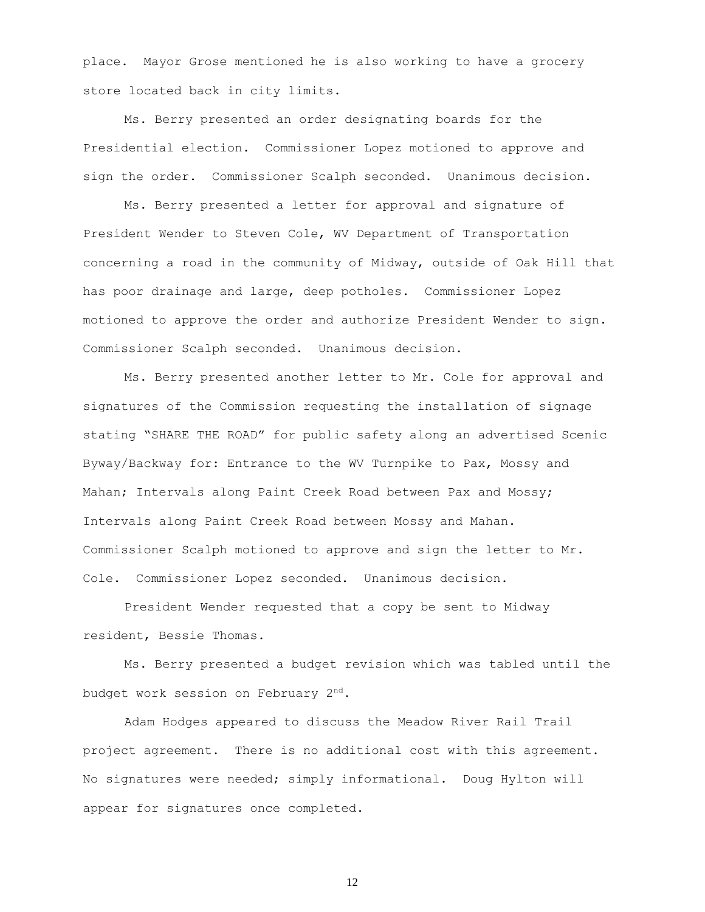place. Mayor Grose mentioned he is also working to have a grocery store located back in city limits.

Ms. Berry presented an order designating boards for the Presidential election. Commissioner Lopez motioned to approve and sign the order. Commissioner Scalph seconded. Unanimous decision.

Ms. Berry presented a letter for approval and signature of President Wender to Steven Cole, WV Department of Transportation concerning a road in the community of Midway, outside of Oak Hill that has poor drainage and large, deep potholes. Commissioner Lopez motioned to approve the order and authorize President Wender to sign. Commissioner Scalph seconded. Unanimous decision.

Ms. Berry presented another letter to Mr. Cole for approval and signatures of the Commission requesting the installation of signage stating "SHARE THE ROAD" for public safety along an advertised Scenic Byway/Backway for: Entrance to the WV Turnpike to Pax, Mossy and Mahan; Intervals along Paint Creek Road between Pax and Mossy; Intervals along Paint Creek Road between Mossy and Mahan. Commissioner Scalph motioned to approve and sign the letter to Mr. Cole. Commissioner Lopez seconded. Unanimous decision.

President Wender requested that a copy be sent to Midway resident, Bessie Thomas.

Ms. Berry presented a budget revision which was tabled until the budget work session on February 2nd.

Adam Hodges appeared to discuss the Meadow River Rail Trail project agreement. There is no additional cost with this agreement. No signatures were needed; simply informational. Doug Hylton will appear for signatures once completed.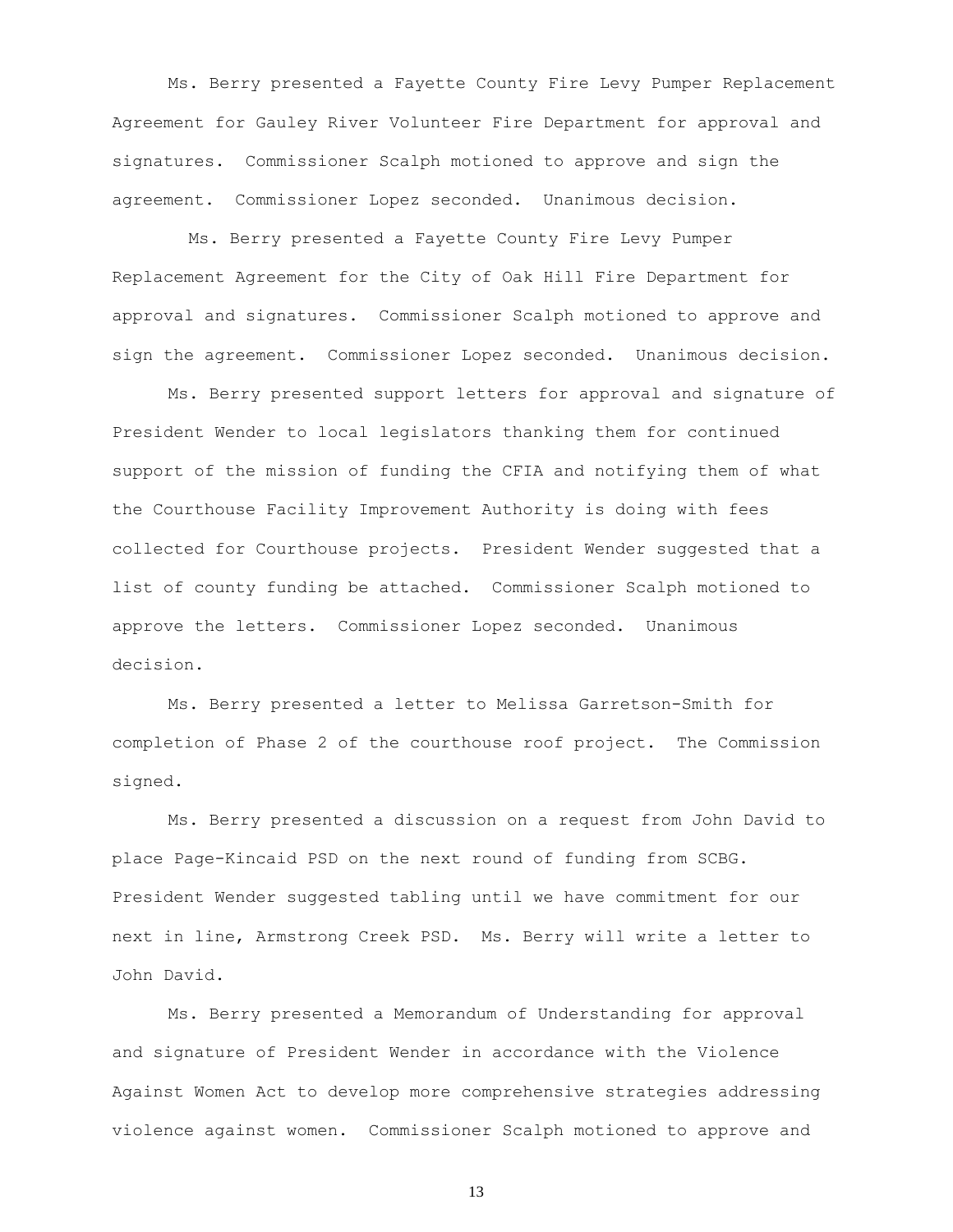Ms. Berry presented a Fayette County Fire Levy Pumper Replacement Agreement for Gauley River Volunteer Fire Department for approval and signatures. Commissioner Scalph motioned to approve and sign the agreement. Commissioner Lopez seconded. Unanimous decision.

Ms. Berry presented a Fayette County Fire Levy Pumper Replacement Agreement for the City of Oak Hill Fire Department for approval and signatures. Commissioner Scalph motioned to approve and sign the agreement. Commissioner Lopez seconded. Unanimous decision.

Ms. Berry presented support letters for approval and signature of President Wender to local legislators thanking them for continued support of the mission of funding the CFIA and notifying them of what the Courthouse Facility Improvement Authority is doing with fees collected for Courthouse projects. President Wender suggested that a list of county funding be attached. Commissioner Scalph motioned to approve the letters. Commissioner Lopez seconded. Unanimous decision.

Ms. Berry presented a letter to Melissa Garretson-Smith for completion of Phase 2 of the courthouse roof project. The Commission signed.

Ms. Berry presented a discussion on a request from John David to place Page-Kincaid PSD on the next round of funding from SCBG. President Wender suggested tabling until we have commitment for our next in line, Armstrong Creek PSD. Ms. Berry will write a letter to John David.

Ms. Berry presented a Memorandum of Understanding for approval and signature of President Wender in accordance with the Violence Against Women Act to develop more comprehensive strategies addressing violence against women. Commissioner Scalph motioned to approve and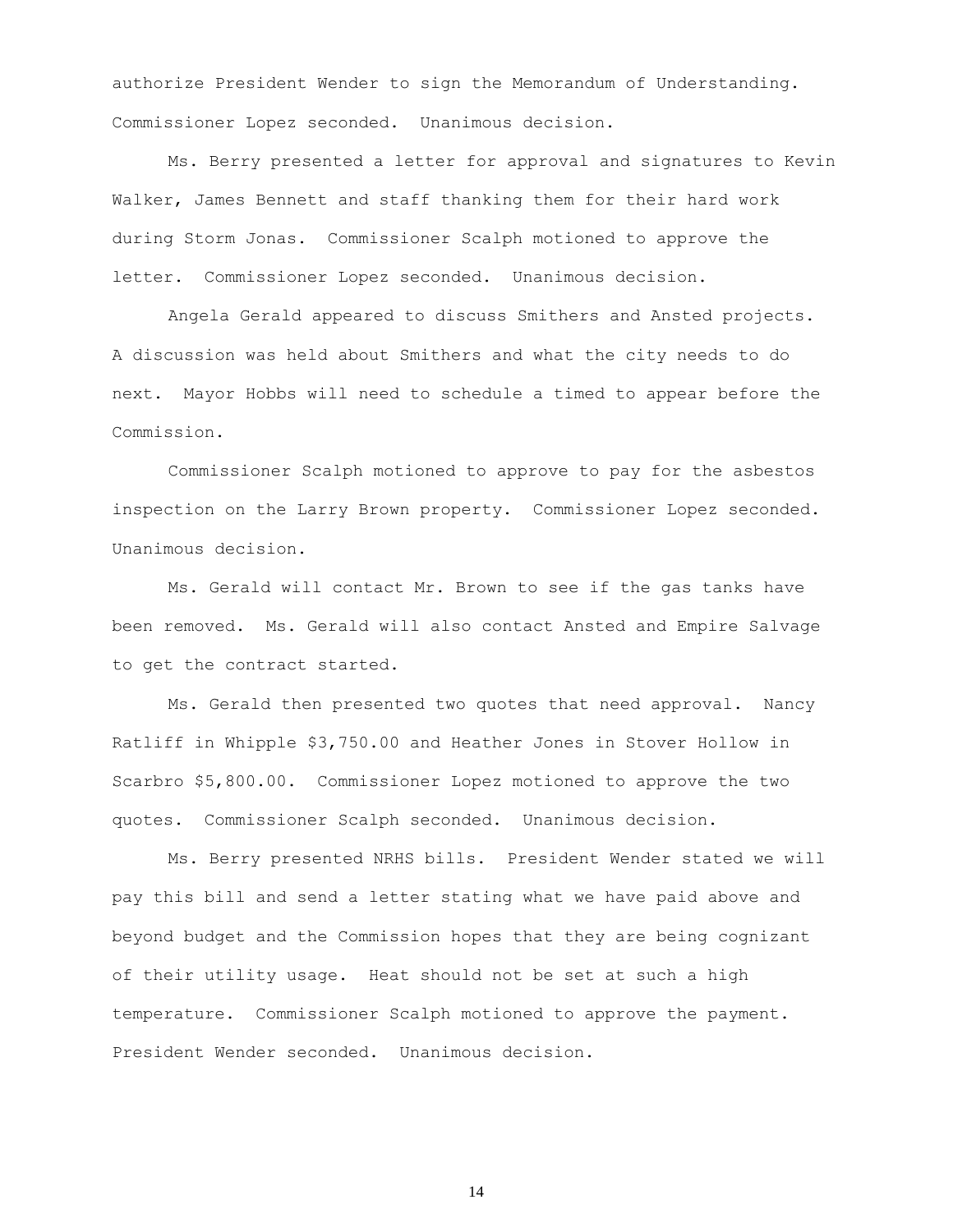authorize President Wender to sign the Memorandum of Understanding. Commissioner Lopez seconded. Unanimous decision.

Ms. Berry presented a letter for approval and signatures to Kevin Walker, James Bennett and staff thanking them for their hard work during Storm Jonas. Commissioner Scalph motioned to approve the letter. Commissioner Lopez seconded. Unanimous decision.

Angela Gerald appeared to discuss Smithers and Ansted projects. A discussion was held about Smithers and what the city needs to do next. Mayor Hobbs will need to schedule a timed to appear before the Commission.

Commissioner Scalph motioned to approve to pay for the asbestos inspection on the Larry Brown property. Commissioner Lopez seconded. Unanimous decision.

Ms. Gerald will contact Mr. Brown to see if the gas tanks have been removed. Ms. Gerald will also contact Ansted and Empire Salvage to get the contract started.

Ms. Gerald then presented two quotes that need approval. Nancy Ratliff in Whipple $3,750.00 and Heather Jones in Stover Hollow in Scarbro $5,800.00. Commissioner Lopez motioned to approve the two quotes. Commissioner Scalph seconded. Unanimous decision.

Ms. Berry presented NRHS bills. President Wender stated we will pay this bill and send a letter stating what we have paid above and beyond budget and the Commission hopes that they are being cognizant of their utility usage. Heat should not be set at such a high temperature. Commissioner Scalph motioned to approve the payment. President Wender seconded. Unanimous decision.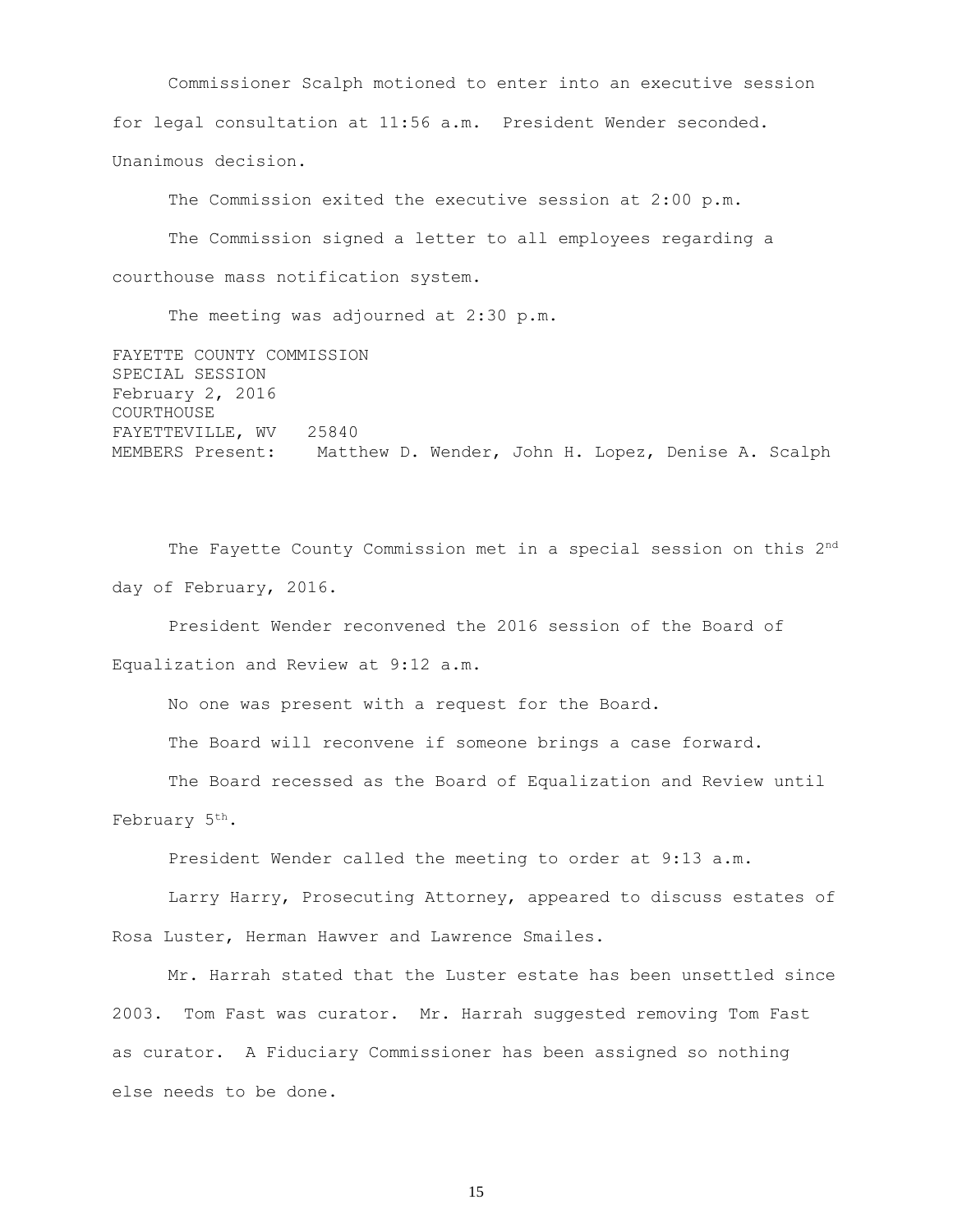Commissioner Scalph motioned to enter into an executive session for legal consultation at 11:56 a.m. President Wender seconded. Unanimous decision.

The Commission exited the executive session at 2:00 p.m.

The Commission signed a letter to all employees regarding a courthouse mass notification system.

The meeting was adjourned at 2:30 p.m.

FAYETTE COUNTY COMMISSION
SPECIAL SESSION
February 2, 2016
COURTHOUSE
FAYETTEVILLE, WV 25840
MEMBERS Present: Matthew D. Wender, John H. Lopez, Denise A. Scalph

The Fayette County Commission met in a special session on this 2nd day of February, 2016.

President Wender reconvened the 2016 session of the Board of Equalization and Review at 9:12 a.m.

No one was present with a request for the Board.

The Board will reconvene if someone brings a case forward.

The Board recessed as the Board of Equalization and Review until February 5th.

President Wender called the meeting to order at 9:13 a.m.

Larry Harry, Prosecuting Attorney, appeared to discuss estates of Rosa Luster, Herman Hawver and Lawrence Smailes.

Mr. Harrah stated that the Luster estate has been unsettled since 2003. Tom Fast was curator. Mr. Harrah suggested removing Tom Fast as curator. A Fiduciary Commissioner has been assigned so nothing else needs to be done.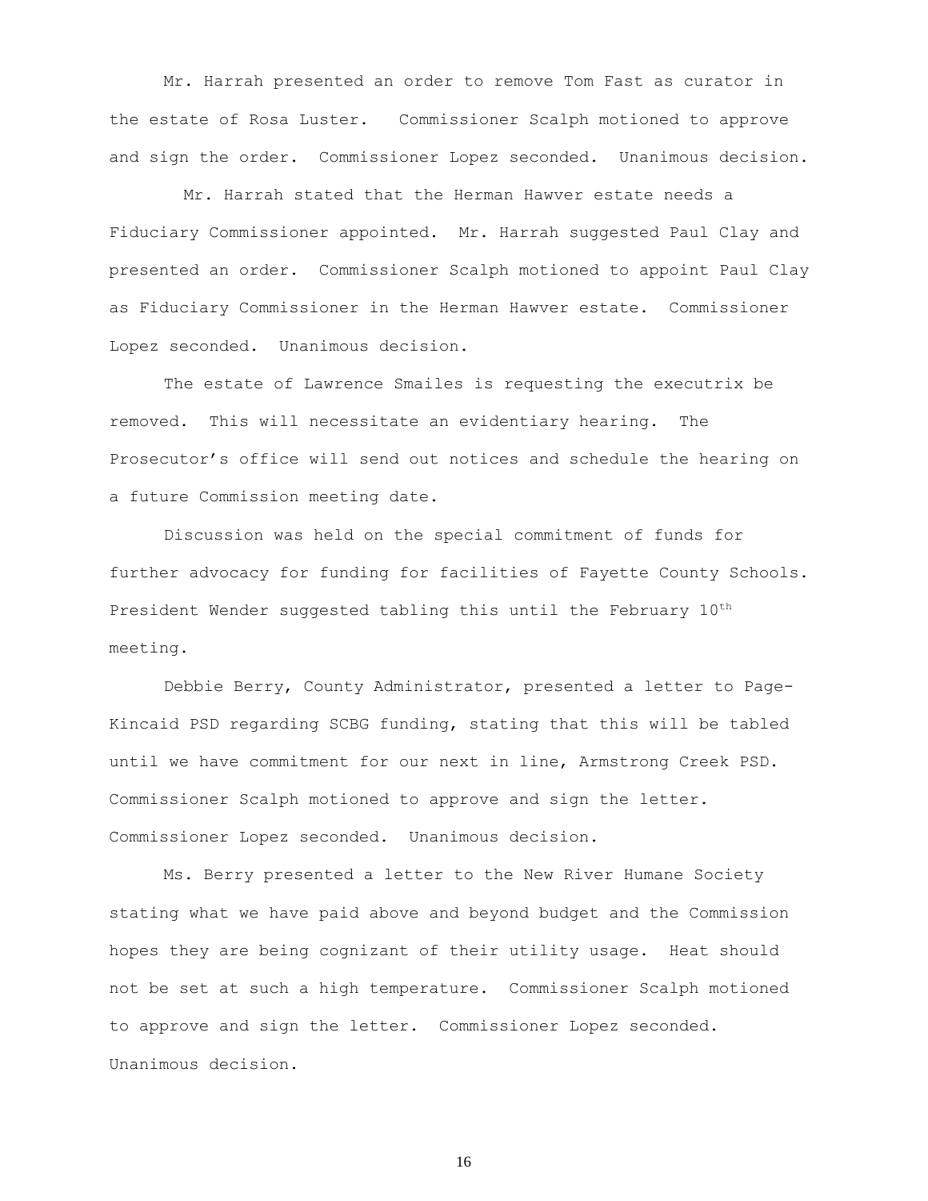Mr. Harrah presented an order to remove Tom Fast as curator in the estate of Rosa Luster. Commissioner Scalph motioned to approve and sign the order. Commissioner Lopez seconded. Unanimous decision.

Mr. Harrah stated that the Herman Hawver estate needs a Fiduciary Commissioner appointed. Mr. Harrah suggested Paul Clay and presented an order. Commissioner Scalph motioned to appoint Paul Clay as Fiduciary Commissioner in the Herman Hawver estate. Commissioner Lopez seconded. Unanimous decision.

The estate of Lawrence Smailes is requesting the executrix be removed. This will necessitate an evidentiary hearing. The Prosecutor's office will send out notices and schedule the hearing on a future Commission meeting date.

Discussion was held on the special commitment of funds for further advocacy for funding for facilities of Fayette County Schools. President Wender suggested tabling this until the February 10th meeting.

Debbie Berry, County Administrator, presented a letter to Page-Kincaid PSD regarding SCBG funding, stating that this will be tabled until we have commitment for our next in line, Armstrong Creek PSD. Commissioner Scalph motioned to approve and sign the letter. Commissioner Lopez seconded. Unanimous decision.

Ms. Berry presented a letter to the New River Humane Society stating what we have paid above and beyond budget and the Commission hopes they are being cognizant of their utility usage. Heat should not be set at such a high temperature. Commissioner Scalph motioned to approve and sign the letter. Commissioner Lopez seconded. Unanimous decision.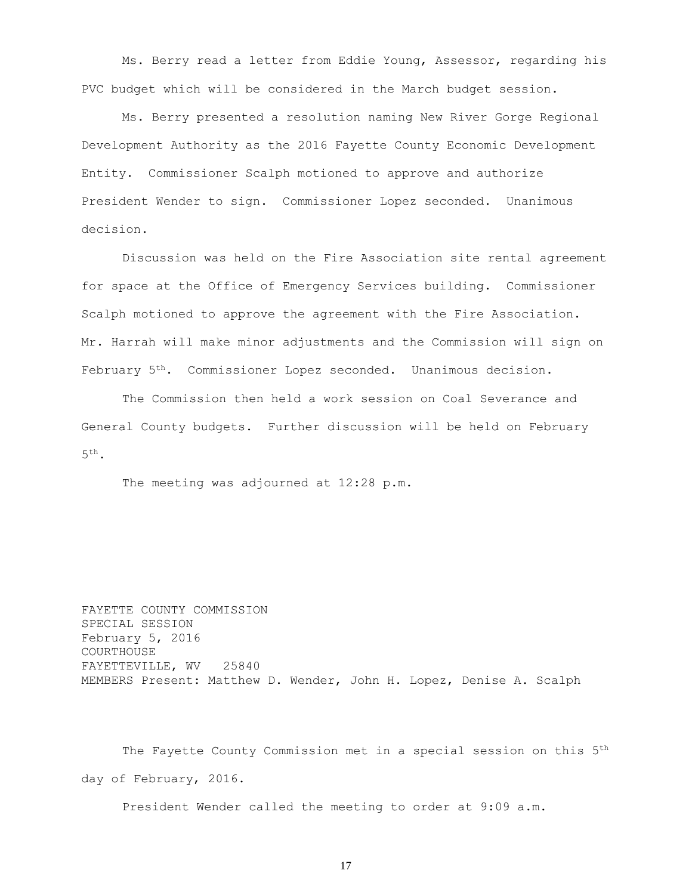Ms. Berry read a letter from Eddie Young, Assessor, regarding his PVC budget which will be considered in the March budget session.

Ms. Berry presented a resolution naming New River Gorge Regional Development Authority as the 2016 Fayette County Economic Development Entity. Commissioner Scalph motioned to approve and authorize President Wender to sign. Commissioner Lopez seconded. Unanimous decision.

Discussion was held on the Fire Association site rental agreement for space at the Office of Emergency Services building. Commissioner Scalph motioned to approve the agreement with the Fire Association. Mr. Harrah will make minor adjustments and the Commission will sign on February 5th. Commissioner Lopez seconded. Unanimous decision.

The Commission then held a work session on Coal Severance and General County budgets. Further discussion will be held on February 5th.

The meeting was adjourned at 12:28 p.m.

FAYETTE COUNTY COMMISSION
SPECIAL SESSION
February 5, 2016
COURTHOUSE
FAYETTEVILLE, WV 25840
MEMBERS Present: Matthew D. Wender, John H. Lopez, Denise A. Scalph

The Fayette County Commission met in a special session on this 5th day of February, 2016.

President Wender called the meeting to order at 9:09 a.m.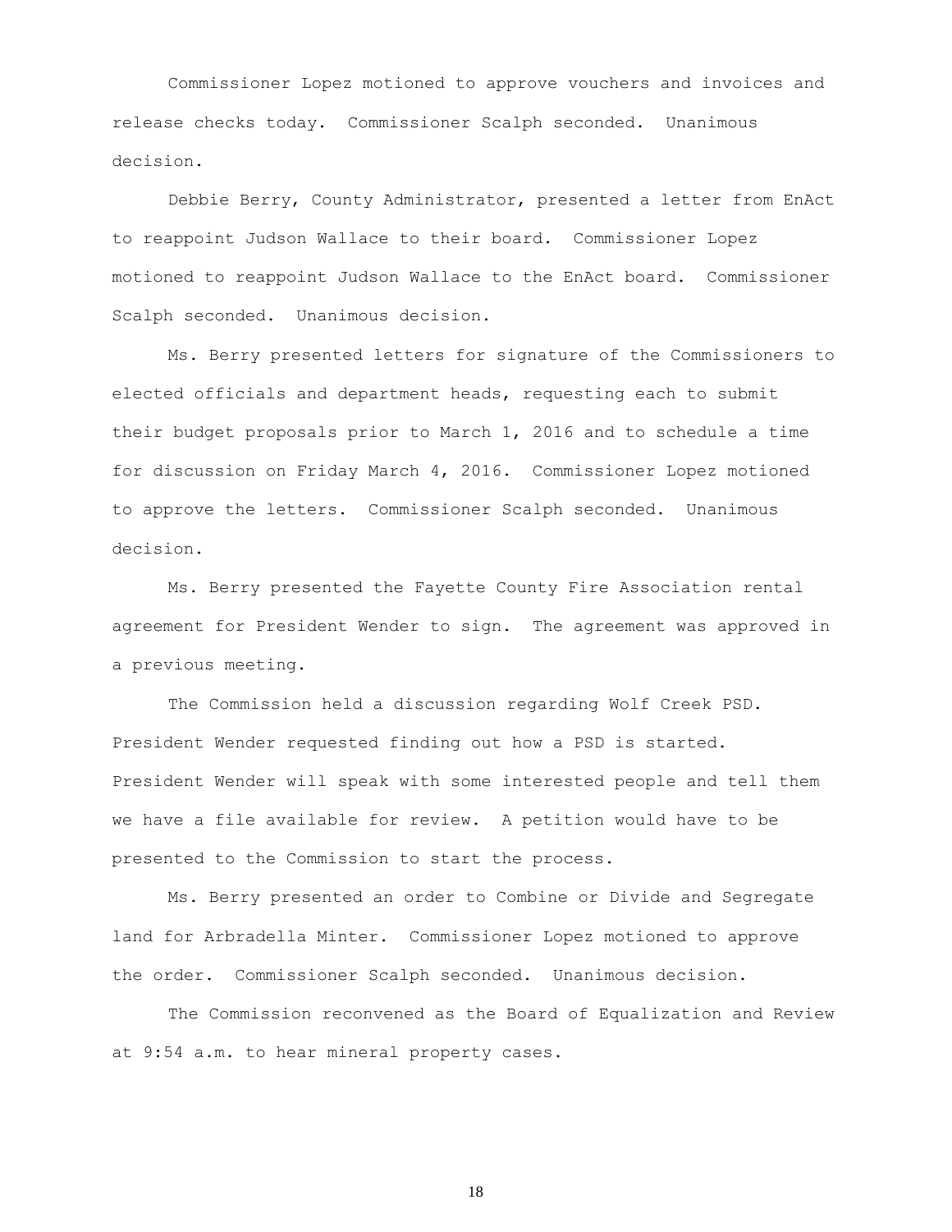Commissioner Lopez motioned to approve vouchers and invoices and release checks today. Commissioner Scalph seconded. Unanimous decision.

Debbie Berry, County Administrator, presented a letter from EnAct to reappoint Judson Wallace to their board. Commissioner Lopez motioned to reappoint Judson Wallace to the EnAct board. Commissioner Scalph seconded. Unanimous decision.

Ms. Berry presented letters for signature of the Commissioners to elected officials and department heads, requesting each to submit their budget proposals prior to March 1, 2016 and to schedule a time for discussion on Friday March 4, 2016. Commissioner Lopez motioned to approve the letters. Commissioner Scalph seconded. Unanimous decision.

Ms. Berry presented the Fayette County Fire Association rental agreement for President Wender to sign. The agreement was approved in a previous meeting.

The Commission held a discussion regarding Wolf Creek PSD. President Wender requested finding out how a PSD is started. President Wender will speak with some interested people and tell them we have a file available for review. A petition would have to be presented to the Commission to start the process.

Ms. Berry presented an order to Combine or Divide and Segregate land for Arbradella Minter. Commissioner Lopez motioned to approve the order. Commissioner Scalph seconded. Unanimous decision.

The Commission reconvened as the Board of Equalization and Review at 9:54 a.m. to hear mineral property cases.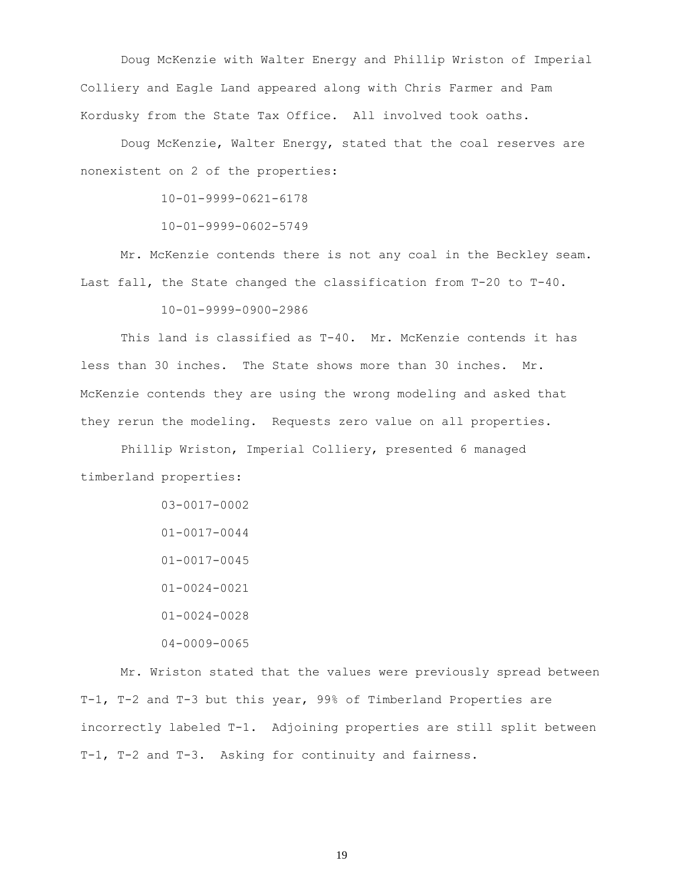Doug McKenzie with Walter Energy and Phillip Wriston of Imperial Colliery and Eagle Land appeared along with Chris Farmer and Pam Kordusky from the State Tax Office. All involved took oaths.

Doug McKenzie, Walter Energy, stated that the coal reserves are nonexistent on 2 of the properties:

10-01-9999-0621-6178

10-01-9999-0602-5749

Mr. McKenzie contends there is not any coal in the Beckley seam. Last fall, the State changed the classification from T-20 to T-40.

10-01-9999-0900-2986

This land is classified as T-40. Mr. McKenzie contends it has less than 30 inches. The State shows more than 30 inches. Mr. McKenzie contends they are using the wrong modeling and asked that they rerun the modeling. Requests zero value on all properties.

Phillip Wriston, Imperial Colliery, presented 6 managed timberland properties:

03-0017-0002

01-0017-0044

01-0017-0045

01-0024-0021

01-0024-0028

04-0009-0065

Mr. Wriston stated that the values were previously spread between T-1, T-2 and T-3 but this year, 99% of Timberland Properties are incorrectly labeled T-1. Adjoining properties are still split between T-1, T-2 and T-3. Asking for continuity and fairness.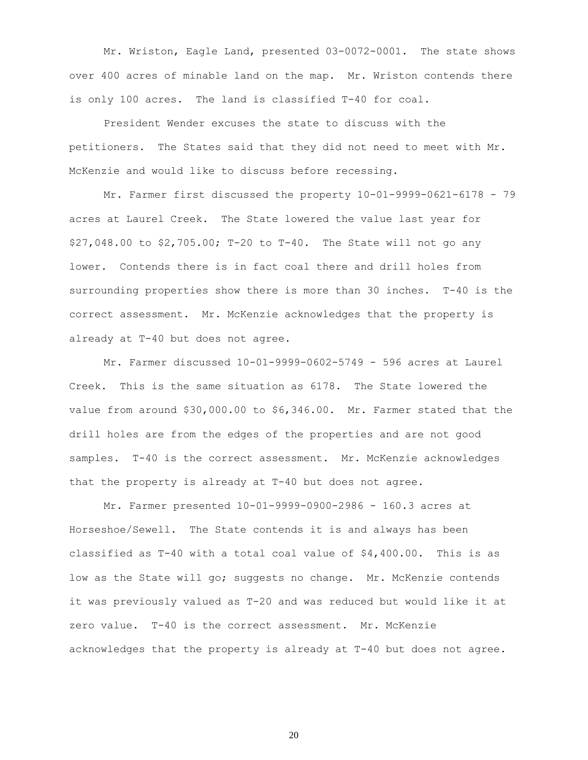Mr. Wriston, Eagle Land, presented 03-0072-0001. The state shows over 400 acres of minable land on the map. Mr. Wriston contends there is only 100 acres. The land is classified T-40 for coal.

President Wender excuses the state to discuss with the petitioners. The States said that they did not need to meet with Mr. McKenzie and would like to discuss before recessing.

Mr. Farmer first discussed the property 10-01-9999-0621-6178 - 79 acres at Laurel Creek. The State lowered the value last year for $27,048.00 to $2,705.00; T-20 to T-40. The State will not go any lower. Contends there is in fact coal there and drill holes from surrounding properties show there is more than 30 inches. T-40 is the correct assessment. Mr. McKenzie acknowledges that the property is already at T-40 but does not agree.

Mr. Farmer discussed 10-01-9999-0602-5749 - 596 acres at Laurel Creek. This is the same situation as 6178. The State lowered the value from around $30,000.00 to $6,346.00. Mr. Farmer stated that the drill holes are from the edges of the properties and are not good samples. T-40 is the correct assessment. Mr. McKenzie acknowledges that the property is already at T-40 but does not agree.

Mr. Farmer presented 10-01-9999-0900-2986 - 160.3 acres at Horseshoe/Sewell. The State contends it is and always has been classified as T-40 with a total coal value of $4,400.00. This is as low as the State will go; suggests no change. Mr. McKenzie contends it was previously valued as T-20 and was reduced but would like it at zero value. T-40 is the correct assessment. Mr. McKenzie acknowledges that the property is already at T-40 but does not agree.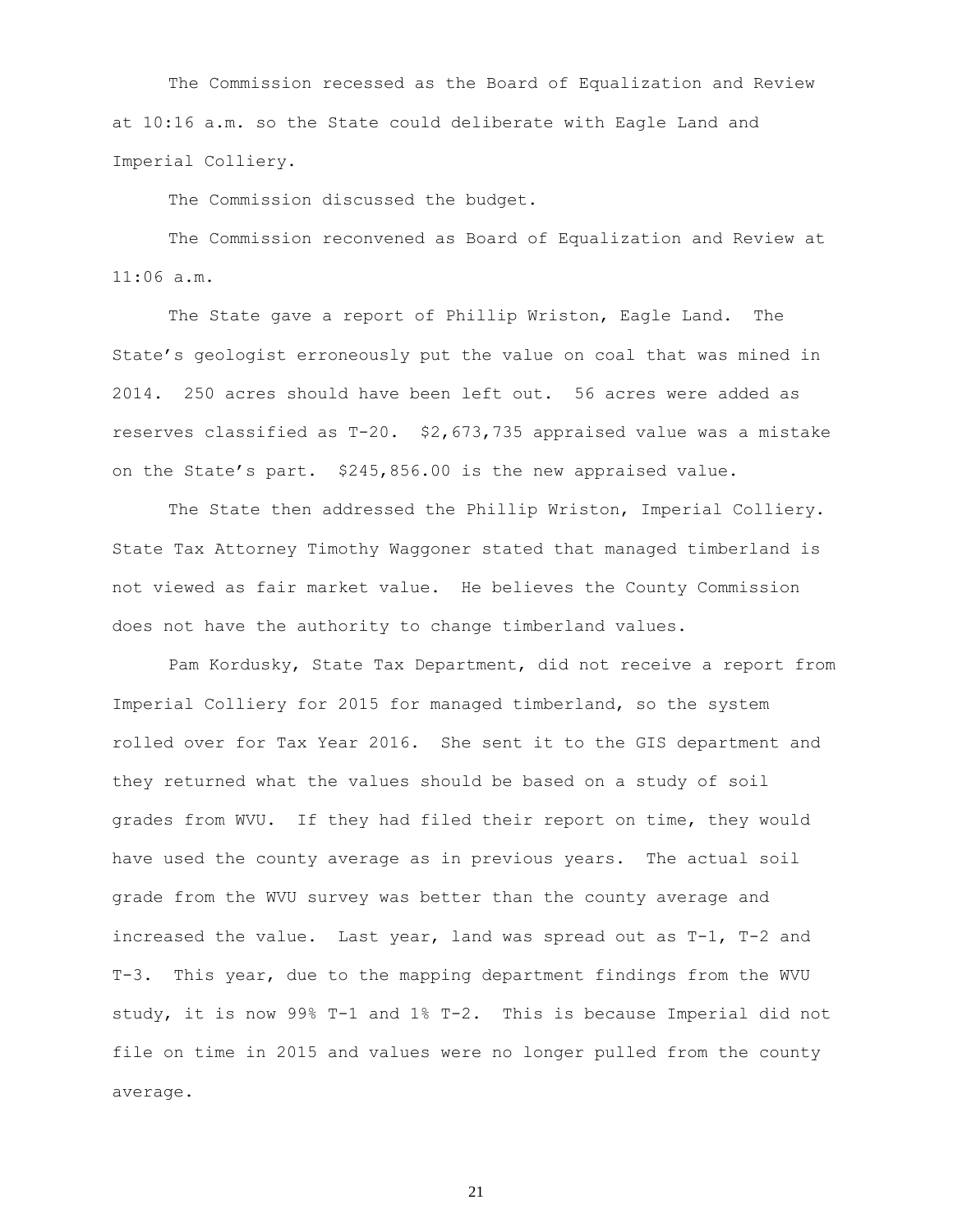The Commission recessed as the Board of Equalization and Review at 10:16 a.m. so the State could deliberate with Eagle Land and Imperial Colliery.

The Commission discussed the budget.

The Commission reconvened as Board of Equalization and Review at 11:06 a.m.

The State gave a report of Phillip Wriston, Eagle Land. The State's geologist erroneously put the value on coal that was mined in 2014. 250 acres should have been left out. 56 acres were added as reserves classified as T-20. $2,673,735 appraised value was a mistake on the State's part. $245,856.00 is the new appraised value.

The State then addressed the Phillip Wriston, Imperial Colliery. State Tax Attorney Timothy Waggoner stated that managed timberland is not viewed as fair market value. He believes the County Commission does not have the authority to change timberland values.

Pam Kordusky, State Tax Department, did not receive a report from Imperial Colliery for 2015 for managed timberland, so the system rolled over for Tax Year 2016. She sent it to the GIS department and they returned what the values should be based on a study of soil grades from WVU. If they had filed their report on time, they would have used the county average as in previous years. The actual soil grade from the WVU survey was better than the county average and increased the value. Last year, land was spread out as T-1, T-2 and T-3. This year, due to the mapping department findings from the WVU study, it is now 99% T-1 and 1% T-2. This is because Imperial did not file on time in 2015 and values were no longer pulled from the county average.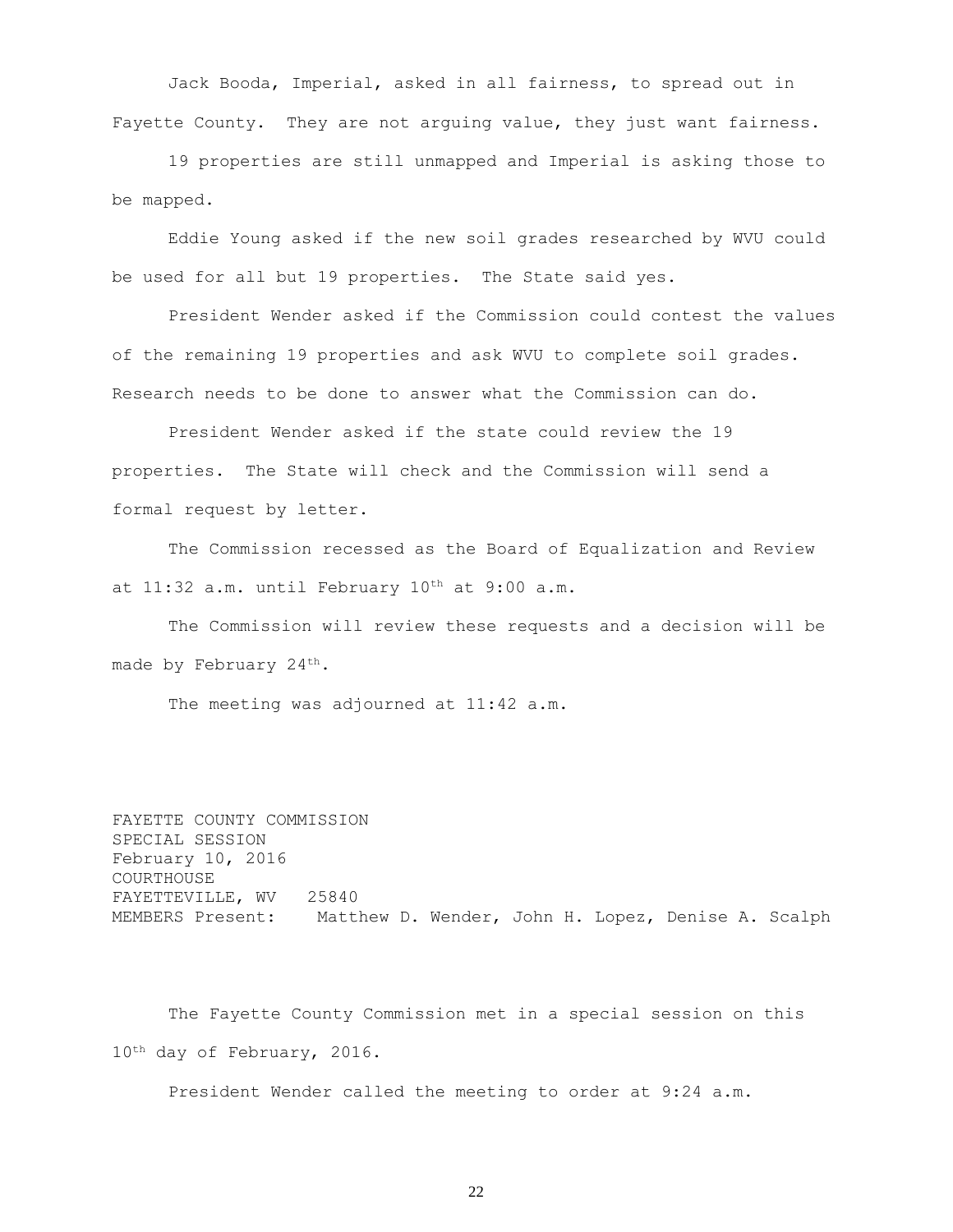Jack Booda, Imperial, asked in all fairness, to spread out in Fayette County. They are not arguing value, they just want fairness.

19 properties are still unmapped and Imperial is asking those to be mapped.

Eddie Young asked if the new soil grades researched by WVU could be used for all but 19 properties. The State said yes.

President Wender asked if the Commission could contest the values of the remaining 19 properties and ask WVU to complete soil grades. Research needs to be done to answer what the Commission can do.

President Wender asked if the state could review the 19 properties. The State will check and the Commission will send a formal request by letter.

The Commission recessed as the Board of Equalization and Review at 11:32 a.m. until February 10th at 9:00 a.m.

The Commission will review these requests and a decision will be made by February 24th.

The meeting was adjourned at 11:42 a.m.

FAYETTE COUNTY COMMISSION
SPECIAL SESSION
February 10, 2016
COURTHOUSE
FAYETTEVILLE, WV 25840
MEMBERS Present: Matthew D. Wender, John H. Lopez, Denise A. Scalph

The Fayette County Commission met in a special session on this 10th day of February, 2016.

President Wender called the meeting to order at 9:24 a.m.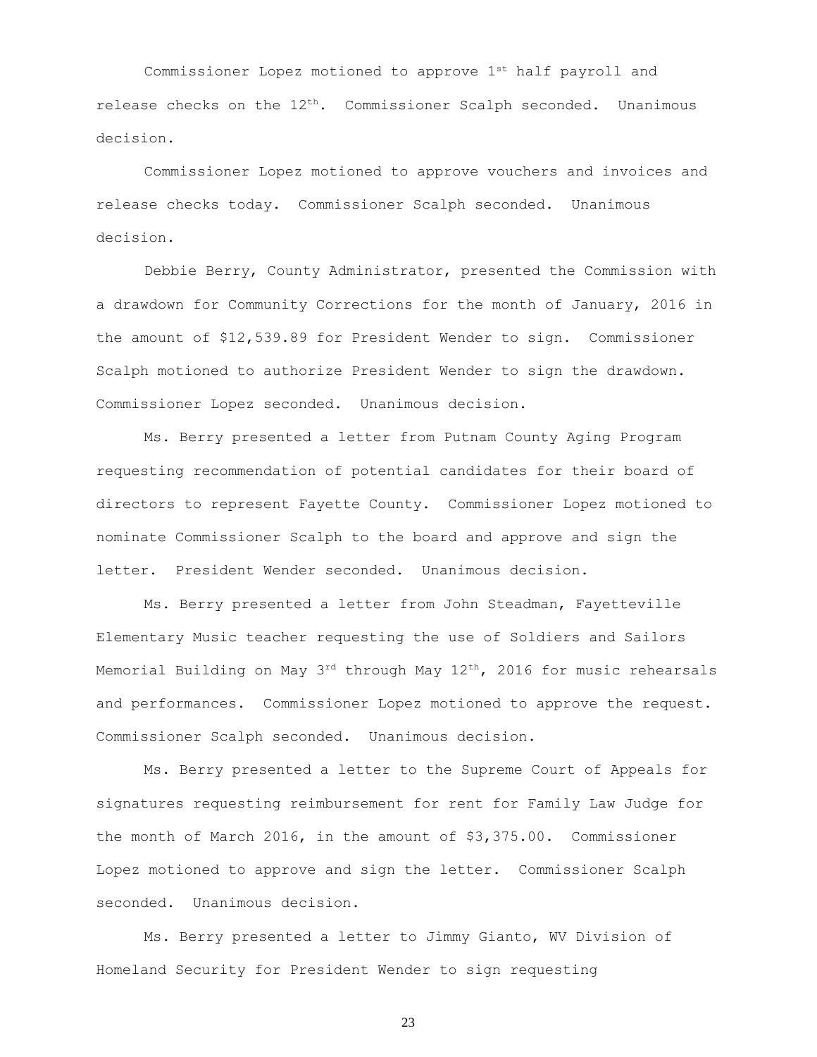Commissioner Lopez motioned to approve 1st half payroll and release checks on the 12th. Commissioner Scalph seconded. Unanimous decision.

Commissioner Lopez motioned to approve vouchers and invoices and release checks today. Commissioner Scalph seconded. Unanimous decision.

Debbie Berry, County Administrator, presented the Commission with a drawdown for Community Corrections for the month of January, 2016 in the amount of $12,539.89 for President Wender to sign. Commissioner Scalph motioned to authorize President Wender to sign the drawdown. Commissioner Lopez seconded. Unanimous decision.

Ms. Berry presented a letter from Putnam County Aging Program requesting recommendation of potential candidates for their board of directors to represent Fayette County. Commissioner Lopez motioned to nominate Commissioner Scalph to the board and approve and sign the letter. President Wender seconded. Unanimous decision.

Ms. Berry presented a letter from John Steadman, Fayetteville Elementary Music teacher requesting the use of Soldiers and Sailors Memorial Building on May 3rd through May 12th, 2016 for music rehearsals and performances. Commissioner Lopez motioned to approve the request. Commissioner Scalph seconded. Unanimous decision.

Ms. Berry presented a letter to the Supreme Court of Appeals for signatures requesting reimbursement for rent for Family Law Judge for the month of March 2016, in the amount of $3,375.00. Commissioner Lopez motioned to approve and sign the letter. Commissioner Scalph seconded. Unanimous decision.

Ms. Berry presented a letter to Jimmy Gianto, WV Division of Homeland Security for President Wender to sign requesting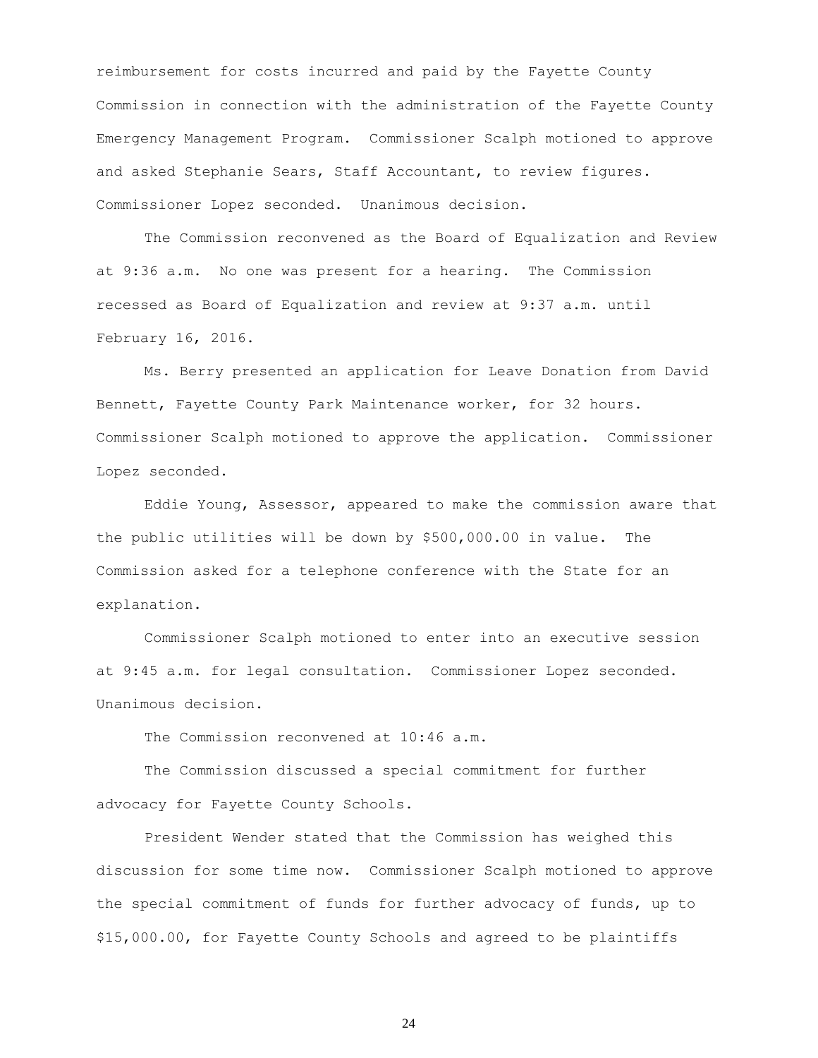reimbursement for costs incurred and paid by the Fayette County Commission in connection with the administration of the Fayette County Emergency Management Program. Commissioner Scalph motioned to approve and asked Stephanie Sears, Staff Accountant, to review figures. Commissioner Lopez seconded. Unanimous decision.

The Commission reconvened as the Board of Equalization and Review at 9:36 a.m. No one was present for a hearing. The Commission recessed as Board of Equalization and review at 9:37 a.m. until February 16, 2016.

Ms. Berry presented an application for Leave Donation from David Bennett, Fayette County Park Maintenance worker, for 32 hours. Commissioner Scalph motioned to approve the application. Commissioner Lopez seconded.

Eddie Young, Assessor, appeared to make the commission aware that the public utilities will be down by $500,000.00 in value. The Commission asked for a telephone conference with the State for an explanation.

Commissioner Scalph motioned to enter into an executive session at 9:45 a.m. for legal consultation. Commissioner Lopez seconded. Unanimous decision.

The Commission reconvened at 10:46 a.m.

The Commission discussed a special commitment for further advocacy for Fayette County Schools.

President Wender stated that the Commission has weighed this discussion for some time now. Commissioner Scalph motioned to approve the special commitment of funds for further advocacy of funds, up to $15,000.00, for Fayette County Schools and agreed to be plaintiffs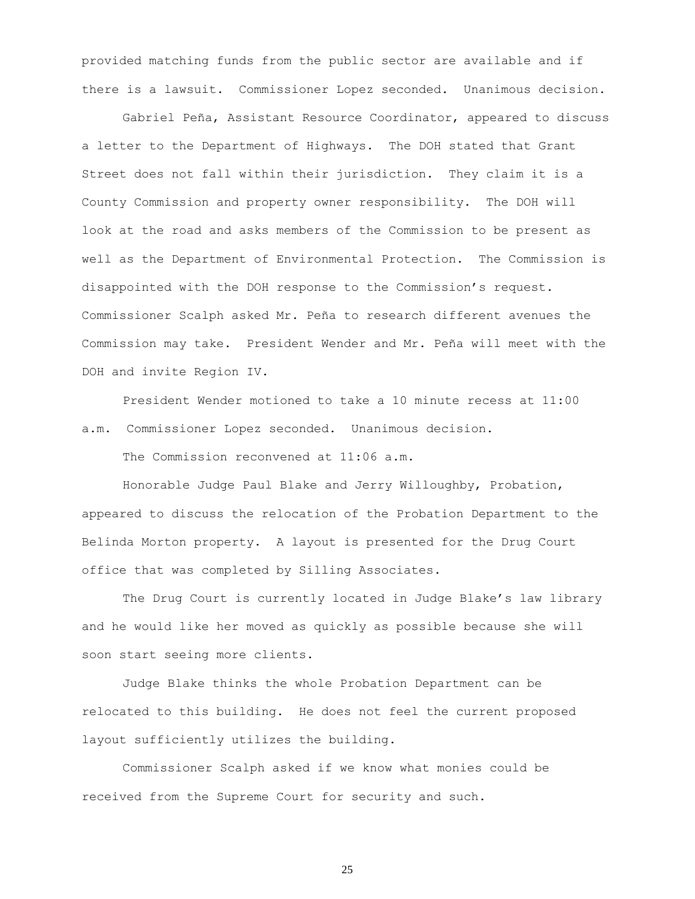provided matching funds from the public sector are available and if there is a lawsuit. Commissioner Lopez seconded. Unanimous decision.

Gabriel Peña, Assistant Resource Coordinator, appeared to discuss a letter to the Department of Highways. The DOH stated that Grant Street does not fall within their jurisdiction. They claim it is a County Commission and property owner responsibility. The DOH will look at the road and asks members of the Commission to be present as well as the Department of Environmental Protection. The Commission is disappointed with the DOH response to the Commission's request. Commissioner Scalph asked Mr. Peña to research different avenues the Commission may take. President Wender and Mr. Peña will meet with the DOH and invite Region IV.

President Wender motioned to take a 10 minute recess at 11:00 a.m. Commissioner Lopez seconded. Unanimous decision.

The Commission reconvened at 11:06 a.m.

Honorable Judge Paul Blake and Jerry Willoughby, Probation, appeared to discuss the relocation of the Probation Department to the Belinda Morton property. A layout is presented for the Drug Court office that was completed by Silling Associates.

The Drug Court is currently located in Judge Blake's law library and he would like her moved as quickly as possible because she will soon start seeing more clients.

Judge Blake thinks the whole Probation Department can be relocated to this building. He does not feel the current proposed layout sufficiently utilizes the building.

Commissioner Scalph asked if we know what monies could be received from the Supreme Court for security and such.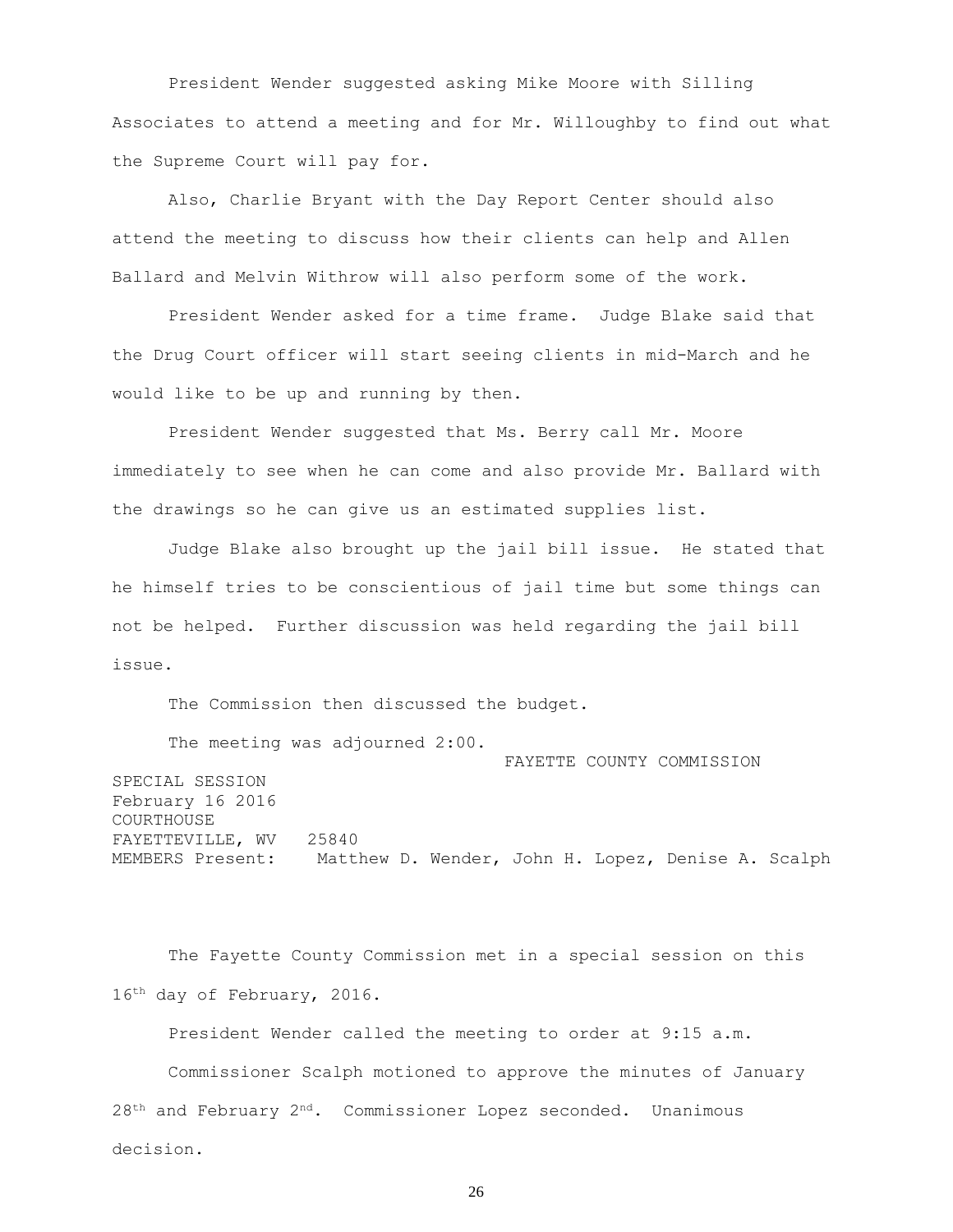President Wender suggested asking Mike Moore with Silling Associates to attend a meeting and for Mr. Willoughby to find out what the Supreme Court will pay for.

Also, Charlie Bryant with the Day Report Center should also attend the meeting to discuss how their clients can help and Allen Ballard and Melvin Withrow will also perform some of the work.

President Wender asked for a time frame. Judge Blake said that the Drug Court officer will start seeing clients in mid-March and he would like to be up and running by then.

President Wender suggested that Ms. Berry call Mr. Moore immediately to see when he can come and also provide Mr. Ballard with the drawings so he can give us an estimated supplies list.

Judge Blake also brought up the jail bill issue. He stated that he himself tries to be conscientious of jail time but some things can not be helped. Further discussion was held regarding the jail bill issue.

The Commission then discussed the budget.

The meeting was adjourned 2:00.

FAYETTE COUNTY COMMISSION

SPECIAL SESSION
February 16 2016
COURTHOUSE
FAYETTEVILLE, WV 25840
MEMBERS Present: Matthew D. Wender, John H. Lopez, Denise A. Scalph

The Fayette County Commission met in a special session on this 16th day of February, 2016.

President Wender called the meeting to order at 9:15 a.m.

Commissioner Scalph motioned to approve the minutes of January 28th and February 2nd. Commissioner Lopez seconded. Unanimous decision.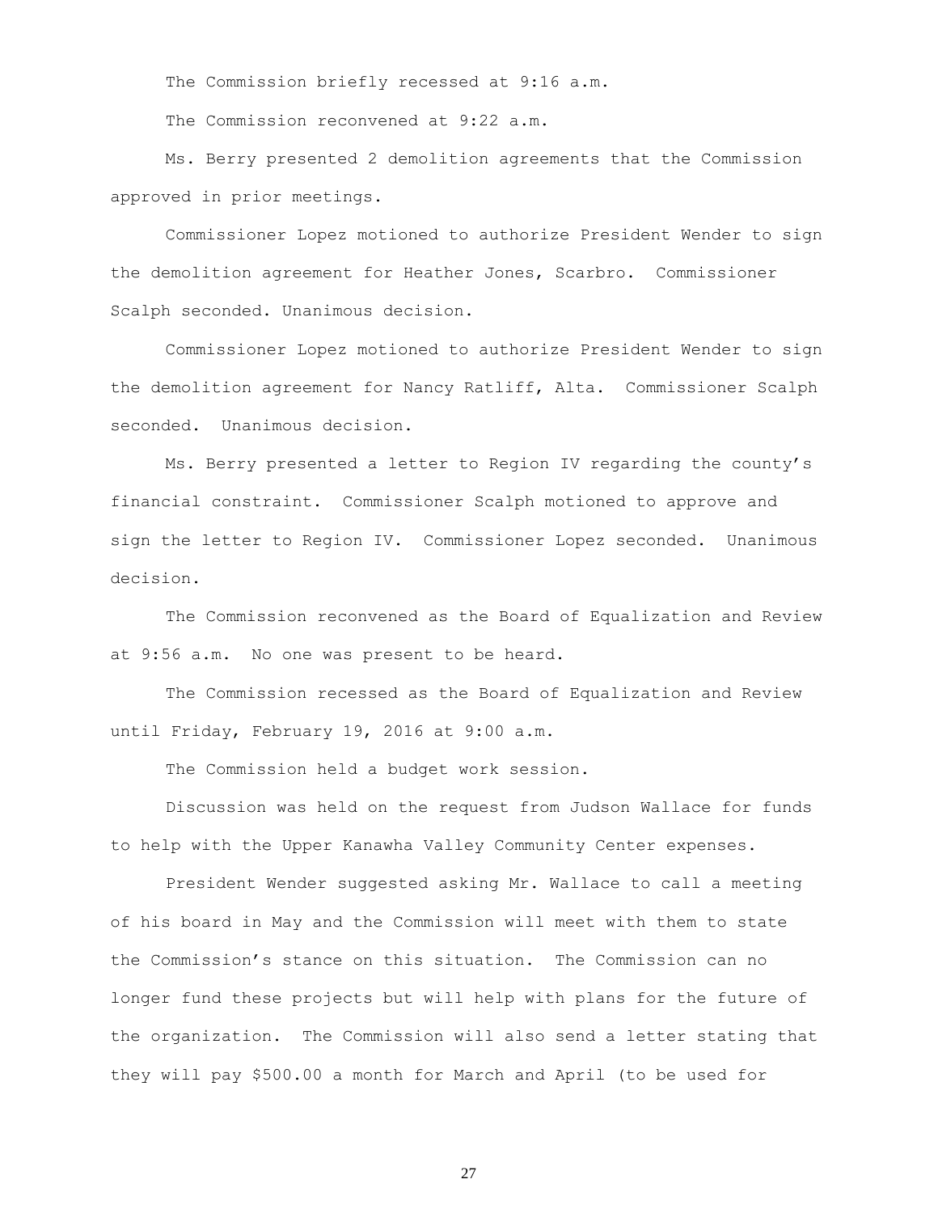The Commission briefly recessed at 9:16 a.m.

The Commission reconvened at 9:22 a.m.

Ms. Berry presented 2 demolition agreements that the Commission approved in prior meetings.

Commissioner Lopez motioned to authorize President Wender to sign the demolition agreement for Heather Jones, Scarbro. Commissioner Scalph seconded. Unanimous decision.

Commissioner Lopez motioned to authorize President Wender to sign the demolition agreement for Nancy Ratliff, Alta. Commissioner Scalph seconded. Unanimous decision.

Ms. Berry presented a letter to Region IV regarding the county's financial constraint. Commissioner Scalph motioned to approve and sign the letter to Region IV. Commissioner Lopez seconded. Unanimous decision.

The Commission reconvened as the Board of Equalization and Review at 9:56 a.m. No one was present to be heard.

The Commission recessed as the Board of Equalization and Review until Friday, February 19, 2016 at 9:00 a.m.

The Commission held a budget work session.

Discussion was held on the request from Judson Wallace for funds to help with the Upper Kanawha Valley Community Center expenses.

President Wender suggested asking Mr. Wallace to call a meeting of his board in May and the Commission will meet with them to state the Commission's stance on this situation. The Commission can no longer fund these projects but will help with plans for the future of the organization. The Commission will also send a letter stating that they will pay $500.00 a month for March and April (to be used for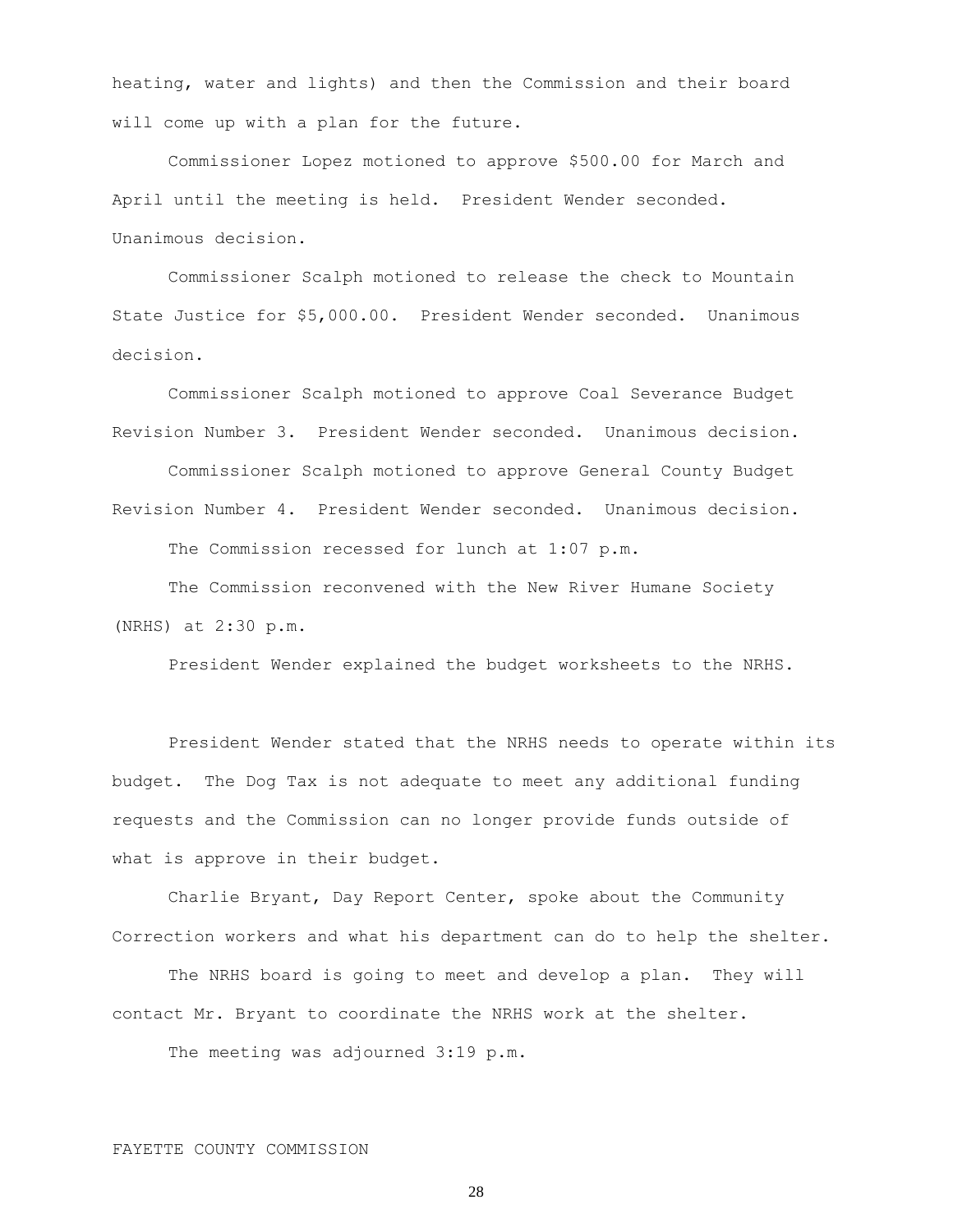heating, water and lights) and then the Commission and their board will come up with a plan for the future.

Commissioner Lopez motioned to approve $500.00 for March and April until the meeting is held. President Wender seconded. Unanimous decision.

Commissioner Scalph motioned to release the check to Mountain State Justice for $5,000.00. President Wender seconded. Unanimous decision.

Commissioner Scalph motioned to approve Coal Severance Budget Revision Number 3. President Wender seconded. Unanimous decision.

Commissioner Scalph motioned to approve General County Budget Revision Number 4. President Wender seconded. Unanimous decision.

The Commission recessed for lunch at 1:07 p.m.

The Commission reconvened with the New River Humane Society (NRHS) at 2:30 p.m.

President Wender explained the budget worksheets to the NRHS.

President Wender stated that the NRHS needs to operate within its budget. The Dog Tax is not adequate to meet any additional funding requests and the Commission can no longer provide funds outside of what is approve in their budget.

Charlie Bryant, Day Report Center, spoke about the Community Correction workers and what his department can do to help the shelter.

The NRHS board is going to meet and develop a plan. They will contact Mr. Bryant to coordinate the NRHS work at the shelter.

The meeting was adjourned 3:19 p.m.

FAYETTE COUNTY COMMISSION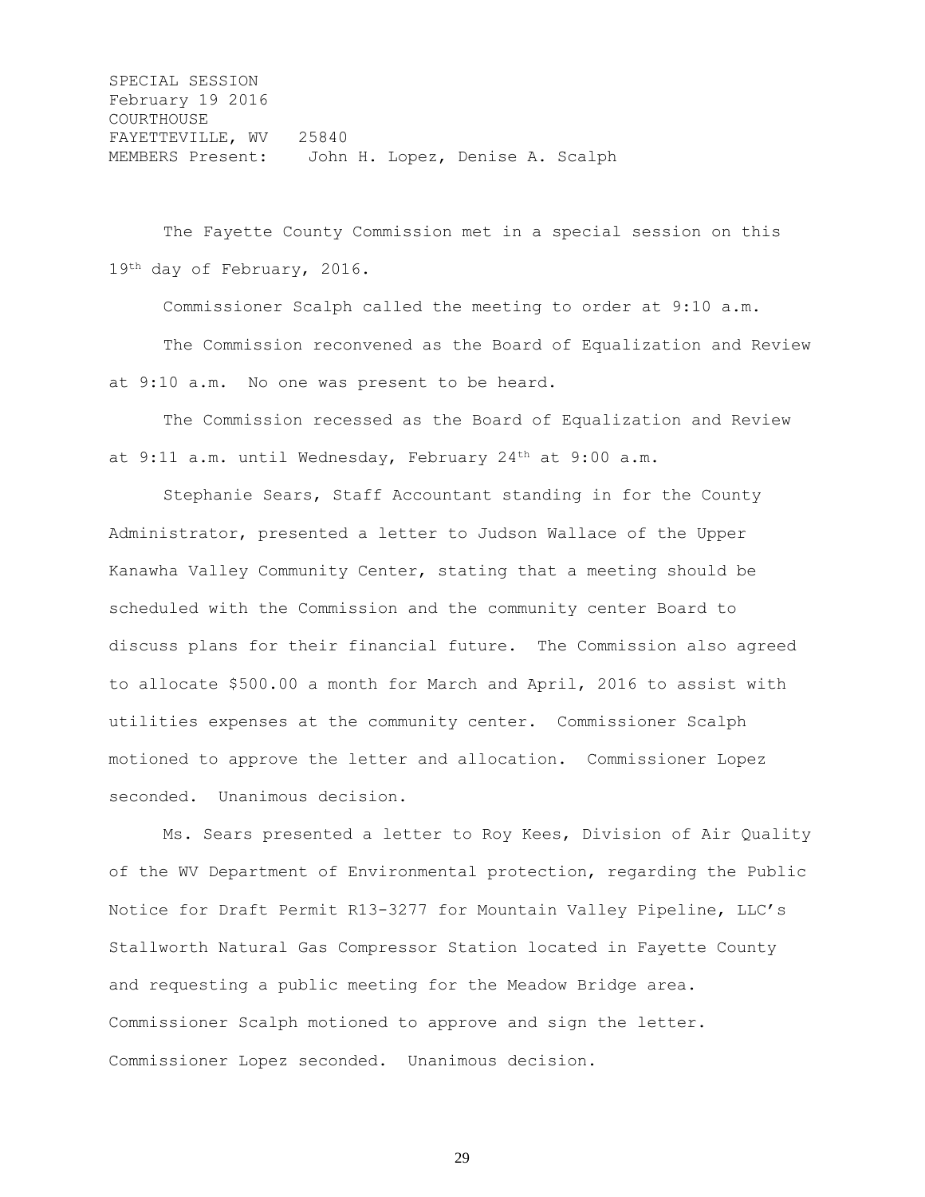SPECIAL SESSION
February 19 2016
COURTHOUSE
FAYETTEVILLE, WV 25840
MEMBERS Present: John H. Lopez, Denise A. Scalph

The Fayette County Commission met in a special session on this 19th day of February, 2016.

Commissioner Scalph called the meeting to order at 9:10 a.m.

The Commission reconvened as the Board of Equalization and Review at 9:10 a.m. No one was present to be heard.

The Commission recessed as the Board of Equalization and Review at 9:11 a.m. until Wednesday, February 24th at 9:00 a.m.

Stephanie Sears, Staff Accountant standing in for the County Administrator, presented a letter to Judson Wallace of the Upper Kanawha Valley Community Center, stating that a meeting should be scheduled with the Commission and the community center Board to discuss plans for their financial future. The Commission also agreed to allocate $500.00 a month for March and April, 2016 to assist with utilities expenses at the community center. Commissioner Scalph motioned to approve the letter and allocation. Commissioner Lopez seconded. Unanimous decision.

Ms. Sears presented a letter to Roy Kees, Division of Air Quality of the WV Department of Environmental protection, regarding the Public Notice for Draft Permit R13-3277 for Mountain Valley Pipeline, LLC's Stallworth Natural Gas Compressor Station located in Fayette County and requesting a public meeting for the Meadow Bridge area. Commissioner Scalph motioned to approve and sign the letter. Commissioner Lopez seconded. Unanimous decision.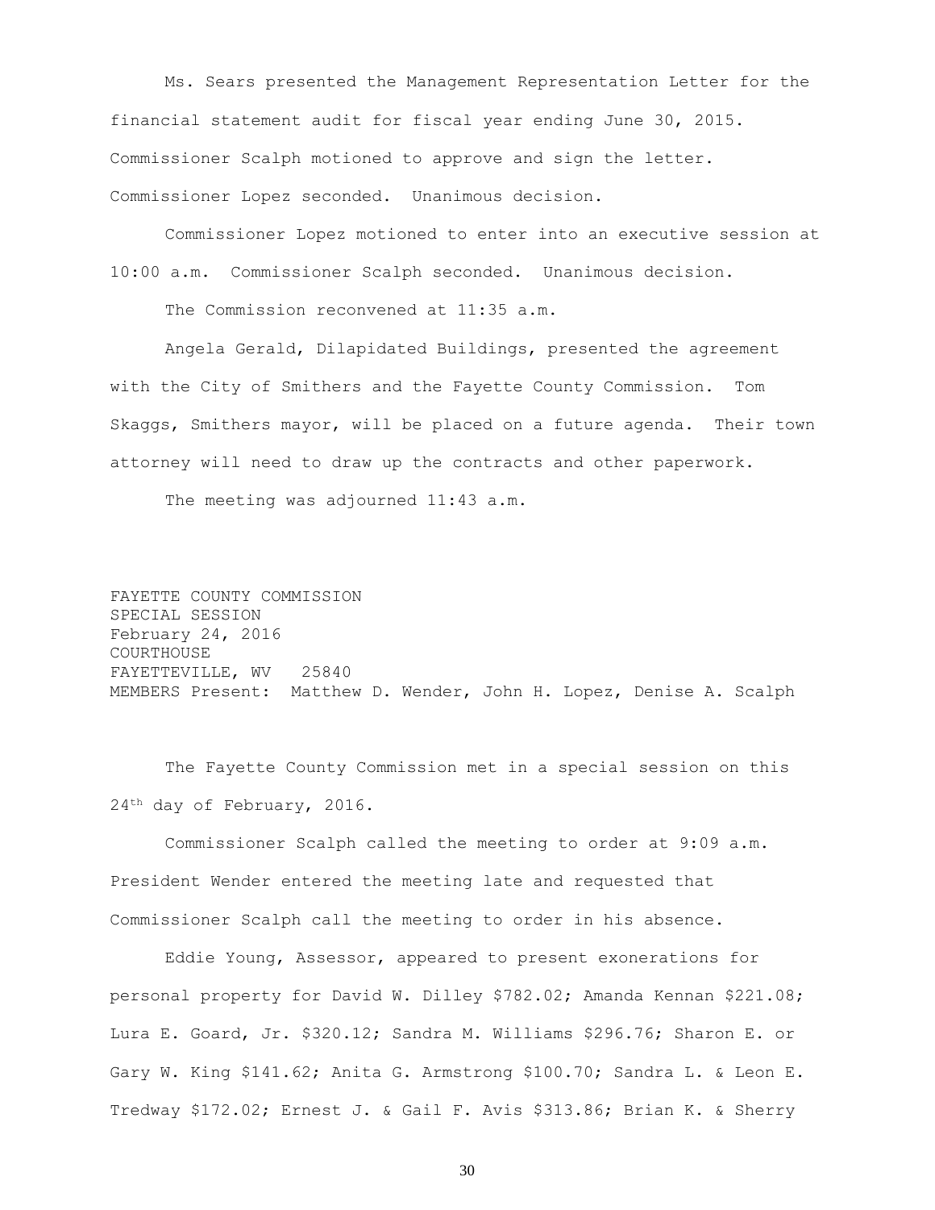Ms. Sears presented the Management Representation Letter for the financial statement audit for fiscal year ending June 30, 2015. Commissioner Scalph motioned to approve and sign the letter. Commissioner Lopez seconded. Unanimous decision.

Commissioner Lopez motioned to enter into an executive session at 10:00 a.m. Commissioner Scalph seconded. Unanimous decision.

The Commission reconvened at 11:35 a.m.

Angela Gerald, Dilapidated Buildings, presented the agreement with the City of Smithers and the Fayette County Commission. Tom Skaggs, Smithers mayor, will be placed on a future agenda. Their town attorney will need to draw up the contracts and other paperwork.

The meeting was adjourned 11:43 a.m.

FAYETTE COUNTY COMMISSION
SPECIAL SESSION
February 24, 2016
COURTHOUSE
FAYETTEVILLE, WV 25840
MEMBERS Present: Matthew D. Wender, John H. Lopez, Denise A. Scalph

The Fayette County Commission met in a special session on this 24th day of February, 2016.

Commissioner Scalph called the meeting to order at 9:09 a.m. President Wender entered the meeting late and requested that Commissioner Scalph call the meeting to order in his absence.

Eddie Young, Assessor, appeared to present exonerations for personal property for David W. Dilley $782.02; Amanda Kennan $221.08; Lura E. Goard, Jr. $320.12; Sandra M. Williams $296.76; Sharon E. or Gary W. King $141.62; Anita G. Armstrong $100.70; Sandra L. & Leon E. Tredway $172.02; Ernest J. & Gail F. Avis $313.86; Brian K. & Sherry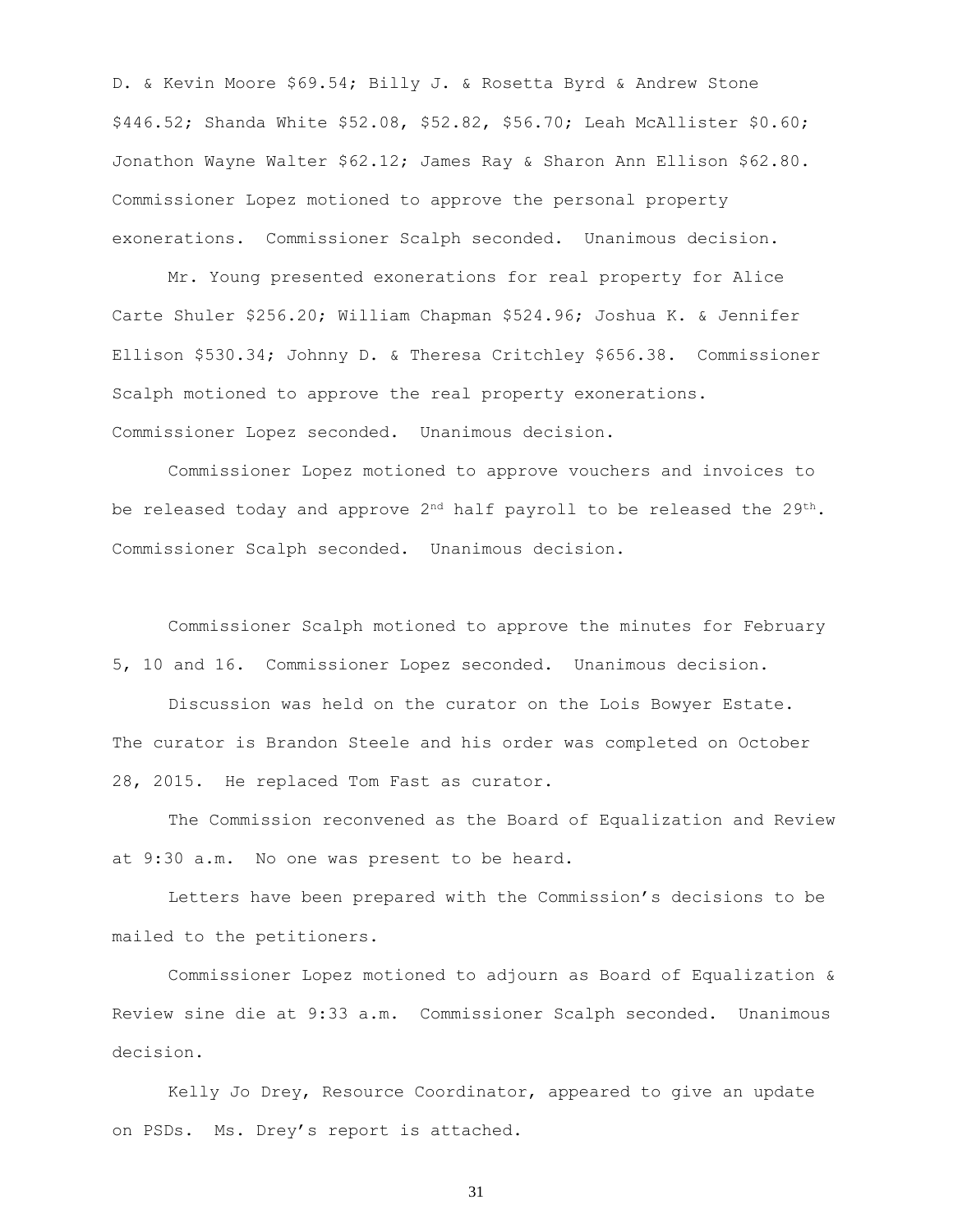D. & Kevin Moore $69.54; Billy J. & Rosetta Byrd & Andrew Stone $446.52; Shanda White $52.08, $52.82, $56.70; Leah McAllister $0.60; Jonathon Wayne Walter $62.12; James Ray & Sharon Ann Ellison $62.80. Commissioner Lopez motioned to approve the personal property exonerations. Commissioner Scalph seconded. Unanimous decision.

Mr. Young presented exonerations for real property for Alice Carte Shuler $256.20; William Chapman $524.96; Joshua K. & Jennifer Ellison $530.34; Johnny D. & Theresa Critchley $656.38. Commissioner Scalph motioned to approve the real property exonerations. Commissioner Lopez seconded. Unanimous decision.

Commissioner Lopez motioned to approve vouchers and invoices to be released today and approve 2nd half payroll to be released the 29th. Commissioner Scalph seconded. Unanimous decision.

Commissioner Scalph motioned to approve the minutes for February 5, 10 and 16. Commissioner Lopez seconded. Unanimous decision.

Discussion was held on the curator on the Lois Bowyer Estate. The curator is Brandon Steele and his order was completed on October 28, 2015. He replaced Tom Fast as curator.

The Commission reconvened as the Board of Equalization and Review at 9:30 a.m. No one was present to be heard.

Letters have been prepared with the Commission's decisions to be mailed to the petitioners.

Commissioner Lopez motioned to adjourn as Board of Equalization & Review sine die at 9:33 a.m. Commissioner Scalph seconded. Unanimous decision.

Kelly Jo Drey, Resource Coordinator, appeared to give an update on PSDs. Ms. Drey's report is attached.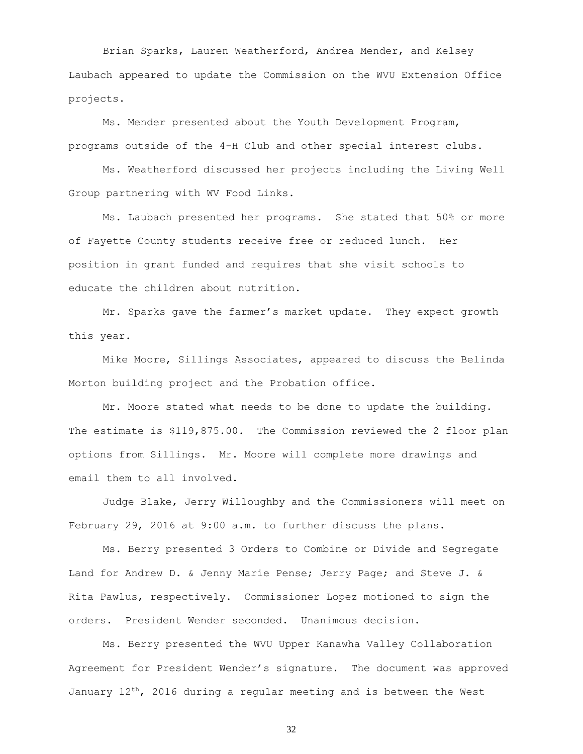Brian Sparks, Lauren Weatherford, Andrea Mender, and Kelsey Laubach appeared to update the Commission on the WVU Extension Office projects.

Ms. Mender presented about the Youth Development Program, programs outside of the 4-H Club and other special interest clubs.

Ms. Weatherford discussed her projects including the Living Well Group partnering with WV Food Links.

Ms. Laubach presented her programs. She stated that 50% or more of Fayette County students receive free or reduced lunch. Her position in grant funded and requires that she visit schools to educate the children about nutrition.

Mr. Sparks gave the farmer's market update. They expect growth this year.

Mike Moore, Sillings Associates, appeared to discuss the Belinda Morton building project and the Probation office.

Mr. Moore stated what needs to be done to update the building. The estimate is $119,875.00. The Commission reviewed the 2 floor plan options from Sillings. Mr. Moore will complete more drawings and email them to all involved.

Judge Blake, Jerry Willoughby and the Commissioners will meet on February 29, 2016 at 9:00 a.m. to further discuss the plans.

Ms. Berry presented 3 Orders to Combine or Divide and Segregate Land for Andrew D. & Jenny Marie Pense; Jerry Page; and Steve J. & Rita Pawlus, respectively. Commissioner Lopez motioned to sign the orders. President Wender seconded. Unanimous decision.

Ms. Berry presented the WVU Upper Kanawha Valley Collaboration Agreement for President Wender's signature. The document was approved January 12th, 2016 during a regular meeting and is between the West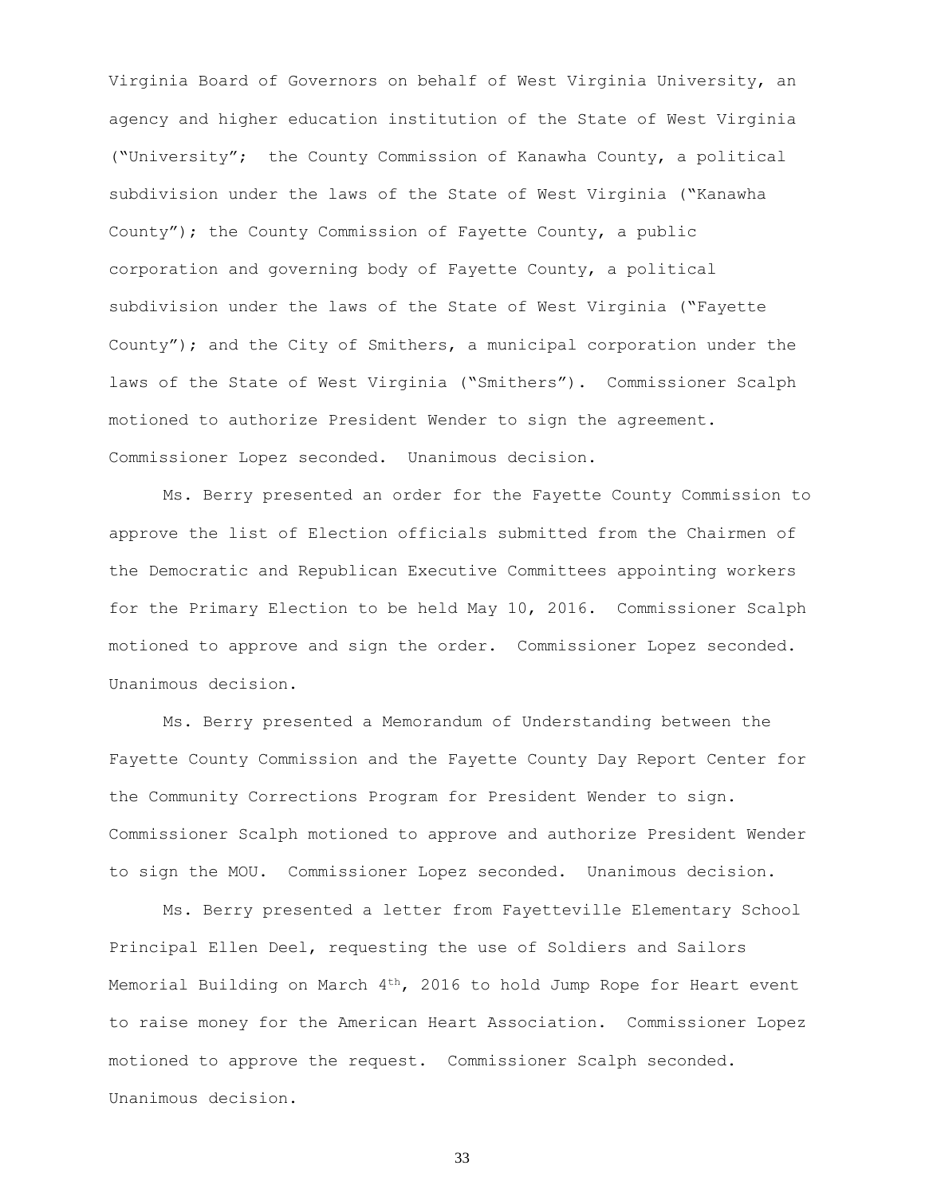Virginia Board of Governors on behalf of West Virginia University, an agency and higher education institution of the State of West Virginia ("University"; the County Commission of Kanawha County, a political subdivision under the laws of the State of West Virginia ("Kanawha County"); the County Commission of Fayette County, a public corporation and governing body of Fayette County, a political subdivision under the laws of the State of West Virginia ("Fayette County"); and the City of Smithers, a municipal corporation under the laws of the State of West Virginia ("Smithers"). Commissioner Scalph motioned to authorize President Wender to sign the agreement. Commissioner Lopez seconded. Unanimous decision.

Ms. Berry presented an order for the Fayette County Commission to approve the list of Election officials submitted from the Chairmen of the Democratic and Republican Executive Committees appointing workers for the Primary Election to be held May 10, 2016. Commissioner Scalph motioned to approve and sign the order. Commissioner Lopez seconded. Unanimous decision.

Ms. Berry presented a Memorandum of Understanding between the Fayette County Commission and the Fayette County Day Report Center for the Community Corrections Program for President Wender to sign. Commissioner Scalph motioned to approve and authorize President Wender to sign the MOU. Commissioner Lopez seconded. Unanimous decision.

Ms. Berry presented a letter from Fayetteville Elementary School Principal Ellen Deel, requesting the use of Soldiers and Sailors Memorial Building on March 4th, 2016 to hold Jump Rope for Heart event to raise money for the American Heart Association. Commissioner Lopez motioned to approve the request. Commissioner Scalph seconded. Unanimous decision.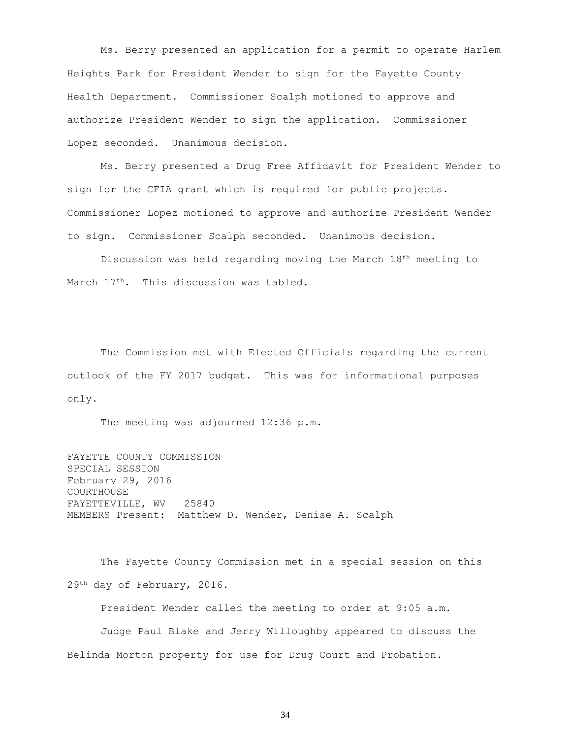Ms. Berry presented an application for a permit to operate Harlem Heights Park for President Wender to sign for the Fayette County Health Department. Commissioner Scalph motioned to approve and authorize President Wender to sign the application. Commissioner Lopez seconded. Unanimous decision.

Ms. Berry presented a Drug Free Affidavit for President Wender to sign for the CFIA grant which is required for public projects. Commissioner Lopez motioned to approve and authorize President Wender to sign. Commissioner Scalph seconded. Unanimous decision.

Discussion was held regarding moving the March 18th meeting to March 17th. This discussion was tabled.

The Commission met with Elected Officials regarding the current outlook of the FY 2017 budget. This was for informational purposes only.

The meeting was adjourned 12:36 p.m.

FAYETTE COUNTY COMMISSION
SPECIAL SESSION
February 29, 2016
COURTHOUSE
FAYETTEVILLE, WV 25840
MEMBERS Present: Matthew D. Wender, Denise A. Scalph

The Fayette County Commission met in a special session on this 29th day of February, 2016.

President Wender called the meeting to order at 9:05 a.m.

Judge Paul Blake and Jerry Willoughby appeared to discuss the Belinda Morton property for use for Drug Court and Probation.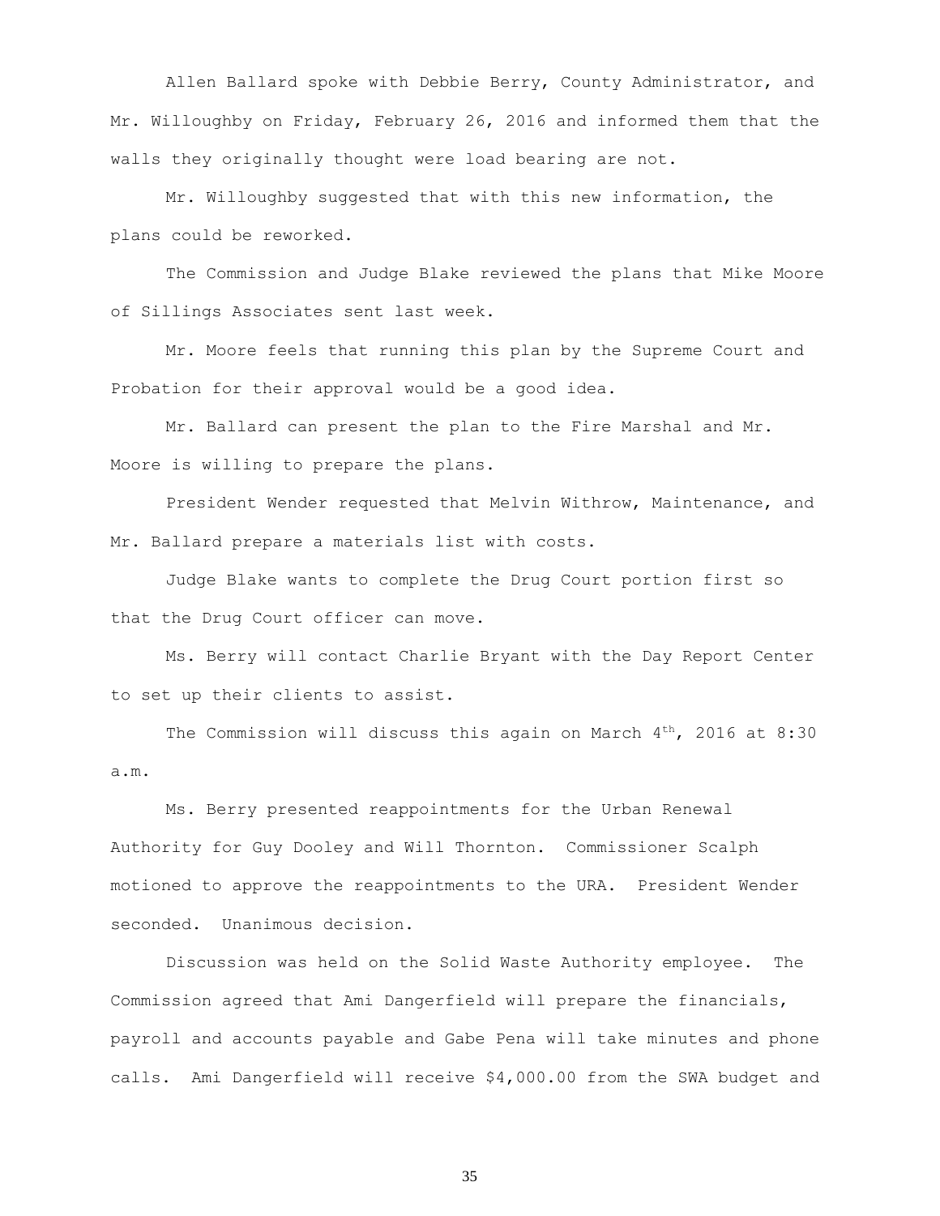Allen Ballard spoke with Debbie Berry, County Administrator, and Mr. Willoughby on Friday, February 26, 2016 and informed them that the walls they originally thought were load bearing are not.

Mr. Willoughby suggested that with this new information, the plans could be reworked.

The Commission and Judge Blake reviewed the plans that Mike Moore of Sillings Associates sent last week.

Mr. Moore feels that running this plan by the Supreme Court and Probation for their approval would be a good idea.

Mr. Ballard can present the plan to the Fire Marshal and Mr. Moore is willing to prepare the plans.

President Wender requested that Melvin Withrow, Maintenance, and Mr. Ballard prepare a materials list with costs.

Judge Blake wants to complete the Drug Court portion first so that the Drug Court officer can move.

Ms. Berry will contact Charlie Bryant with the Day Report Center to set up their clients to assist.

The Commission will discuss this again on March 4th, 2016 at 8:30 a.m.

Ms. Berry presented reappointments for the Urban Renewal Authority for Guy Dooley and Will Thornton. Commissioner Scalph motioned to approve the reappointments to the URA. President Wender seconded. Unanimous decision.

Discussion was held on the Solid Waste Authority employee. The Commission agreed that Ami Dangerfield will prepare the financials, payroll and accounts payable and Gabe Pena will take minutes and phone calls. Ami Dangerfield will receive $4,000.00 from the SWA budget and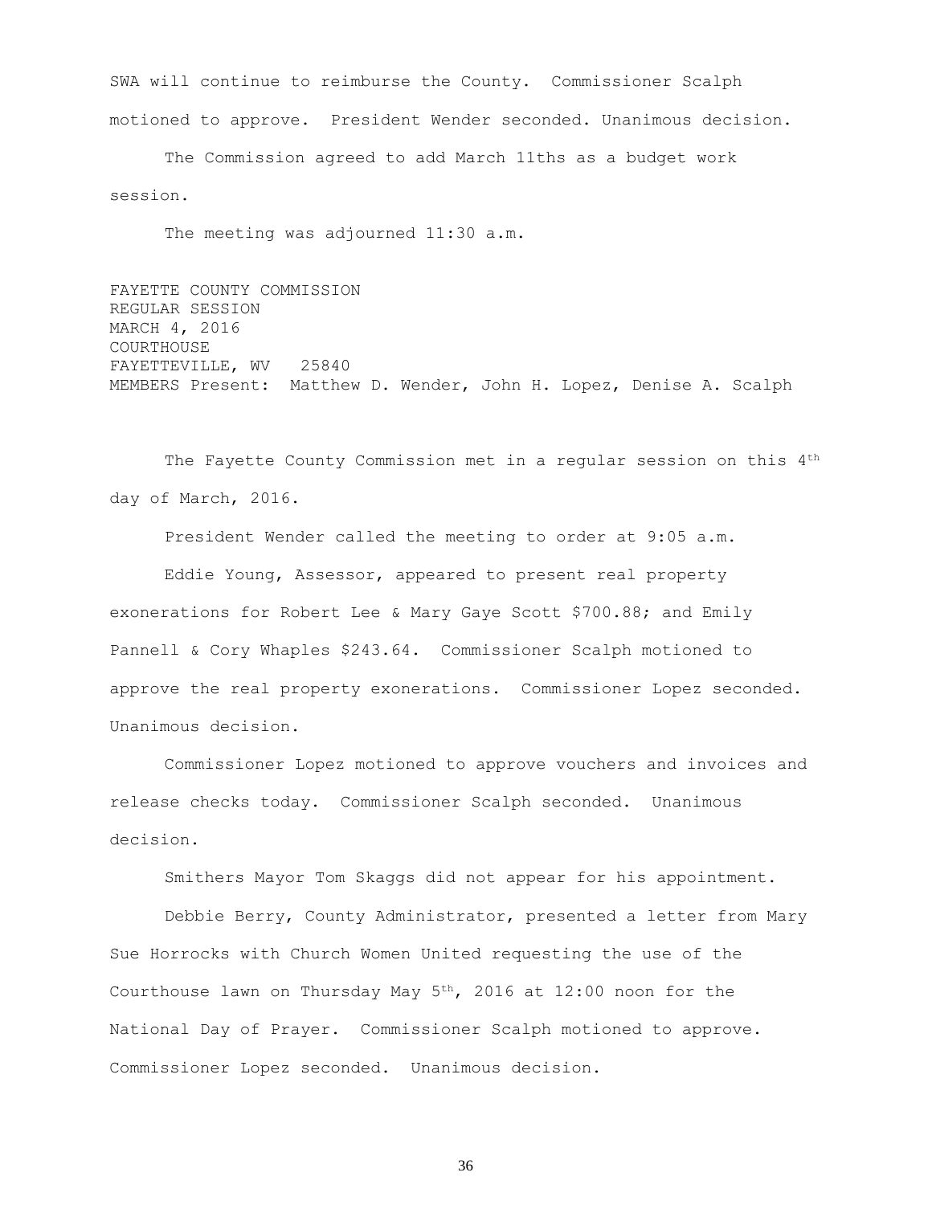SWA will continue to reimburse the County. Commissioner Scalph motioned to approve. President Wender seconded. Unanimous decision.

The Commission agreed to add March 11ths as a budget work session.

The meeting was adjourned 11:30 a.m.

FAYETTE COUNTY COMMISSION
REGULAR SESSION
MARCH 4, 2016
COURTHOUSE
FAYETTEVILLE, WV 25840
MEMBERS Present: Matthew D. Wender, John H. Lopez, Denise A. Scalph

The Fayette County Commission met in a regular session on this 4th day of March, 2016.

President Wender called the meeting to order at 9:05 a.m.

Eddie Young, Assessor, appeared to present real property exonerations for Robert Lee & Mary Gaye Scott $700.88; and Emily Pannell & Cory Whaples $243.64. Commissioner Scalph motioned to approve the real property exonerations. Commissioner Lopez seconded. Unanimous decision.

Commissioner Lopez motioned to approve vouchers and invoices and release checks today. Commissioner Scalph seconded. Unanimous decision.

Smithers Mayor Tom Skaggs did not appear for his appointment.

Debbie Berry, County Administrator, presented a letter from Mary Sue Horrocks with Church Women United requesting the use of the Courthouse lawn on Thursday May 5th, 2016 at 12:00 noon for the National Day of Prayer. Commissioner Scalph motioned to approve. Commissioner Lopez seconded. Unanimous decision.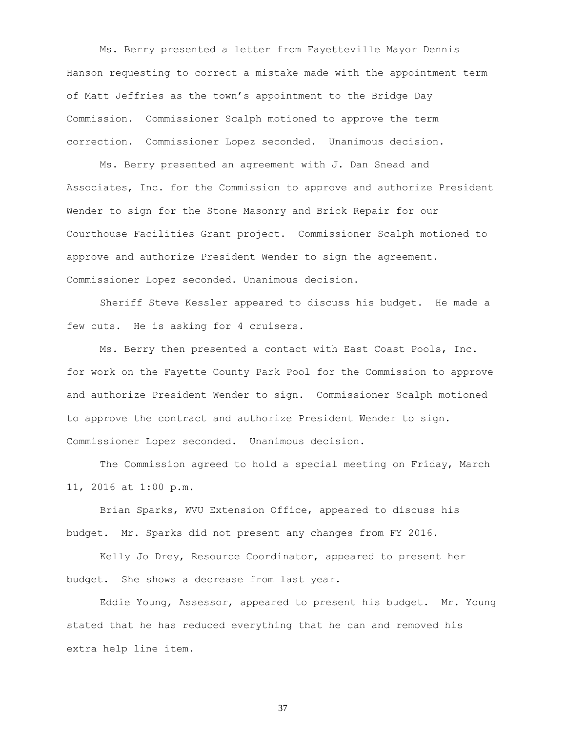Ms. Berry presented a letter from Fayetteville Mayor Dennis Hanson requesting to correct a mistake made with the appointment term of Matt Jeffries as the town's appointment to the Bridge Day Commission. Commissioner Scalph motioned to approve the term correction. Commissioner Lopez seconded. Unanimous decision.

Ms. Berry presented an agreement with J. Dan Snead and Associates, Inc. for the Commission to approve and authorize President Wender to sign for the Stone Masonry and Brick Repair for our Courthouse Facilities Grant project. Commissioner Scalph motioned to approve and authorize President Wender to sign the agreement. Commissioner Lopez seconded. Unanimous decision.

Sheriff Steve Kessler appeared to discuss his budget. He made a few cuts. He is asking for 4 cruisers.

Ms. Berry then presented a contact with East Coast Pools, Inc. for work on the Fayette County Park Pool for the Commission to approve and authorize President Wender to sign. Commissioner Scalph motioned to approve the contract and authorize President Wender to sign. Commissioner Lopez seconded. Unanimous decision.

The Commission agreed to hold a special meeting on Friday, March 11, 2016 at 1:00 p.m.

Brian Sparks, WVU Extension Office, appeared to discuss his budget. Mr. Sparks did not present any changes from FY 2016.

Kelly Jo Drey, Resource Coordinator, appeared to present her budget. She shows a decrease from last year.

Eddie Young, Assessor, appeared to present his budget. Mr. Young stated that he has reduced everything that he can and removed his extra help line item.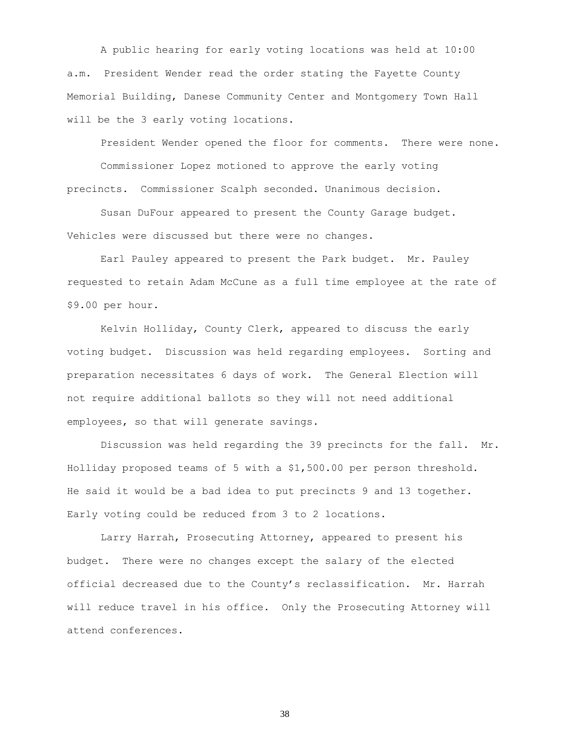A public hearing for early voting locations was held at 10:00 a.m. President Wender read the order stating the Fayette County Memorial Building, Danese Community Center and Montgomery Town Hall will be the 3 early voting locations.

President Wender opened the floor for comments. There were none.

Commissioner Lopez motioned to approve the early voting precincts. Commissioner Scalph seconded. Unanimous decision.

Susan DuFour appeared to present the County Garage budget. Vehicles were discussed but there were no changes.

Earl Pauley appeared to present the Park budget. Mr. Pauley requested to retain Adam McCune as a full time employee at the rate of $9.00 per hour.

Kelvin Holliday, County Clerk, appeared to discuss the early voting budget. Discussion was held regarding employees. Sorting and preparation necessitates 6 days of work. The General Election will not require additional ballots so they will not need additional employees, so that will generate savings.

Discussion was held regarding the 39 precincts for the fall. Mr. Holliday proposed teams of 5 with a $1,500.00 per person threshold. He said it would be a bad idea to put precincts 9 and 13 together. Early voting could be reduced from 3 to 2 locations.

Larry Harrah, Prosecuting Attorney, appeared to present his budget. There were no changes except the salary of the elected official decreased due to the County's reclassification. Mr. Harrah will reduce travel in his office. Only the Prosecuting Attorney will attend conferences.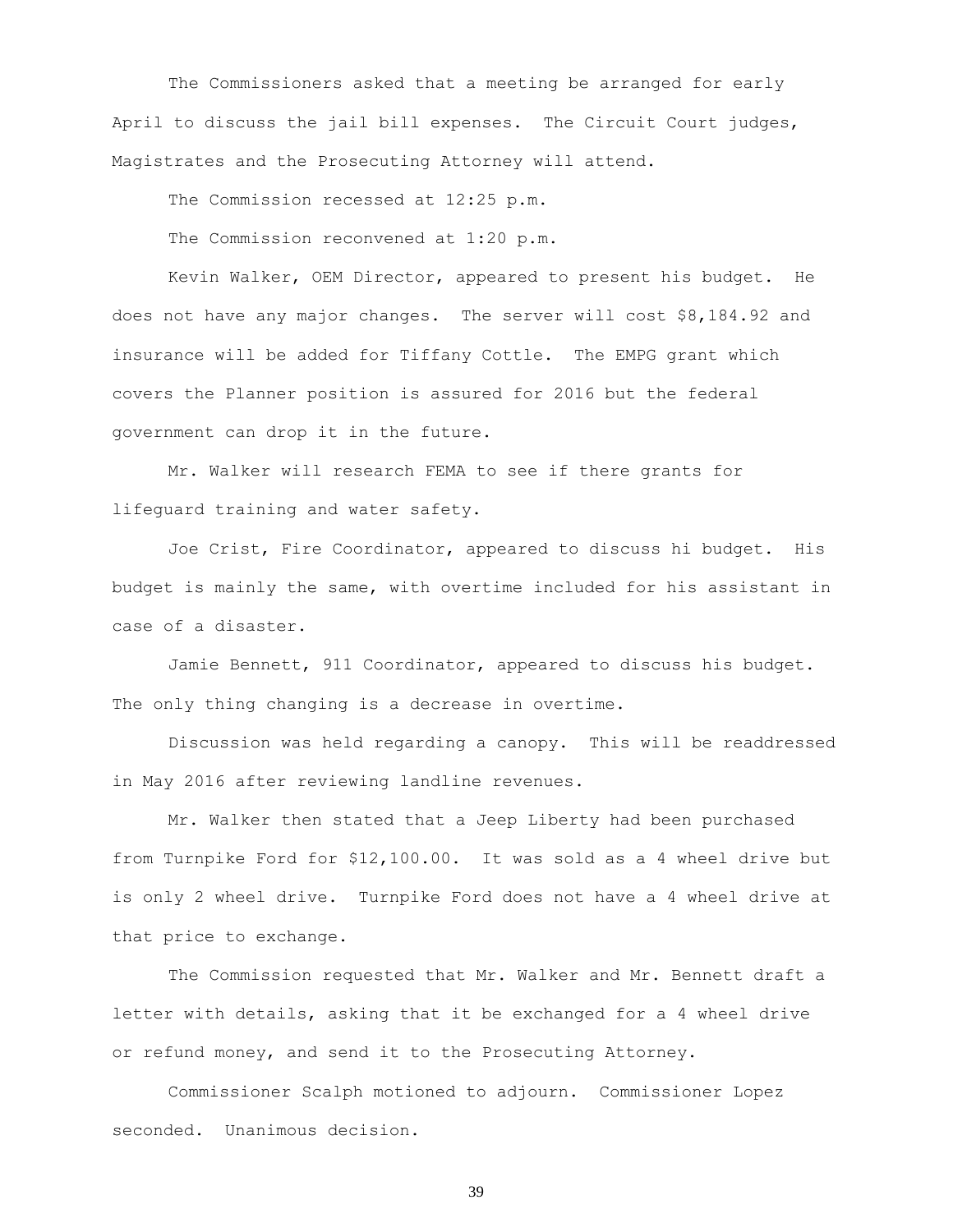The Commissioners asked that a meeting be arranged for early April to discuss the jail bill expenses. The Circuit Court judges, Magistrates and the Prosecuting Attorney will attend.

The Commission recessed at 12:25 p.m.

The Commission reconvened at 1:20 p.m.

Kevin Walker, OEM Director, appeared to present his budget. He does not have any major changes. The server will cost $8,184.92 and insurance will be added for Tiffany Cottle. The EMPG grant which covers the Planner position is assured for 2016 but the federal government can drop it in the future.

Mr. Walker will research FEMA to see if there grants for lifeguard training and water safety.

Joe Crist, Fire Coordinator, appeared to discuss hi budget. His budget is mainly the same, with overtime included for his assistant in case of a disaster.

Jamie Bennett, 911 Coordinator, appeared to discuss his budget. The only thing changing is a decrease in overtime.

Discussion was held regarding a canopy. This will be readdressed in May 2016 after reviewing landline revenues.

Mr. Walker then stated that a Jeep Liberty had been purchased from Turnpike Ford for $12,100.00. It was sold as a 4 wheel drive but is only 2 wheel drive. Turnpike Ford does not have a 4 wheel drive at that price to exchange.

The Commission requested that Mr. Walker and Mr. Bennett draft a letter with details, asking that it be exchanged for a 4 wheel drive or refund money, and send it to the Prosecuting Attorney.

Commissioner Scalph motioned to adjourn. Commissioner Lopez seconded. Unanimous decision.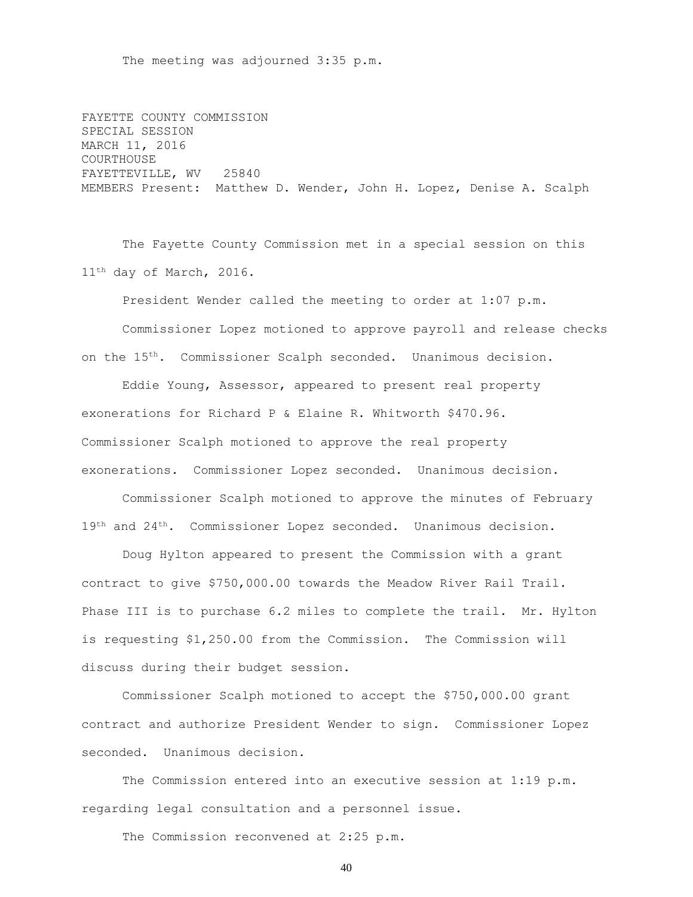The meeting was adjourned 3:35 p.m.

FAYETTE COUNTY COMMISSION
SPECIAL SESSION
MARCH 11, 2016
COURTHOUSE
FAYETTEVILLE, WV 25840
MEMBERS Present: Matthew D. Wender, John H. Lopez, Denise A. Scalph

The Fayette County Commission met in a special session on this 11th day of March, 2016.

President Wender called the meeting to order at 1:07 p.m.

Commissioner Lopez motioned to approve payroll and release checks on the 15th. Commissioner Scalph seconded. Unanimous decision.

Eddie Young, Assessor, appeared to present real property exonerations for Richard P & Elaine R. Whitworth $470.96. Commissioner Scalph motioned to approve the real property exonerations. Commissioner Lopez seconded. Unanimous decision.

Commissioner Scalph motioned to approve the minutes of February 19th and 24th. Commissioner Lopez seconded. Unanimous decision.

Doug Hylton appeared to present the Commission with a grant contract to give $750,000.00 towards the Meadow River Rail Trail. Phase III is to purchase 6.2 miles to complete the trail. Mr. Hylton is requesting $1,250.00 from the Commission. The Commission will discuss during their budget session.

Commissioner Scalph motioned to accept the $750,000.00 grant contract and authorize President Wender to sign. Commissioner Lopez seconded. Unanimous decision.

The Commission entered into an executive session at 1:19 p.m. regarding legal consultation and a personnel issue.

The Commission reconvened at 2:25 p.m.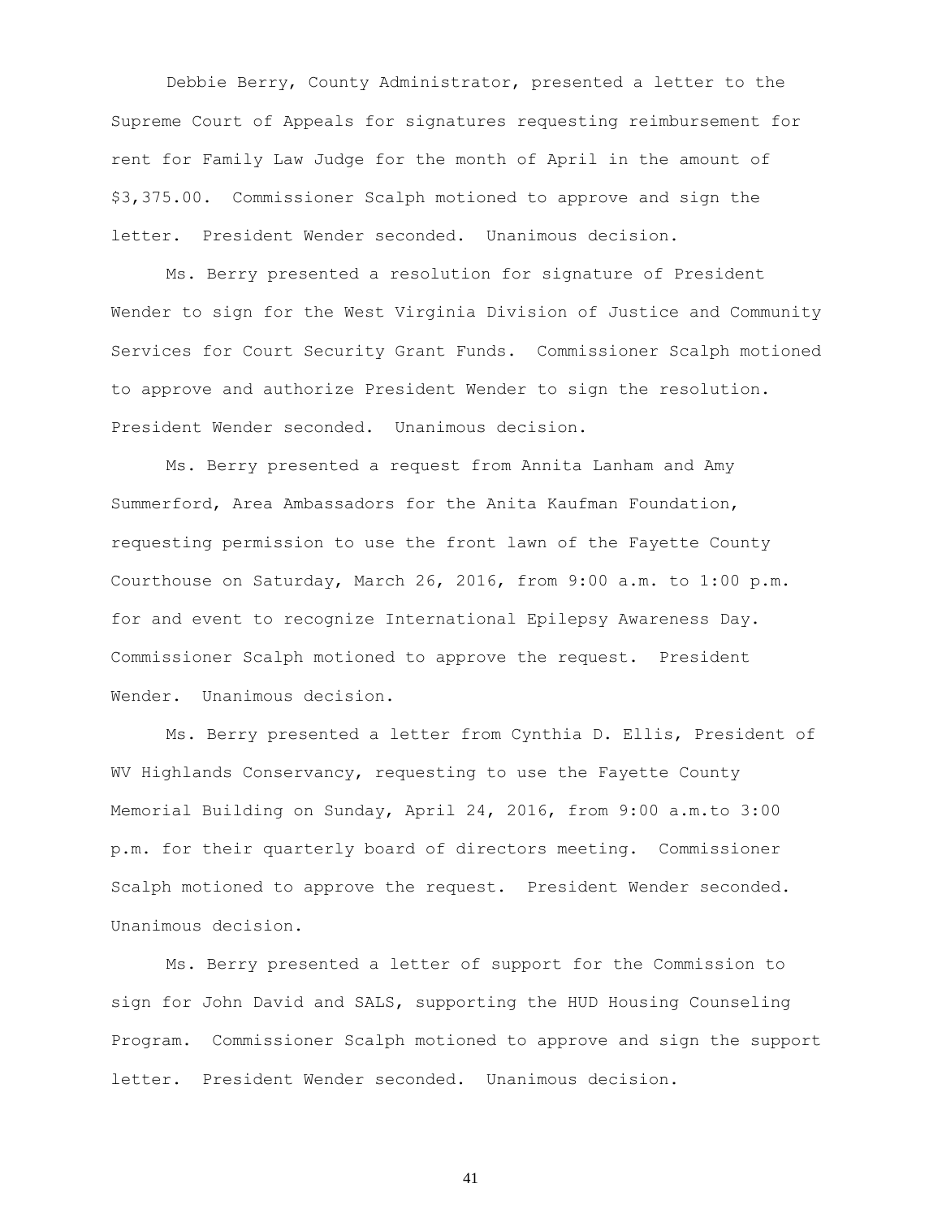Debbie Berry, County Administrator, presented a letter to the Supreme Court of Appeals for signatures requesting reimbursement for rent for Family Law Judge for the month of April in the amount of $3,375.00. Commissioner Scalph motioned to approve and sign the letter. President Wender seconded. Unanimous decision.

Ms. Berry presented a resolution for signature of President Wender to sign for the West Virginia Division of Justice and Community Services for Court Security Grant Funds. Commissioner Scalph motioned to approve and authorize President Wender to sign the resolution. President Wender seconded. Unanimous decision.

Ms. Berry presented a request from Annita Lanham and Amy Summerford, Area Ambassadors for the Anita Kaufman Foundation, requesting permission to use the front lawn of the Fayette County Courthouse on Saturday, March 26, 2016, from 9:00 a.m. to 1:00 p.m. for and event to recognize International Epilepsy Awareness Day. Commissioner Scalph motioned to approve the request. President Wender. Unanimous decision.

Ms. Berry presented a letter from Cynthia D. Ellis, President of WV Highlands Conservancy, requesting to use the Fayette County Memorial Building on Sunday, April 24, 2016, from 9:00 a.m.to 3:00 p.m. for their quarterly board of directors meeting. Commissioner Scalph motioned to approve the request. President Wender seconded. Unanimous decision.

Ms. Berry presented a letter of support for the Commission to sign for John David and SALS, supporting the HUD Housing Counseling Program. Commissioner Scalph motioned to approve and sign the support letter. President Wender seconded. Unanimous decision.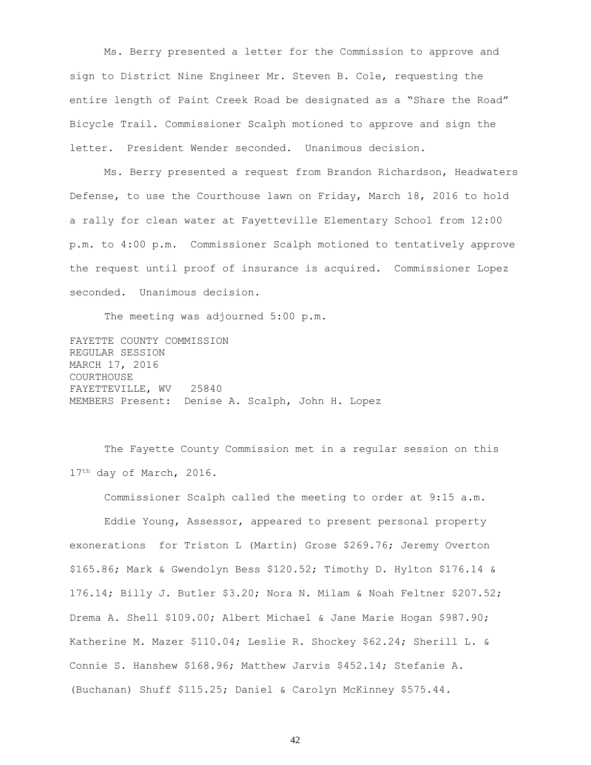Ms. Berry presented a letter for the Commission to approve and sign to District Nine Engineer Mr. Steven B. Cole, requesting the entire length of Paint Creek Road be designated as a "Share the Road" Bicycle Trail. Commissioner Scalph motioned to approve and sign the letter. President Wender seconded. Unanimous decision.

Ms. Berry presented a request from Brandon Richardson, Headwaters Defense, to use the Courthouse lawn on Friday, March 18, 2016 to hold a rally for clean water at Fayetteville Elementary School from 12:00 p.m. to 4:00 p.m. Commissioner Scalph motioned to tentatively approve the request until proof of insurance is acquired. Commissioner Lopez seconded. Unanimous decision.

The meeting was adjourned 5:00 p.m.

FAYETTE COUNTY COMMISSION
REGULAR SESSION
MARCH 17, 2016
COURTHOUSE
FAYETTEVILLE, WV 25840
MEMBERS Present: Denise A. Scalph, John H. Lopez

The Fayette County Commission met in a regular session on this 17th day of March, 2016.

Commissioner Scalph called the meeting to order at 9:15 a.m.

Eddie Young, Assessor, appeared to present personal property exonerations for Triston L (Martin) Grose $269.76; Jeremy Overton $165.86; Mark & Gwendolyn Bess $120.52; Timothy D. Hylton $176.14 & 176.14; Billy J. Butler $3.20; Nora N. Milam & Noah Feltner $207.52; Drema A. Shell $109.00; Albert Michael & Jane Marie Hogan $987.90; Katherine M. Mazer $110.04; Leslie R. Shockey $62.24; Sherill L. & Connie S. Hanshew $168.96; Matthew Jarvis $452.14; Stefanie A. (Buchanan) Shuff $115.25; Daniel & Carolyn McKinney $575.44.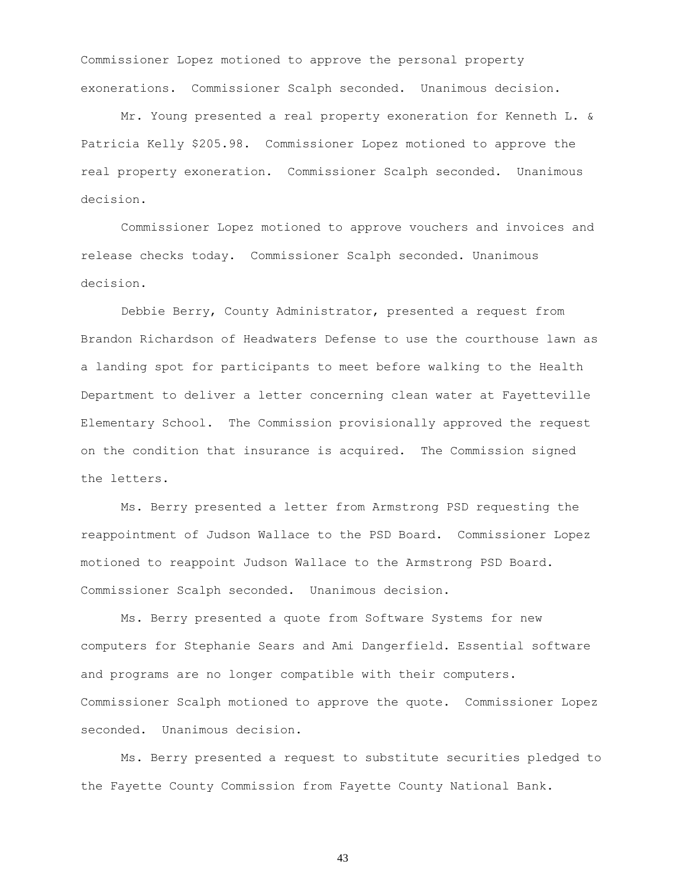Commissioner Lopez motioned to approve the personal property exonerations. Commissioner Scalph seconded. Unanimous decision.

Mr. Young presented a real property exoneration for Kenneth L. & Patricia Kelly $205.98. Commissioner Lopez motioned to approve the real property exoneration. Commissioner Scalph seconded. Unanimous decision.

Commissioner Lopez motioned to approve vouchers and invoices and release checks today. Commissioner Scalph seconded. Unanimous decision.

Debbie Berry, County Administrator, presented a request from Brandon Richardson of Headwaters Defense to use the courthouse lawn as a landing spot for participants to meet before walking to the Health Department to deliver a letter concerning clean water at Fayetteville Elementary School. The Commission provisionally approved the request on the condition that insurance is acquired. The Commission signed the letters.

Ms. Berry presented a letter from Armstrong PSD requesting the reappointment of Judson Wallace to the PSD Board. Commissioner Lopez motioned to reappoint Judson Wallace to the Armstrong PSD Board. Commissioner Scalph seconded. Unanimous decision.

Ms. Berry presented a quote from Software Systems for new computers for Stephanie Sears and Ami Dangerfield. Essential software and programs are no longer compatible with their computers. Commissioner Scalph motioned to approve the quote. Commissioner Lopez seconded. Unanimous decision.

Ms. Berry presented a request to substitute securities pledged to the Fayette County Commission from Fayette County National Bank.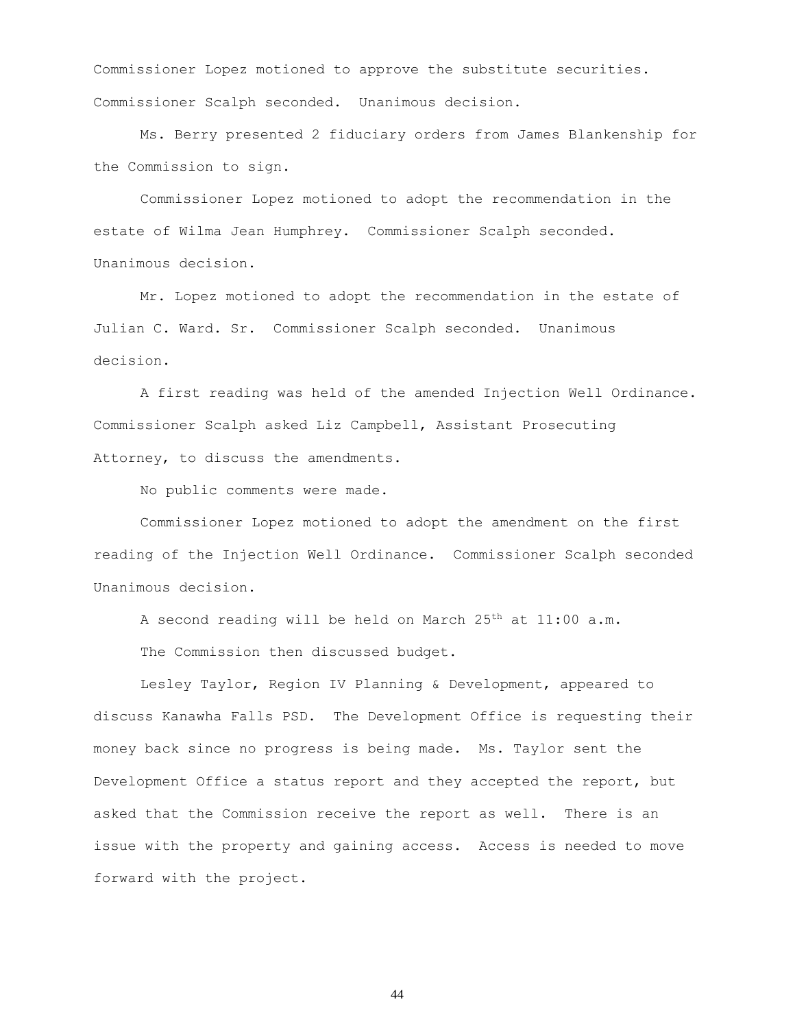Commissioner Lopez motioned to approve the substitute securities. Commissioner Scalph seconded. Unanimous decision.

Ms. Berry presented 2 fiduciary orders from James Blankenship for the Commission to sign.

Commissioner Lopez motioned to adopt the recommendation in the estate of Wilma Jean Humphrey. Commissioner Scalph seconded. Unanimous decision.

Mr. Lopez motioned to adopt the recommendation in the estate of Julian C. Ward. Sr. Commissioner Scalph seconded. Unanimous decision.

A first reading was held of the amended Injection Well Ordinance. Commissioner Scalph asked Liz Campbell, Assistant Prosecuting Attorney, to discuss the amendments.

No public comments were made.

Commissioner Lopez motioned to adopt the amendment on the first reading of the Injection Well Ordinance. Commissioner Scalph seconded Unanimous decision.

A second reading will be held on March 25th at 11:00 a.m.

The Commission then discussed budget.

Lesley Taylor, Region IV Planning & Development, appeared to discuss Kanawha Falls PSD. The Development Office is requesting their money back since no progress is being made. Ms. Taylor sent the Development Office a status report and they accepted the report, but asked that the Commission receive the report as well. There is an issue with the property and gaining access. Access is needed to move forward with the project.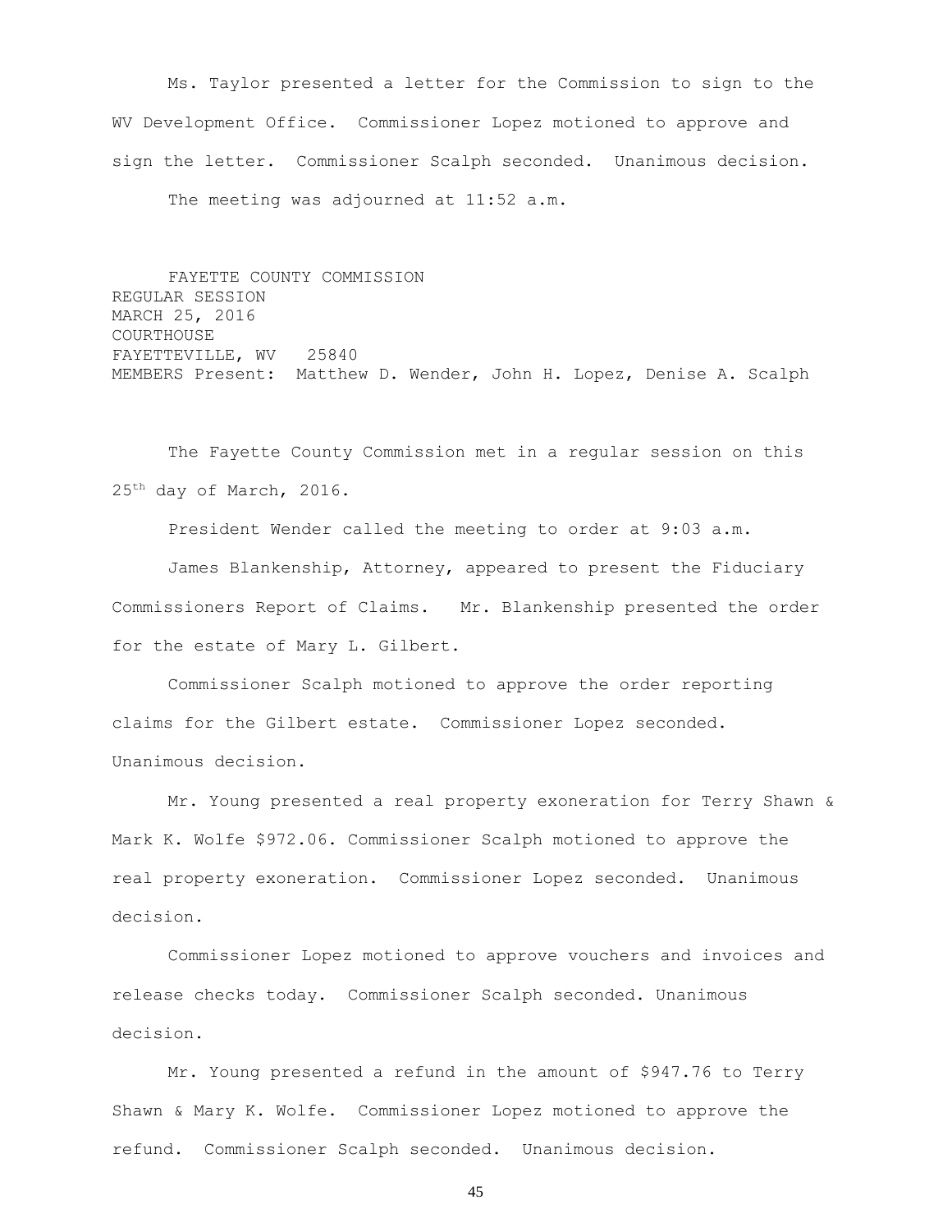Ms. Taylor presented a letter for the Commission to sign to the WV Development Office. Commissioner Lopez motioned to approve and sign the letter. Commissioner Scalph seconded. Unanimous decision.

The meeting was adjourned at 11:52 a.m.

FAYETTE COUNTY COMMISSION
REGULAR SESSION
MARCH 25, 2016
COURTHOUSE
FAYETTEVILLE, WV 25840
MEMBERS Present: Matthew D. Wender, John H. Lopez, Denise A. Scalph

The Fayette County Commission met in a regular session on this 25th day of March, 2016.

President Wender called the meeting to order at 9:03 a.m.

James Blankenship, Attorney, appeared to present the Fiduciary Commissioners Report of Claims. Mr. Blankenship presented the order for the estate of Mary L. Gilbert.

Commissioner Scalph motioned to approve the order reporting claims for the Gilbert estate. Commissioner Lopez seconded. Unanimous decision.

Mr. Young presented a real property exoneration for Terry Shawn & Mark K. Wolfe $972.06. Commissioner Scalph motioned to approve the real property exoneration. Commissioner Lopez seconded. Unanimous decision.

Commissioner Lopez motioned to approve vouchers and invoices and release checks today. Commissioner Scalph seconded. Unanimous decision.

Mr. Young presented a refund in the amount of $947.76 to Terry Shawn & Mary K. Wolfe. Commissioner Lopez motioned to approve the refund. Commissioner Scalph seconded. Unanimous decision.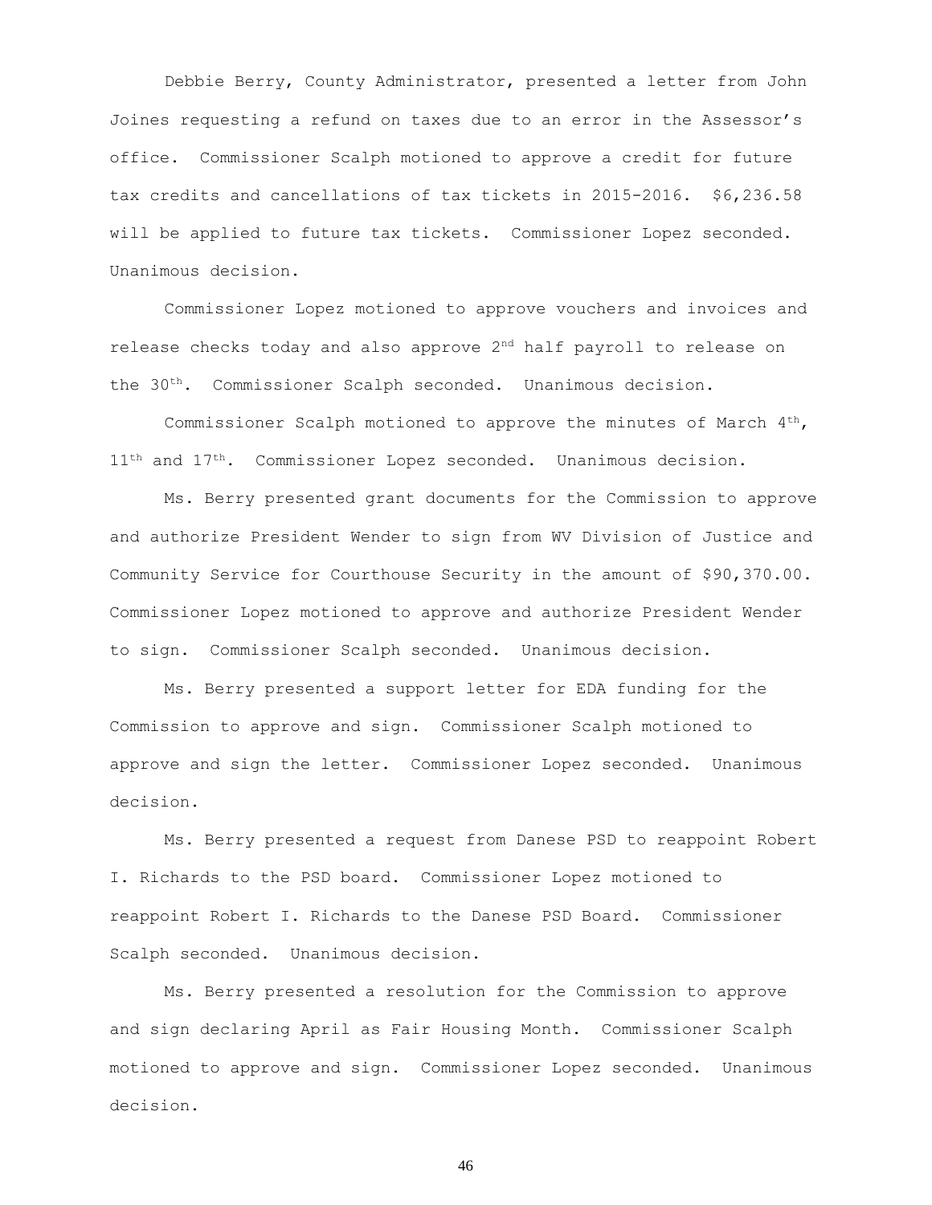Debbie Berry, County Administrator, presented a letter from John Joines requesting a refund on taxes due to an error in the Assessor's office. Commissioner Scalph motioned to approve a credit for future tax credits and cancellations of tax tickets in 2015-2016. $6,236.58 will be applied to future tax tickets. Commissioner Lopez seconded. Unanimous decision.

Commissioner Lopez motioned to approve vouchers and invoices and release checks today and also approve 2nd half payroll to release on the 30th. Commissioner Scalph seconded. Unanimous decision.

Commissioner Scalph motioned to approve the minutes of March 4th, 11th and 17th. Commissioner Lopez seconded. Unanimous decision.

Ms. Berry presented grant documents for the Commission to approve and authorize President Wender to sign from WV Division of Justice and Community Service for Courthouse Security in the amount of $90,370.00. Commissioner Lopez motioned to approve and authorize President Wender to sign. Commissioner Scalph seconded. Unanimous decision.

Ms. Berry presented a support letter for EDA funding for the Commission to approve and sign. Commissioner Scalph motioned to approve and sign the letter. Commissioner Lopez seconded. Unanimous decision.

Ms. Berry presented a request from Danese PSD to reappoint Robert I. Richards to the PSD board. Commissioner Lopez motioned to reappoint Robert I. Richards to the Danese PSD Board. Commissioner Scalph seconded. Unanimous decision.

Ms. Berry presented a resolution for the Commission to approve and sign declaring April as Fair Housing Month. Commissioner Scalph motioned to approve and sign. Commissioner Lopez seconded. Unanimous decision.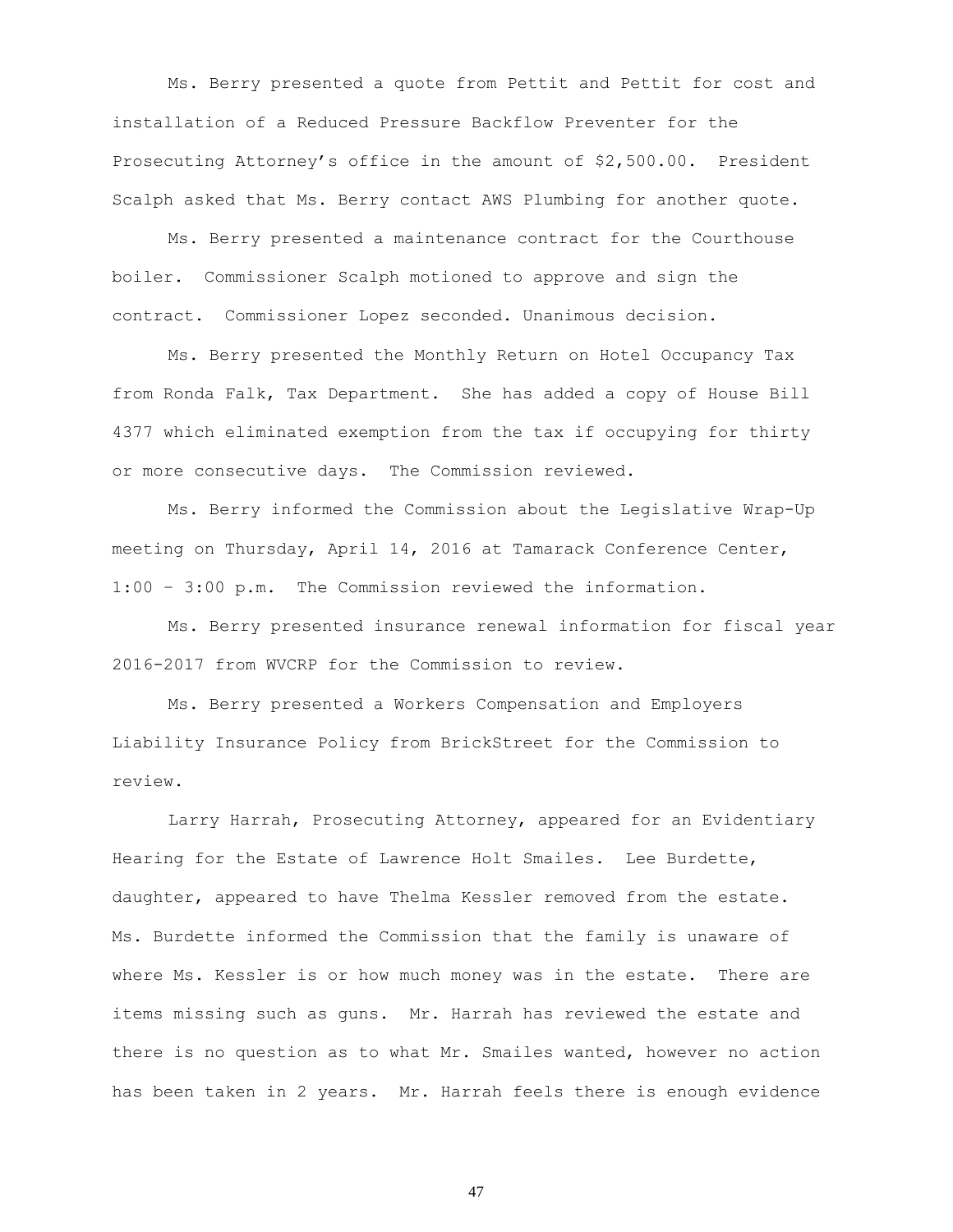Ms. Berry presented a quote from Pettit and Pettit for cost and installation of a Reduced Pressure Backflow Preventer for the Prosecuting Attorney's office in the amount of $2,500.00. President Scalph asked that Ms. Berry contact AWS Plumbing for another quote.

Ms. Berry presented a maintenance contract for the Courthouse boiler. Commissioner Scalph motioned to approve and sign the contract. Commissioner Lopez seconded. Unanimous decision.

Ms. Berry presented the Monthly Return on Hotel Occupancy Tax from Ronda Falk, Tax Department. She has added a copy of House Bill 4377 which eliminated exemption from the tax if occupying for thirty or more consecutive days. The Commission reviewed.

Ms. Berry informed the Commission about the Legislative Wrap-Up meeting on Thursday, April 14, 2016 at Tamarack Conference Center, 1:00 – 3:00 p.m. The Commission reviewed the information.

Ms. Berry presented insurance renewal information for fiscal year 2016-2017 from WVCRP for the Commission to review.

Ms. Berry presented a Workers Compensation and Employers Liability Insurance Policy from BrickStreet for the Commission to review.

Larry Harrah, Prosecuting Attorney, appeared for an Evidentiary Hearing for the Estate of Lawrence Holt Smailes. Lee Burdette, daughter, appeared to have Thelma Kessler removed from the estate. Ms. Burdette informed the Commission that the family is unaware of where Ms. Kessler is or how much money was in the estate. There are items missing such as guns. Mr. Harrah has reviewed the estate and there is no question as to what Mr. Smailes wanted, however no action has been taken in 2 years. Mr. Harrah feels there is enough evidence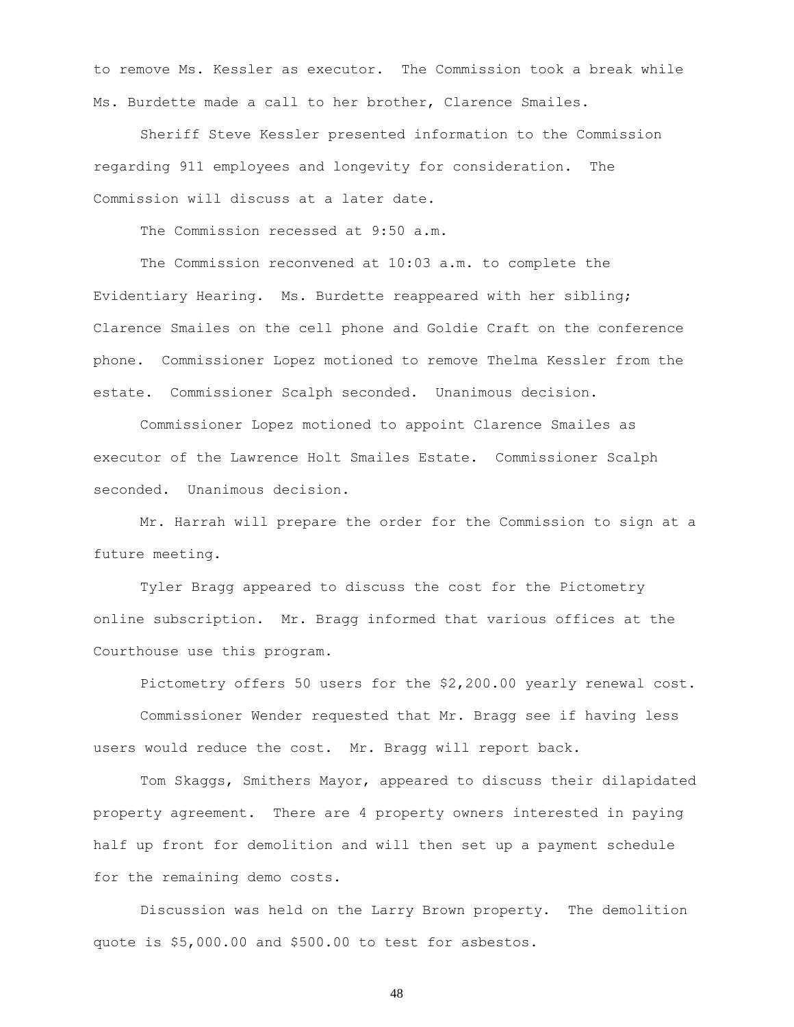to remove Ms. Kessler as executor. The Commission took a break while Ms. Burdette made a call to her brother, Clarence Smailes.

Sheriff Steve Kessler presented information to the Commission regarding 911 employees and longevity for consideration. The Commission will discuss at a later date.

The Commission recessed at 9:50 a.m.

The Commission reconvened at 10:03 a.m. to complete the Evidentiary Hearing. Ms. Burdette reappeared with her sibling; Clarence Smailes on the cell phone and Goldie Craft on the conference phone. Commissioner Lopez motioned to remove Thelma Kessler from the estate. Commissioner Scalph seconded. Unanimous decision.

Commissioner Lopez motioned to appoint Clarence Smailes as executor of the Lawrence Holt Smailes Estate. Commissioner Scalph seconded. Unanimous decision.

Mr. Harrah will prepare the order for the Commission to sign at a future meeting.

Tyler Bragg appeared to discuss the cost for the Pictometry online subscription. Mr. Bragg informed that various offices at the Courthouse use this program.

Pictometry offers 50 users for the $2,200.00 yearly renewal cost.

Commissioner Wender requested that Mr. Bragg see if having less users would reduce the cost. Mr. Bragg will report back.

Tom Skaggs, Smithers Mayor, appeared to discuss their dilapidated property agreement. There are 4 property owners interested in paying half up front for demolition and will then set up a payment schedule for the remaining demo costs.

Discussion was held on the Larry Brown property. The demolition quote is $5,000.00 and $500.00 to test for asbestos.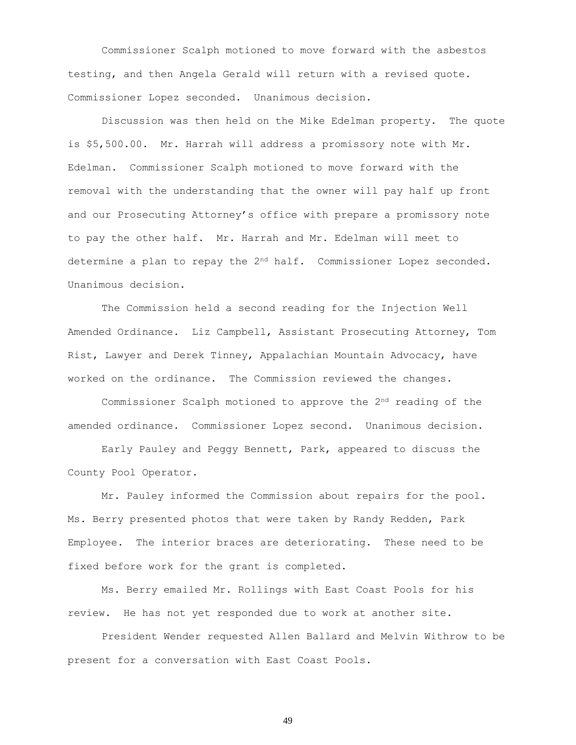Commissioner Scalph motioned to move forward with the asbestos testing, and then Angela Gerald will return with a revised quote. Commissioner Lopez seconded. Unanimous decision.

Discussion was then held on the Mike Edelman property. The quote is $5,500.00. Mr. Harrah will address a promissory note with Mr. Edelman. Commissioner Scalph motioned to move forward with the removal with the understanding that the owner will pay half up front and our Prosecuting Attorney's office with prepare a promissory note to pay the other half. Mr. Harrah and Mr. Edelman will meet to determine a plan to repay the 2nd half. Commissioner Lopez seconded. Unanimous decision.

The Commission held a second reading for the Injection Well Amended Ordinance. Liz Campbell, Assistant Prosecuting Attorney, Tom Rist, Lawyer and Derek Tinney, Appalachian Mountain Advocacy, have worked on the ordinance. The Commission reviewed the changes.

Commissioner Scalph motioned to approve the 2nd reading of the amended ordinance. Commissioner Lopez second. Unanimous decision.

Early Pauley and Peggy Bennett, Park, appeared to discuss the County Pool Operator.

Mr. Pauley informed the Commission about repairs for the pool. Ms. Berry presented photos that were taken by Randy Redden, Park Employee. The interior braces are deteriorating. These need to be fixed before work for the grant is completed.

Ms. Berry emailed Mr. Rollings with East Coast Pools for his review. He has not yet responded due to work at another site.

President Wender requested Allen Ballard and Melvin Withrow to be present for a conversation with East Coast Pools.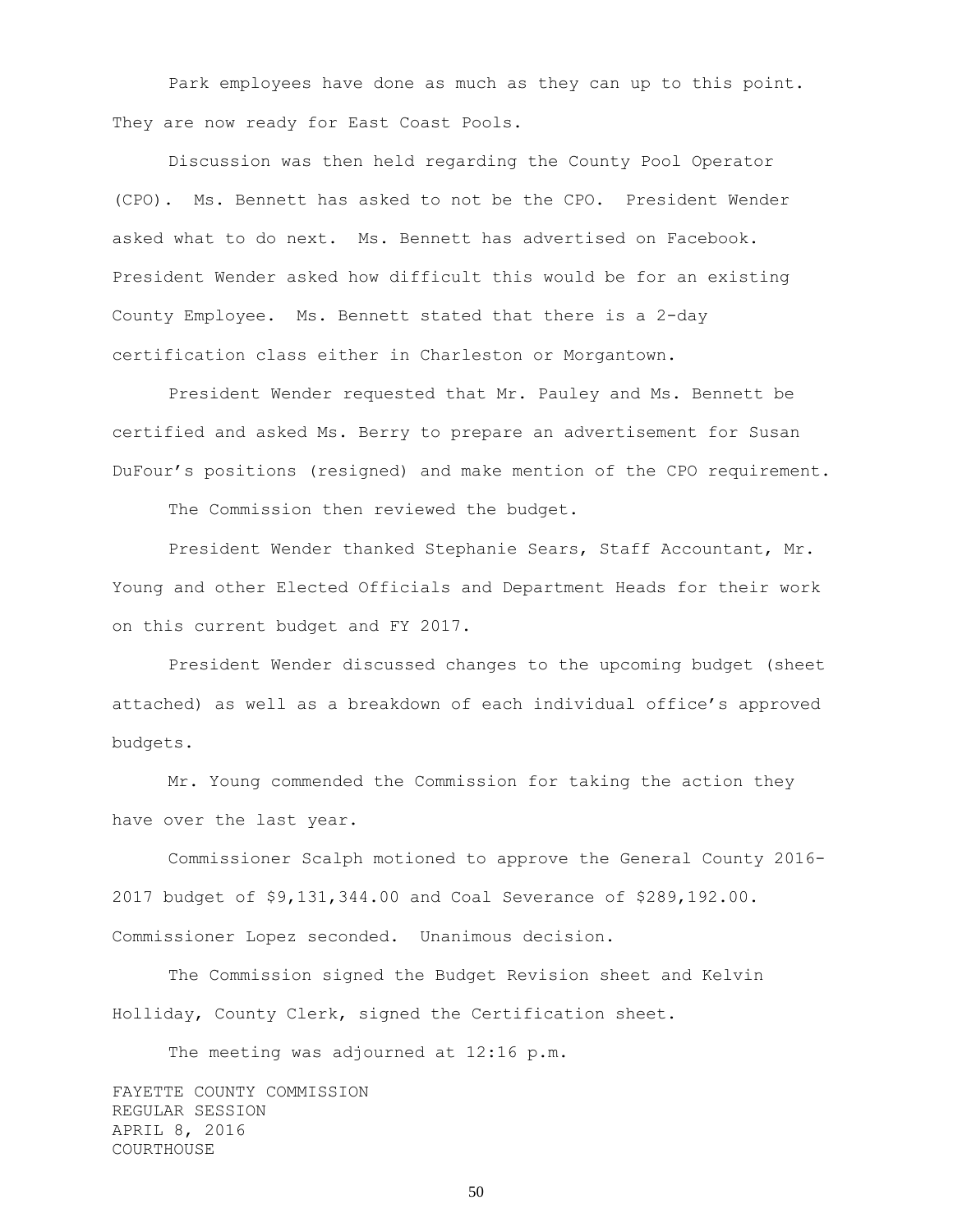Park employees have done as much as they can up to this point. They are now ready for East Coast Pools.

Discussion was then held regarding the County Pool Operator (CPO). Ms. Bennett has asked to not be the CPO. President Wender asked what to do next. Ms. Bennett has advertised on Facebook. President Wender asked how difficult this would be for an existing County Employee. Ms. Bennett stated that there is a 2-day certification class either in Charleston or Morgantown.

President Wender requested that Mr. Pauley and Ms. Bennett be certified and asked Ms. Berry to prepare an advertisement for Susan DuFour's positions (resigned) and make mention of the CPO requirement.

The Commission then reviewed the budget.

President Wender thanked Stephanie Sears, Staff Accountant, Mr. Young and other Elected Officials and Department Heads for their work on this current budget and FY 2017.

President Wender discussed changes to the upcoming budget (sheet attached) as well as a breakdown of each individual office's approved budgets.

Mr. Young commended the Commission for taking the action they have over the last year.

Commissioner Scalph motioned to approve the General County 2016-2017 budget of $9,131,344.00 and Coal Severance of $289,192.00. Commissioner Lopez seconded. Unanimous decision.

The Commission signed the Budget Revision sheet and Kelvin Holliday, County Clerk, signed the Certification sheet.

The meeting was adjourned at 12:16 p.m.

FAYETTE COUNTY COMMISSION
REGULAR SESSION
APRIL 8, 2016
COURTHOUSE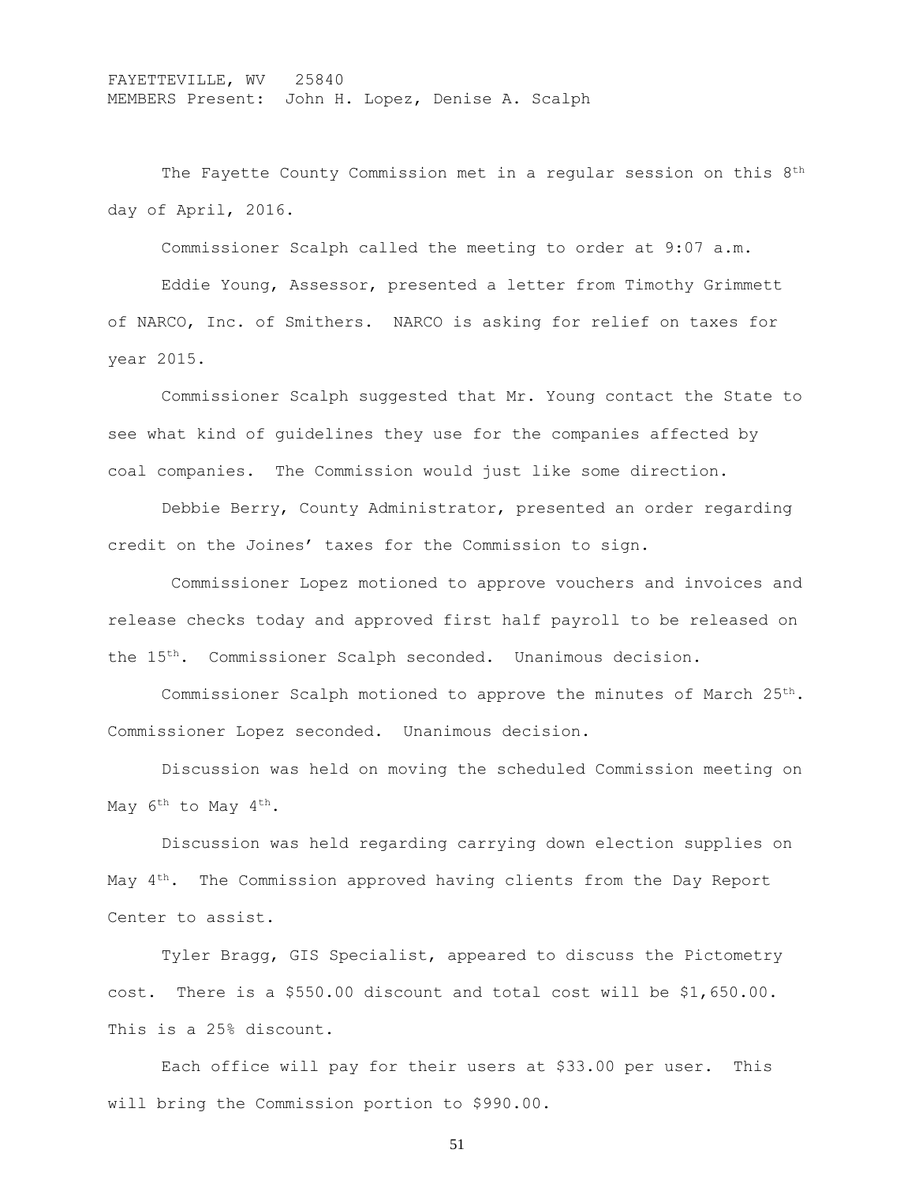FAYETTEVILLE, WV 25840
MEMBERS Present: John H. Lopez, Denise A. Scalph

The Fayette County Commission met in a regular session on this 8th day of April, 2016.

Commissioner Scalph called the meeting to order at 9:07 a.m.

Eddie Young, Assessor, presented a letter from Timothy Grimmett of NARCO, Inc. of Smithers. NARCO is asking for relief on taxes for year 2015.

Commissioner Scalph suggested that Mr. Young contact the State to see what kind of guidelines they use for the companies affected by coal companies. The Commission would just like some direction.

Debbie Berry, County Administrator, presented an order regarding credit on the Joines' taxes for the Commission to sign.

Commissioner Lopez motioned to approve vouchers and invoices and release checks today and approved first half payroll to be released on the 15th. Commissioner Scalph seconded. Unanimous decision.

Commissioner Scalph motioned to approve the minutes of March 25th. Commissioner Lopez seconded. Unanimous decision.

Discussion was held on moving the scheduled Commission meeting on May 6th to May 4th.

Discussion was held regarding carrying down election supplies on May 4th. The Commission approved having clients from the Day Report Center to assist.

Tyler Bragg, GIS Specialist, appeared to discuss the Pictometry cost. There is a $550.00 discount and total cost will be $1,650.00. This is a 25% discount.

Each office will pay for their users at $33.00 per user. This will bring the Commission portion to $990.00.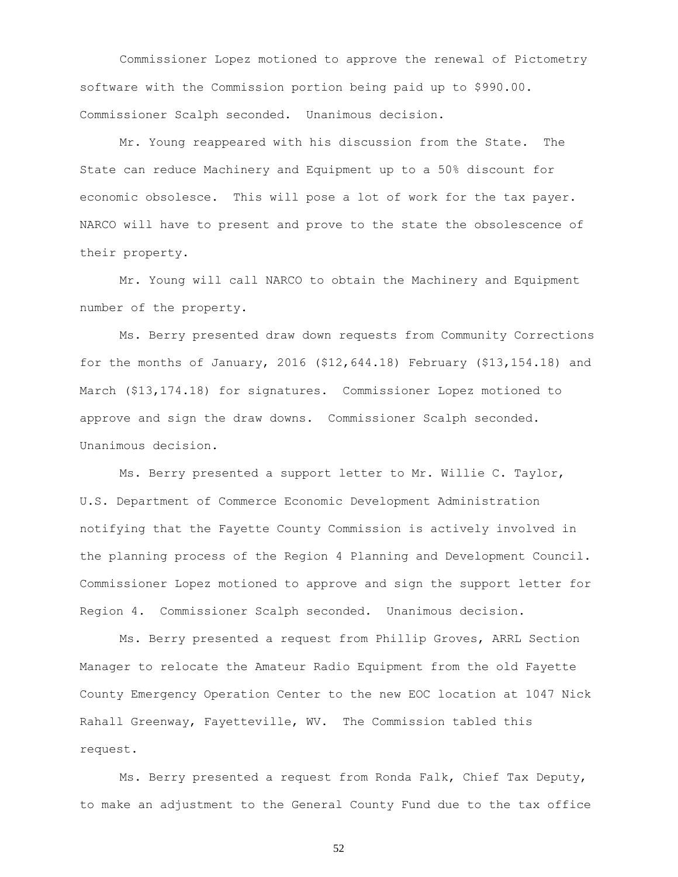Commissioner Lopez motioned to approve the renewal of Pictometry software with the Commission portion being paid up to $990.00. Commissioner Scalph seconded. Unanimous decision.

Mr. Young reappeared with his discussion from the State. The State can reduce Machinery and Equipment up to a 50% discount for economic obsolesce. This will pose a lot of work for the tax payer. NARCO will have to present and prove to the state the obsolescence of their property.

Mr. Young will call NARCO to obtain the Machinery and Equipment number of the property.

Ms. Berry presented draw down requests from Community Corrections for the months of January, 2016 ($12,644.18) February ($13,154.18) and March ($13,174.18) for signatures. Commissioner Lopez motioned to approve and sign the draw downs. Commissioner Scalph seconded. Unanimous decision.

Ms. Berry presented a support letter to Mr. Willie C. Taylor, U.S. Department of Commerce Economic Development Administration notifying that the Fayette County Commission is actively involved in the planning process of the Region 4 Planning and Development Council. Commissioner Lopez motioned to approve and sign the support letter for Region 4. Commissioner Scalph seconded. Unanimous decision.

Ms. Berry presented a request from Phillip Groves, ARRL Section Manager to relocate the Amateur Radio Equipment from the old Fayette County Emergency Operation Center to the new EOC location at 1047 Nick Rahall Greenway, Fayetteville, WV. The Commission tabled this request.

Ms. Berry presented a request from Ronda Falk, Chief Tax Deputy, to make an adjustment to the General County Fund due to the tax office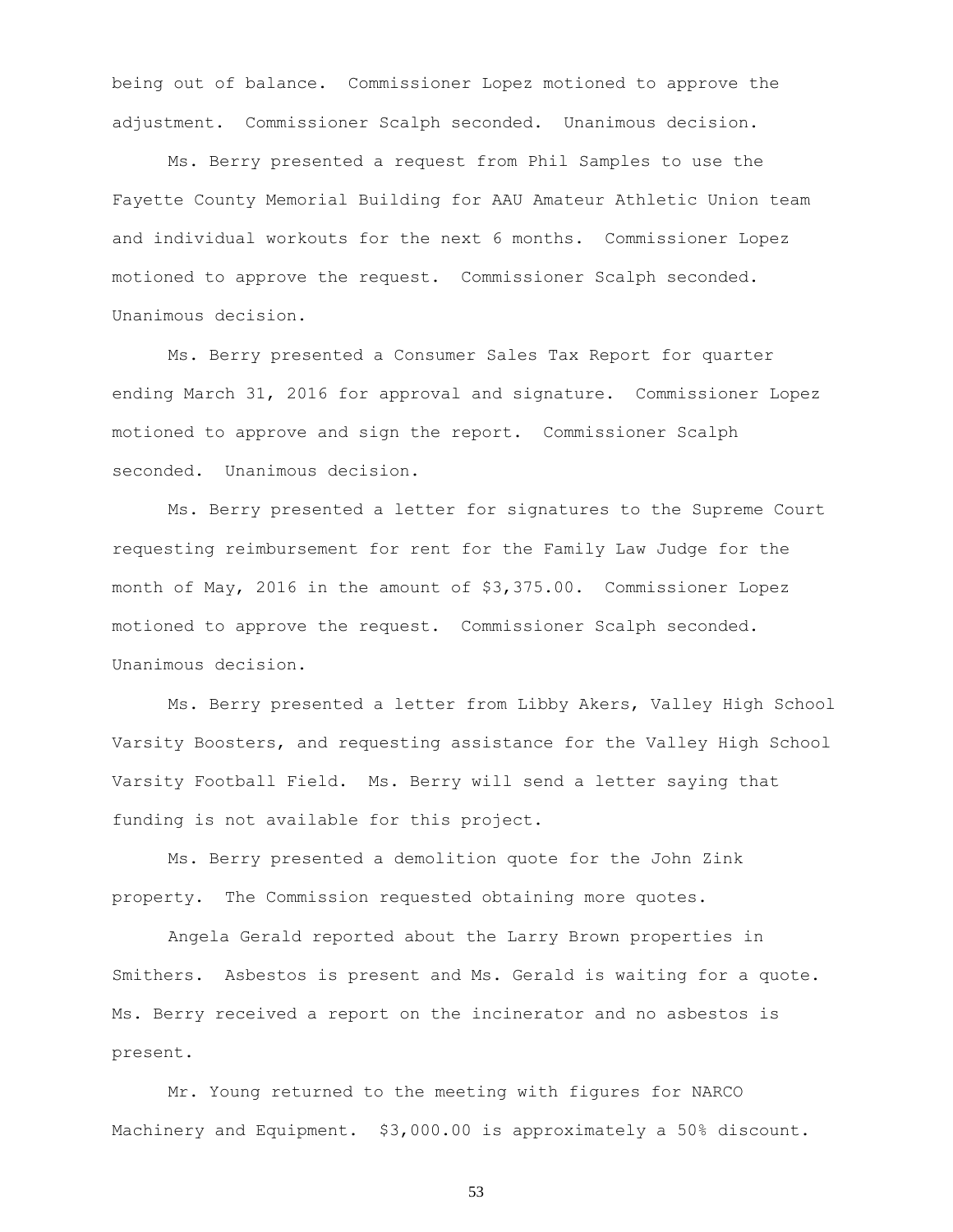being out of balance. Commissioner Lopez motioned to approve the adjustment. Commissioner Scalph seconded. Unanimous decision.

Ms. Berry presented a request from Phil Samples to use the Fayette County Memorial Building for AAU Amateur Athletic Union team and individual workouts for the next 6 months. Commissioner Lopez motioned to approve the request. Commissioner Scalph seconded. Unanimous decision.

Ms. Berry presented a Consumer Sales Tax Report for quarter ending March 31, 2016 for approval and signature. Commissioner Lopez motioned to approve and sign the report. Commissioner Scalph seconded. Unanimous decision.

Ms. Berry presented a letter for signatures to the Supreme Court requesting reimbursement for rent for the Family Law Judge for the month of May, 2016 in the amount of $3,375.00. Commissioner Lopez motioned to approve the request. Commissioner Scalph seconded. Unanimous decision.

Ms. Berry presented a letter from Libby Akers, Valley High School Varsity Boosters, and requesting assistance for the Valley High School Varsity Football Field. Ms. Berry will send a letter saying that funding is not available for this project.

Ms. Berry presented a demolition quote for the John Zink property. The Commission requested obtaining more quotes.

Angela Gerald reported about the Larry Brown properties in Smithers. Asbestos is present and Ms. Gerald is waiting for a quote. Ms. Berry received a report on the incinerator and no asbestos is present.

Mr. Young returned to the meeting with figures for NARCO Machinery and Equipment. $3,000.00 is approximately a 50% discount.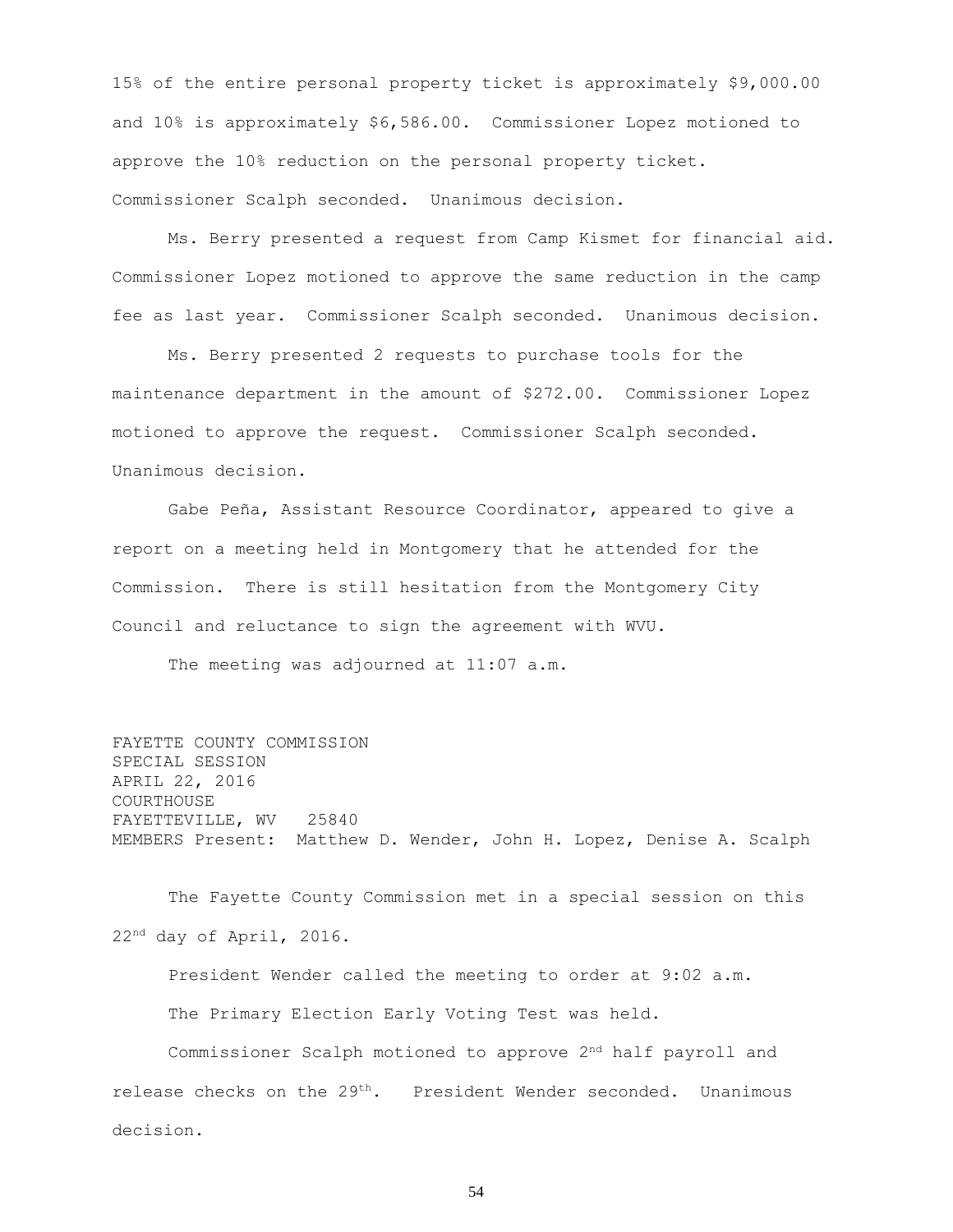15% of the entire personal property ticket is approximately $9,000.00 and 10% is approximately $6,586.00. Commissioner Lopez motioned to approve the 10% reduction on the personal property ticket. Commissioner Scalph seconded. Unanimous decision.

Ms. Berry presented a request from Camp Kismet for financial aid. Commissioner Lopez motioned to approve the same reduction in the camp fee as last year. Commissioner Scalph seconded. Unanimous decision.

Ms. Berry presented 2 requests to purchase tools for the maintenance department in the amount of $272.00. Commissioner Lopez motioned to approve the request. Commissioner Scalph seconded. Unanimous decision.

Gabe Peña, Assistant Resource Coordinator, appeared to give a report on a meeting held in Montgomery that he attended for the Commission. There is still hesitation from the Montgomery City Council and reluctance to sign the agreement with WVU.

The meeting was adjourned at 11:07 a.m.

FAYETTE COUNTY COMMISSION
SPECIAL SESSION
APRIL 22, 2016
COURTHOUSE
FAYETTEVILLE, WV 25840
MEMBERS Present: Matthew D. Wender, John H. Lopez, Denise A. Scalph

The Fayette County Commission met in a special session on this 22nd day of April, 2016.

President Wender called the meeting to order at 9:02 a.m.

The Primary Election Early Voting Test was held.

Commissioner Scalph motioned to approve 2nd half payroll and release checks on the 29th. President Wender seconded. Unanimous decision.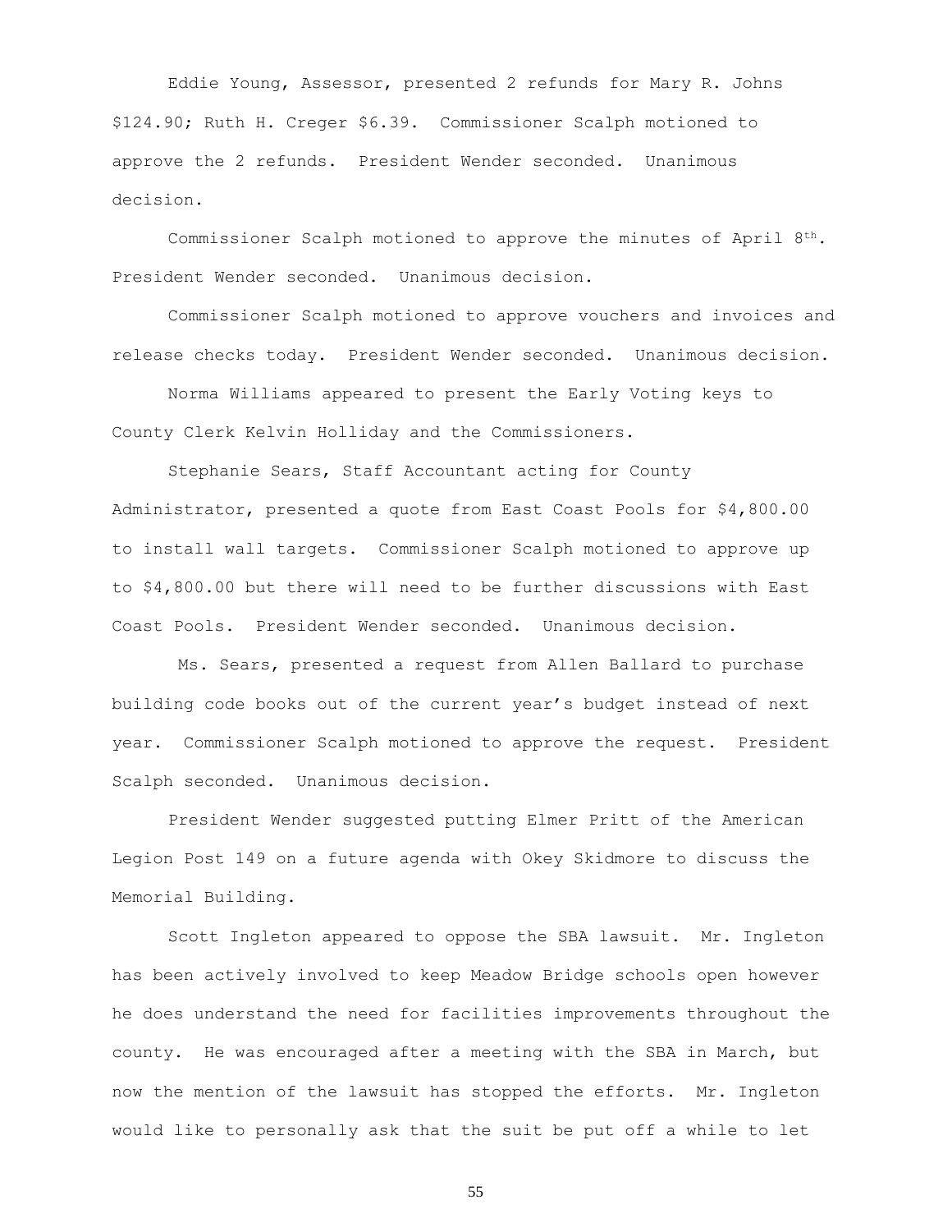Eddie Young, Assessor, presented 2 refunds for Mary R. Johns $124.90; Ruth H. Creger $6.39. Commissioner Scalph motioned to approve the 2 refunds. President Wender seconded. Unanimous decision.

Commissioner Scalph motioned to approve the minutes of April 8th. President Wender seconded. Unanimous decision.

Commissioner Scalph motioned to approve vouchers and invoices and release checks today. President Wender seconded. Unanimous decision.

Norma Williams appeared to present the Early Voting keys to County Clerk Kelvin Holliday and the Commissioners.

Stephanie Sears, Staff Accountant acting for County Administrator, presented a quote from East Coast Pools for $4,800.00 to install wall targets. Commissioner Scalph motioned to approve up to $4,800.00 but there will need to be further discussions with East Coast Pools. President Wender seconded. Unanimous decision.

Ms. Sears, presented a request from Allen Ballard to purchase building code books out of the current year's budget instead of next year. Commissioner Scalph motioned to approve the request. President Scalph seconded. Unanimous decision.

President Wender suggested putting Elmer Pritt of the American Legion Post 149 on a future agenda with Okey Skidmore to discuss the Memorial Building.

Scott Ingleton appeared to oppose the SBA lawsuit. Mr. Ingleton has been actively involved to keep Meadow Bridge schools open however he does understand the need for facilities improvements throughout the county. He was encouraged after a meeting with the SBA in March, but now the mention of the lawsuit has stopped the efforts. Mr. Ingleton would like to personally ask that the suit be put off a while to let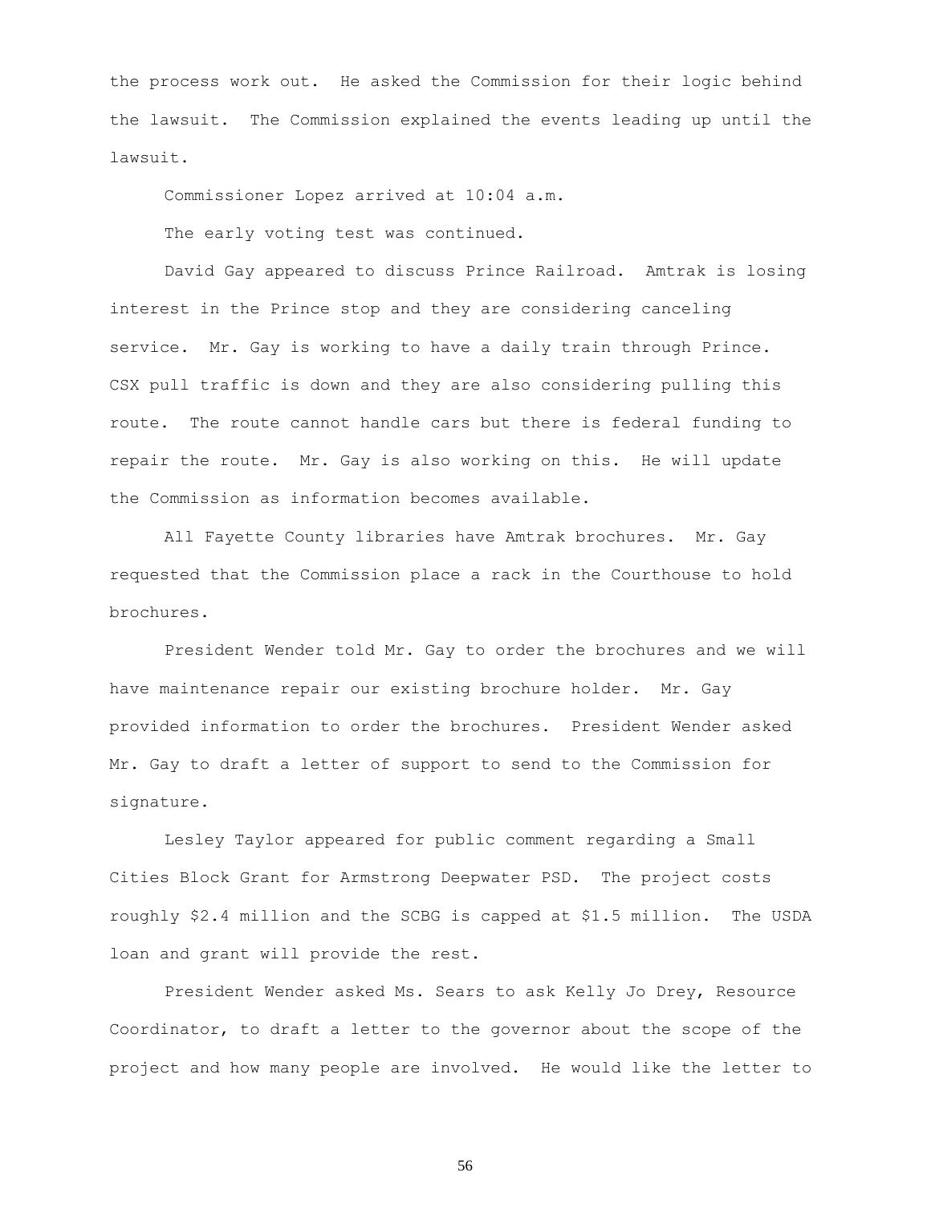the process work out. He asked the Commission for their logic behind the lawsuit. The Commission explained the events leading up until the lawsuit.

Commissioner Lopez arrived at 10:04 a.m.

The early voting test was continued.

David Gay appeared to discuss Prince Railroad. Amtrak is losing interest in the Prince stop and they are considering canceling service. Mr. Gay is working to have a daily train through Prince. CSX pull traffic is down and they are also considering pulling this route. The route cannot handle cars but there is federal funding to repair the route. Mr. Gay is also working on this. He will update the Commission as information becomes available.

All Fayette County libraries have Amtrak brochures. Mr. Gay requested that the Commission place a rack in the Courthouse to hold brochures.

President Wender told Mr. Gay to order the brochures and we will have maintenance repair our existing brochure holder. Mr. Gay provided information to order the brochures. President Wender asked Mr. Gay to draft a letter of support to send to the Commission for signature.

Lesley Taylor appeared for public comment regarding a Small Cities Block Grant for Armstrong Deepwater PSD. The project costs roughly \$2.4 million and the SCBG is capped at \$1.5 million. The USDA loan and grant will provide the rest.

President Wender asked Ms. Sears to ask Kelly Jo Drey, Resource Coordinator, to draft a letter to the governor about the scope of the project and how many people are involved. He would like the letter to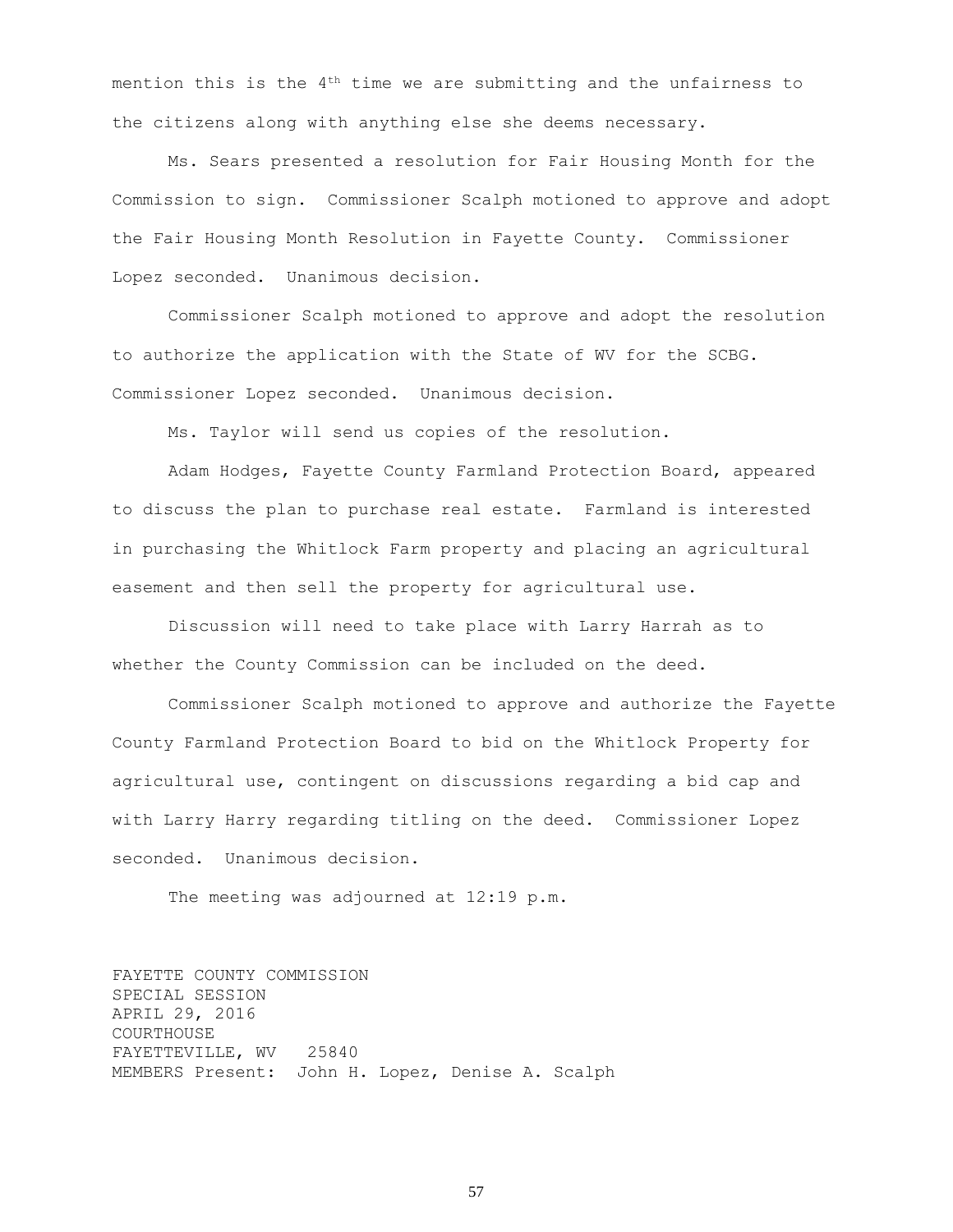mention this is the 4th time we are submitting and the unfairness to the citizens along with anything else she deems necessary.

Ms. Sears presented a resolution for Fair Housing Month for the Commission to sign. Commissioner Scalph motioned to approve and adopt the Fair Housing Month Resolution in Fayette County. Commissioner Lopez seconded. Unanimous decision.

Commissioner Scalph motioned to approve and adopt the resolution to authorize the application with the State of WV for the SCBG. Commissioner Lopez seconded. Unanimous decision.

Ms. Taylor will send us copies of the resolution.

Adam Hodges, Fayette County Farmland Protection Board, appeared to discuss the plan to purchase real estate. Farmland is interested in purchasing the Whitlock Farm property and placing an agricultural easement and then sell the property for agricultural use.

Discussion will need to take place with Larry Harrah as to whether the County Commission can be included on the deed.

Commissioner Scalph motioned to approve and authorize the Fayette County Farmland Protection Board to bid on the Whitlock Property for agricultural use, contingent on discussions regarding a bid cap and with Larry Harry regarding titling on the deed. Commissioner Lopez seconded. Unanimous decision.

The meeting was adjourned at 12:19 p.m.

FAYETTE COUNTY COMMISSION
SPECIAL SESSION
APRIL 29, 2016
COURTHOUSE
FAYETTEVILLE, WV 25840
MEMBERS Present: John H. Lopez, Denise A. Scalph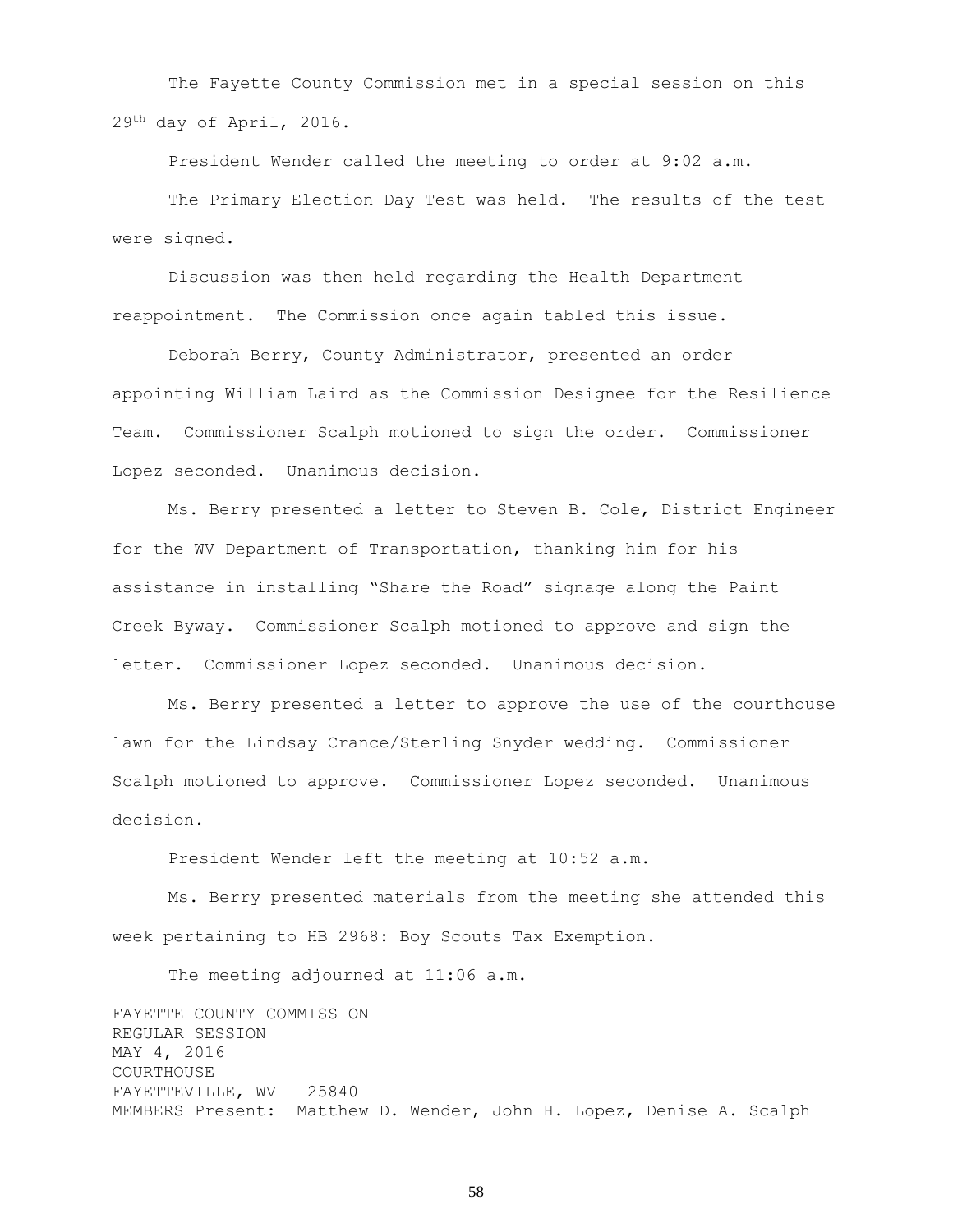The Fayette County Commission met in a special session on this 29th day of April, 2016.

President Wender called the meeting to order at 9:02 a.m.

The Primary Election Day Test was held. The results of the test were signed.

Discussion was then held regarding the Health Department reappointment. The Commission once again tabled this issue.

Deborah Berry, County Administrator, presented an order appointing William Laird as the Commission Designee for the Resilience Team. Commissioner Scalph motioned to sign the order. Commissioner Lopez seconded. Unanimous decision.

Ms. Berry presented a letter to Steven B. Cole, District Engineer for the WV Department of Transportation, thanking him for his assistance in installing "Share the Road" signage along the Paint Creek Byway. Commissioner Scalph motioned to approve and sign the letter. Commissioner Lopez seconded. Unanimous decision.

Ms. Berry presented a letter to approve the use of the courthouse lawn for the Lindsay Crance/Sterling Snyder wedding. Commissioner Scalph motioned to approve. Commissioner Lopez seconded. Unanimous decision.

President Wender left the meeting at 10:52 a.m.

Ms. Berry presented materials from the meeting she attended this week pertaining to HB 2968: Boy Scouts Tax Exemption.

The meeting adjourned at 11:06 a.m.

FAYETTE COUNTY COMMISSION
REGULAR SESSION
MAY 4, 2016
COURTHOUSE
FAYETTEVILLE, WV 25840
MEMBERS Present: Matthew D. Wender, John H. Lopez, Denise A. Scalph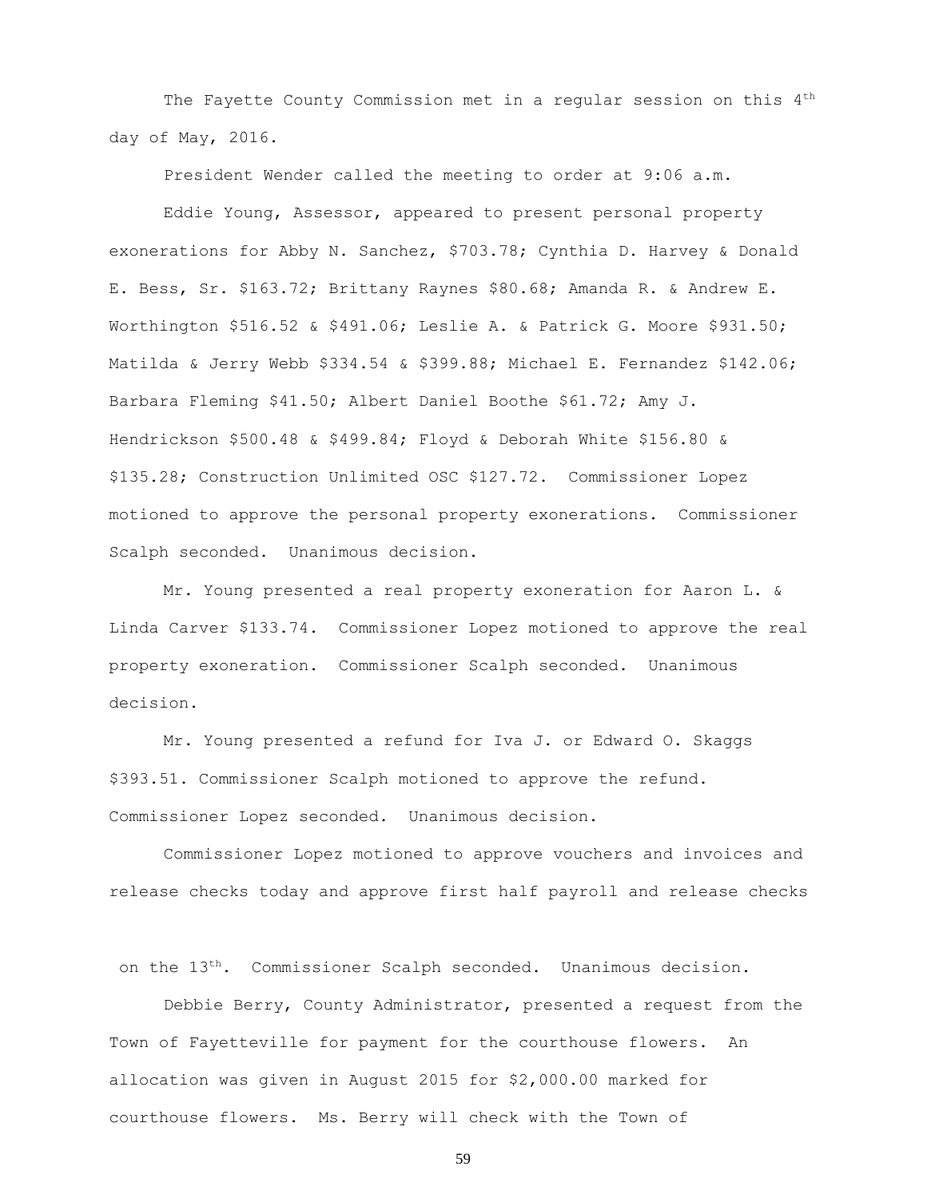The Fayette County Commission met in a regular session on this 4th day of May, 2016.

President Wender called the meeting to order at 9:06 a.m.

Eddie Young, Assessor, appeared to present personal property exonerations for Abby N. Sanchez, $703.78; Cynthia D. Harvey & Donald E. Bess, Sr. $163.72; Brittany Raynes $80.68; Amanda R. & Andrew E. Worthington $516.52 & $491.06; Leslie A. & Patrick G. Moore $931.50; Matilda & Jerry Webb $334.54 & $399.88; Michael E. Fernandez $142.06; Barbara Fleming $41.50; Albert Daniel Boothe $61.72; Amy J. Hendrickson $500.48 & $499.84; Floyd & Deborah White $156.80 & $135.28; Construction Unlimited OSC $127.72. Commissioner Lopez motioned to approve the personal property exonerations. Commissioner Scalph seconded. Unanimous decision.

Mr. Young presented a real property exoneration for Aaron L. & Linda Carver $133.74. Commissioner Lopez motioned to approve the real property exoneration. Commissioner Scalph seconded. Unanimous decision.

Mr. Young presented a refund for Iva J. or Edward O. Skaggs $393.51. Commissioner Scalph motioned to approve the refund. Commissioner Lopez seconded. Unanimous decision.

Commissioner Lopez motioned to approve vouchers and invoices and release checks today and approve first half payroll and release checks on the 13th. Commissioner Scalph seconded. Unanimous decision.

Debbie Berry, County Administrator, presented a request from the Town of Fayetteville for payment for the courthouse flowers. An allocation was given in August 2015 for $2,000.00 marked for courthouse flowers. Ms. Berry will check with the Town of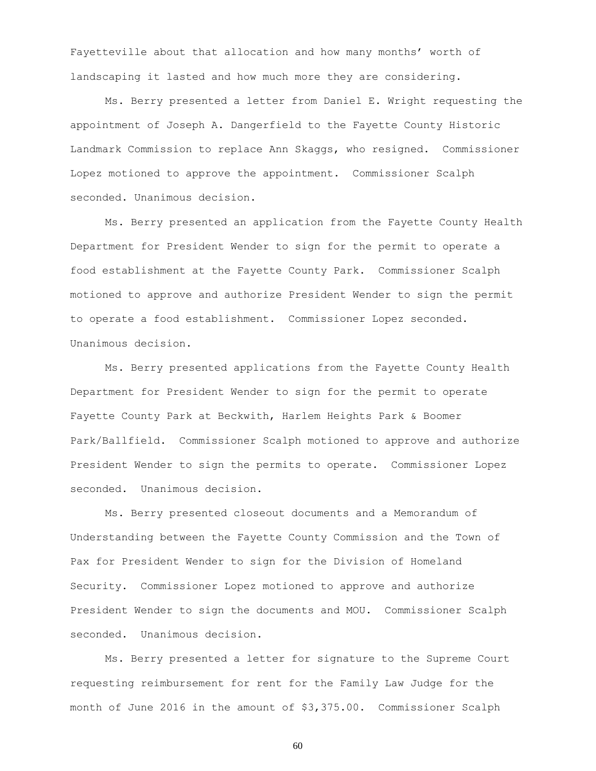Fayetteville about that allocation and how many months' worth of landscaping it lasted and how much more they are considering.

Ms. Berry presented a letter from Daniel E. Wright requesting the appointment of Joseph A. Dangerfield to the Fayette County Historic Landmark Commission to replace Ann Skaggs, who resigned. Commissioner Lopez motioned to approve the appointment. Commissioner Scalph seconded. Unanimous decision.

Ms. Berry presented an application from the Fayette County Health Department for President Wender to sign for the permit to operate a food establishment at the Fayette County Park. Commissioner Scalph motioned to approve and authorize President Wender to sign the permit to operate a food establishment. Commissioner Lopez seconded. Unanimous decision.

Ms. Berry presented applications from the Fayette County Health Department for President Wender to sign for the permit to operate Fayette County Park at Beckwith, Harlem Heights Park & Boomer Park/Ballfield. Commissioner Scalph motioned to approve and authorize President Wender to sign the permits to operate. Commissioner Lopez seconded. Unanimous decision.

Ms. Berry presented closeout documents and a Memorandum of Understanding between the Fayette County Commission and the Town of Pax for President Wender to sign for the Division of Homeland Security. Commissioner Lopez motioned to approve and authorize President Wender to sign the documents and MOU. Commissioner Scalph seconded. Unanimous decision.

Ms. Berry presented a letter for signature to the Supreme Court requesting reimbursement for rent for the Family Law Judge for the month of June 2016 in the amount of $3,375.00. Commissioner Scalph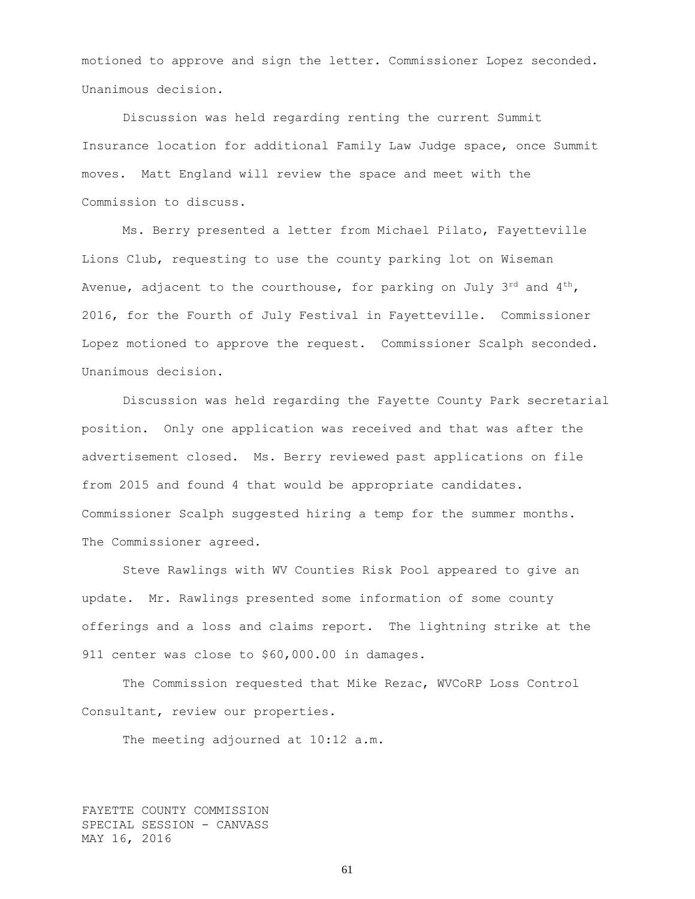motioned to approve and sign the letter. Commissioner Lopez seconded. Unanimous decision.

Discussion was held regarding renting the current Summit Insurance location for additional Family Law Judge space, once Summit moves. Matt England will review the space and meet with the Commission to discuss.

Ms. Berry presented a letter from Michael Pilato, Fayetteville Lions Club, requesting to use the county parking lot on Wiseman Avenue, adjacent to the courthouse, for parking on July 3rd and 4th, 2016, for the Fourth of July Festival in Fayetteville. Commissioner Lopez motioned to approve the request. Commissioner Scalph seconded. Unanimous decision.

Discussion was held regarding the Fayette County Park secretarial position. Only one application was received and that was after the advertisement closed. Ms. Berry reviewed past applications on file from 2015 and found 4 that would be appropriate candidates. Commissioner Scalph suggested hiring a temp for the summer months. The Commissioner agreed.

Steve Rawlings with WV Counties Risk Pool appeared to give an update. Mr. Rawlings presented some information of some county offerings and a loss and claims report. The lightning strike at the 911 center was close to $60,000.00 in damages.

The Commission requested that Mike Rezac, WVCoRP Loss Control Consultant, review our properties.

The meeting adjourned at 10:12 a.m.

FAYETTE COUNTY COMMISSION
SPECIAL SESSION - CANVASS
MAY 16, 2016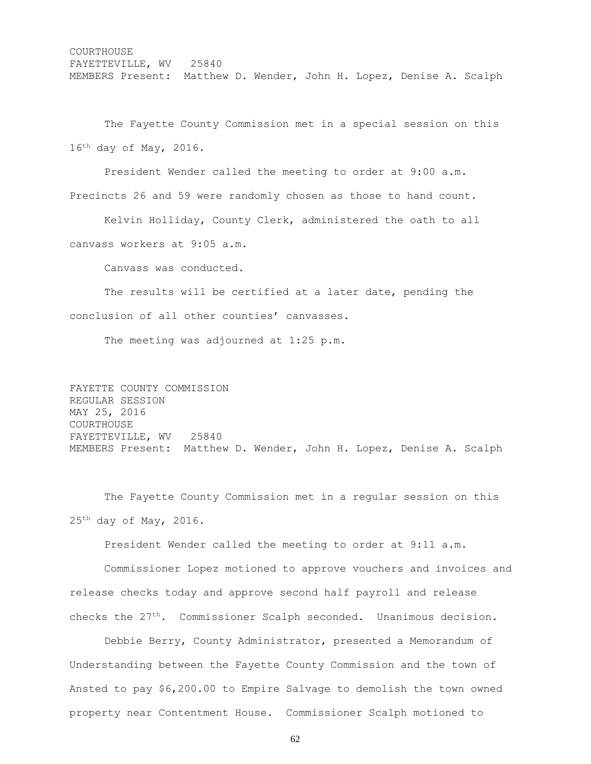COURTHOUSE
FAYETTEVILLE, WV 25840
MEMBERS Present: Matthew D. Wender, John H. Lopez, Denise A. Scalph

The Fayette County Commission met in a special session on this 16th day of May, 2016.

President Wender called the meeting to order at 9:00 a.m. Precincts 26 and 59 were randomly chosen as those to hand count.

Kelvin Holliday, County Clerk, administered the oath to all canvass workers at 9:05 a.m.

Canvass was conducted.

The results will be certified at a later date, pending the conclusion of all other counties' canvasses.

The meeting was adjourned at 1:25 p.m.

FAYETTE COUNTY COMMISSION
REGULAR SESSION
MAY 25, 2016
COURTHOUSE
FAYETTEVILLE, WV 25840
MEMBERS Present: Matthew D. Wender, John H. Lopez, Denise A. Scalph

The Fayette County Commission met in a regular session on this 25th day of May, 2016.

President Wender called the meeting to order at 9:11 a.m.

Commissioner Lopez motioned to approve vouchers and invoices and release checks today and approve second half payroll and release checks the 27th. Commissioner Scalph seconded. Unanimous decision.

Debbie Berry, County Administrator, presented a Memorandum of Understanding between the Fayette County Commission and the town of Ansted to pay $6,200.00 to Empire Salvage to demolish the town owned property near Contentment House. Commissioner Scalph motioned to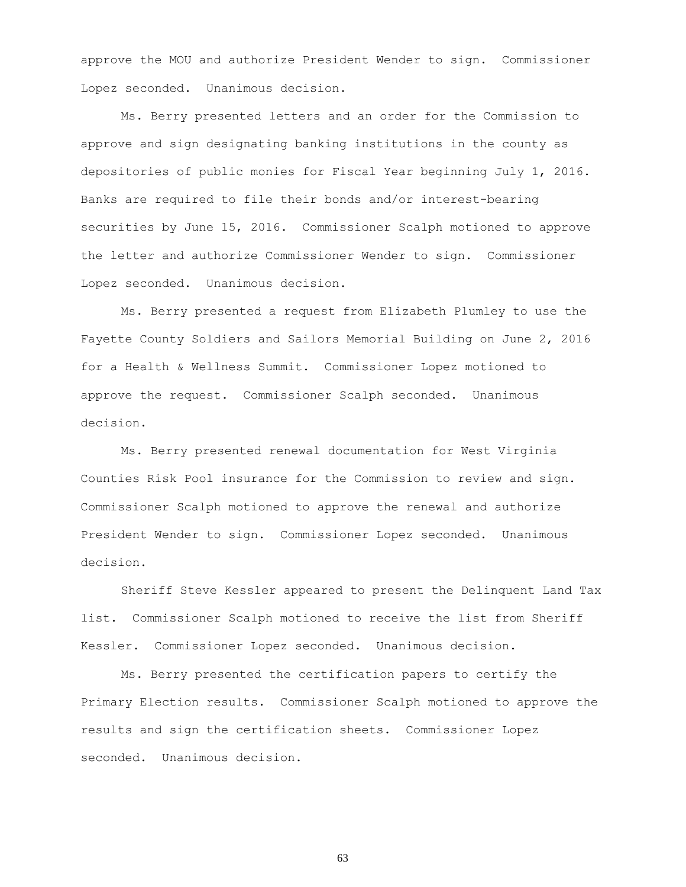approve the MOU and authorize President Wender to sign. Commissioner Lopez seconded. Unanimous decision.

Ms. Berry presented letters and an order for the Commission to approve and sign designating banking institutions in the county as depositories of public monies for Fiscal Year beginning July 1, 2016. Banks are required to file their bonds and/or interest-bearing securities by June 15, 2016. Commissioner Scalph motioned to approve the letter and authorize Commissioner Wender to sign. Commissioner Lopez seconded. Unanimous decision.

Ms. Berry presented a request from Elizabeth Plumley to use the Fayette County Soldiers and Sailors Memorial Building on June 2, 2016 for a Health & Wellness Summit. Commissioner Lopez motioned to approve the request. Commissioner Scalph seconded. Unanimous decision.

Ms. Berry presented renewal documentation for West Virginia Counties Risk Pool insurance for the Commission to review and sign. Commissioner Scalph motioned to approve the renewal and authorize President Wender to sign. Commissioner Lopez seconded. Unanimous decision.

Sheriff Steve Kessler appeared to present the Delinquent Land Tax list. Commissioner Scalph motioned to receive the list from Sheriff Kessler. Commissioner Lopez seconded. Unanimous decision.

Ms. Berry presented the certification papers to certify the Primary Election results. Commissioner Scalph motioned to approve the results and sign the certification sheets. Commissioner Lopez seconded. Unanimous decision.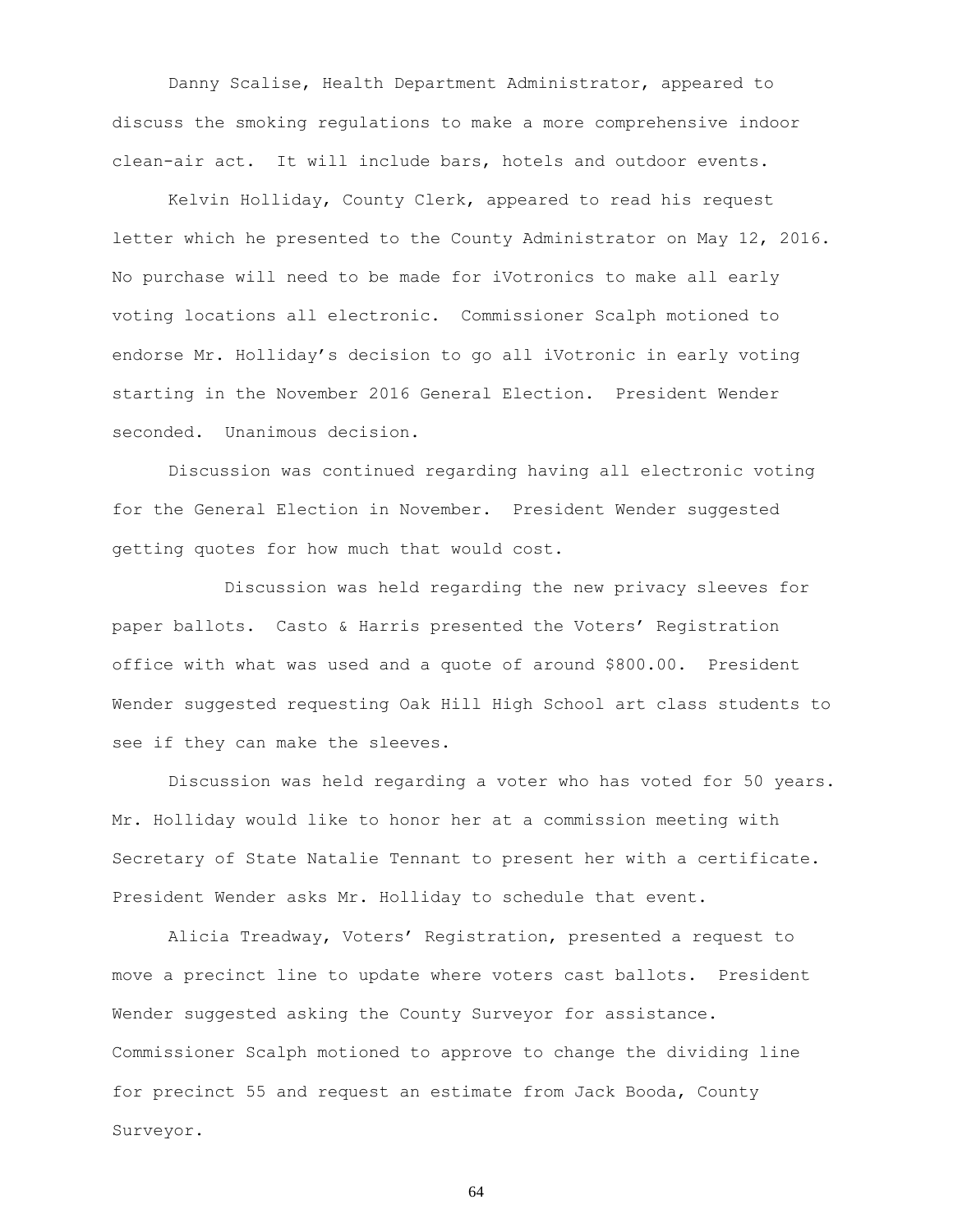Danny Scalise, Health Department Administrator, appeared to discuss the smoking regulations to make a more comprehensive indoor clean-air act. It will include bars, hotels and outdoor events.

Kelvin Holliday, County Clerk, appeared to read his request letter which he presented to the County Administrator on May 12, 2016. No purchase will need to be made for iVotronics to make all early voting locations all electronic. Commissioner Scalph motioned to endorse Mr. Holliday's decision to go all iVotronic in early voting starting in the November 2016 General Election. President Wender seconded. Unanimous decision.

Discussion was continued regarding having all electronic voting for the General Election in November. President Wender suggested getting quotes for how much that would cost.

Discussion was held regarding the new privacy sleeves for paper ballots. Casto & Harris presented the Voters' Registration office with what was used and a quote of around $800.00. President Wender suggested requesting Oak Hill High School art class students to see if they can make the sleeves.

Discussion was held regarding a voter who has voted for 50 years. Mr. Holliday would like to honor her at a commission meeting with Secretary of State Natalie Tennant to present her with a certificate. President Wender asks Mr. Holliday to schedule that event.

Alicia Treadway, Voters' Registration, presented a request to move a precinct line to update where voters cast ballots. President Wender suggested asking the County Surveyor for assistance. Commissioner Scalph motioned to approve to change the dividing line for precinct 55 and request an estimate from Jack Booda, County Surveyor.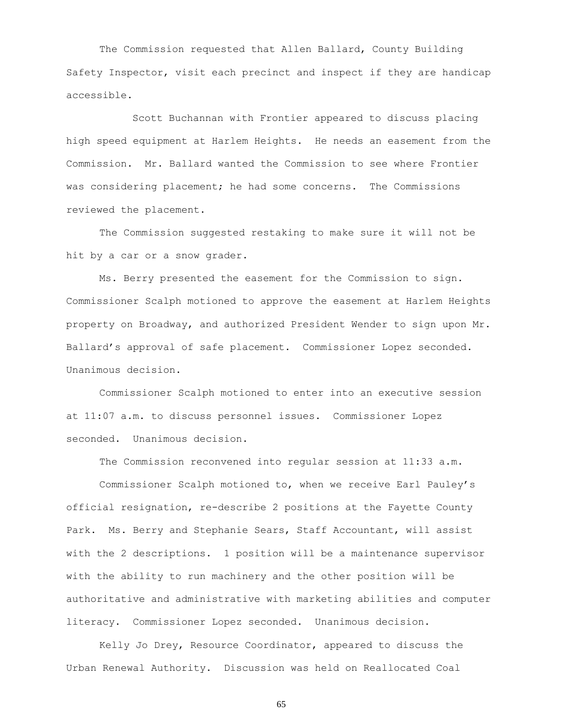The Commission requested that Allen Ballard, County Building Safety Inspector, visit each precinct and inspect if they are handicap accessible.

Scott Buchannan with Frontier appeared to discuss placing high speed equipment at Harlem Heights. He needs an easement from the Commission. Mr. Ballard wanted the Commission to see where Frontier was considering placement; he had some concerns. The Commissions reviewed the placement.

The Commission suggested restaking to make sure it will not be hit by a car or a snow grader.

Ms. Berry presented the easement for the Commission to sign. Commissioner Scalph motioned to approve the easement at Harlem Heights property on Broadway, and authorized President Wender to sign upon Mr. Ballard's approval of safe placement. Commissioner Lopez seconded. Unanimous decision.

Commissioner Scalph motioned to enter into an executive session at 11:07 a.m. to discuss personnel issues. Commissioner Lopez seconded. Unanimous decision.

The Commission reconvened into regular session at 11:33 a.m.

Commissioner Scalph motioned to, when we receive Earl Pauley's official resignation, re-describe 2 positions at the Fayette County Park. Ms. Berry and Stephanie Sears, Staff Accountant, will assist with the 2 descriptions. 1 position will be a maintenance supervisor with the ability to run machinery and the other position will be authoritative and administrative with marketing abilities and computer literacy. Commissioner Lopez seconded. Unanimous decision.

Kelly Jo Drey, Resource Coordinator, appeared to discuss the Urban Renewal Authority. Discussion was held on Reallocated Coal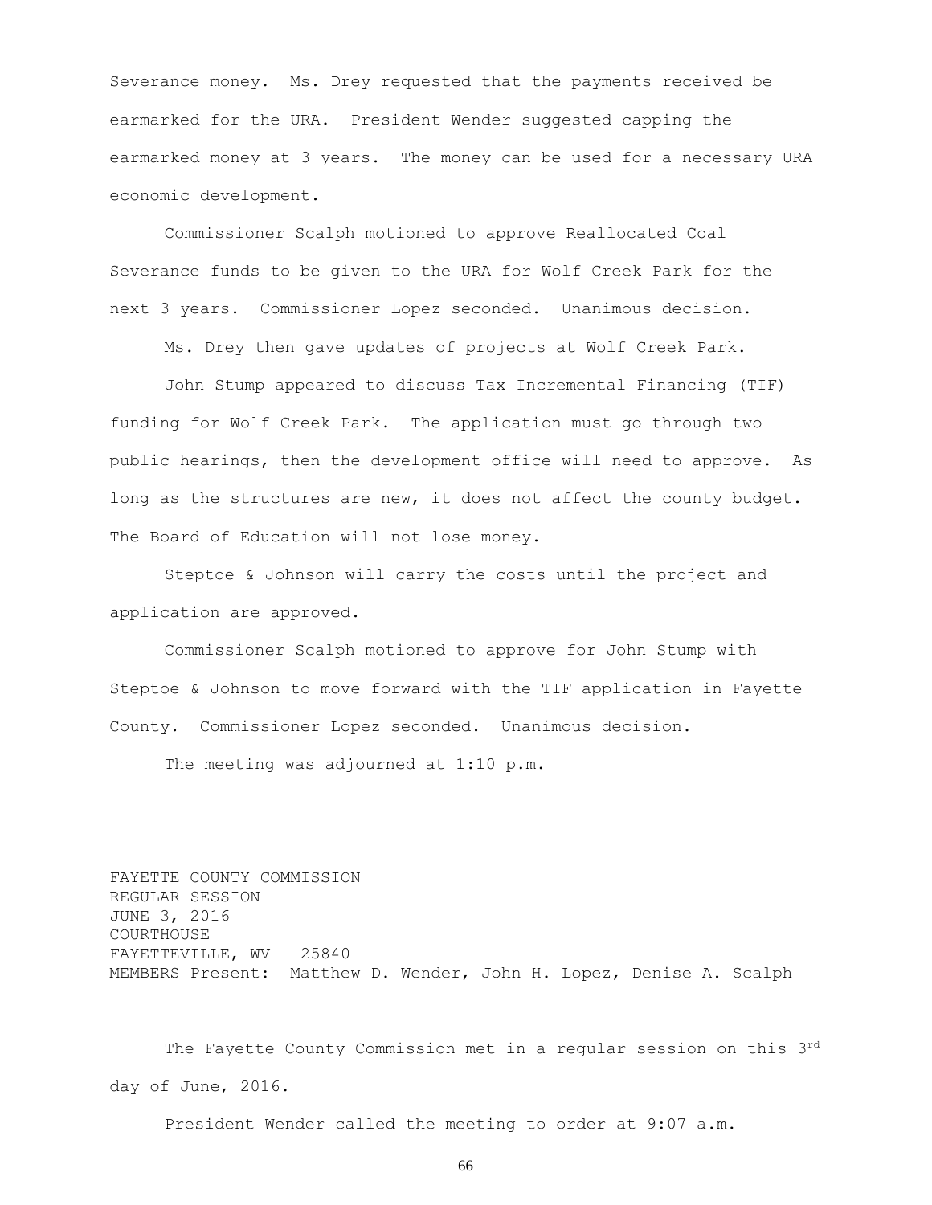Severance money. Ms. Drey requested that the payments received be earmarked for the URA. President Wender suggested capping the earmarked money at 3 years. The money can be used for a necessary URA economic development.

Commissioner Scalph motioned to approve Reallocated Coal Severance funds to be given to the URA for Wolf Creek Park for the next 3 years. Commissioner Lopez seconded. Unanimous decision.

Ms. Drey then gave updates of projects at Wolf Creek Park.

John Stump appeared to discuss Tax Incremental Financing (TIF) funding for Wolf Creek Park. The application must go through two public hearings, then the development office will need to approve. As long as the structures are new, it does not affect the county budget. The Board of Education will not lose money.

Steptoe & Johnson will carry the costs until the project and application are approved.

Commissioner Scalph motioned to approve for John Stump with Steptoe & Johnson to move forward with the TIF application in Fayette County. Commissioner Lopez seconded. Unanimous decision.

The meeting was adjourned at 1:10 p.m.

FAYETTE COUNTY COMMISSION
REGULAR SESSION
JUNE 3, 2016
COURTHOUSE
FAYETTEVILLE, WV 25840
MEMBERS Present: Matthew D. Wender, John H. Lopez, Denise A. Scalph

The Fayette County Commission met in a regular session on this 3rd day of June, 2016.

President Wender called the meeting to order at 9:07 a.m.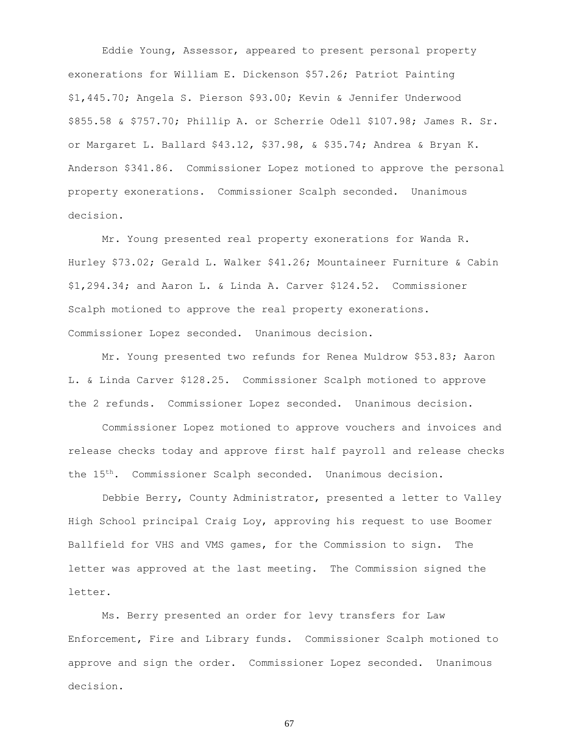Eddie Young, Assessor, appeared to present personal property exonerations for William E. Dickenson $57.26; Patriot Painting $1,445.70; Angela S. Pierson $93.00; Kevin & Jennifer Underwood $855.58 & $757.70; Phillip A. or Scherrie Odell $107.98; James R. Sr. or Margaret L. Ballard $43.12, $37.98, & $35.74; Andrea & Bryan K. Anderson $341.86. Commissioner Lopez motioned to approve the personal property exonerations. Commissioner Scalph seconded. Unanimous decision.

Mr. Young presented real property exonerations for Wanda R. Hurley $73.02; Gerald L. Walker $41.26; Mountaineer Furniture & Cabin $1,294.34; and Aaron L. & Linda A. Carver $124.52. Commissioner Scalph motioned to approve the real property exonerations. Commissioner Lopez seconded. Unanimous decision.

Mr. Young presented two refunds for Renea Muldrow $53.83; Aaron L. & Linda Carver $128.25. Commissioner Scalph motioned to approve the 2 refunds. Commissioner Lopez seconded. Unanimous decision.

Commissioner Lopez motioned to approve vouchers and invoices and release checks today and approve first half payroll and release checks the 15th. Commissioner Scalph seconded. Unanimous decision.

Debbie Berry, County Administrator, presented a letter to Valley High School principal Craig Loy, approving his request to use Boomer Ballfield for VHS and VMS games, for the Commission to sign. The letter was approved at the last meeting. The Commission signed the letter.

Ms. Berry presented an order for levy transfers for Law Enforcement, Fire and Library funds. Commissioner Scalph motioned to approve and sign the order. Commissioner Lopez seconded. Unanimous decision.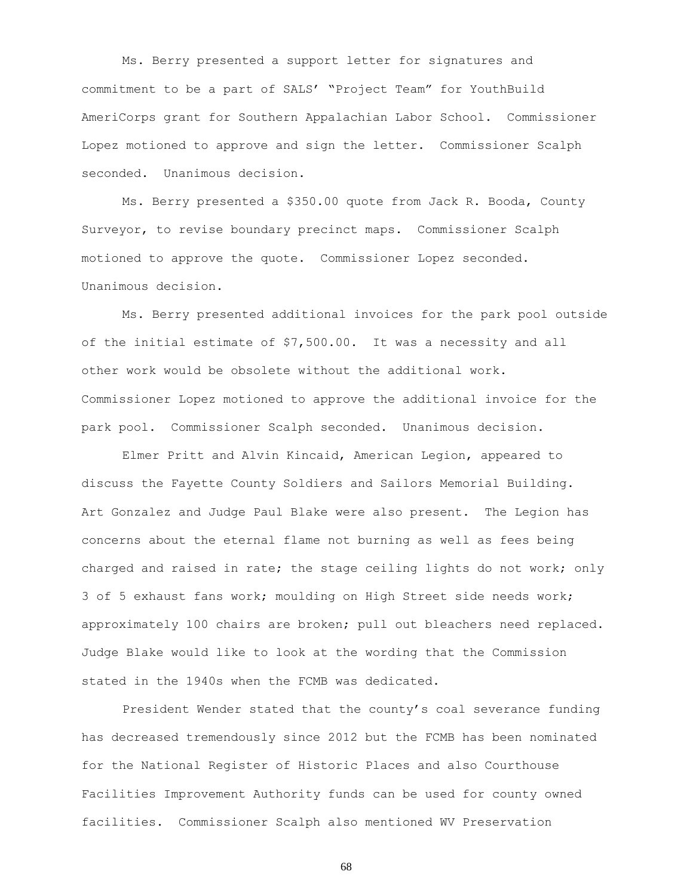Ms. Berry presented a support letter for signatures and commitment to be a part of SALS' "Project Team" for YouthBuild AmeriCorps grant for Southern Appalachian Labor School. Commissioner Lopez motioned to approve and sign the letter. Commissioner Scalph seconded. Unanimous decision.

Ms. Berry presented a $350.00 quote from Jack R. Booda, County Surveyor, to revise boundary precinct maps. Commissioner Scalph motioned to approve the quote. Commissioner Lopez seconded. Unanimous decision.

Ms. Berry presented additional invoices for the park pool outside of the initial estimate of $7,500.00. It was a necessity and all other work would be obsolete without the additional work. Commissioner Lopez motioned to approve the additional invoice for the park pool. Commissioner Scalph seconded. Unanimous decision.

Elmer Pritt and Alvin Kincaid, American Legion, appeared to discuss the Fayette County Soldiers and Sailors Memorial Building. Art Gonzalez and Judge Paul Blake were also present. The Legion has concerns about the eternal flame not burning as well as fees being charged and raised in rate; the stage ceiling lights do not work; only 3 of 5 exhaust fans work; moulding on High Street side needs work; approximately 100 chairs are broken; pull out bleachers need replaced. Judge Blake would like to look at the wording that the Commission stated in the 1940s when the FCMB was dedicated.

President Wender stated that the county's coal severance funding has decreased tremendously since 2012 but the FCMB has been nominated for the National Register of Historic Places and also Courthouse Facilities Improvement Authority funds can be used for county owned facilities. Commissioner Scalph also mentioned WV Preservation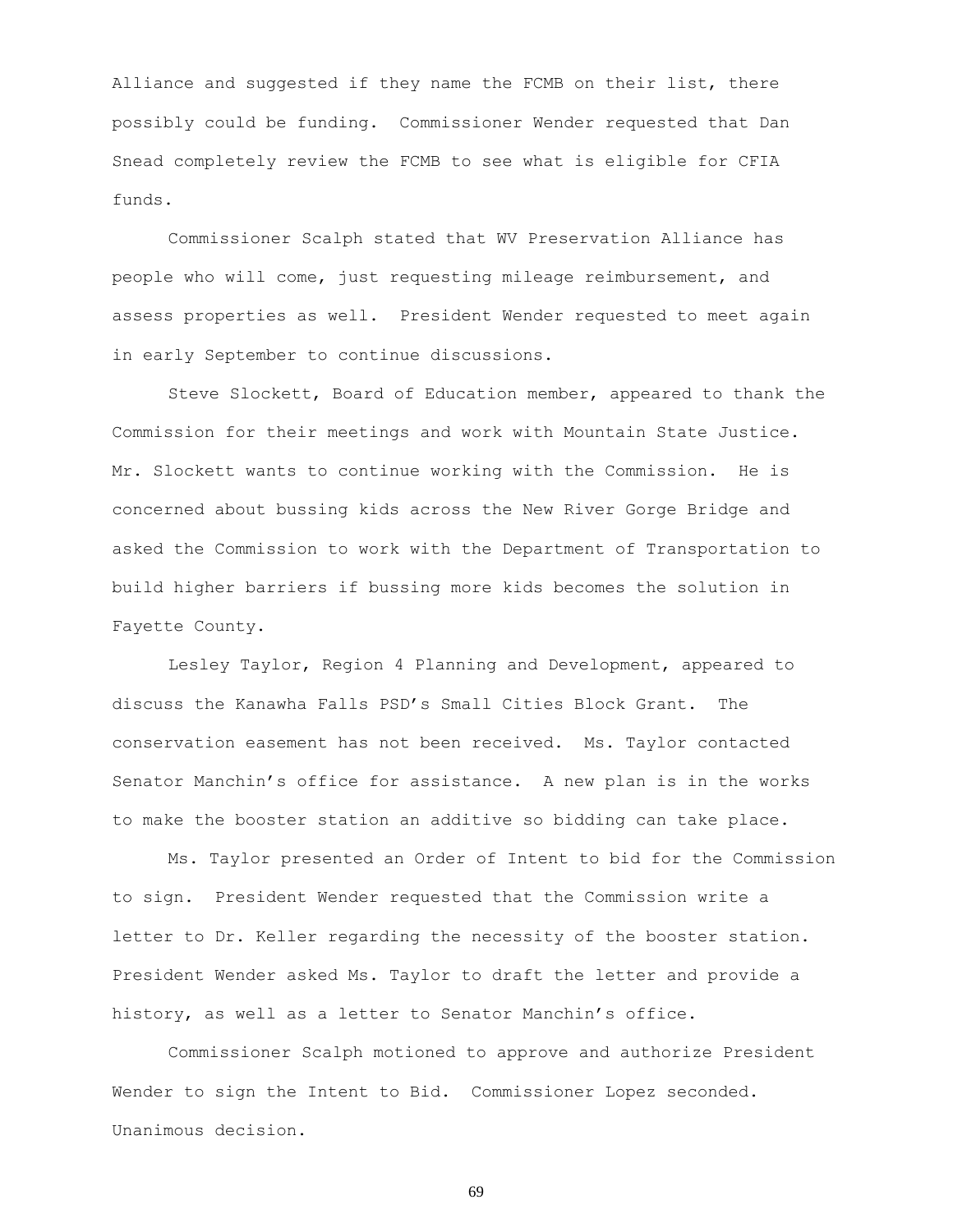Alliance and suggested if they name the FCMB on their list, there possibly could be funding. Commissioner Wender requested that Dan Snead completely review the FCMB to see what is eligible for CFIA funds.

Commissioner Scalph stated that WV Preservation Alliance has people who will come, just requesting mileage reimbursement, and assess properties as well. President Wender requested to meet again in early September to continue discussions.

Steve Slockett, Board of Education member, appeared to thank the Commission for their meetings and work with Mountain State Justice. Mr. Slockett wants to continue working with the Commission. He is concerned about bussing kids across the New River Gorge Bridge and asked the Commission to work with the Department of Transportation to build higher barriers if bussing more kids becomes the solution in Fayette County.

Lesley Taylor, Region 4 Planning and Development, appeared to discuss the Kanawha Falls PSD's Small Cities Block Grant. The conservation easement has not been received. Ms. Taylor contacted Senator Manchin's office for assistance. A new plan is in the works to make the booster station an additive so bidding can take place.

Ms. Taylor presented an Order of Intent to bid for the Commission to sign. President Wender requested that the Commission write a letter to Dr. Keller regarding the necessity of the booster station. President Wender asked Ms. Taylor to draft the letter and provide a history, as well as a letter to Senator Manchin's office.

Commissioner Scalph motioned to approve and authorize President Wender to sign the Intent to Bid. Commissioner Lopez seconded. Unanimous decision.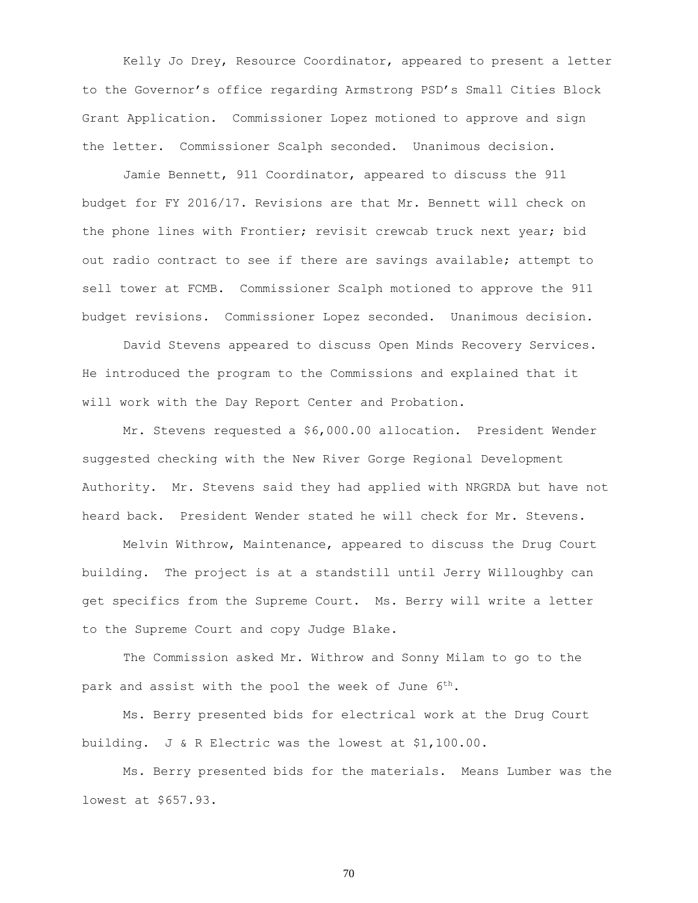Kelly Jo Drey, Resource Coordinator, appeared to present a letter to the Governor's office regarding Armstrong PSD's Small Cities Block Grant Application. Commissioner Lopez motioned to approve and sign the letter. Commissioner Scalph seconded. Unanimous decision.

Jamie Bennett, 911 Coordinator, appeared to discuss the 911 budget for FY 2016/17. Revisions are that Mr. Bennett will check on the phone lines with Frontier; revisit crewcab truck next year; bid out radio contract to see if there are savings available; attempt to sell tower at FCMB. Commissioner Scalph motioned to approve the 911 budget revisions. Commissioner Lopez seconded. Unanimous decision.

David Stevens appeared to discuss Open Minds Recovery Services. He introduced the program to the Commissions and explained that it will work with the Day Report Center and Probation.

Mr. Stevens requested a $6,000.00 allocation. President Wender suggested checking with the New River Gorge Regional Development Authority. Mr. Stevens said they had applied with NRGRDA but have not heard back. President Wender stated he will check for Mr. Stevens.

Melvin Withrow, Maintenance, appeared to discuss the Drug Court building. The project is at a standstill until Jerry Willoughby can get specifics from the Supreme Court. Ms. Berry will write a letter to the Supreme Court and copy Judge Blake.

The Commission asked Mr. Withrow and Sonny Milam to go to the park and assist with the pool the week of June 6th.

Ms. Berry presented bids for electrical work at the Drug Court building. J & R Electric was the lowest at $1,100.00.

Ms. Berry presented bids for the materials. Means Lumber was the lowest at $657.93.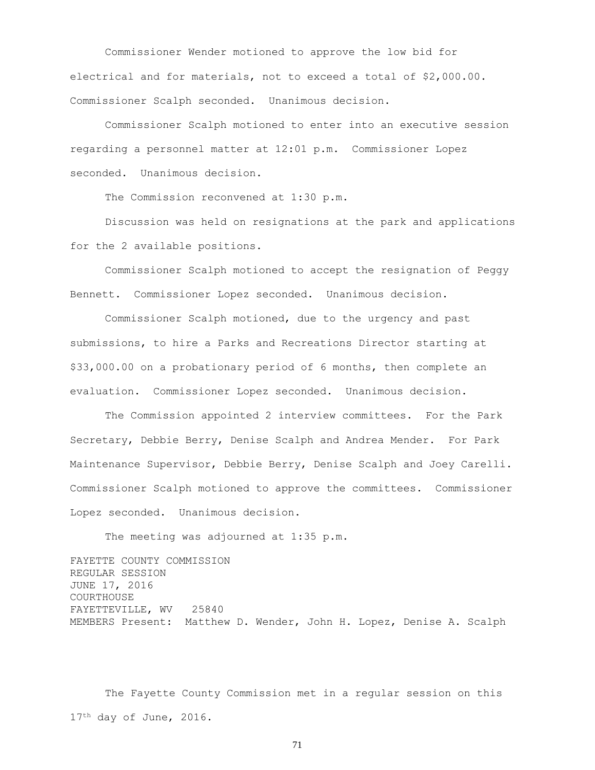Commissioner Wender motioned to approve the low bid for electrical and for materials, not to exceed a total of $2,000.00. Commissioner Scalph seconded. Unanimous decision.

Commissioner Scalph motioned to enter into an executive session regarding a personnel matter at 12:01 p.m. Commissioner Lopez seconded. Unanimous decision.

The Commission reconvened at 1:30 p.m.

Discussion was held on resignations at the park and applications for the 2 available positions.

Commissioner Scalph motioned to accept the resignation of Peggy Bennett. Commissioner Lopez seconded. Unanimous decision.

Commissioner Scalph motioned, due to the urgency and past submissions, to hire a Parks and Recreations Director starting at $33,000.00 on a probationary period of 6 months, then complete an evaluation. Commissioner Lopez seconded. Unanimous decision.

The Commission appointed 2 interview committees. For the Park Secretary, Debbie Berry, Denise Scalph and Andrea Mender. For Park Maintenance Supervisor, Debbie Berry, Denise Scalph and Joey Carelli. Commissioner Scalph motioned to approve the committees. Commissioner Lopez seconded. Unanimous decision.

The meeting was adjourned at 1:35 p.m.

FAYETTE COUNTY COMMISSION
REGULAR SESSION
JUNE 17, 2016
COURTHOUSE
FAYETTEVILLE, WV 25840
MEMBERS Present: Matthew D. Wender, John H. Lopez, Denise A. Scalph

The Fayette County Commission met in a regular session on this 17th day of June, 2016.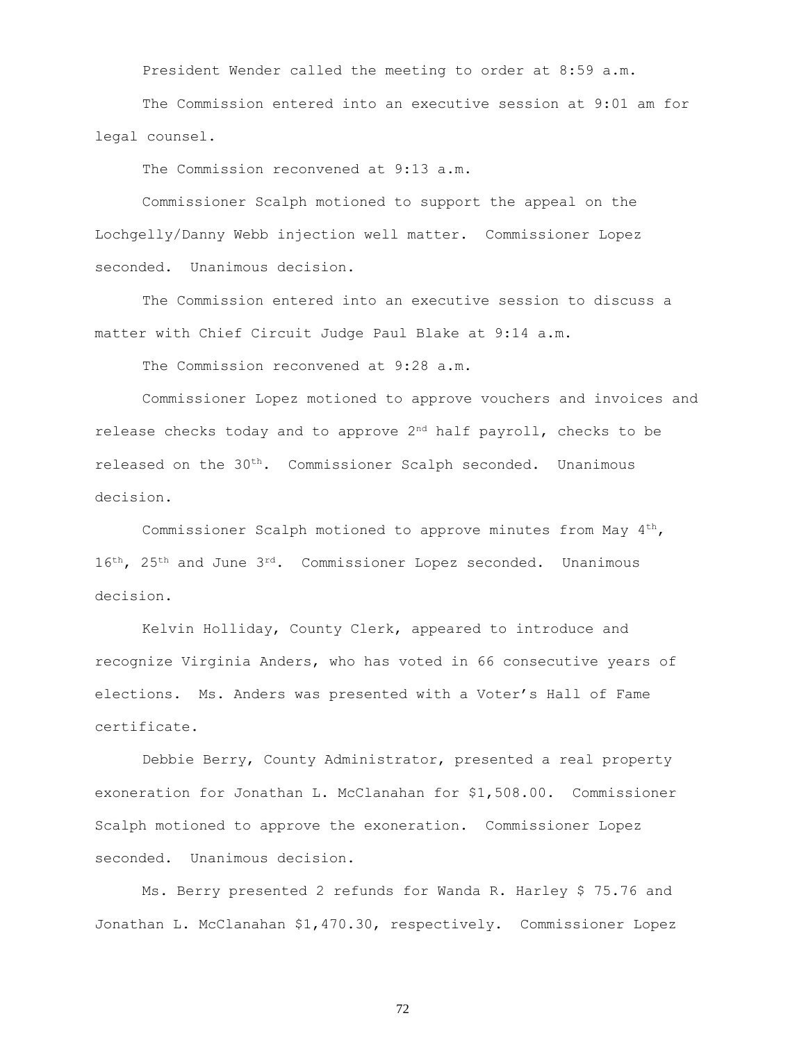President Wender called the meeting to order at 8:59 a.m.

The Commission entered into an executive session at 9:01 am for legal counsel.

The Commission reconvened at 9:13 a.m.

Commissioner Scalph motioned to support the appeal on the Lochgelly/Danny Webb injection well matter. Commissioner Lopez seconded. Unanimous decision.

The Commission entered into an executive session to discuss a matter with Chief Circuit Judge Paul Blake at 9:14 a.m.

The Commission reconvened at 9:28 a.m.

Commissioner Lopez motioned to approve vouchers and invoices and release checks today and to approve 2nd half payroll, checks to be released on the 30th. Commissioner Scalph seconded. Unanimous decision.

Commissioner Scalph motioned to approve minutes from May 4th, 16th, 25th and June 3rd. Commissioner Lopez seconded. Unanimous decision.

Kelvin Holliday, County Clerk, appeared to introduce and recognize Virginia Anders, who has voted in 66 consecutive years of elections. Ms. Anders was presented with a Voter's Hall of Fame certificate.

Debbie Berry, County Administrator, presented a real property exoneration for Jonathan L. McClanahan for $1,508.00. Commissioner Scalph motioned to approve the exoneration. Commissioner Lopez seconded. Unanimous decision.

Ms. Berry presented 2 refunds for Wanda R. Harley $ 75.76 and Jonathan L. McClanahan $1,470.30, respectively. Commissioner Lopez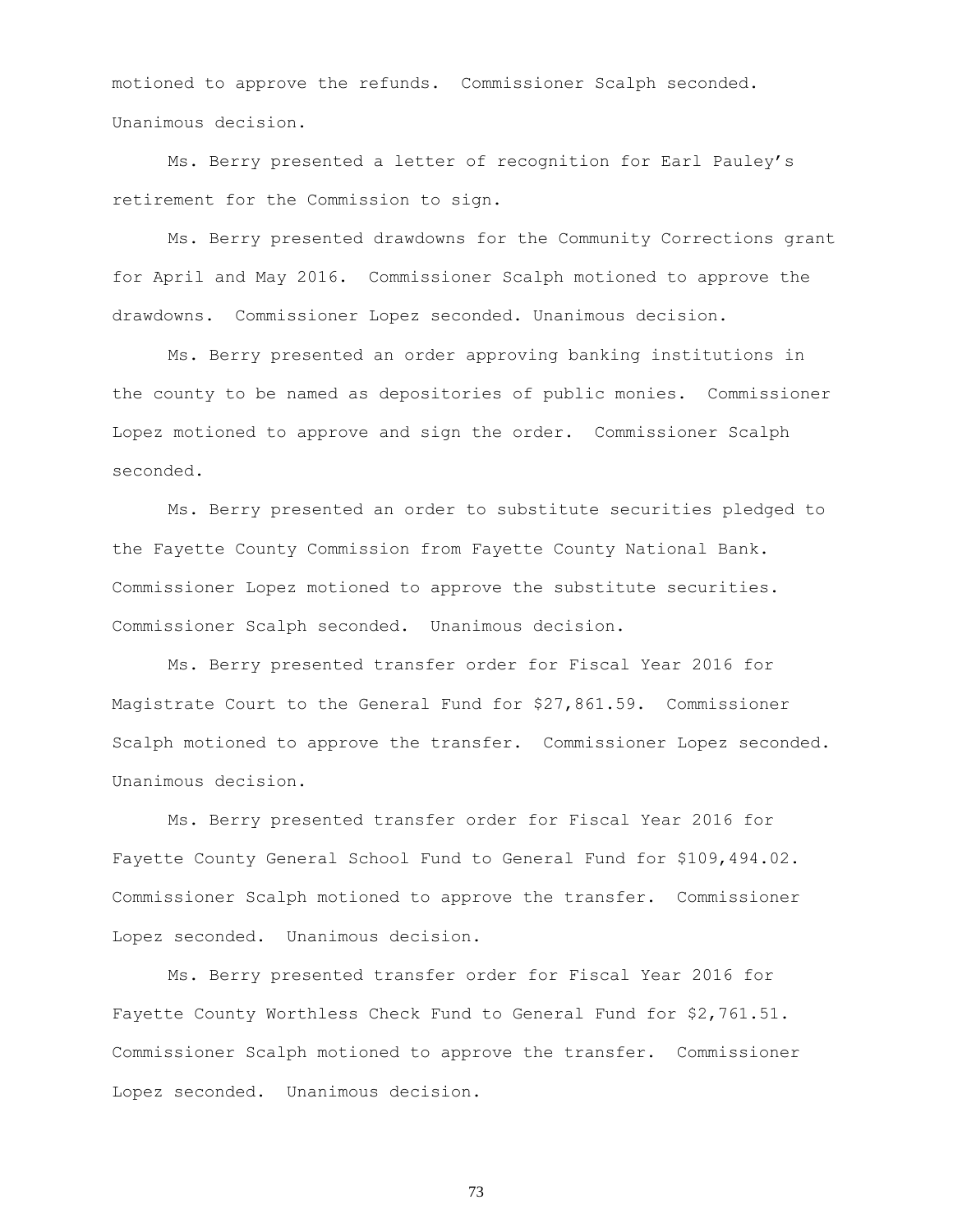motioned to approve the refunds. Commissioner Scalph seconded. Unanimous decision.

Ms. Berry presented a letter of recognition for Earl Pauley's retirement for the Commission to sign.

Ms. Berry presented drawdowns for the Community Corrections grant for April and May 2016. Commissioner Scalph motioned to approve the drawdowns. Commissioner Lopez seconded. Unanimous decision.

Ms. Berry presented an order approving banking institutions in the county to be named as depositories of public monies. Commissioner Lopez motioned to approve and sign the order. Commissioner Scalph seconded.

Ms. Berry presented an order to substitute securities pledged to the Fayette County Commission from Fayette County National Bank. Commissioner Lopez motioned to approve the substitute securities. Commissioner Scalph seconded. Unanimous decision.

Ms. Berry presented transfer order for Fiscal Year 2016 for Magistrate Court to the General Fund for $27,861.59. Commissioner Scalph motioned to approve the transfer. Commissioner Lopez seconded. Unanimous decision.

Ms. Berry presented transfer order for Fiscal Year 2016 for Fayette County General School Fund to General Fund for $109,494.02. Commissioner Scalph motioned to approve the transfer. Commissioner Lopez seconded. Unanimous decision.

Ms. Berry presented transfer order for Fiscal Year 2016 for Fayette County Worthless Check Fund to General Fund for $2,761.51. Commissioner Scalph motioned to approve the transfer. Commissioner Lopez seconded. Unanimous decision.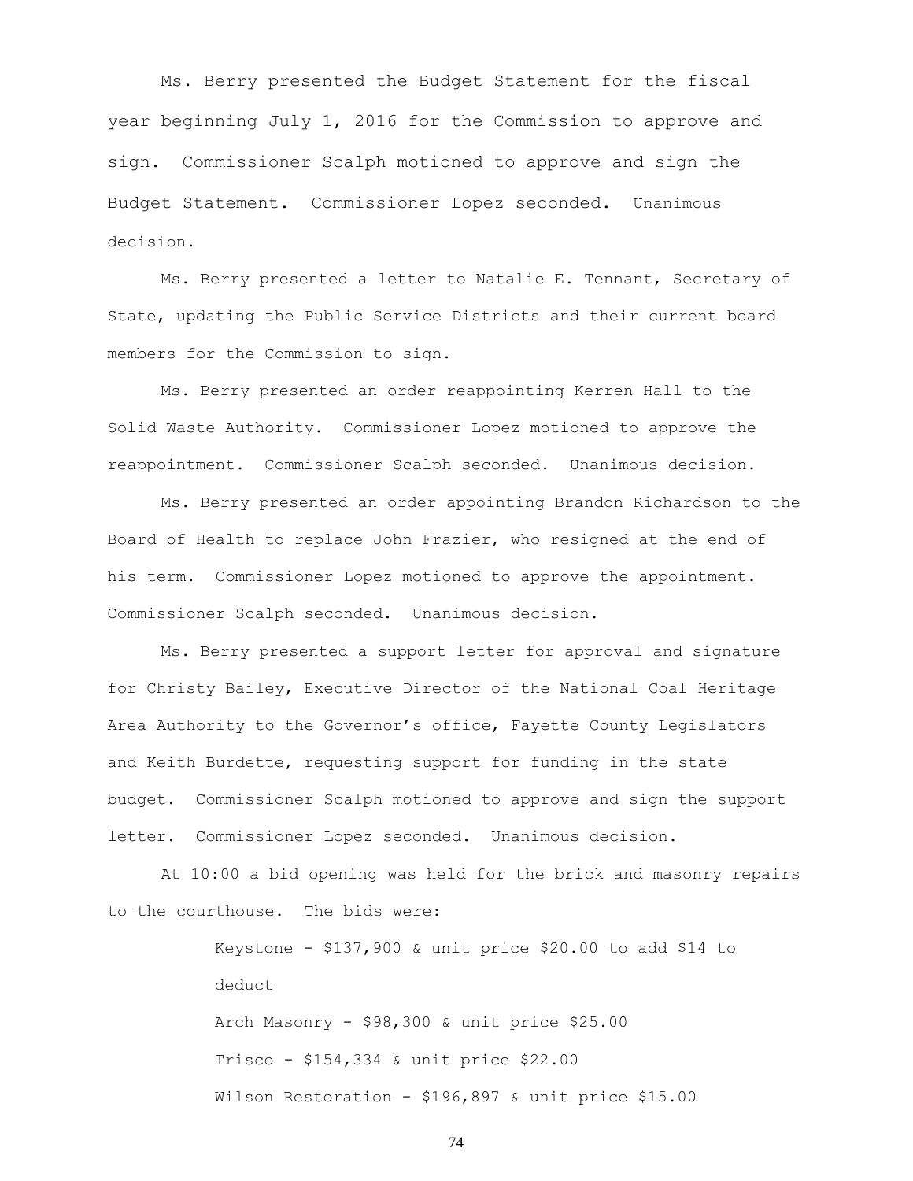Ms. Berry presented the Budget Statement for the fiscal year beginning July 1, 2016 for the Commission to approve and sign. Commissioner Scalph motioned to approve and sign the Budget Statement. Commissioner Lopez seconded. Unanimous decision.

Ms. Berry presented a letter to Natalie E. Tennant, Secretary of State, updating the Public Service Districts and their current board members for the Commission to sign.

Ms. Berry presented an order reappointing Kerren Hall to the Solid Waste Authority. Commissioner Lopez motioned to approve the reappointment. Commissioner Scalph seconded. Unanimous decision.

Ms. Berry presented an order appointing Brandon Richardson to the Board of Health to replace John Frazier, who resigned at the end of his term. Commissioner Lopez motioned to approve the appointment. Commissioner Scalph seconded. Unanimous decision.

Ms. Berry presented a support letter for approval and signature for Christy Bailey, Executive Director of the National Coal Heritage Area Authority to the Governor's office, Fayette County Legislators and Keith Burdette, requesting support for funding in the state budget. Commissioner Scalph motioned to approve and sign the support letter. Commissioner Lopez seconded. Unanimous decision.

At 10:00 a bid opening was held for the brick and masonry repairs to the courthouse. The bids were:

Keystone - $137,900 & unit price $20.00 to add $14 to deduct

Arch Masonry - $98,300 & unit price $25.00

Trisco - $154,334 & unit price $22.00

Wilson Restoration - $196,897 & unit price $15.00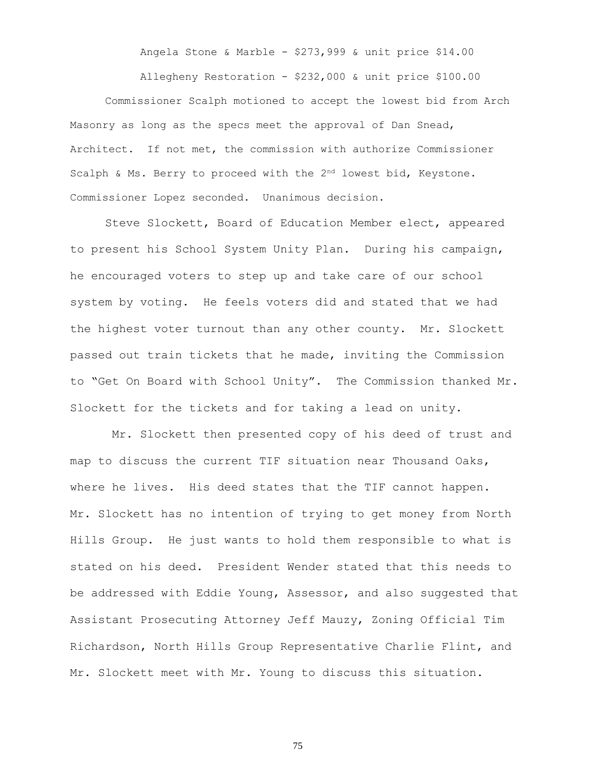Angela Stone & Marble - $273,999 & unit price $14.00

Allegheny Restoration - $232,000 & unit price $100.00

Commissioner Scalph motioned to accept the lowest bid from Arch Masonry as long as the specs meet the approval of Dan Snead, Architect. If not met, the commission with authorize Commissioner Scalph & Ms. Berry to proceed with the 2nd lowest bid, Keystone. Commissioner Lopez seconded. Unanimous decision.

Steve Slockett, Board of Education Member elect, appeared to present his School System Unity Plan. During his campaign, he encouraged voters to step up and take care of our school system by voting. He feels voters did and stated that we had the highest voter turnout than any other county. Mr. Slockett passed out train tickets that he made, inviting the Commission to "Get On Board with School Unity". The Commission thanked Mr. Slockett for the tickets and for taking a lead on unity.

Mr. Slockett then presented copy of his deed of trust and map to discuss the current TIF situation near Thousand Oaks, where he lives. His deed states that the TIF cannot happen. Mr. Slockett has no intention of trying to get money from North Hills Group. He just wants to hold them responsible to what is stated on his deed. President Wender stated that this needs to be addressed with Eddie Young, Assessor, and also suggested that Assistant Prosecuting Attorney Jeff Mauzy, Zoning Official Tim Richardson, North Hills Group Representative Charlie Flint, and Mr. Slockett meet with Mr. Young to discuss this situation.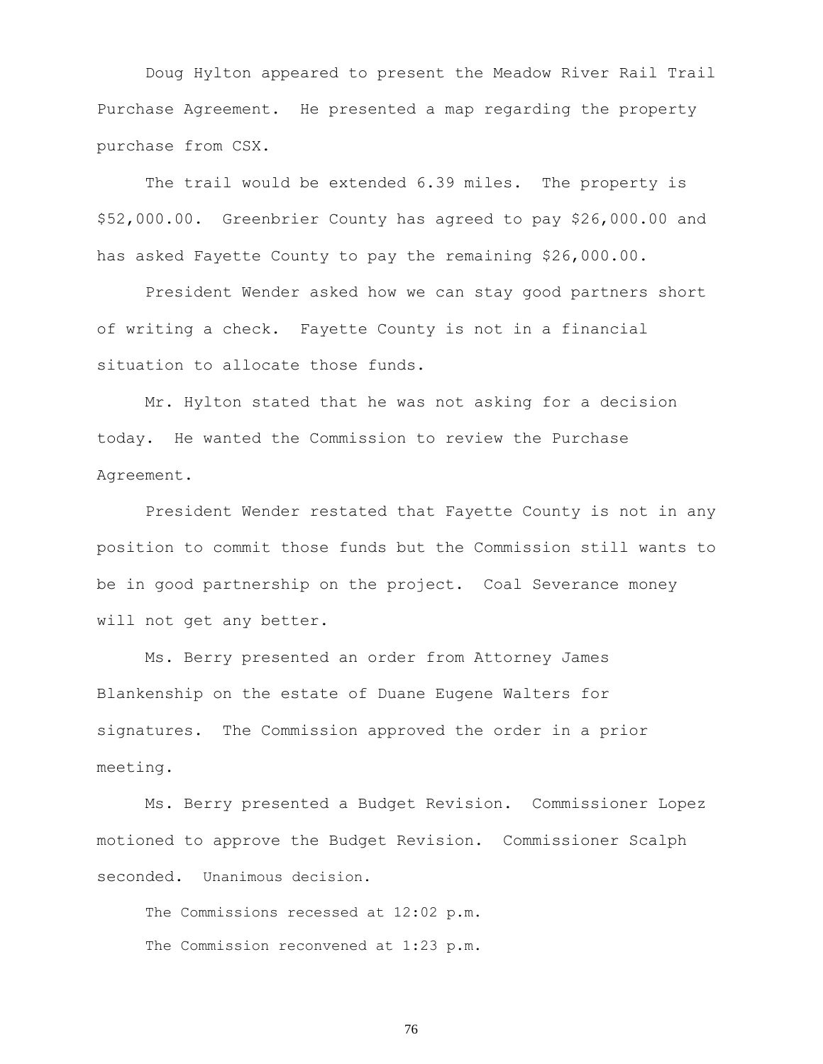Doug Hylton appeared to present the Meadow River Rail Trail Purchase Agreement. He presented a map regarding the property purchase from CSX.

The trail would be extended 6.39 miles. The property is $52,000.00. Greenbrier County has agreed to pay $26,000.00 and has asked Fayette County to pay the remaining $26,000.00.

President Wender asked how we can stay good partners short of writing a check. Fayette County is not in a financial situation to allocate those funds.

Mr. Hylton stated that he was not asking for a decision today. He wanted the Commission to review the Purchase Agreement.

President Wender restated that Fayette County is not in any position to commit those funds but the Commission still wants to be in good partnership on the project. Coal Severance money will not get any better.

Ms. Berry presented an order from Attorney James Blankenship on the estate of Duane Eugene Walters for signatures. The Commission approved the order in a prior meeting.

Ms. Berry presented a Budget Revision. Commissioner Lopez motioned to approve the Budget Revision. Commissioner Scalph seconded. Unanimous decision.

The Commissions recessed at 12:02 p.m.

The Commission reconvened at 1:23 p.m.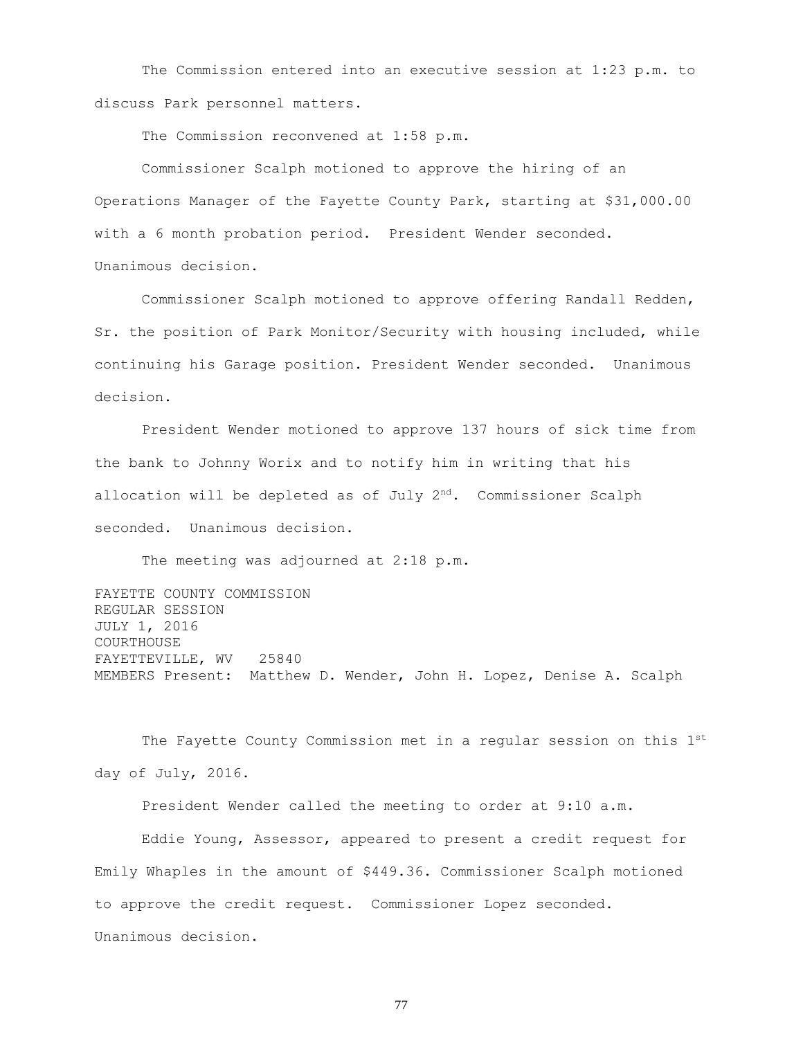The Commission entered into an executive session at 1:23 p.m. to discuss Park personnel matters.

The Commission reconvened at 1:58 p.m.

Commissioner Scalph motioned to approve the hiring of an Operations Manager of the Fayette County Park, starting at $31,000.00 with a 6 month probation period. President Wender seconded. Unanimous decision.

Commissioner Scalph motioned to approve offering Randall Redden, Sr. the position of Park Monitor/Security with housing included, while continuing his Garage position. President Wender seconded. Unanimous decision.

President Wender motioned to approve 137 hours of sick time from the bank to Johnny Worix and to notify him in writing that his allocation will be depleted as of July 2nd. Commissioner Scalph seconded. Unanimous decision.

The meeting was adjourned at 2:18 p.m.

FAYETTE COUNTY COMMISSION
REGULAR SESSION
JULY 1, 2016
COURTHOUSE
FAYETTEVILLE, WV 25840
MEMBERS Present: Matthew D. Wender, John H. Lopez, Denise A. Scalph

The Fayette County Commission met in a regular session on this 1st day of July, 2016.

President Wender called the meeting to order at 9:10 a.m.

Eddie Young, Assessor, appeared to present a credit request for Emily Whaples in the amount of $449.36. Commissioner Scalph motioned to approve the credit request. Commissioner Lopez seconded. Unanimous decision.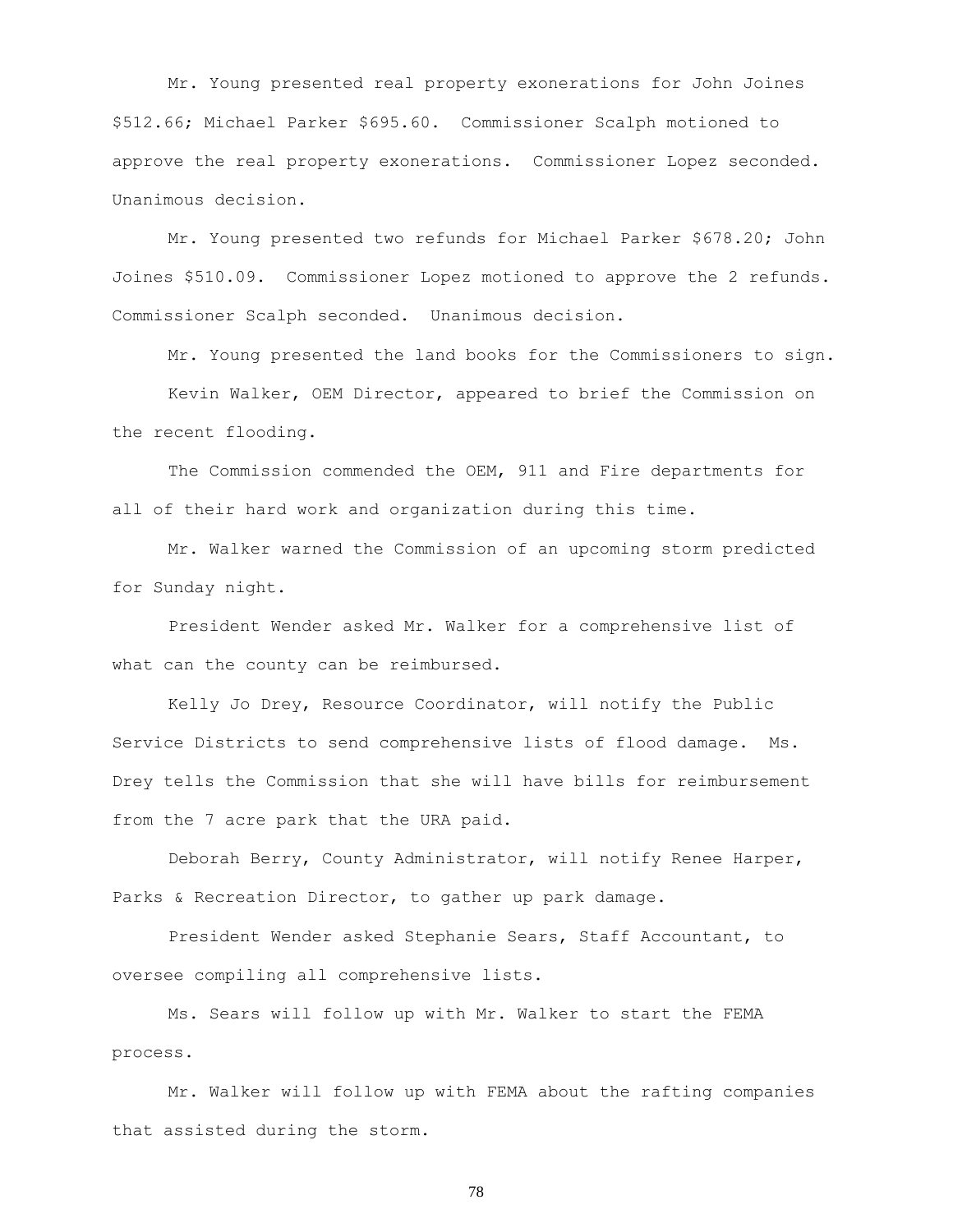Mr. Young presented real property exonerations for John Joines $512.66; Michael Parker $695.60. Commissioner Scalph motioned to approve the real property exonerations. Commissioner Lopez seconded. Unanimous decision.

Mr. Young presented two refunds for Michael Parker $678.20; John Joines $510.09. Commissioner Lopez motioned to approve the 2 refunds. Commissioner Scalph seconded. Unanimous decision.

Mr. Young presented the land books for the Commissioners to sign.

Kevin Walker, OEM Director, appeared to brief the Commission on the recent flooding.

The Commission commended the OEM, 911 and Fire departments for all of their hard work and organization during this time.

Mr. Walker warned the Commission of an upcoming storm predicted for Sunday night.

President Wender asked Mr. Walker for a comprehensive list of what can the county can be reimbursed.

Kelly Jo Drey, Resource Coordinator, will notify the Public Service Districts to send comprehensive lists of flood damage. Ms. Drey tells the Commission that she will have bills for reimbursement from the 7 acre park that the URA paid.

Deborah Berry, County Administrator, will notify Renee Harper, Parks & Recreation Director, to gather up park damage.

President Wender asked Stephanie Sears, Staff Accountant, to oversee compiling all comprehensive lists.

Ms. Sears will follow up with Mr. Walker to start the FEMA process.

Mr. Walker will follow up with FEMA about the rafting companies that assisted during the storm.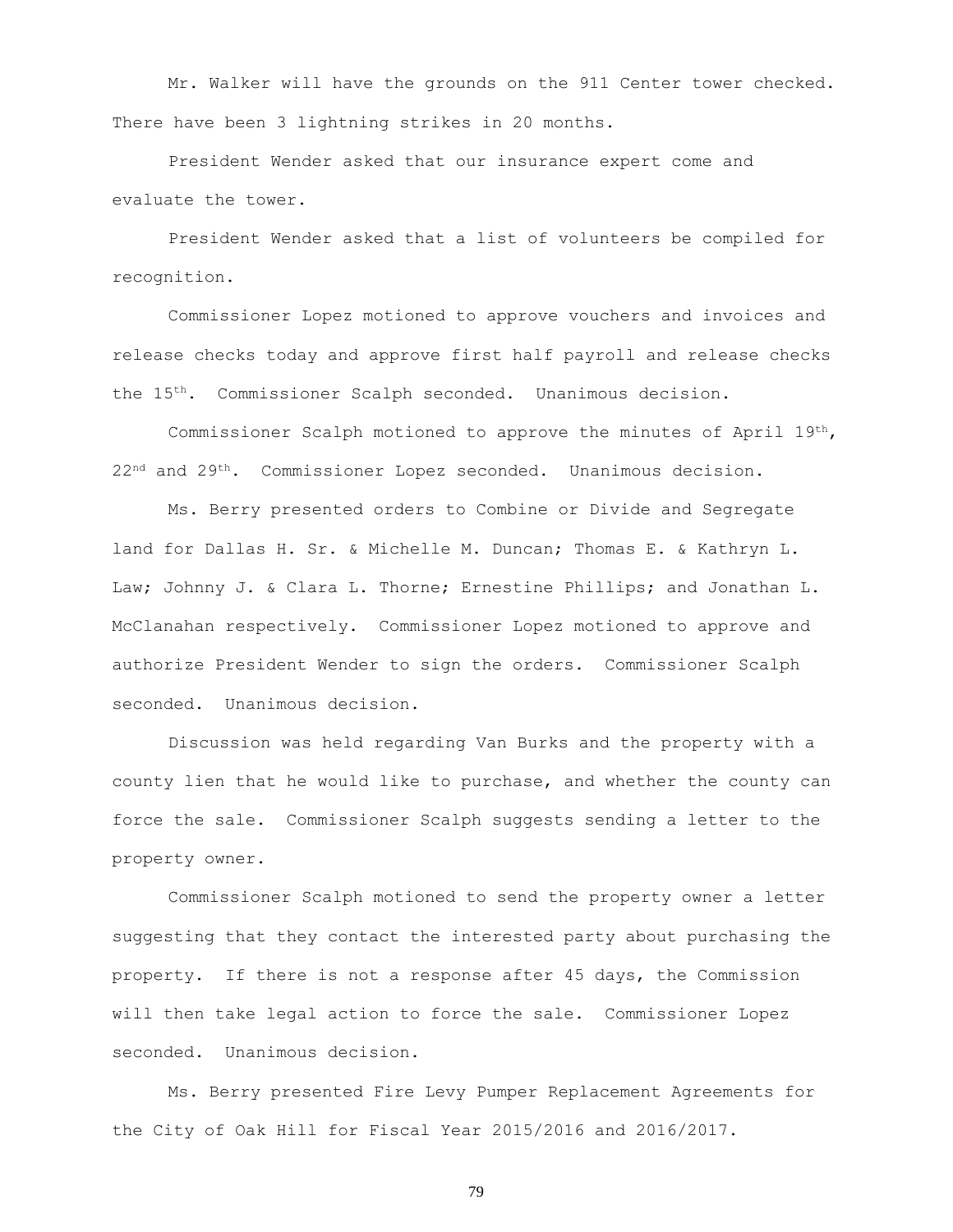Mr. Walker will have the grounds on the 911 Center tower checked. There have been 3 lightning strikes in 20 months.

President Wender asked that our insurance expert come and evaluate the tower.

President Wender asked that a list of volunteers be compiled for recognition.

Commissioner Lopez motioned to approve vouchers and invoices and release checks today and approve first half payroll and release checks the 15th. Commissioner Scalph seconded. Unanimous decision.

Commissioner Scalph motioned to approve the minutes of April 19th, 22nd and 29th. Commissioner Lopez seconded. Unanimous decision.

Ms. Berry presented orders to Combine or Divide and Segregate land for Dallas H. Sr. & Michelle M. Duncan; Thomas E. & Kathryn L. Law; Johnny J. & Clara L. Thorne; Ernestine Phillips; and Jonathan L. McClanahan respectively. Commissioner Lopez motioned to approve and authorize President Wender to sign the orders. Commissioner Scalph seconded. Unanimous decision.

Discussion was held regarding Van Burks and the property with a county lien that he would like to purchase, and whether the county can force the sale. Commissioner Scalph suggests sending a letter to the property owner.

Commissioner Scalph motioned to send the property owner a letter suggesting that they contact the interested party about purchasing the property. If there is not a response after 45 days, the Commission will then take legal action to force the sale. Commissioner Lopez seconded. Unanimous decision.

Ms. Berry presented Fire Levy Pumper Replacement Agreements for the City of Oak Hill for Fiscal Year 2015/2016 and 2016/2017.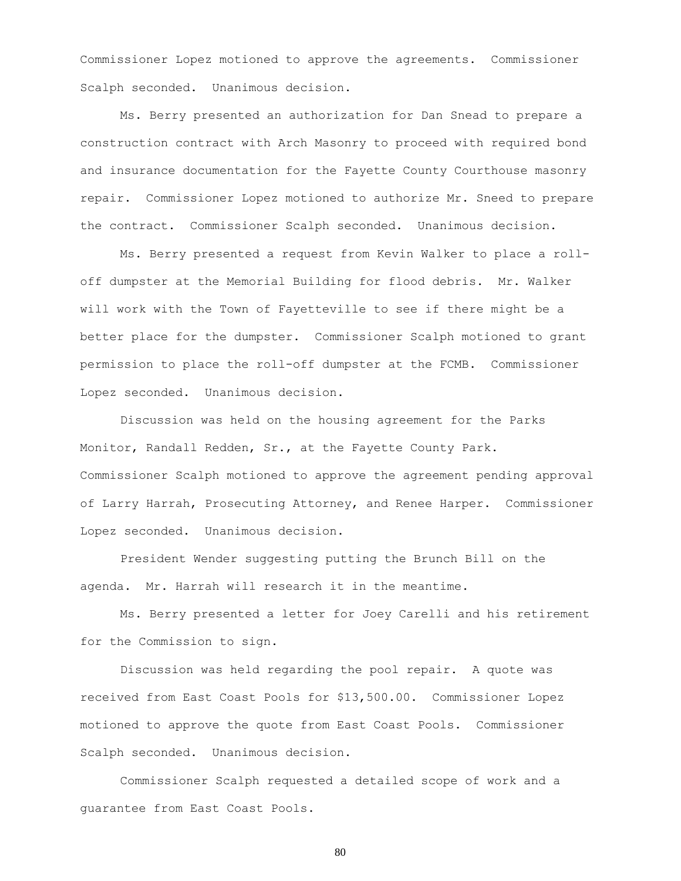Commissioner Lopez motioned to approve the agreements. Commissioner Scalph seconded. Unanimous decision.

Ms. Berry presented an authorization for Dan Snead to prepare a construction contract with Arch Masonry to proceed with required bond and insurance documentation for the Fayette County Courthouse masonry repair. Commissioner Lopez motioned to authorize Mr. Sneed to prepare the contract. Commissioner Scalph seconded. Unanimous decision.

Ms. Berry presented a request from Kevin Walker to place a roll-off dumpster at the Memorial Building for flood debris. Mr. Walker will work with the Town of Fayetteville to see if there might be a better place for the dumpster. Commissioner Scalph motioned to grant permission to place the roll-off dumpster at the FCMB. Commissioner Lopez seconded. Unanimous decision.

Discussion was held on the housing agreement for the Parks Monitor, Randall Redden, Sr., at the Fayette County Park. Commissioner Scalph motioned to approve the agreement pending approval of Larry Harrah, Prosecuting Attorney, and Renee Harper. Commissioner Lopez seconded. Unanimous decision.

President Wender suggesting putting the Brunch Bill on the agenda. Mr. Harrah will research it in the meantime.

Ms. Berry presented a letter for Joey Carelli and his retirement for the Commission to sign.

Discussion was held regarding the pool repair. A quote was received from East Coast Pools for $13,500.00. Commissioner Lopez motioned to approve the quote from East Coast Pools. Commissioner Scalph seconded. Unanimous decision.

Commissioner Scalph requested a detailed scope of work and a guarantee from East Coast Pools.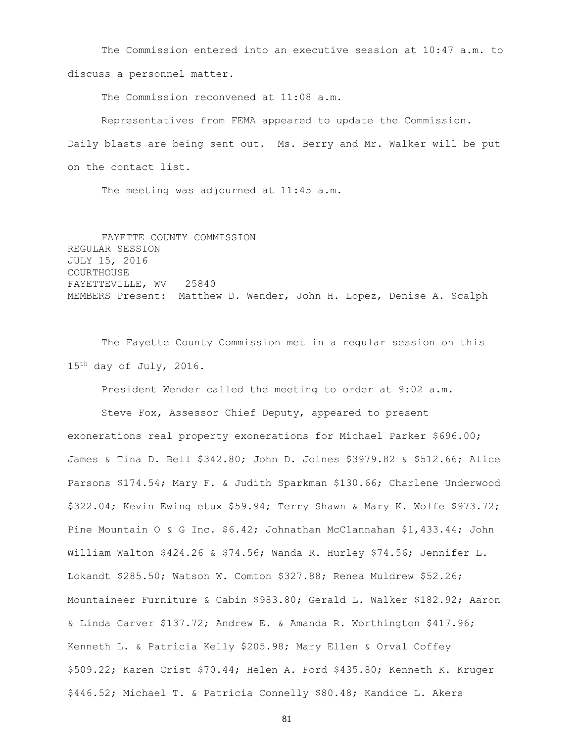The Commission entered into an executive session at 10:47 a.m. to discuss a personnel matter.

The Commission reconvened at 11:08 a.m.

Representatives from FEMA appeared to update the Commission. Daily blasts are being sent out. Ms. Berry and Mr. Walker will be put on the contact list.

The meeting was adjourned at 11:45 a.m.

FAYETTE COUNTY COMMISSION
REGULAR SESSION
JULY 15, 2016
COURTHOUSE
FAYETTEVILLE, WV 25840
MEMBERS Present: Matthew D. Wender, John H. Lopez, Denise A. Scalph

The Fayette County Commission met in a regular session on this 15th day of July, 2016.

President Wender called the meeting to order at 9:02 a.m.

Steve Fox, Assessor Chief Deputy, appeared to present exonerations real property exonerations for Michael Parker $696.00; James & Tina D. Bell $342.80; John D. Joines $3979.82 & $512.66; Alice Parsons $174.54; Mary F. & Judith Sparkman $130.66; Charlene Underwood $322.04; Kevin Ewing etux $59.94; Terry Shawn & Mary K. Wolfe $973.72; Pine Mountain O & G Inc. $6.42; Johnathan McClannahan $1,433.44; John William Walton $424.26 & $74.56; Wanda R. Hurley $74.56; Jennifer L. Lokandt $285.50; Watson W. Comton $327.88; Renea Muldrew $52.26; Mountaineer Furniture & Cabin $983.80; Gerald L. Walker $182.92; Aaron & Linda Carver $137.72; Andrew E. & Amanda R. Worthington $417.96; Kenneth L. & Patricia Kelly $205.98; Mary Ellen & Orval Coffey $509.22; Karen Crist $70.44; Helen A. Ford $435.80; Kenneth K. Kruger $446.52; Michael T. & Patricia Connelly $80.48; Kandice L. Akers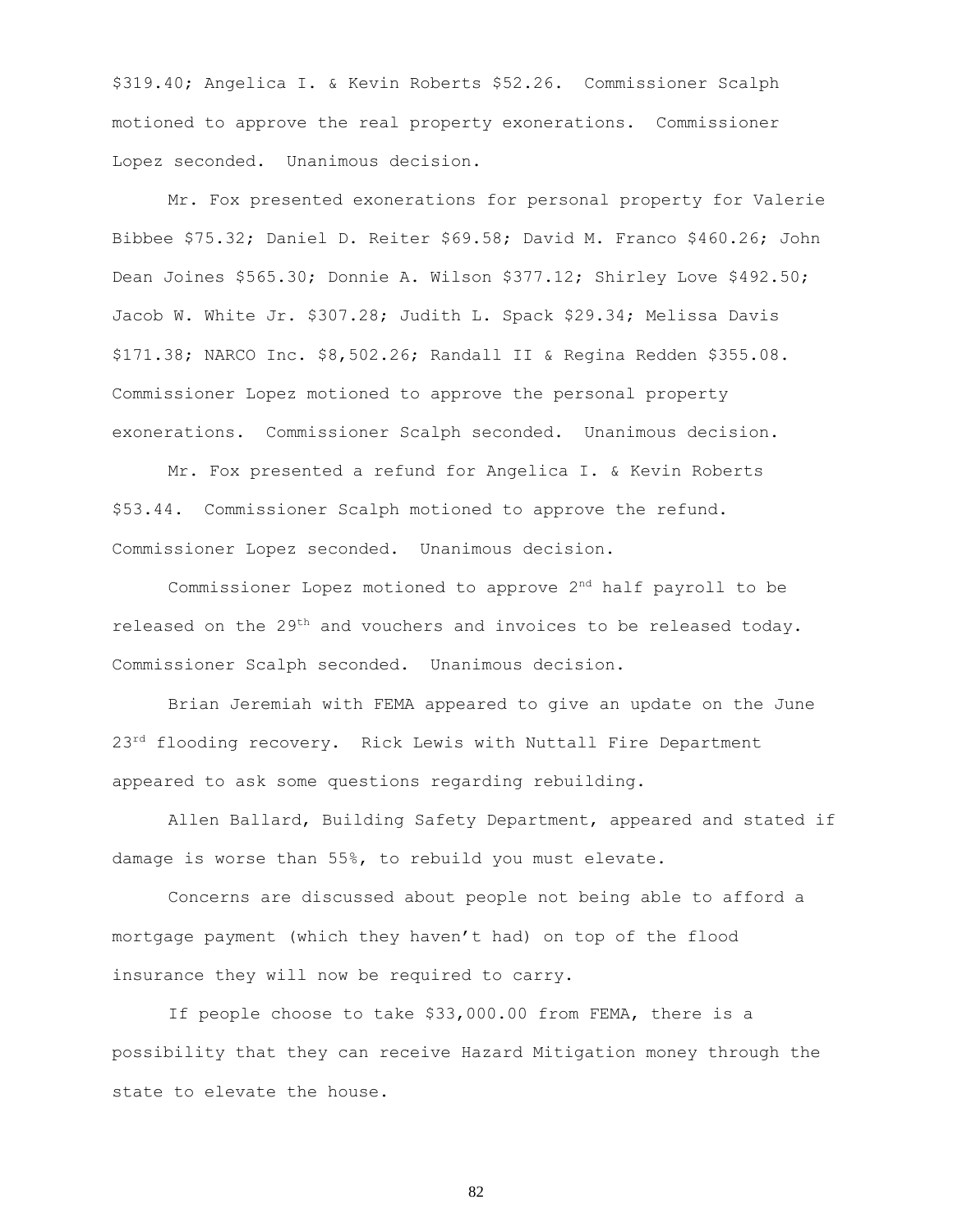$319.40; Angelica I. & Kevin Roberts $52.26. Commissioner Scalph motioned to approve the real property exonerations. Commissioner Lopez seconded. Unanimous decision.

Mr. Fox presented exonerations for personal property for Valerie Bibbee $75.32; Daniel D. Reiter $69.58; David M. Franco $460.26; John Dean Joines $565.30; Donnie A. Wilson $377.12; Shirley Love $492.50; Jacob W. White Jr. $307.28; Judith L. Spack $29.34; Melissa Davis $171.38; NARCO Inc. $8,502.26; Randall II & Regina Redden $355.08. Commissioner Lopez motioned to approve the personal property exonerations. Commissioner Scalph seconded. Unanimous decision.

Mr. Fox presented a refund for Angelica I. & Kevin Roberts $53.44. Commissioner Scalph motioned to approve the refund. Commissioner Lopez seconded. Unanimous decision.

Commissioner Lopez motioned to approve 2nd half payroll to be released on the 29th and vouchers and invoices to be released today. Commissioner Scalph seconded. Unanimous decision.

Brian Jeremiah with FEMA appeared to give an update on the June 23rd flooding recovery. Rick Lewis with Nuttall Fire Department appeared to ask some questions regarding rebuilding.

Allen Ballard, Building Safety Department, appeared and stated if damage is worse than 55%, to rebuild you must elevate.

Concerns are discussed about people not being able to afford a mortgage payment (which they haven't had) on top of the flood insurance they will now be required to carry.

If people choose to take $33,000.00 from FEMA, there is a possibility that they can receive Hazard Mitigation money through the state to elevate the house.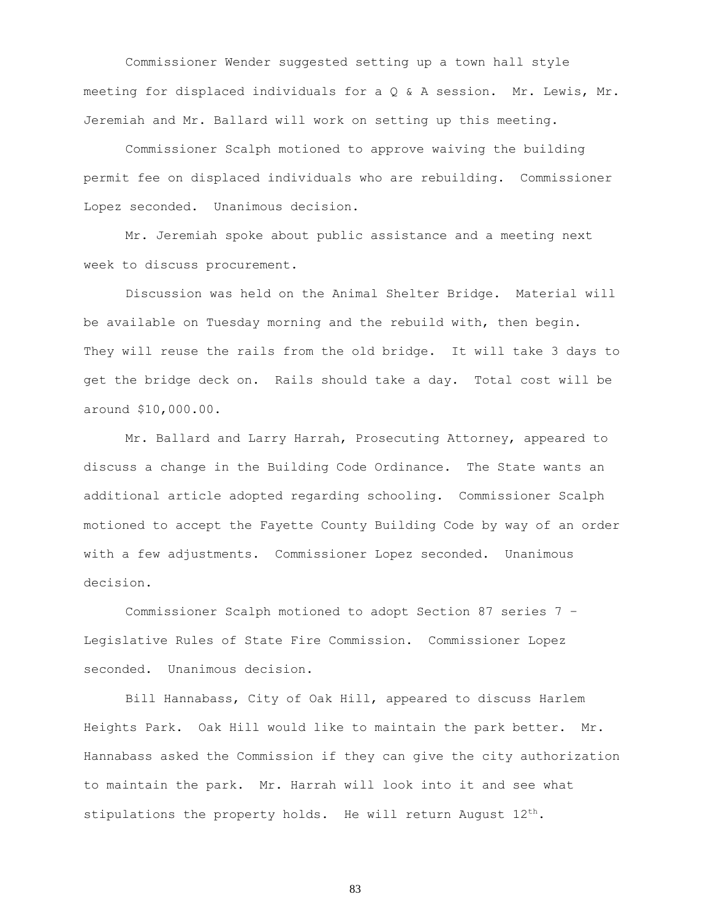Commissioner Wender suggested setting up a town hall style meeting for displaced individuals for a Q & A session. Mr. Lewis, Mr. Jeremiah and Mr. Ballard will work on setting up this meeting.

Commissioner Scalph motioned to approve waiving the building permit fee on displaced individuals who are rebuilding. Commissioner Lopez seconded. Unanimous decision.

Mr. Jeremiah spoke about public assistance and a meeting next week to discuss procurement.

Discussion was held on the Animal Shelter Bridge. Material will be available on Tuesday morning and the rebuild with, then begin. They will reuse the rails from the old bridge. It will take 3 days to get the bridge deck on. Rails should take a day. Total cost will be around $10,000.00.

Mr. Ballard and Larry Harrah, Prosecuting Attorney, appeared to discuss a change in the Building Code Ordinance. The State wants an additional article adopted regarding schooling. Commissioner Scalph motioned to accept the Fayette County Building Code by way of an order with a few adjustments. Commissioner Lopez seconded. Unanimous decision.

Commissioner Scalph motioned to adopt Section 87 series 7 – Legislative Rules of State Fire Commission. Commissioner Lopez seconded. Unanimous decision.

Bill Hannabass, City of Oak Hill, appeared to discuss Harlem Heights Park. Oak Hill would like to maintain the park better. Mr. Hannabass asked the Commission if they can give the city authorization to maintain the park. Mr. Harrah will look into it and see what stipulations the property holds. He will return August 12th.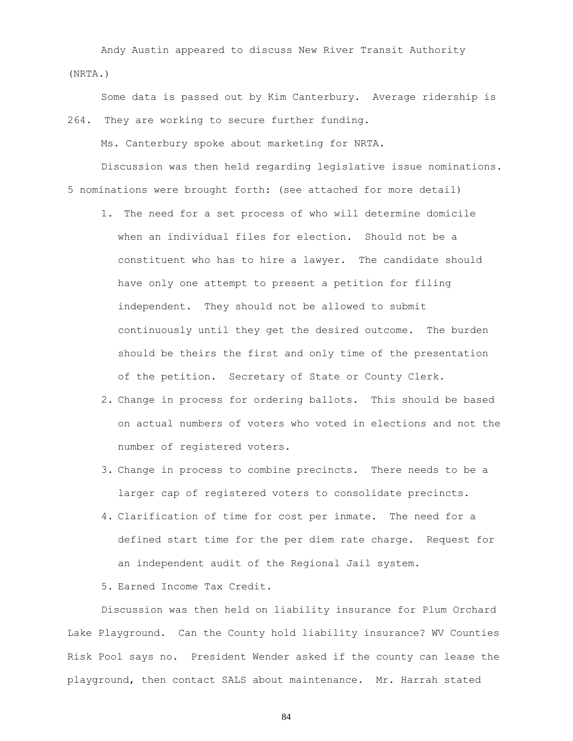Andy Austin appeared to discuss New River Transit Authority (NRTA.)

Some data is passed out by Kim Canterbury. Average ridership is 264. They are working to secure further funding.

Ms. Canterbury spoke about marketing for NRTA.

Discussion was then held regarding legislative issue nominations. 5 nominations were brought forth: (see attached for more detail)

1. The need for a set process of who will determine domicile when an individual files for election. Should not be a constituent who has to hire a lawyer. The candidate should have only one attempt to present a petition for filing independent. They should not be allowed to submit continuously until they get the desired outcome. The burden should be theirs the first and only time of the presentation of the petition. Secretary of State or County Clerk.
2. Change in process for ordering ballots. This should be based on actual numbers of voters who voted in elections and not the number of registered voters.
3. Change in process to combine precincts. There needs to be a larger cap of registered voters to consolidate precincts.
4. Clarification of time for cost per inmate. The need for a defined start time for the per diem rate charge. Request for an independent audit of the Regional Jail system.
5. Earned Income Tax Credit.

Discussion was then held on liability insurance for Plum Orchard Lake Playground. Can the County hold liability insurance? WV Counties Risk Pool says no. President Wender asked if the county can lease the playground, then contact SALS about maintenance. Mr. Harrah stated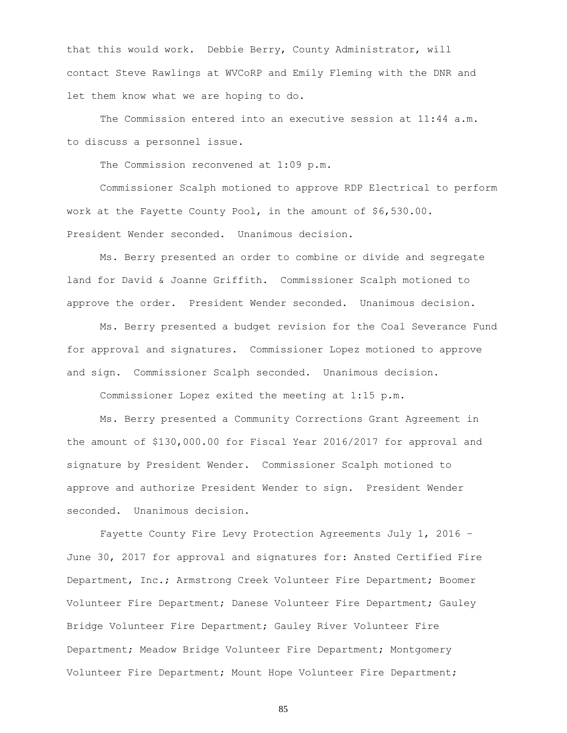that this would work. Debbie Berry, County Administrator, will contact Steve Rawlings at WVCoRP and Emily Fleming with the DNR and let them know what we are hoping to do.

The Commission entered into an executive session at 11:44 a.m. to discuss a personnel issue.

The Commission reconvened at 1:09 p.m.

Commissioner Scalph motioned to approve RDP Electrical to perform work at the Fayette County Pool, in the amount of $6,530.00. President Wender seconded. Unanimous decision.

Ms. Berry presented an order to combine or divide and segregate land for David & Joanne Griffith. Commissioner Scalph motioned to approve the order. President Wender seconded. Unanimous decision.

Ms. Berry presented a budget revision for the Coal Severance Fund for approval and signatures. Commissioner Lopez motioned to approve and sign. Commissioner Scalph seconded. Unanimous decision.

Commissioner Lopez exited the meeting at 1:15 p.m.

Ms. Berry presented a Community Corrections Grant Agreement in the amount of $130,000.00 for Fiscal Year 2016/2017 for approval and signature by President Wender. Commissioner Scalph motioned to approve and authorize President Wender to sign. President Wender seconded. Unanimous decision.

Fayette County Fire Levy Protection Agreements July 1, 2016 – June 30, 2017 for approval and signatures for: Ansted Certified Fire Department, Inc.; Armstrong Creek Volunteer Fire Department; Boomer Volunteer Fire Department; Danese Volunteer Fire Department; Gauley Bridge Volunteer Fire Department; Gauley River Volunteer Fire Department; Meadow Bridge Volunteer Fire Department; Montgomery Volunteer Fire Department; Mount Hope Volunteer Fire Department;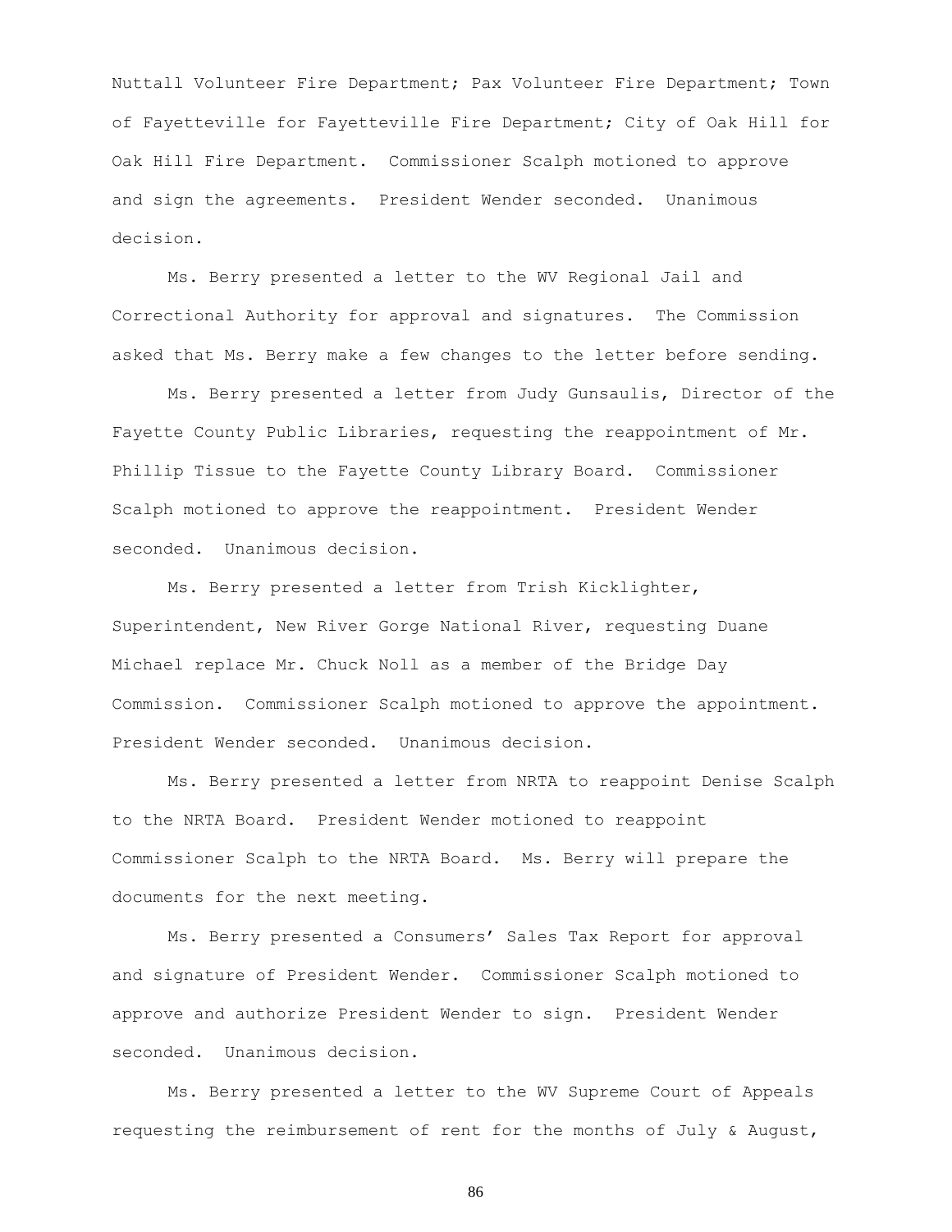Nuttall Volunteer Fire Department; Pax Volunteer Fire Department; Town of Fayetteville for Fayetteville Fire Department; City of Oak Hill for Oak Hill Fire Department. Commissioner Scalph motioned to approve and sign the agreements. President Wender seconded. Unanimous decision.

Ms. Berry presented a letter to the WV Regional Jail and Correctional Authority for approval and signatures. The Commission asked that Ms. Berry make a few changes to the letter before sending.

Ms. Berry presented a letter from Judy Gunsaulis, Director of the Fayette County Public Libraries, requesting the reappointment of Mr. Phillip Tissue to the Fayette County Library Board. Commissioner Scalph motioned to approve the reappointment. President Wender seconded. Unanimous decision.

Ms. Berry presented a letter from Trish Kicklighter, Superintendent, New River Gorge National River, requesting Duane Michael replace Mr. Chuck Noll as a member of the Bridge Day Commission. Commissioner Scalph motioned to approve the appointment. President Wender seconded. Unanimous decision.

Ms. Berry presented a letter from NRTA to reappoint Denise Scalph to the NRTA Board. President Wender motioned to reappoint Commissioner Scalph to the NRTA Board. Ms. Berry will prepare the documents for the next meeting.

Ms. Berry presented a Consumers' Sales Tax Report for approval and signature of President Wender. Commissioner Scalph motioned to approve and authorize President Wender to sign. President Wender seconded. Unanimous decision.

Ms. Berry presented a letter to the WV Supreme Court of Appeals requesting the reimbursement of rent for the months of July & August,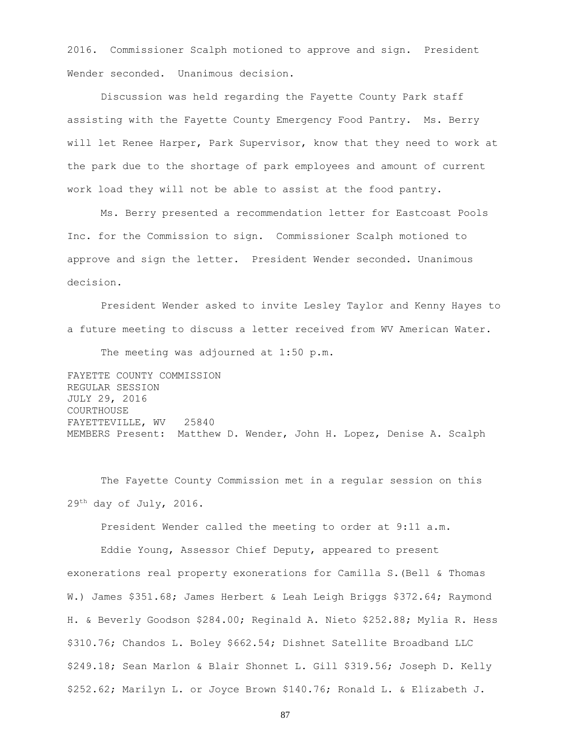2016. Commissioner Scalph motioned to approve and sign. President Wender seconded. Unanimous decision.

Discussion was held regarding the Fayette County Park staff assisting with the Fayette County Emergency Food Pantry. Ms. Berry will let Renee Harper, Park Supervisor, know that they need to work at the park due to the shortage of park employees and amount of current work load they will not be able to assist at the food pantry.

Ms. Berry presented a recommendation letter for Eastcoast Pools Inc. for the Commission to sign. Commissioner Scalph motioned to approve and sign the letter. President Wender seconded. Unanimous decision.

President Wender asked to invite Lesley Taylor and Kenny Hayes to a future meeting to discuss a letter received from WV American Water.

The meeting was adjourned at 1:50 p.m.

FAYETTE COUNTY COMMISSION
REGULAR SESSION
JULY 29, 2016
COURTHOUSE
FAYETTEVILLE, WV 25840
MEMBERS Present: Matthew D. Wender, John H. Lopez, Denise A. Scalph

The Fayette County Commission met in a regular session on this 29th day of July, 2016.

President Wender called the meeting to order at 9:11 a.m.

Eddie Young, Assessor Chief Deputy, appeared to present exonerations real property exonerations for Camilla S.(Bell & Thomas W.) James $351.68; James Herbert & Leah Leigh Briggs $372.64; Raymond H. & Beverly Goodson $284.00; Reginald A. Nieto $252.88; Mylia R. Hess $310.76; Chandos L. Boley $662.54; Dishnet Satellite Broadband LLC $249.18; Sean Marlon & Blair Shonnet L. Gill $319.56; Joseph D. Kelly $252.62; Marilyn L. or Joyce Brown $140.76; Ronald L. & Elizabeth J.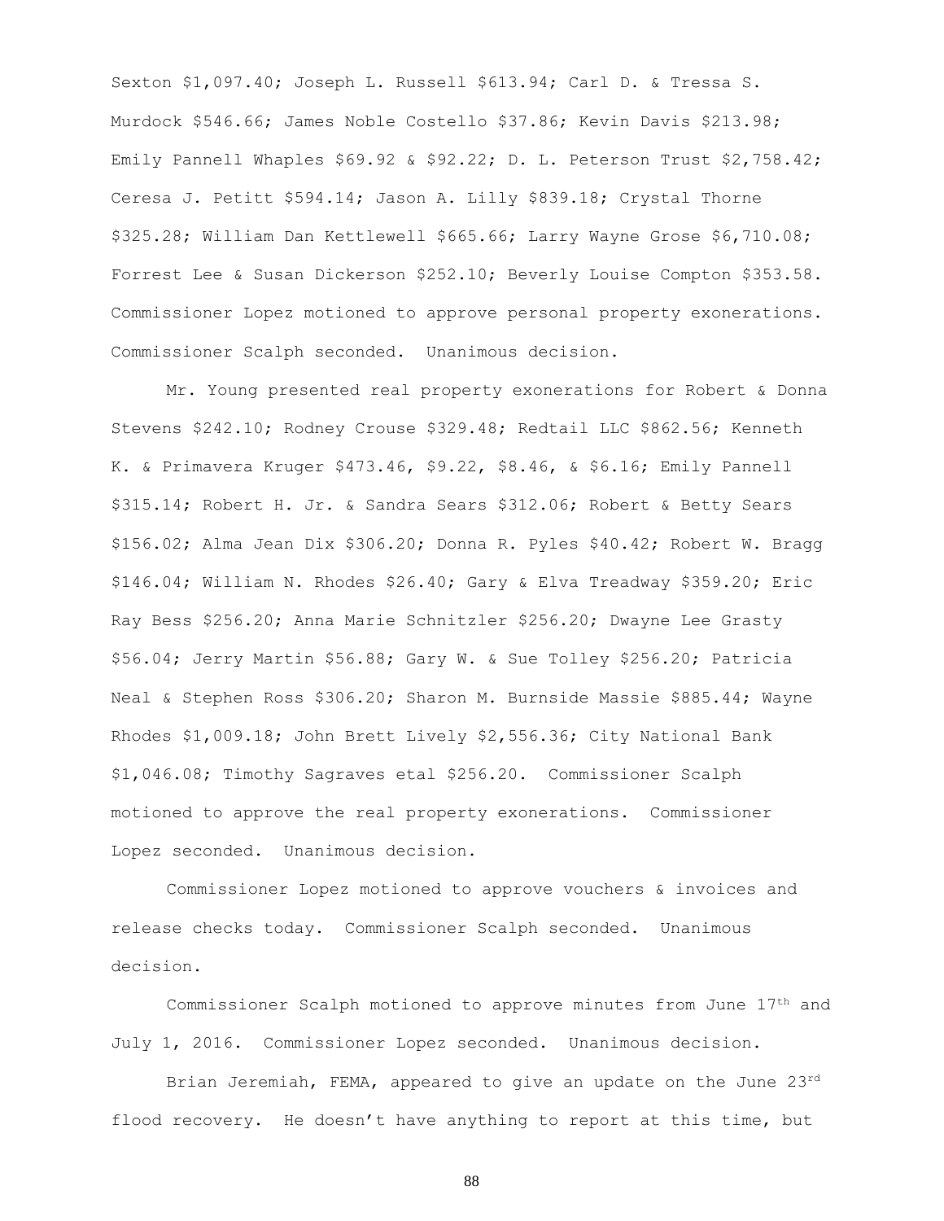Sexton $1,097.40; Joseph L. Russell $613.94; Carl D. & Tressa S. Murdock $546.66; James Noble Costello $37.86; Kevin Davis $213.98; Emily Pannell Whaples $69.92 & $92.22; D. L. Peterson Trust $2,758.42; Ceresa J. Petitt $594.14; Jason A. Lilly $839.18; Crystal Thorne $325.28; William Dan Kettlewell $665.66; Larry Wayne Grose $6,710.08; Forrest Lee & Susan Dickerson $252.10; Beverly Louise Compton $353.58. Commissioner Lopez motioned to approve personal property exonerations. Commissioner Scalph seconded. Unanimous decision.

Mr. Young presented real property exonerations for Robert & Donna Stevens $242.10; Rodney Crouse $329.48; Redtail LLC $862.56; Kenneth K. & Primavera Kruger $473.46, $9.22, $8.46, & $6.16; Emily Pannell $315.14; Robert H. Jr. & Sandra Sears $312.06; Robert & Betty Sears $156.02; Alma Jean Dix $306.20; Donna R. Pyles $40.42; Robert W. Bragg $146.04; William N. Rhodes $26.40; Gary & Elva Treadway $359.20; Eric Ray Bess $256.20; Anna Marie Schnitzler $256.20; Dwayne Lee Grasty $56.04; Jerry Martin $56.88; Gary W. & Sue Tolley $256.20; Patricia Neal & Stephen Ross $306.20; Sharon M. Burnside Massie $885.44; Wayne Rhodes $1,009.18; John Brett Lively $2,556.36; City National Bank $1,046.08; Timothy Sagraves etal $256.20. Commissioner Scalph motioned to approve the real property exonerations. Commissioner Lopez seconded. Unanimous decision.

Commissioner Lopez motioned to approve vouchers & invoices and release checks today. Commissioner Scalph seconded. Unanimous decision.

Commissioner Scalph motioned to approve minutes from June 17th and July 1, 2016. Commissioner Lopez seconded. Unanimous decision.

Brian Jeremiah, FEMA, appeared to give an update on the June 23rd flood recovery. He doesn't have anything to report at this time, but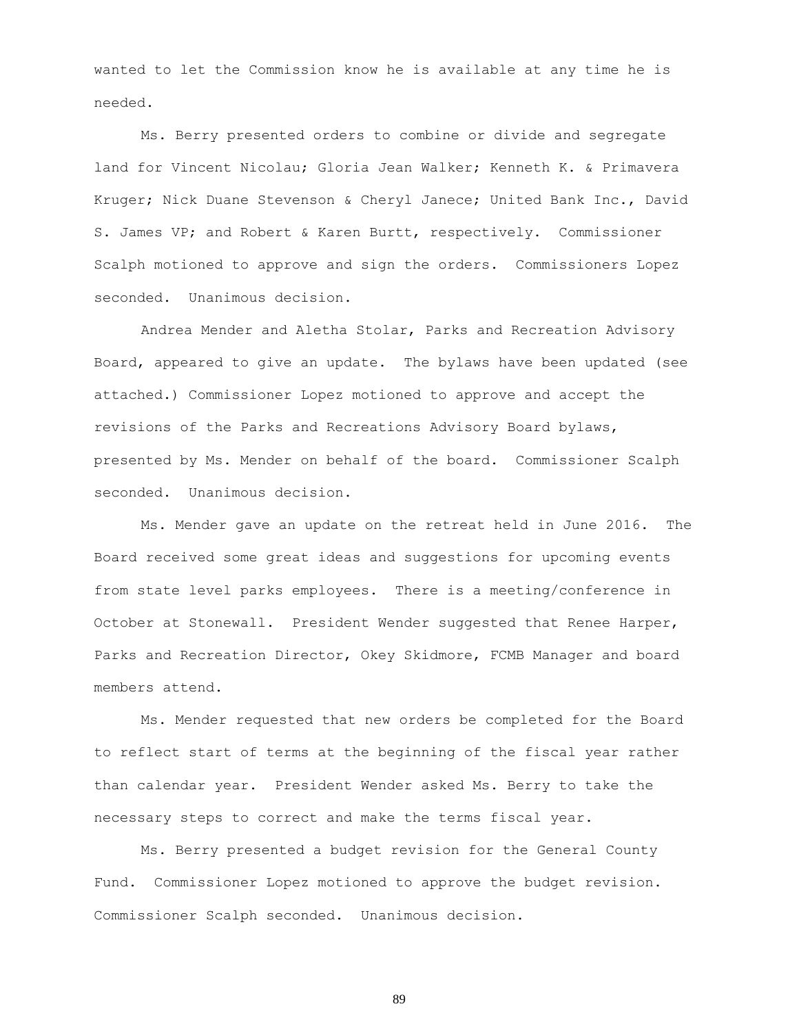wanted to let the Commission know he is available at any time he is needed.

Ms. Berry presented orders to combine or divide and segregate land for Vincent Nicolau; Gloria Jean Walker; Kenneth K. & Primavera Kruger; Nick Duane Stevenson & Cheryl Janece; United Bank Inc., David S. James VP; and Robert & Karen Burtt, respectively. Commissioner Scalph motioned to approve and sign the orders. Commissioners Lopez seconded. Unanimous decision.

Andrea Mender and Aletha Stolar, Parks and Recreation Advisory Board, appeared to give an update. The bylaws have been updated (see attached.) Commissioner Lopez motioned to approve and accept the revisions of the Parks and Recreations Advisory Board bylaws, presented by Ms. Mender on behalf of the board. Commissioner Scalph seconded. Unanimous decision.

Ms. Mender gave an update on the retreat held in June 2016. The Board received some great ideas and suggestions for upcoming events from state level parks employees. There is a meeting/conference in October at Stonewall. President Wender suggested that Renee Harper, Parks and Recreation Director, Okey Skidmore, FCMB Manager and board members attend.

Ms. Mender requested that new orders be completed for the Board to reflect start of terms at the beginning of the fiscal year rather than calendar year. President Wender asked Ms. Berry to take the necessary steps to correct and make the terms fiscal year.

Ms. Berry presented a budget revision for the General County Fund. Commissioner Lopez motioned to approve the budget revision. Commissioner Scalph seconded. Unanimous decision.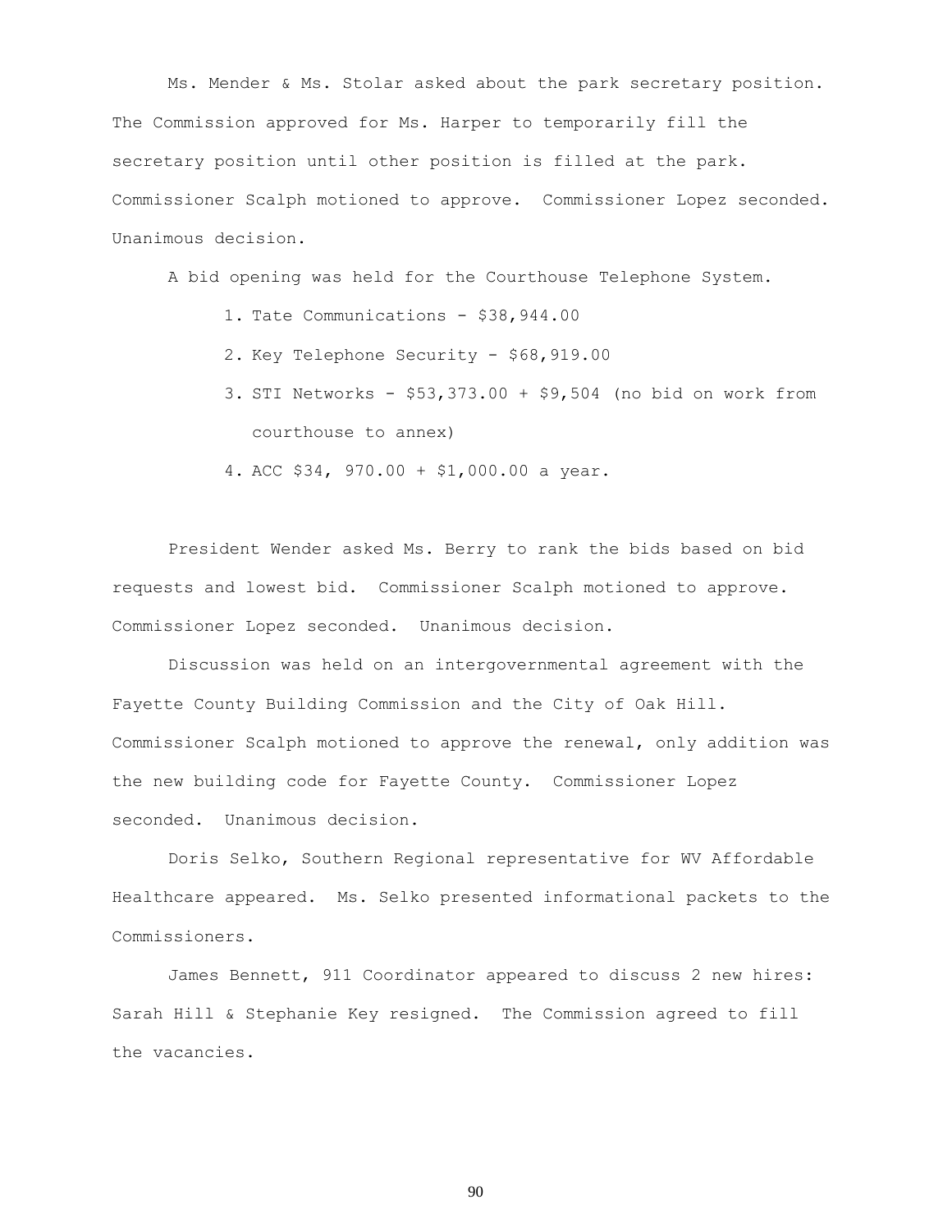Ms. Mender & Ms. Stolar asked about the park secretary position. The Commission approved for Ms. Harper to temporarily fill the secretary position until other position is filled at the park. Commissioner Scalph motioned to approve. Commissioner Lopez seconded. Unanimous decision.

A bid opening was held for the Courthouse Telephone System.

1. Tate Communications - $38,944.00
2. Key Telephone Security - $68,919.00
3. STI Networks - $53,373.00 + $9,504 (no bid on work from courthouse to annex)
4. ACC $34, 970.00 + $1,000.00 a year.

President Wender asked Ms. Berry to rank the bids based on bid requests and lowest bid. Commissioner Scalph motioned to approve. Commissioner Lopez seconded. Unanimous decision.

Discussion was held on an intergovernmental agreement with the Fayette County Building Commission and the City of Oak Hill. Commissioner Scalph motioned to approve the renewal, only addition was the new building code for Fayette County. Commissioner Lopez seconded. Unanimous decision.

Doris Selko, Southern Regional representative for WV Affordable Healthcare appeared. Ms. Selko presented informational packets to the Commissioners.

James Bennett, 911 Coordinator appeared to discuss 2 new hires: Sarah Hill & Stephanie Key resigned. The Commission agreed to fill the vacancies.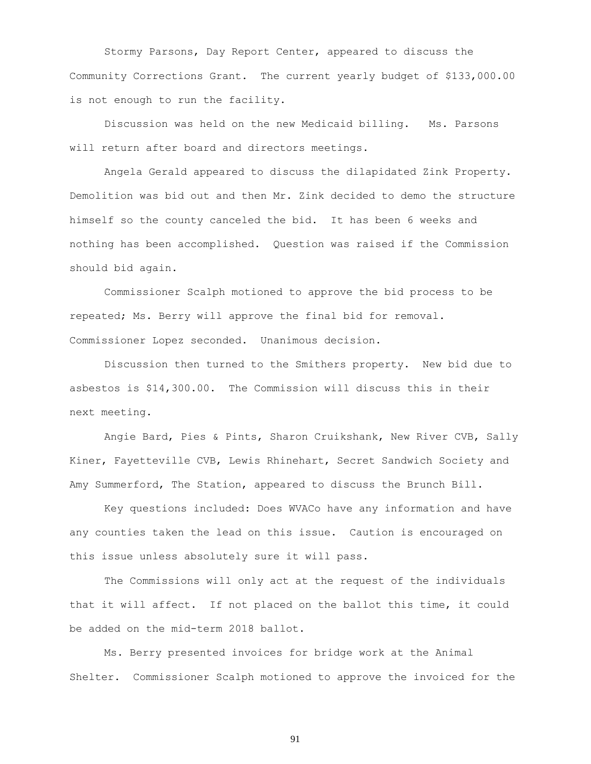Stormy Parsons, Day Report Center, appeared to discuss the Community Corrections Grant. The current yearly budget of $133,000.00 is not enough to run the facility.

Discussion was held on the new Medicaid billing. Ms. Parsons will return after board and directors meetings.

Angela Gerald appeared to discuss the dilapidated Zink Property. Demolition was bid out and then Mr. Zink decided to demo the structure himself so the county canceled the bid. It has been 6 weeks and nothing has been accomplished. Question was raised if the Commission should bid again.

Commissioner Scalph motioned to approve the bid process to be repeated; Ms. Berry will approve the final bid for removal. Commissioner Lopez seconded. Unanimous decision.

Discussion then turned to the Smithers property. New bid due to asbestos is $14,300.00. The Commission will discuss this in their next meeting.

Angie Bard, Pies & Pints, Sharon Cruikshank, New River CVB, Sally Kiner, Fayetteville CVB, Lewis Rhinehart, Secret Sandwich Society and Amy Summerford, The Station, appeared to discuss the Brunch Bill.

Key questions included: Does WVACo have any information and have any counties taken the lead on this issue. Caution is encouraged on this issue unless absolutely sure it will pass.

The Commissions will only act at the request of the individuals that it will affect. If not placed on the ballot this time, it could be added on the mid-term 2018 ballot.

Ms. Berry presented invoices for bridge work at the Animal Shelter. Commissioner Scalph motioned to approve the invoiced for the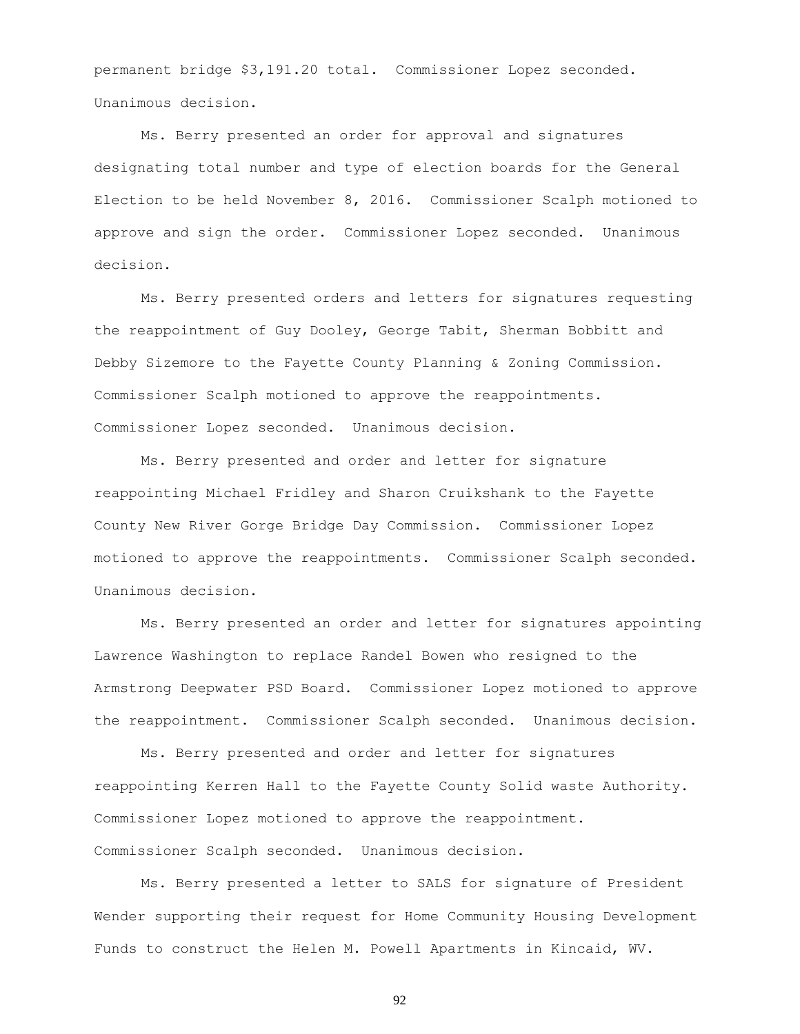permanent bridge $3,191.20 total. Commissioner Lopez seconded. Unanimous decision.

Ms. Berry presented an order for approval and signatures designating total number and type of election boards for the General Election to be held November 8, 2016. Commissioner Scalph motioned to approve and sign the order. Commissioner Lopez seconded. Unanimous decision.

Ms. Berry presented orders and letters for signatures requesting the reappointment of Guy Dooley, George Tabit, Sherman Bobbitt and Debby Sizemore to the Fayette County Planning & Zoning Commission. Commissioner Scalph motioned to approve the reappointments. Commissioner Lopez seconded. Unanimous decision.

Ms. Berry presented and order and letter for signature reappointing Michael Fridley and Sharon Cruikshank to the Fayette County New River Gorge Bridge Day Commission. Commissioner Lopez motioned to approve the reappointments. Commissioner Scalph seconded. Unanimous decision.

Ms. Berry presented an order and letter for signatures appointing Lawrence Washington to replace Randel Bowen who resigned to the Armstrong Deepwater PSD Board. Commissioner Lopez motioned to approve the reappointment. Commissioner Scalph seconded. Unanimous decision.

Ms. Berry presented and order and letter for signatures reappointing Kerren Hall to the Fayette County Solid waste Authority. Commissioner Lopez motioned to approve the reappointment. Commissioner Scalph seconded. Unanimous decision.

Ms. Berry presented a letter to SALS for signature of President Wender supporting their request for Home Community Housing Development Funds to construct the Helen M. Powell Apartments in Kincaid, WV.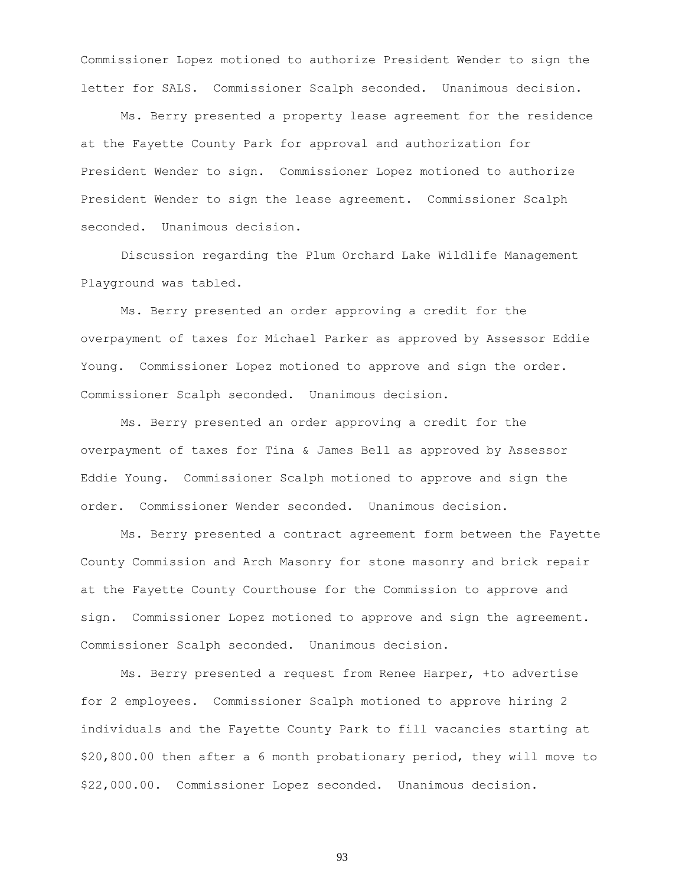Commissioner Lopez motioned to authorize President Wender to sign the letter for SALS. Commissioner Scalph seconded. Unanimous decision.

Ms. Berry presented a property lease agreement for the residence at the Fayette County Park for approval and authorization for President Wender to sign. Commissioner Lopez motioned to authorize President Wender to sign the lease agreement. Commissioner Scalph seconded. Unanimous decision.

Discussion regarding the Plum Orchard Lake Wildlife Management Playground was tabled.

Ms. Berry presented an order approving a credit for the overpayment of taxes for Michael Parker as approved by Assessor Eddie Young. Commissioner Lopez motioned to approve and sign the order. Commissioner Scalph seconded. Unanimous decision.

Ms. Berry presented an order approving a credit for the overpayment of taxes for Tina & James Bell as approved by Assessor Eddie Young. Commissioner Scalph motioned to approve and sign the order. Commissioner Wender seconded. Unanimous decision.

Ms. Berry presented a contract agreement form between the Fayette County Commission and Arch Masonry for stone masonry and brick repair at the Fayette County Courthouse for the Commission to approve and sign. Commissioner Lopez motioned to approve and sign the agreement. Commissioner Scalph seconded. Unanimous decision.

Ms. Berry presented a request from Renee Harper, +to advertise for 2 employees. Commissioner Scalph motioned to approve hiring 2 individuals and the Fayette County Park to fill vacancies starting at $20,800.00 then after a 6 month probationary period, they will move to $22,000.00. Commissioner Lopez seconded. Unanimous decision.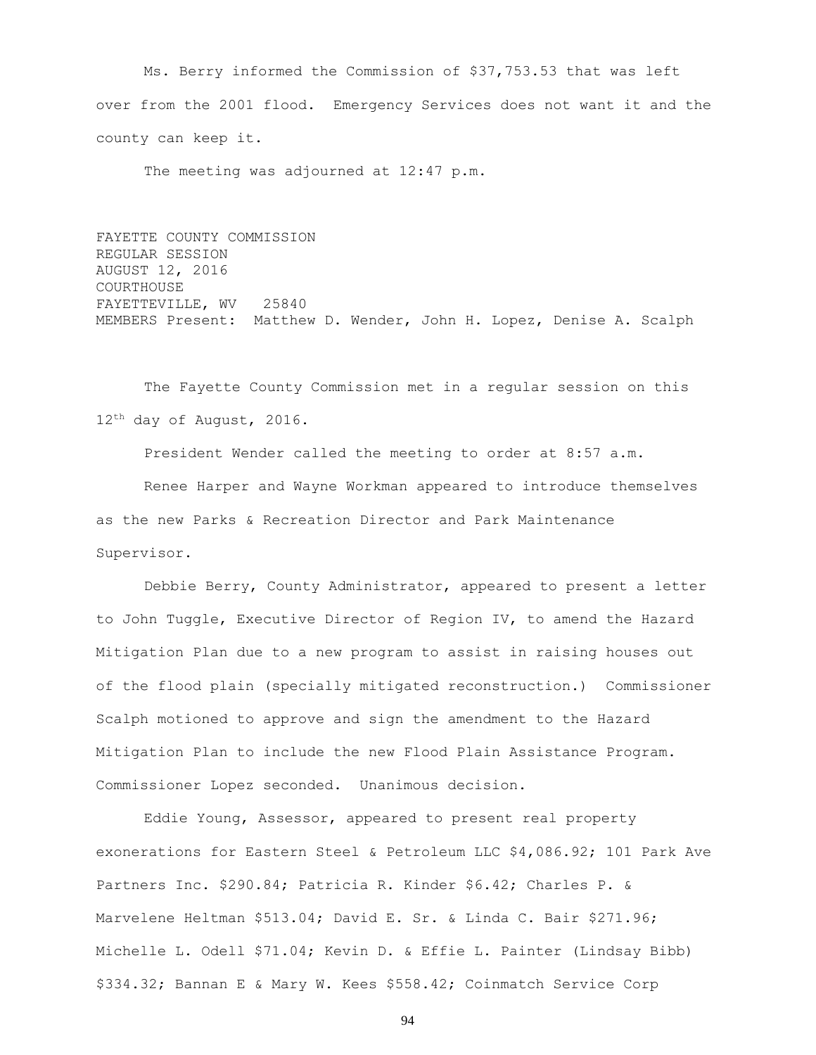Ms. Berry informed the Commission of $37,753.53 that was left over from the 2001 flood. Emergency Services does not want it and the county can keep it.

The meeting was adjourned at 12:47 p.m.

FAYETTE COUNTY COMMISSION
REGULAR SESSION
AUGUST 12, 2016
COURTHOUSE
FAYETTEVILLE, WV 25840
MEMBERS Present: Matthew D. Wender, John H. Lopez, Denise A. Scalph

The Fayette County Commission met in a regular session on this 12th day of August, 2016.

President Wender called the meeting to order at 8:57 a.m.

Renee Harper and Wayne Workman appeared to introduce themselves as the new Parks & Recreation Director and Park Maintenance Supervisor.

Debbie Berry, County Administrator, appeared to present a letter to John Tuggle, Executive Director of Region IV, to amend the Hazard Mitigation Plan due to a new program to assist in raising houses out of the flood plain (specially mitigated reconstruction.) Commissioner Scalph motioned to approve and sign the amendment to the Hazard Mitigation Plan to include the new Flood Plain Assistance Program. Commissioner Lopez seconded. Unanimous decision.

Eddie Young, Assessor, appeared to present real property exonerations for Eastern Steel & Petroleum LLC $4,086.92; 101 Park Ave Partners Inc. $290.84; Patricia R. Kinder $6.42; Charles P. & Marvelene Heltman $513.04; David E. Sr. & Linda C. Bair $271.96; Michelle L. Odell $71.04; Kevin D. & Effie L. Painter (Lindsay Bibb) $334.32; Bannan E & Mary W. Kees $558.42; Coinmatch Service Corp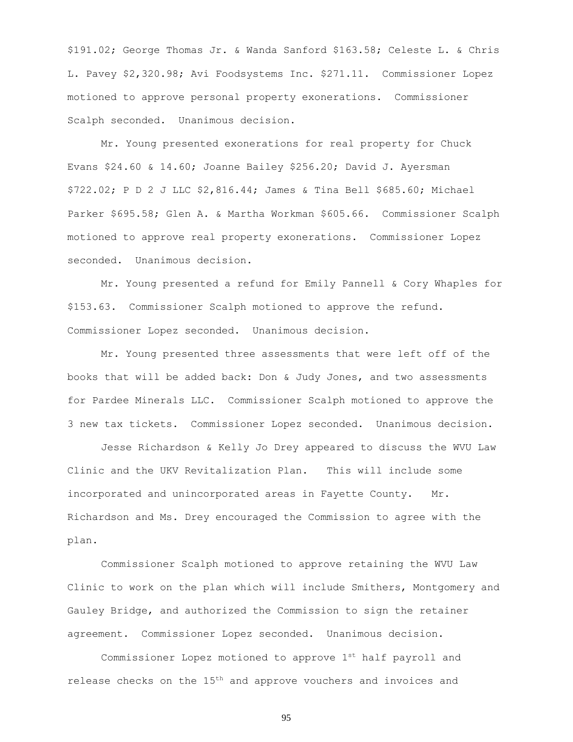$191.02; George Thomas Jr. & Wanda Sanford $163.58; Celeste L. & Chris L. Pavey $2,320.98; Avi Foodsystems Inc. $271.11. Commissioner Lopez motioned to approve personal property exonerations. Commissioner Scalph seconded. Unanimous decision.

Mr. Young presented exonerations for real property for Chuck Evans $24.60 & 14.60; Joanne Bailey $256.20; David J. Ayersman $722.02; P D 2 J LLC $2,816.44; James & Tina Bell $685.60; Michael Parker $695.58; Glen A. & Martha Workman $605.66. Commissioner Scalph motioned to approve real property exonerations. Commissioner Lopez seconded. Unanimous decision.

Mr. Young presented a refund for Emily Pannell & Cory Whaples for $153.63. Commissioner Scalph motioned to approve the refund. Commissioner Lopez seconded. Unanimous decision.

Mr. Young presented three assessments that were left off of the books that will be added back: Don & Judy Jones, and two assessments for Pardee Minerals LLC. Commissioner Scalph motioned to approve the 3 new tax tickets. Commissioner Lopez seconded. Unanimous decision.

Jesse Richardson & Kelly Jo Drey appeared to discuss the WVU Law Clinic and the UKV Revitalization Plan. This will include some incorporated and unincorporated areas in Fayette County. Mr. Richardson and Ms. Drey encouraged the Commission to agree with the plan.

Commissioner Scalph motioned to approve retaining the WVU Law Clinic to work on the plan which will include Smithers, Montgomery and Gauley Bridge, and authorized the Commission to sign the retainer agreement. Commissioner Lopez seconded. Unanimous decision.

Commissioner Lopez motioned to approve 1st half payroll and release checks on the 15th and approve vouchers and invoices and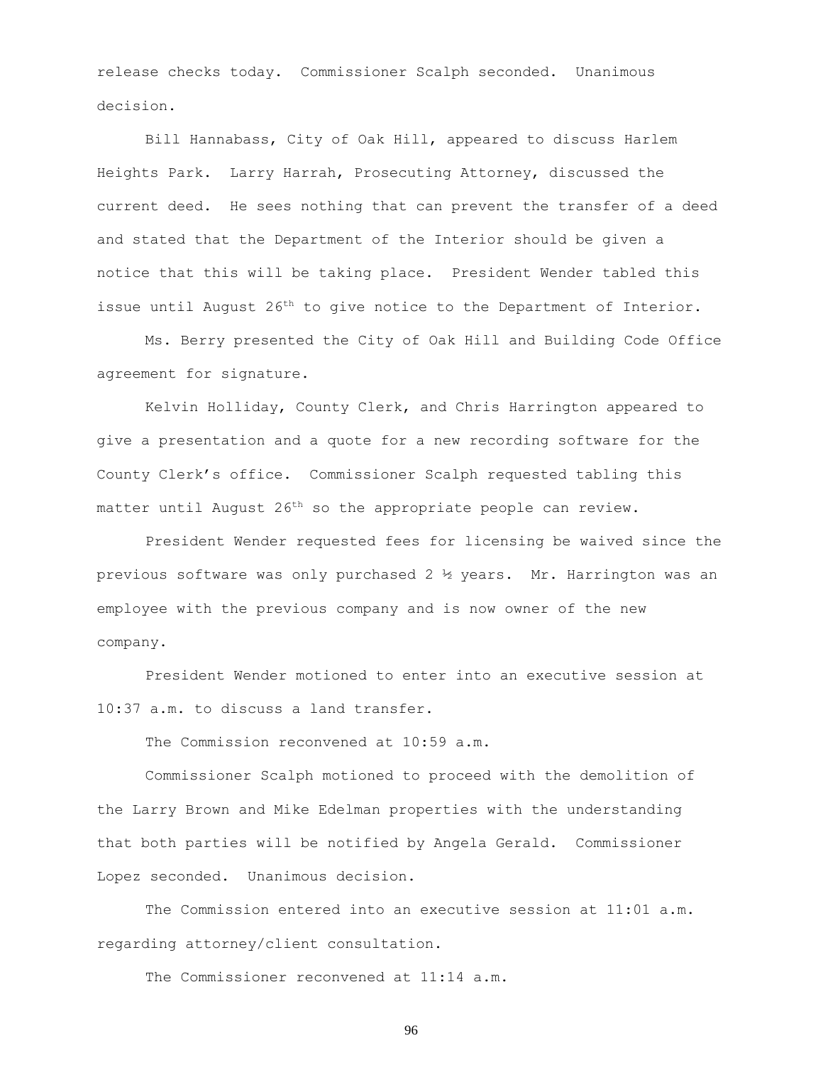release checks today. Commissioner Scalph seconded. Unanimous decision.

Bill Hannabass, City of Oak Hill, appeared to discuss Harlem Heights Park. Larry Harrah, Prosecuting Attorney, discussed the current deed. He sees nothing that can prevent the transfer of a deed and stated that the Department of the Interior should be given a notice that this will be taking place. President Wender tabled this issue until August 26th to give notice to the Department of Interior.

Ms. Berry presented the City of Oak Hill and Building Code Office agreement for signature.

Kelvin Holliday, County Clerk, and Chris Harrington appeared to give a presentation and a quote for a new recording software for the County Clerk's office. Commissioner Scalph requested tabling this matter until August 26th so the appropriate people can review.

President Wender requested fees for licensing be waived since the previous software was only purchased 2 ½ years. Mr. Harrington was an employee with the previous company and is now owner of the new company.

President Wender motioned to enter into an executive session at 10:37 a.m. to discuss a land transfer.

The Commission reconvened at 10:59 a.m.

Commissioner Scalph motioned to proceed with the demolition of the Larry Brown and Mike Edelman properties with the understanding that both parties will be notified by Angela Gerald. Commissioner Lopez seconded. Unanimous decision.

The Commission entered into an executive session at 11:01 a.m. regarding attorney/client consultation.

The Commissioner reconvened at 11:14 a.m.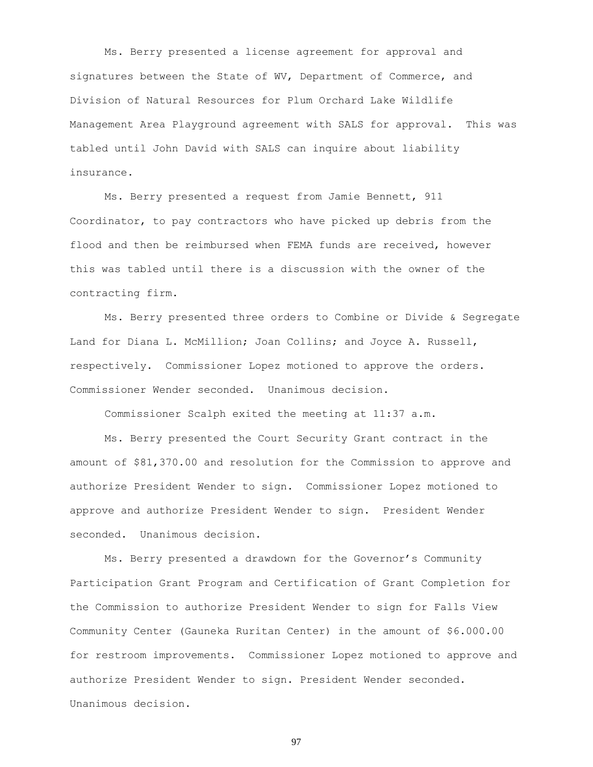Ms. Berry presented a license agreement for approval and signatures between the State of WV, Department of Commerce, and Division of Natural Resources for Plum Orchard Lake Wildlife Management Area Playground agreement with SALS for approval. This was tabled until John David with SALS can inquire about liability insurance.

Ms. Berry presented a request from Jamie Bennett, 911 Coordinator, to pay contractors who have picked up debris from the flood and then be reimbursed when FEMA funds are received, however this was tabled until there is a discussion with the owner of the contracting firm.

Ms. Berry presented three orders to Combine or Divide & Segregate Land for Diana L. McMillion; Joan Collins; and Joyce A. Russell, respectively. Commissioner Lopez motioned to approve the orders. Commissioner Wender seconded. Unanimous decision.

Commissioner Scalph exited the meeting at 11:37 a.m.

Ms. Berry presented the Court Security Grant contract in the amount of $81,370.00 and resolution for the Commission to approve and authorize President Wender to sign. Commissioner Lopez motioned to approve and authorize President Wender to sign. President Wender seconded. Unanimous decision.

Ms. Berry presented a drawdown for the Governor's Community Participation Grant Program and Certification of Grant Completion for the Commission to authorize President Wender to sign for Falls View Community Center (Gauneka Ruritan Center) in the amount of $6.000.00 for restroom improvements. Commissioner Lopez motioned to approve and authorize President Wender to sign. President Wender seconded. Unanimous decision.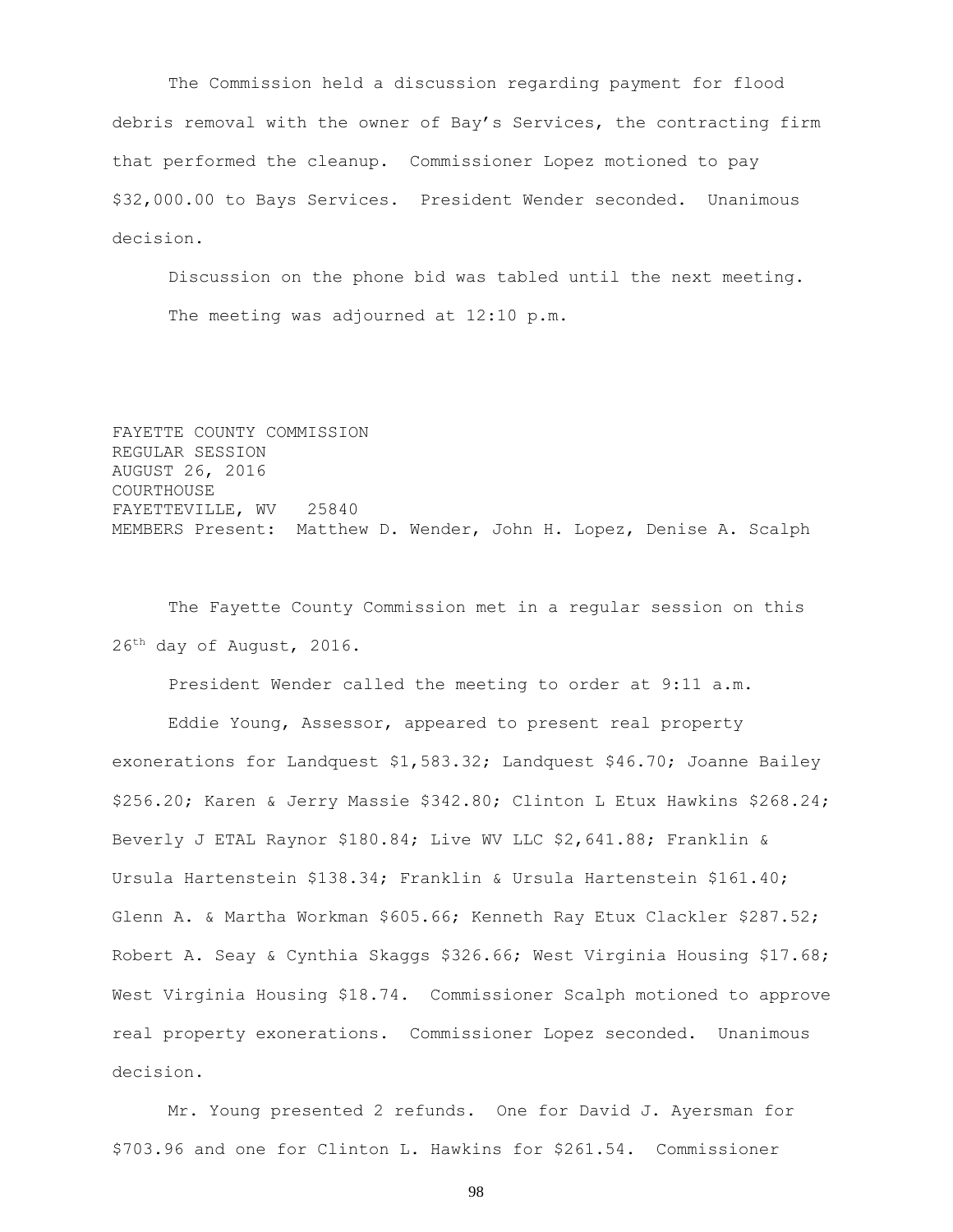The Commission held a discussion regarding payment for flood debris removal with the owner of Bay's Services, the contracting firm that performed the cleanup. Commissioner Lopez motioned to pay $32,000.00 to Bays Services. President Wender seconded. Unanimous decision.

Discussion on the phone bid was tabled until the next meeting.

The meeting was adjourned at 12:10 p.m.

FAYETTE COUNTY COMMISSION
REGULAR SESSION
AUGUST 26, 2016
COURTHOUSE
FAYETTEVILLE, WV 25840
MEMBERS Present: Matthew D. Wender, John H. Lopez, Denise A. Scalph

The Fayette County Commission met in a regular session on this 26th day of August, 2016.

President Wender called the meeting to order at 9:11 a.m.

Eddie Young, Assessor, appeared to present real property exonerations for Landquest $1,583.32; Landquest $46.70; Joanne Bailey $256.20; Karen & Jerry Massie $342.80; Clinton L Etux Hawkins $268.24; Beverly J ETAL Raynor $180.84; Live WV LLC $2,641.88; Franklin & Ursula Hartenstein $138.34; Franklin & Ursula Hartenstein $161.40; Glenn A. & Martha Workman $605.66; Kenneth Ray Etux Clackler $287.52; Robert A. Seay & Cynthia Skaggs $326.66; West Virginia Housing $17.68; West Virginia Housing $18.74. Commissioner Scalph motioned to approve real property exonerations. Commissioner Lopez seconded. Unanimous decision.

Mr. Young presented 2 refunds. One for David J. Ayersman for $703.96 and one for Clinton L. Hawkins for $261.54. Commissioner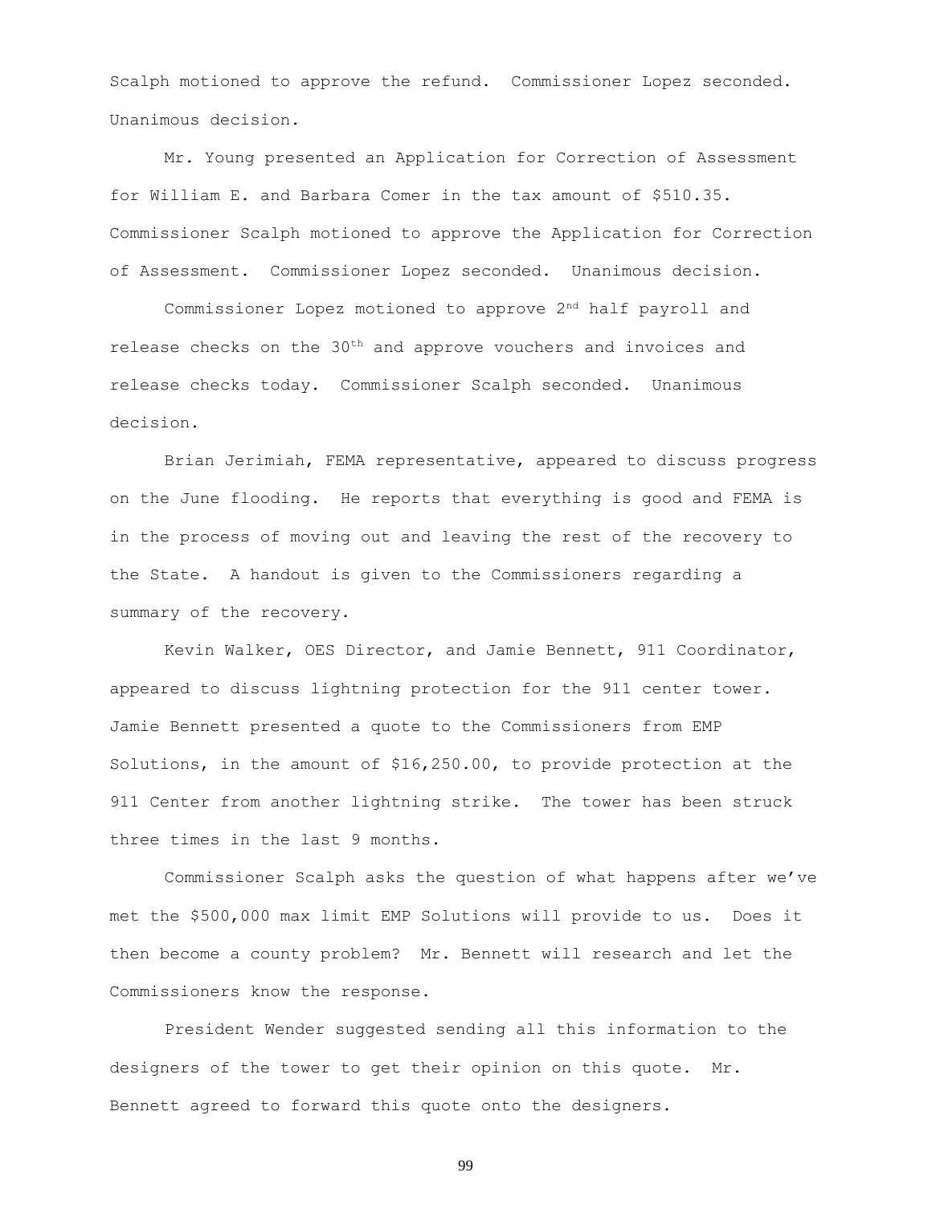Scalph motioned to approve the refund. Commissioner Lopez seconded. Unanimous decision.

Mr. Young presented an Application for Correction of Assessment for William E. and Barbara Comer in the tax amount of $510.35. Commissioner Scalph motioned to approve the Application for Correction of Assessment. Commissioner Lopez seconded. Unanimous decision.

Commissioner Lopez motioned to approve 2nd half payroll and release checks on the 30th and approve vouchers and invoices and release checks today. Commissioner Scalph seconded. Unanimous decision.

Brian Jerimiah, FEMA representative, appeared to discuss progress on the June flooding. He reports that everything is good and FEMA is in the process of moving out and leaving the rest of the recovery to the State. A handout is given to the Commissioners regarding a summary of the recovery.

Kevin Walker, OES Director, and Jamie Bennett, 911 Coordinator, appeared to discuss lightning protection for the 911 center tower. Jamie Bennett presented a quote to the Commissioners from EMP Solutions, in the amount of $16,250.00, to provide protection at the 911 Center from another lightning strike. The tower has been struck three times in the last 9 months.

Commissioner Scalph asks the question of what happens after we've met the $500,000 max limit EMP Solutions will provide to us. Does it then become a county problem? Mr. Bennett will research and let the Commissioners know the response.

President Wender suggested sending all this information to the designers of the tower to get their opinion on this quote. Mr. Bennett agreed to forward this quote onto the designers.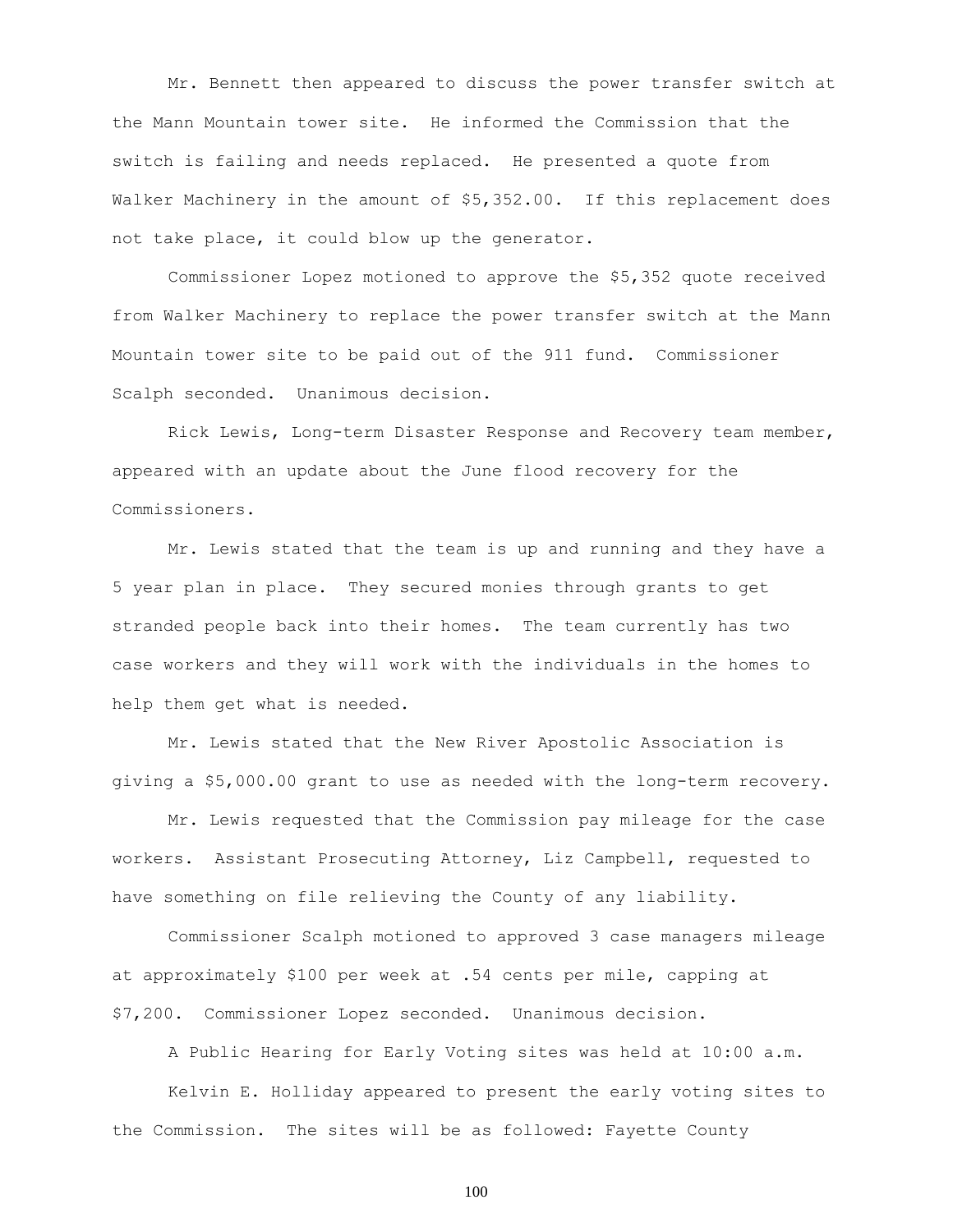Mr. Bennett then appeared to discuss the power transfer switch at the Mann Mountain tower site. He informed the Commission that the switch is failing and needs replaced. He presented a quote from Walker Machinery in the amount of $5,352.00. If this replacement does not take place, it could blow up the generator.

Commissioner Lopez motioned to approve the $5,352 quote received from Walker Machinery to replace the power transfer switch at the Mann Mountain tower site to be paid out of the 911 fund. Commissioner Scalph seconded. Unanimous decision.

Rick Lewis, Long-term Disaster Response and Recovery team member, appeared with an update about the June flood recovery for the Commissioners.

Mr. Lewis stated that the team is up and running and they have a 5 year plan in place. They secured monies through grants to get stranded people back into their homes. The team currently has two case workers and they will work with the individuals in the homes to help them get what is needed.

Mr. Lewis stated that the New River Apostolic Association is giving a $5,000.00 grant to use as needed with the long-term recovery.

Mr. Lewis requested that the Commission pay mileage for the case workers. Assistant Prosecuting Attorney, Liz Campbell, requested to have something on file relieving the County of any liability.

Commissioner Scalph motioned to approved 3 case managers mileage at approximately $100 per week at .54 cents per mile, capping at $7,200. Commissioner Lopez seconded. Unanimous decision.

A Public Hearing for Early Voting sites was held at 10:00 a.m.

Kelvin E. Holliday appeared to present the early voting sites to the Commission. The sites will be as followed: Fayette County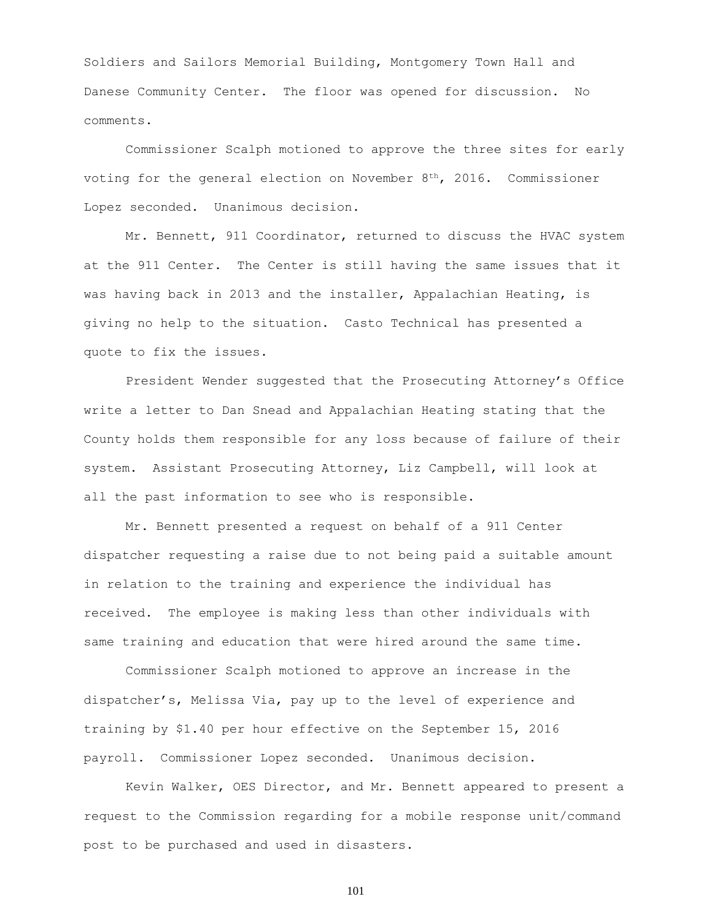Soldiers and Sailors Memorial Building, Montgomery Town Hall and Danese Community Center. The floor was opened for discussion. No comments.

Commissioner Scalph motioned to approve the three sites for early voting for the general election on November 8th, 2016. Commissioner Lopez seconded. Unanimous decision.

Mr. Bennett, 911 Coordinator, returned to discuss the HVAC system at the 911 Center. The Center is still having the same issues that it was having back in 2013 and the installer, Appalachian Heating, is giving no help to the situation. Casto Technical has presented a quote to fix the issues.

President Wender suggested that the Prosecuting Attorney's Office write a letter to Dan Snead and Appalachian Heating stating that the County holds them responsible for any loss because of failure of their system. Assistant Prosecuting Attorney, Liz Campbell, will look at all the past information to see who is responsible.

Mr. Bennett presented a request on behalf of a 911 Center dispatcher requesting a raise due to not being paid a suitable amount in relation to the training and experience the individual has received. The employee is making less than other individuals with same training and education that were hired around the same time.

Commissioner Scalph motioned to approve an increase in the dispatcher's, Melissa Via, pay up to the level of experience and training by $1.40 per hour effective on the September 15, 2016 payroll. Commissioner Lopez seconded. Unanimous decision.

Kevin Walker, OES Director, and Mr. Bennett appeared to present a request to the Commission regarding for a mobile response unit/command post to be purchased and used in disasters.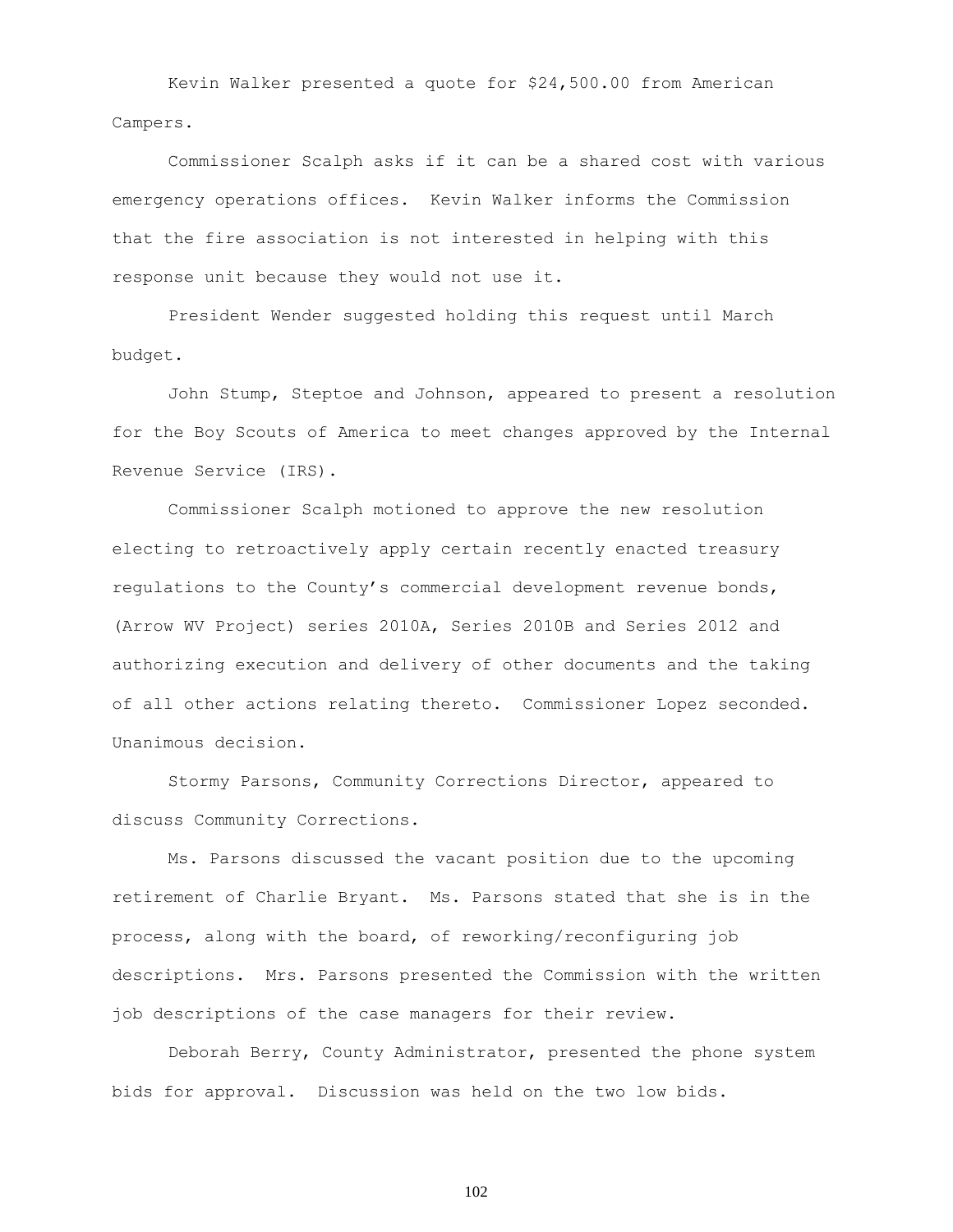Kevin Walker presented a quote for $24,500.00 from American Campers.

Commissioner Scalph asks if it can be a shared cost with various emergency operations offices. Kevin Walker informs the Commission that the fire association is not interested in helping with this response unit because they would not use it.

President Wender suggested holding this request until March budget.

John Stump, Steptoe and Johnson, appeared to present a resolution for the Boy Scouts of America to meet changes approved by the Internal Revenue Service (IRS).

Commissioner Scalph motioned to approve the new resolution electing to retroactively apply certain recently enacted treasury regulations to the County's commercial development revenue bonds, (Arrow WV Project) series 2010A, Series 2010B and Series 2012 and authorizing execution and delivery of other documents and the taking of all other actions relating thereto. Commissioner Lopez seconded. Unanimous decision.

Stormy Parsons, Community Corrections Director, appeared to discuss Community Corrections.

Ms. Parsons discussed the vacant position due to the upcoming retirement of Charlie Bryant. Ms. Parsons stated that she is in the process, along with the board, of reworking/reconfiguring job descriptions. Mrs. Parsons presented the Commission with the written job descriptions of the case managers for their review.

Deborah Berry, County Administrator, presented the phone system bids for approval. Discussion was held on the two low bids.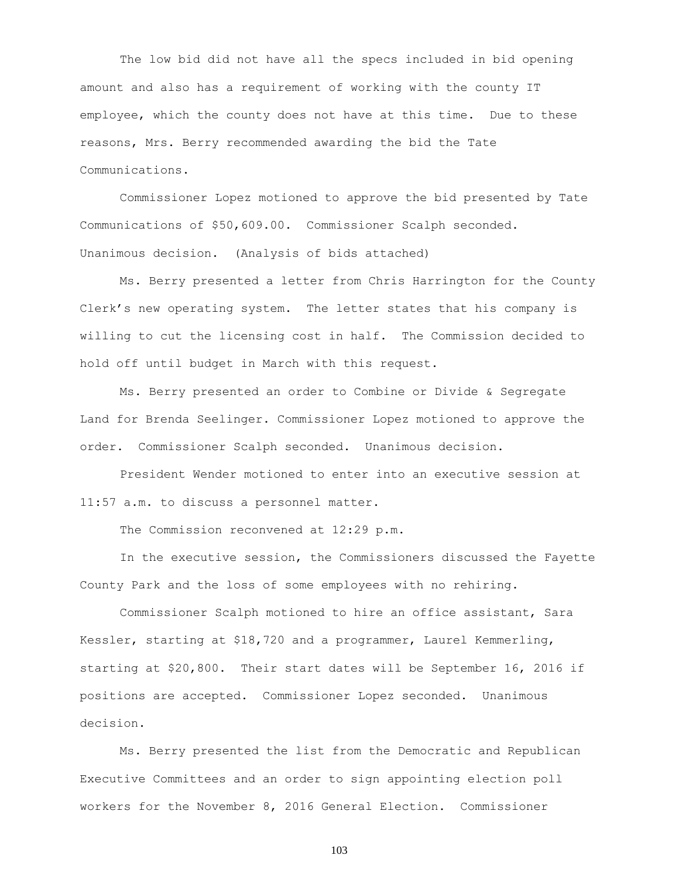The low bid did not have all the specs included in bid opening amount and also has a requirement of working with the county IT employee, which the county does not have at this time. Due to these reasons, Mrs. Berry recommended awarding the bid the Tate Communications.

Commissioner Lopez motioned to approve the bid presented by Tate Communications of $50,609.00. Commissioner Scalph seconded. Unanimous decision. (Analysis of bids attached)

Ms. Berry presented a letter from Chris Harrington for the County Clerk's new operating system. The letter states that his company is willing to cut the licensing cost in half. The Commission decided to hold off until budget in March with this request.

Ms. Berry presented an order to Combine or Divide & Segregate Land for Brenda Seelinger. Commissioner Lopez motioned to approve the order. Commissioner Scalph seconded. Unanimous decision.

President Wender motioned to enter into an executive session at 11:57 a.m. to discuss a personnel matter.

The Commission reconvened at 12:29 p.m.

In the executive session, the Commissioners discussed the Fayette County Park and the loss of some employees with no rehiring.

Commissioner Scalph motioned to hire an office assistant, Sara Kessler, starting at $18,720 and a programmer, Laurel Kemmerling, starting at $20,800. Their start dates will be September 16, 2016 if positions are accepted. Commissioner Lopez seconded. Unanimous decision.

Ms. Berry presented the list from the Democratic and Republican Executive Committees and an order to sign appointing election poll workers for the November 8, 2016 General Election. Commissioner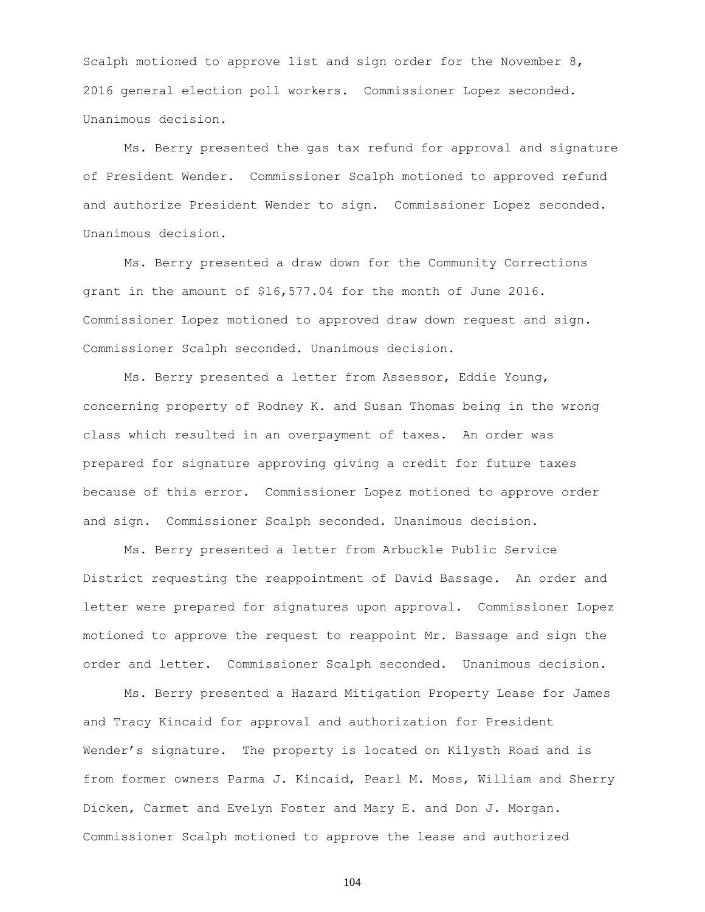Scalph motioned to approve list and sign order for the November 8, 2016 general election poll workers. Commissioner Lopez seconded. Unanimous decision.

Ms. Berry presented the gas tax refund for approval and signature of President Wender. Commissioner Scalph motioned to approved refund and authorize President Wender to sign. Commissioner Lopez seconded. Unanimous decision.

Ms. Berry presented a draw down for the Community Corrections grant in the amount of $16,577.04 for the month of June 2016. Commissioner Lopez motioned to approved draw down request and sign. Commissioner Scalph seconded. Unanimous decision.

Ms. Berry presented a letter from Assessor, Eddie Young, concerning property of Rodney K. and Susan Thomas being in the wrong class which resulted in an overpayment of taxes. An order was prepared for signature approving giving a credit for future taxes because of this error. Commissioner Lopez motioned to approve order and sign. Commissioner Scalph seconded. Unanimous decision.

Ms. Berry presented a letter from Arbuckle Public Service District requesting the reappointment of David Bassage. An order and letter were prepared for signatures upon approval. Commissioner Lopez motioned to approve the request to reappoint Mr. Bassage and sign the order and letter. Commissioner Scalph seconded. Unanimous decision.

Ms. Berry presented a Hazard Mitigation Property Lease for James and Tracy Kincaid for approval and authorization for President Wender's signature. The property is located on Kilysth Road and is from former owners Parma J. Kincaid, Pearl M. Moss, William and Sherry Dicken, Carmet and Evelyn Foster and Mary E. and Don J. Morgan. Commissioner Scalph motioned to approve the lease and authorized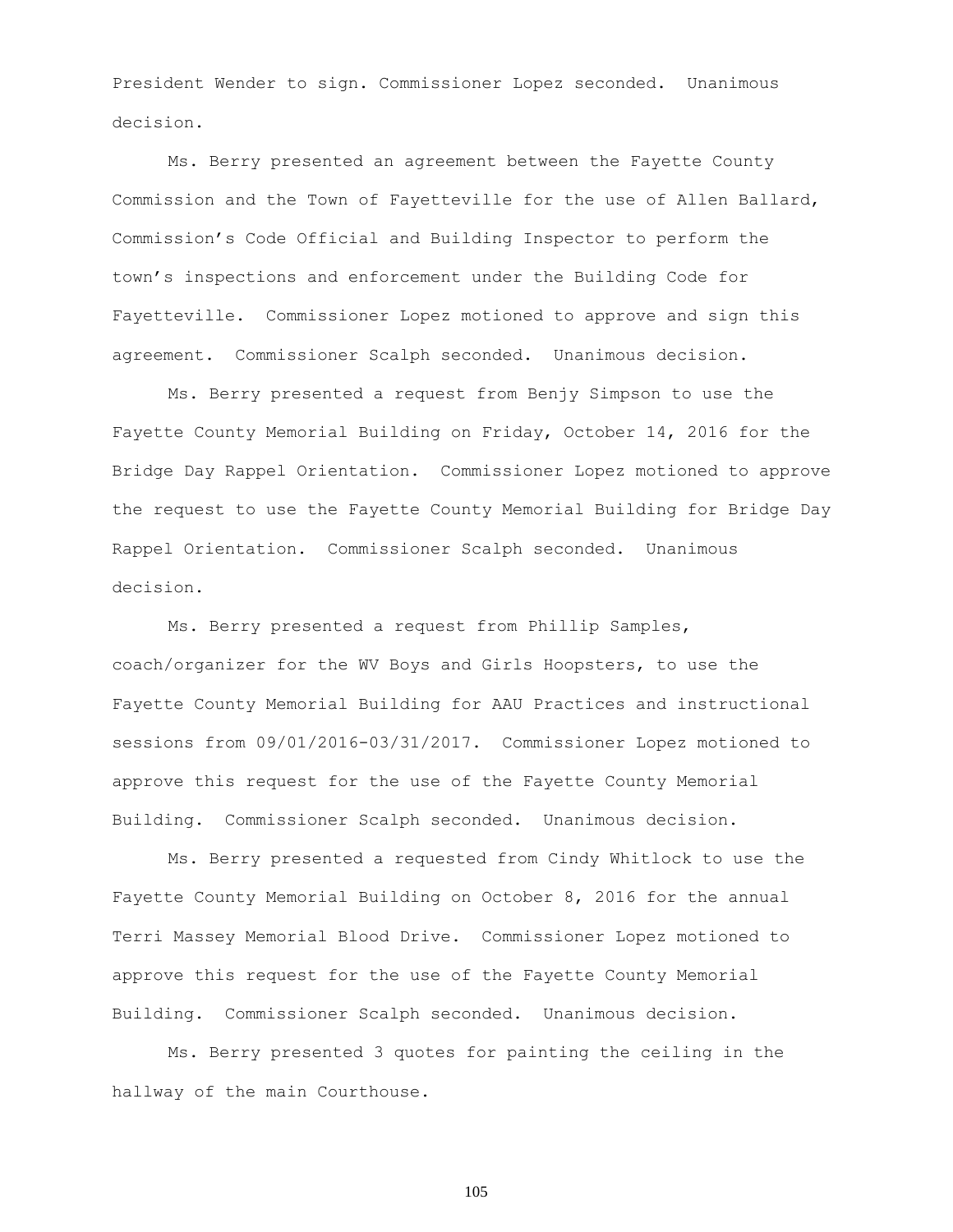President Wender to sign. Commissioner Lopez seconded. Unanimous decision.

Ms. Berry presented an agreement between the Fayette County Commission and the Town of Fayetteville for the use of Allen Ballard, Commission's Code Official and Building Inspector to perform the town's inspections and enforcement under the Building Code for Fayetteville. Commissioner Lopez motioned to approve and sign this agreement. Commissioner Scalph seconded. Unanimous decision.

Ms. Berry presented a request from Benjy Simpson to use the Fayette County Memorial Building on Friday, October 14, 2016 for the Bridge Day Rappel Orientation. Commissioner Lopez motioned to approve the request to use the Fayette County Memorial Building for Bridge Day Rappel Orientation. Commissioner Scalph seconded. Unanimous decision.

Ms. Berry presented a request from Phillip Samples, coach/organizer for the WV Boys and Girls Hoopsters, to use the Fayette County Memorial Building for AAU Practices and instructional sessions from 09/01/2016-03/31/2017. Commissioner Lopez motioned to approve this request for the use of the Fayette County Memorial Building. Commissioner Scalph seconded. Unanimous decision.

Ms. Berry presented a requested from Cindy Whitlock to use the Fayette County Memorial Building on October 8, 2016 for the annual Terri Massey Memorial Blood Drive. Commissioner Lopez motioned to approve this request for the use of the Fayette County Memorial Building. Commissioner Scalph seconded. Unanimous decision.

Ms. Berry presented 3 quotes for painting the ceiling in the hallway of the main Courthouse.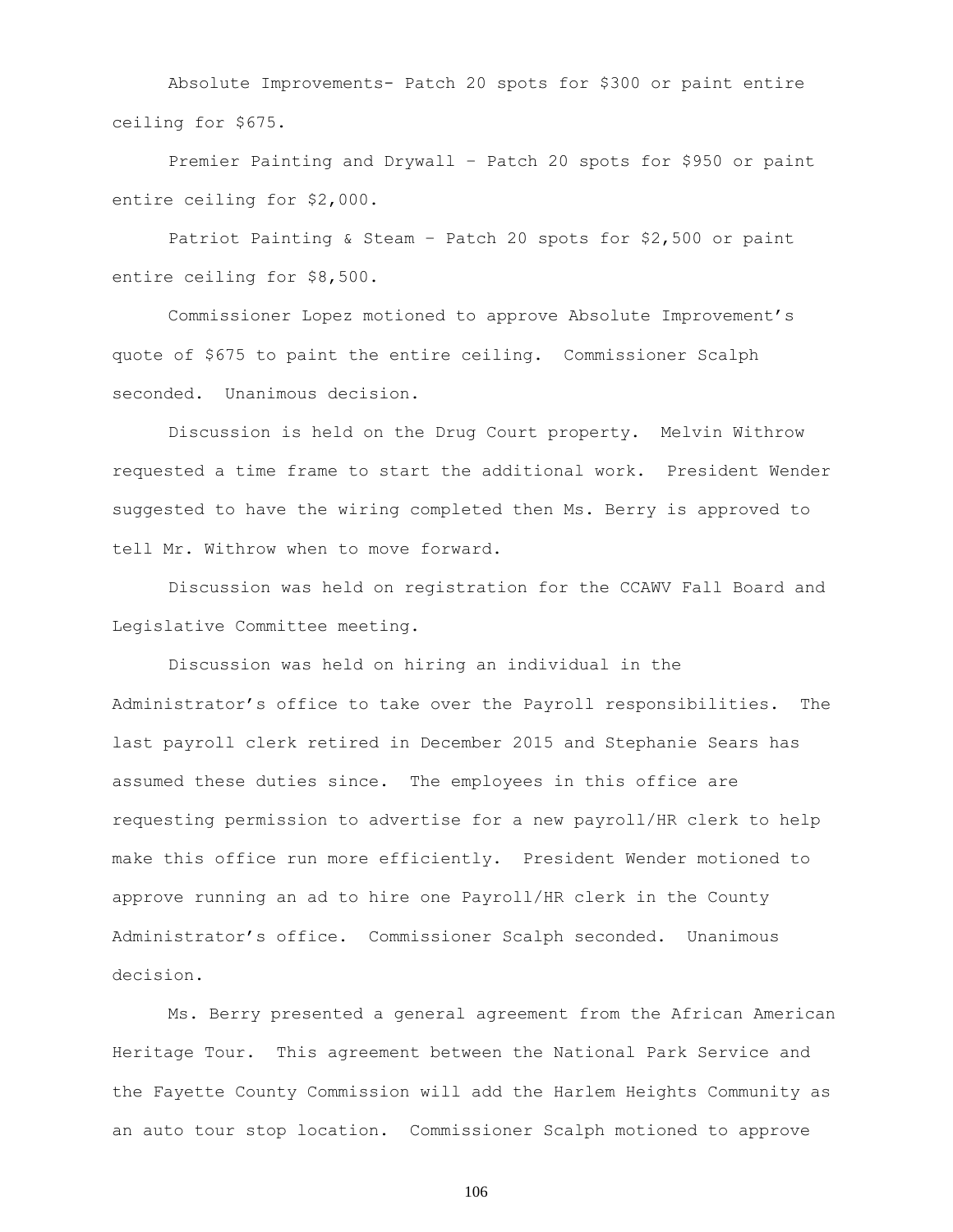Absolute Improvements- Patch 20 spots for $300 or paint entire ceiling for $675.

Premier Painting and Drywall – Patch 20 spots for $950 or paint entire ceiling for $2,000.

Patriot Painting & Steam – Patch 20 spots for $2,500 or paint entire ceiling for $8,500.

Commissioner Lopez motioned to approve Absolute Improvement's quote of $675 to paint the entire ceiling. Commissioner Scalph seconded. Unanimous decision.

Discussion is held on the Drug Court property. Melvin Withrow requested a time frame to start the additional work. President Wender suggested to have the wiring completed then Ms. Berry is approved to tell Mr. Withrow when to move forward.

Discussion was held on registration for the CCAWV Fall Board and Legislative Committee meeting.

Discussion was held on hiring an individual in the Administrator's office to take over the Payroll responsibilities. The last payroll clerk retired in December 2015 and Stephanie Sears has assumed these duties since. The employees in this office are requesting permission to advertise for a new payroll/HR clerk to help make this office run more efficiently. President Wender motioned to approve running an ad to hire one Payroll/HR clerk in the County Administrator's office. Commissioner Scalph seconded. Unanimous decision.

Ms. Berry presented a general agreement from the African American Heritage Tour. This agreement between the National Park Service and the Fayette County Commission will add the Harlem Heights Community as an auto tour stop location. Commissioner Scalph motioned to approve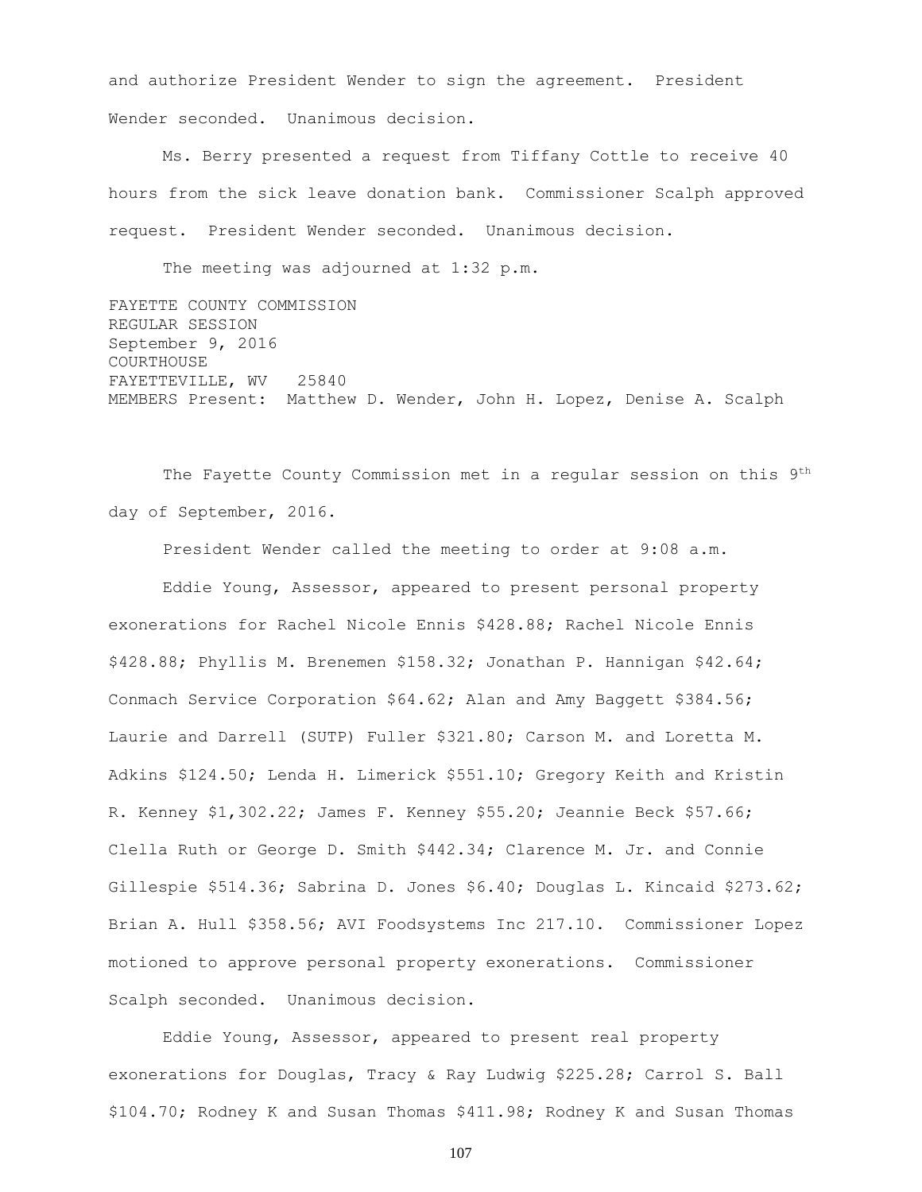and authorize President Wender to sign the agreement. President Wender seconded. Unanimous decision.

Ms. Berry presented a request from Tiffany Cottle to receive 40 hours from the sick leave donation bank. Commissioner Scalph approved request. President Wender seconded. Unanimous decision.

The meeting was adjourned at 1:32 p.m.

FAYETTE COUNTY COMMISSION
REGULAR SESSION
September 9, 2016
COURTHOUSE
FAYETTEVILLE, WV 25840
MEMBERS Present: Matthew D. Wender, John H. Lopez, Denise A. Scalph

The Fayette County Commission met in a regular session on this 9th day of September, 2016.

President Wender called the meeting to order at 9:08 a.m.

Eddie Young, Assessor, appeared to present personal property exonerations for Rachel Nicole Ennis $428.88; Rachel Nicole Ennis $428.88; Phyllis M. Brenemen $158.32; Jonathan P. Hannigan $42.64; Conmach Service Corporation $64.62; Alan and Amy Baggett $384.56; Laurie and Darrell (SUTP) Fuller $321.80; Carson M. and Loretta M. Adkins $124.50; Lenda H. Limerick $551.10; Gregory Keith and Kristin R. Kenney $1,302.22; James F. Kenney $55.20; Jeannie Beck $57.66; Clella Ruth or George D. Smith $442.34; Clarence M. Jr. and Connie Gillespie $514.36; Sabrina D. Jones $6.40; Douglas L. Kincaid $273.62; Brian A. Hull $358.56; AVI Foodsystems Inc 217.10. Commissioner Lopez motioned to approve personal property exonerations. Commissioner Scalph seconded. Unanimous decision.

Eddie Young, Assessor, appeared to present real property exonerations for Douglas, Tracy & Ray Ludwig $225.28; Carrol S. Ball $104.70; Rodney K and Susan Thomas $411.98; Rodney K and Susan Thomas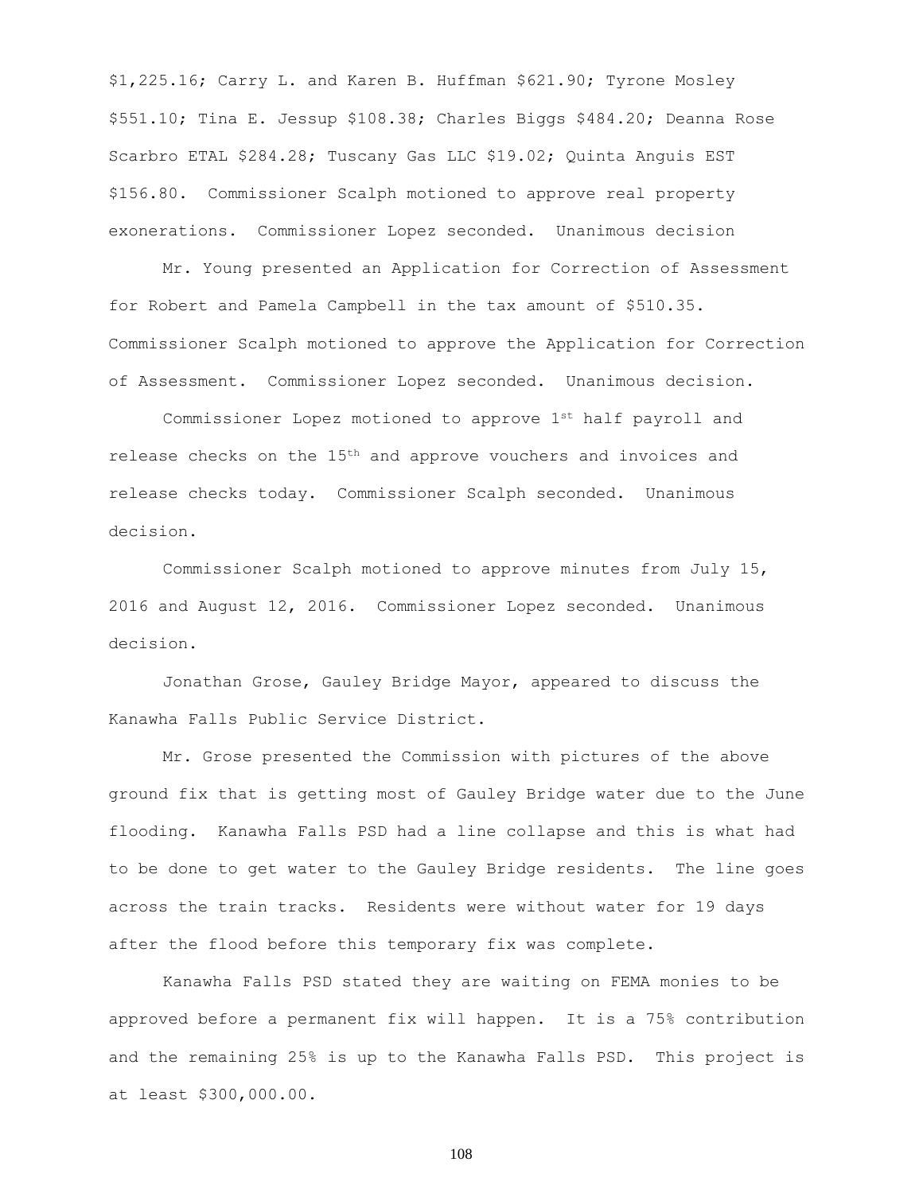$1,225.16; Carry L. and Karen B. Huffman $621.90; Tyrone Mosley $551.10; Tina E. Jessup $108.38; Charles Biggs $484.20; Deanna Rose Scarbro ETAL $284.28; Tuscany Gas LLC $19.02; Quinta Anguis EST $156.80. Commissioner Scalph motioned to approve real property exonerations. Commissioner Lopez seconded. Unanimous decision

Mr. Young presented an Application for Correction of Assessment for Robert and Pamela Campbell in the tax amount of $510.35. Commissioner Scalph motioned to approve the Application for Correction of Assessment. Commissioner Lopez seconded. Unanimous decision.

Commissioner Lopez motioned to approve 1st half payroll and release checks on the 15th and approve vouchers and invoices and release checks today. Commissioner Scalph seconded. Unanimous decision.

Commissioner Scalph motioned to approve minutes from July 15, 2016 and August 12, 2016. Commissioner Lopez seconded. Unanimous decision.

Jonathan Grose, Gauley Bridge Mayor, appeared to discuss the Kanawha Falls Public Service District.

Mr. Grose presented the Commission with pictures of the above ground fix that is getting most of Gauley Bridge water due to the June flooding. Kanawha Falls PSD had a line collapse and this is what had to be done to get water to the Gauley Bridge residents. The line goes across the train tracks. Residents were without water for 19 days after the flood before this temporary fix was complete.

Kanawha Falls PSD stated they are waiting on FEMA monies to be approved before a permanent fix will happen. It is a 75% contribution and the remaining 25% is up to the Kanawha Falls PSD. This project is at least $300,000.00.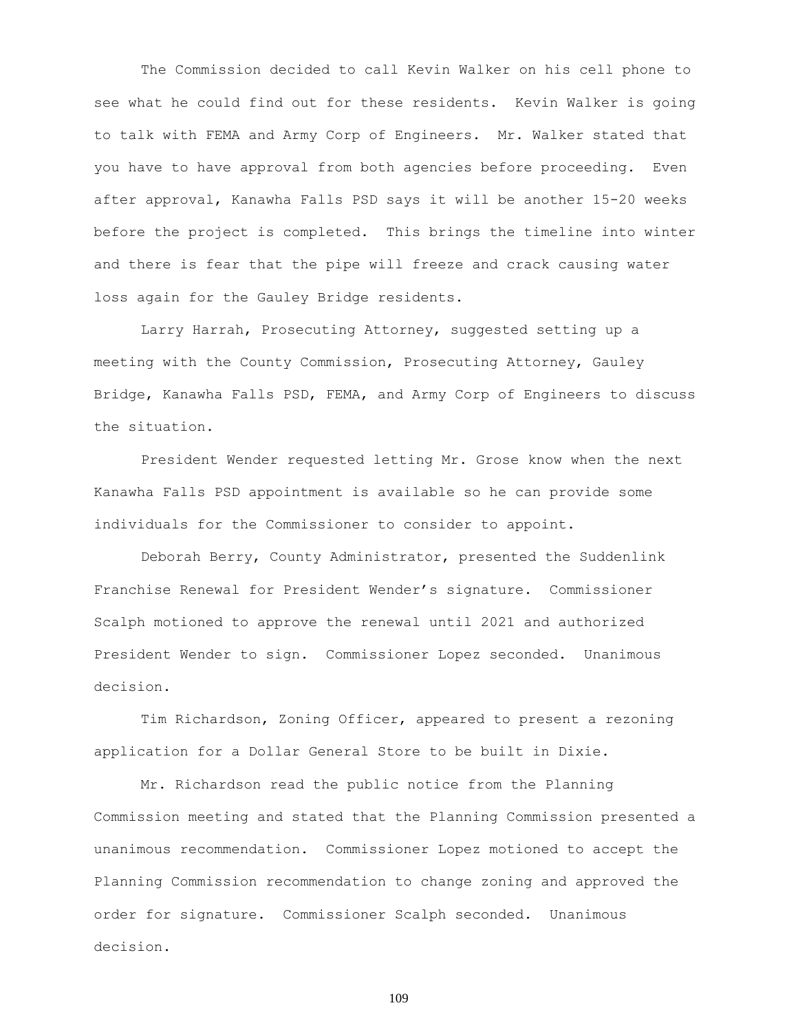The Commission decided to call Kevin Walker on his cell phone to see what he could find out for these residents. Kevin Walker is going to talk with FEMA and Army Corp of Engineers. Mr. Walker stated that you have to have approval from both agencies before proceeding. Even after approval, Kanawha Falls PSD says it will be another 15-20 weeks before the project is completed. This brings the timeline into winter and there is fear that the pipe will freeze and crack causing water loss again for the Gauley Bridge residents.

Larry Harrah, Prosecuting Attorney, suggested setting up a meeting with the County Commission, Prosecuting Attorney, Gauley Bridge, Kanawha Falls PSD, FEMA, and Army Corp of Engineers to discuss the situation.

President Wender requested letting Mr. Grose know when the next Kanawha Falls PSD appointment is available so he can provide some individuals for the Commissioner to consider to appoint.

Deborah Berry, County Administrator, presented the Suddenlink Franchise Renewal for President Wender's signature. Commissioner Scalph motioned to approve the renewal until 2021 and authorized President Wender to sign. Commissioner Lopez seconded. Unanimous decision.

Tim Richardson, Zoning Officer, appeared to present a rezoning application for a Dollar General Store to be built in Dixie.

Mr. Richardson read the public notice from the Planning Commission meeting and stated that the Planning Commission presented a unanimous recommendation. Commissioner Lopez motioned to accept the Planning Commission recommendation to change zoning and approved the order for signature. Commissioner Scalph seconded. Unanimous decision.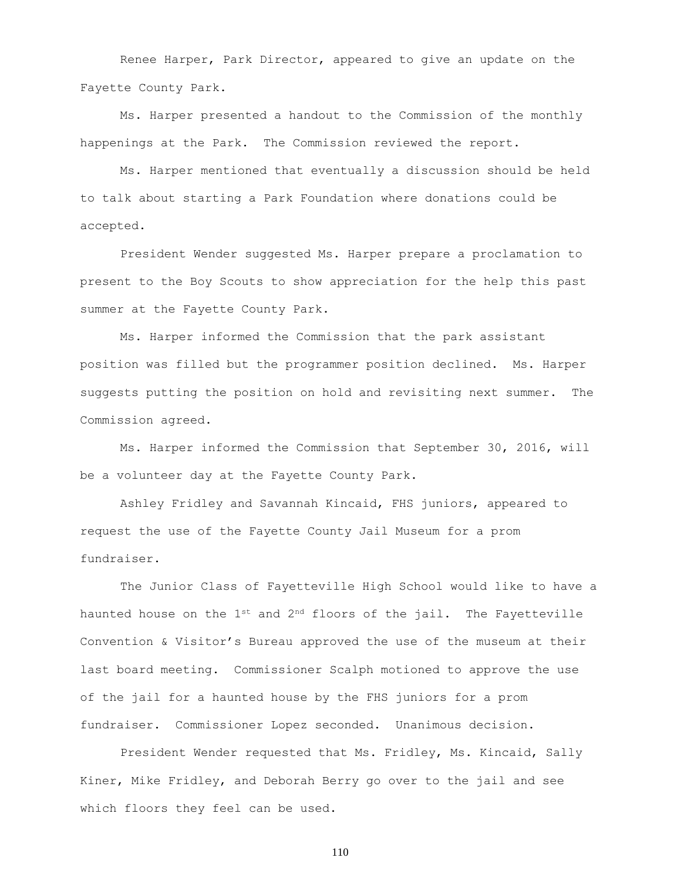Renee Harper, Park Director, appeared to give an update on the Fayette County Park.

Ms. Harper presented a handout to the Commission of the monthly happenings at the Park. The Commission reviewed the report.

Ms. Harper mentioned that eventually a discussion should be held to talk about starting a Park Foundation where donations could be accepted.

President Wender suggested Ms. Harper prepare a proclamation to present to the Boy Scouts to show appreciation for the help this past summer at the Fayette County Park.

Ms. Harper informed the Commission that the park assistant position was filled but the programmer position declined. Ms. Harper suggests putting the position on hold and revisiting next summer. The Commission agreed.

Ms. Harper informed the Commission that September 30, 2016, will be a volunteer day at the Fayette County Park.

Ashley Fridley and Savannah Kincaid, FHS juniors, appeared to request the use of the Fayette County Jail Museum for a prom fundraiser.

The Junior Class of Fayetteville High School would like to have a haunted house on the 1st and 2nd floors of the jail. The Fayetteville Convention & Visitor's Bureau approved the use of the museum at their last board meeting. Commissioner Scalph motioned to approve the use of the jail for a haunted house by the FHS juniors for a prom fundraiser. Commissioner Lopez seconded. Unanimous decision.

President Wender requested that Ms. Fridley, Ms. Kincaid, Sally Kiner, Mike Fridley, and Deborah Berry go over to the jail and see which floors they feel can be used.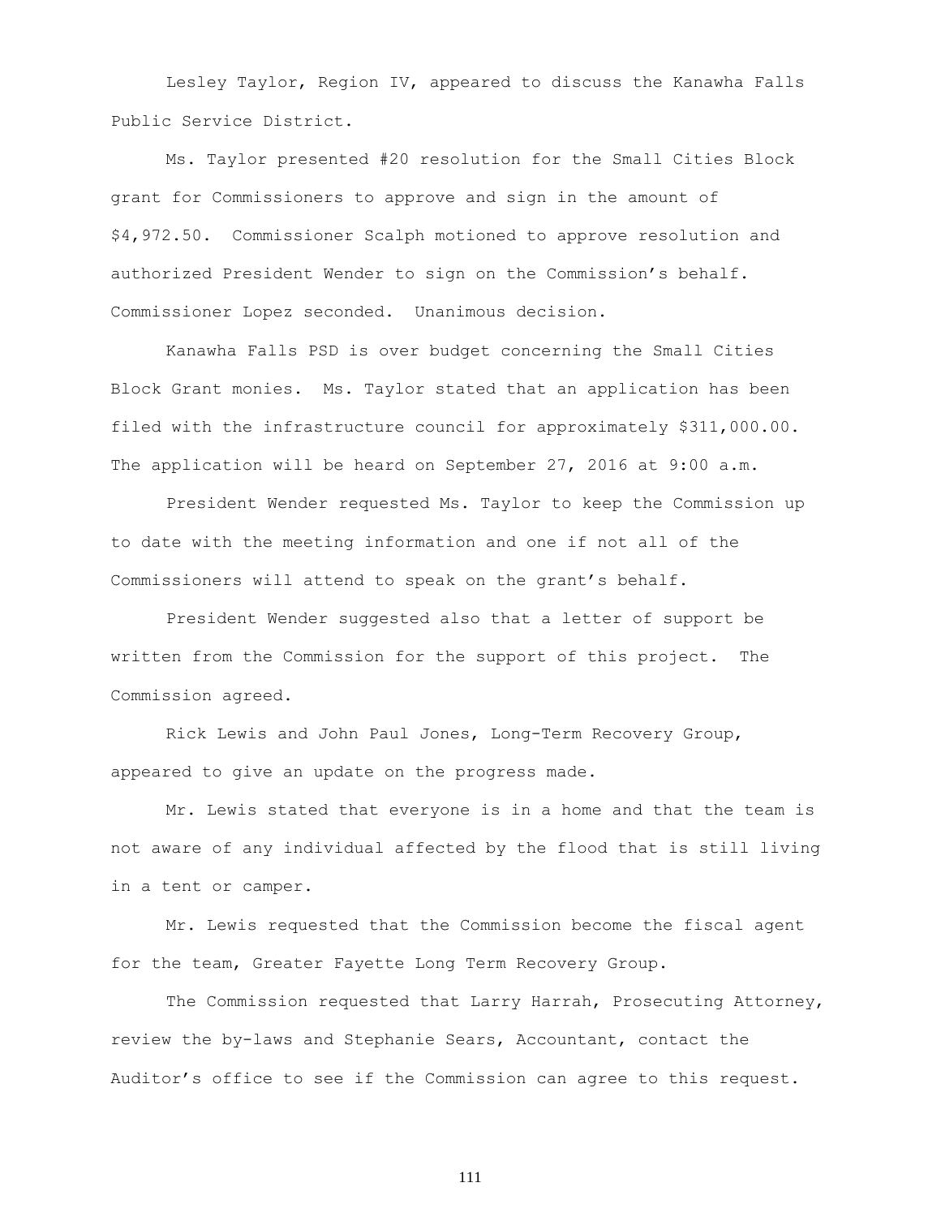Lesley Taylor, Region IV, appeared to discuss the Kanawha Falls Public Service District.

Ms. Taylor presented #20 resolution for the Small Cities Block grant for Commissioners to approve and sign in the amount of $4,972.50. Commissioner Scalph motioned to approve resolution and authorized President Wender to sign on the Commission's behalf. Commissioner Lopez seconded. Unanimous decision.

Kanawha Falls PSD is over budget concerning the Small Cities Block Grant monies. Ms. Taylor stated that an application has been filed with the infrastructure council for approximately $311,000.00. The application will be heard on September 27, 2016 at 9:00 a.m.

President Wender requested Ms. Taylor to keep the Commission up to date with the meeting information and one if not all of the Commissioners will attend to speak on the grant's behalf.

President Wender suggested also that a letter of support be written from the Commission for the support of this project. The Commission agreed.

Rick Lewis and John Paul Jones, Long-Term Recovery Group, appeared to give an update on the progress made.

Mr. Lewis stated that everyone is in a home and that the team is not aware of any individual affected by the flood that is still living in a tent or camper.

Mr. Lewis requested that the Commission become the fiscal agent for the team, Greater Fayette Long Term Recovery Group.

The Commission requested that Larry Harrah, Prosecuting Attorney, review the by-laws and Stephanie Sears, Accountant, contact the Auditor's office to see if the Commission can agree to this request.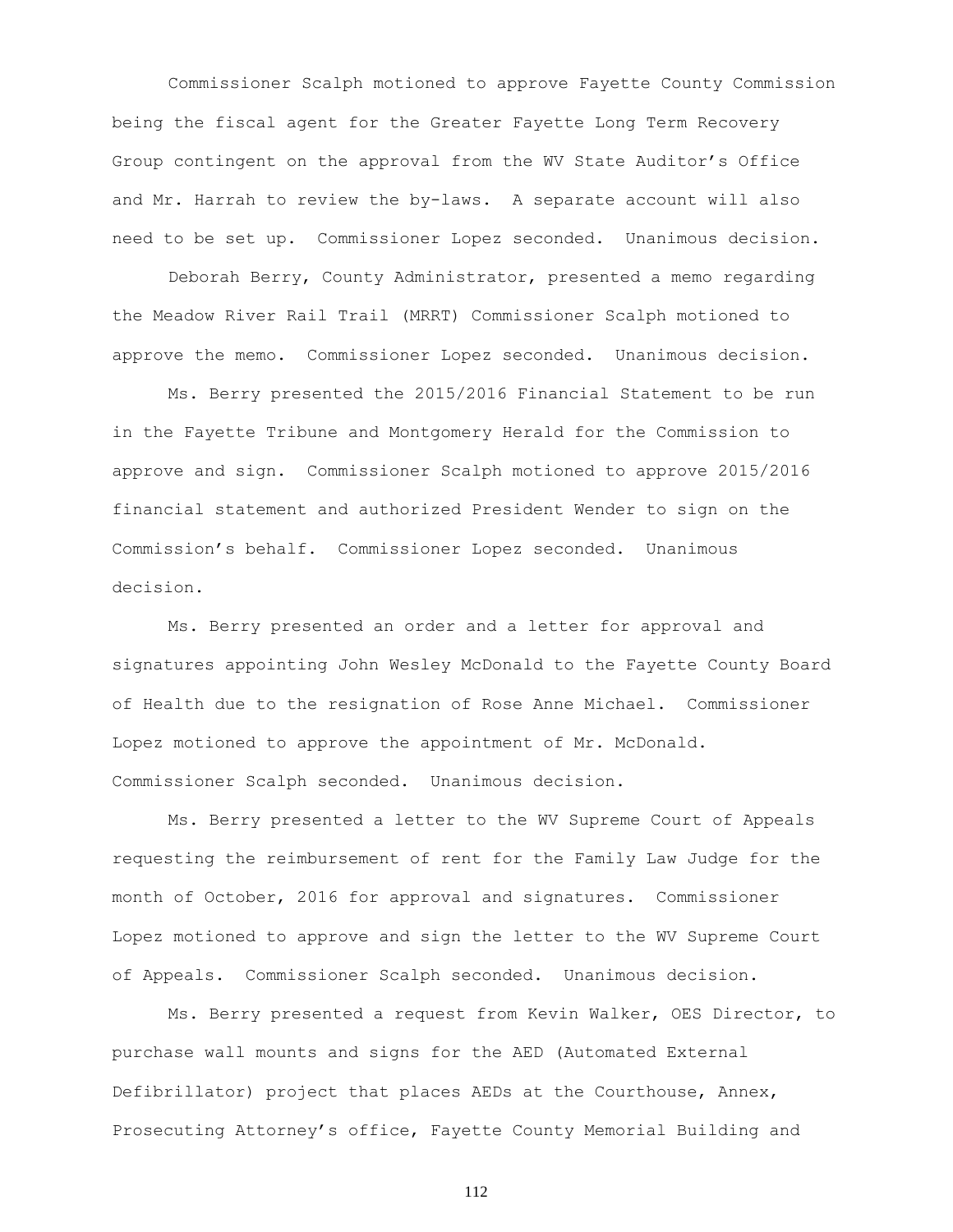Commissioner Scalph motioned to approve Fayette County Commission being the fiscal agent for the Greater Fayette Long Term Recovery Group contingent on the approval from the WV State Auditor's Office and Mr. Harrah to review the by-laws. A separate account will also need to be set up. Commissioner Lopez seconded. Unanimous decision.

Deborah Berry, County Administrator, presented a memo regarding the Meadow River Rail Trail (MRRT) Commissioner Scalph motioned to approve the memo. Commissioner Lopez seconded. Unanimous decision.

Ms. Berry presented the 2015/2016 Financial Statement to be run in the Fayette Tribune and Montgomery Herald for the Commission to approve and sign. Commissioner Scalph motioned to approve 2015/2016 financial statement and authorized President Wender to sign on the Commission's behalf. Commissioner Lopez seconded. Unanimous decision.

Ms. Berry presented an order and a letter for approval and signatures appointing John Wesley McDonald to the Fayette County Board of Health due to the resignation of Rose Anne Michael. Commissioner Lopez motioned to approve the appointment of Mr. McDonald. Commissioner Scalph seconded. Unanimous decision.

Ms. Berry presented a letter to the WV Supreme Court of Appeals requesting the reimbursement of rent for the Family Law Judge for the month of October, 2016 for approval and signatures. Commissioner Lopez motioned to approve and sign the letter to the WV Supreme Court of Appeals. Commissioner Scalph seconded. Unanimous decision.

Ms. Berry presented a request from Kevin Walker, OES Director, to purchase wall mounts and signs for the AED (Automated External Defibrillator) project that places AEDs at the Courthouse, Annex, Prosecuting Attorney's office, Fayette County Memorial Building and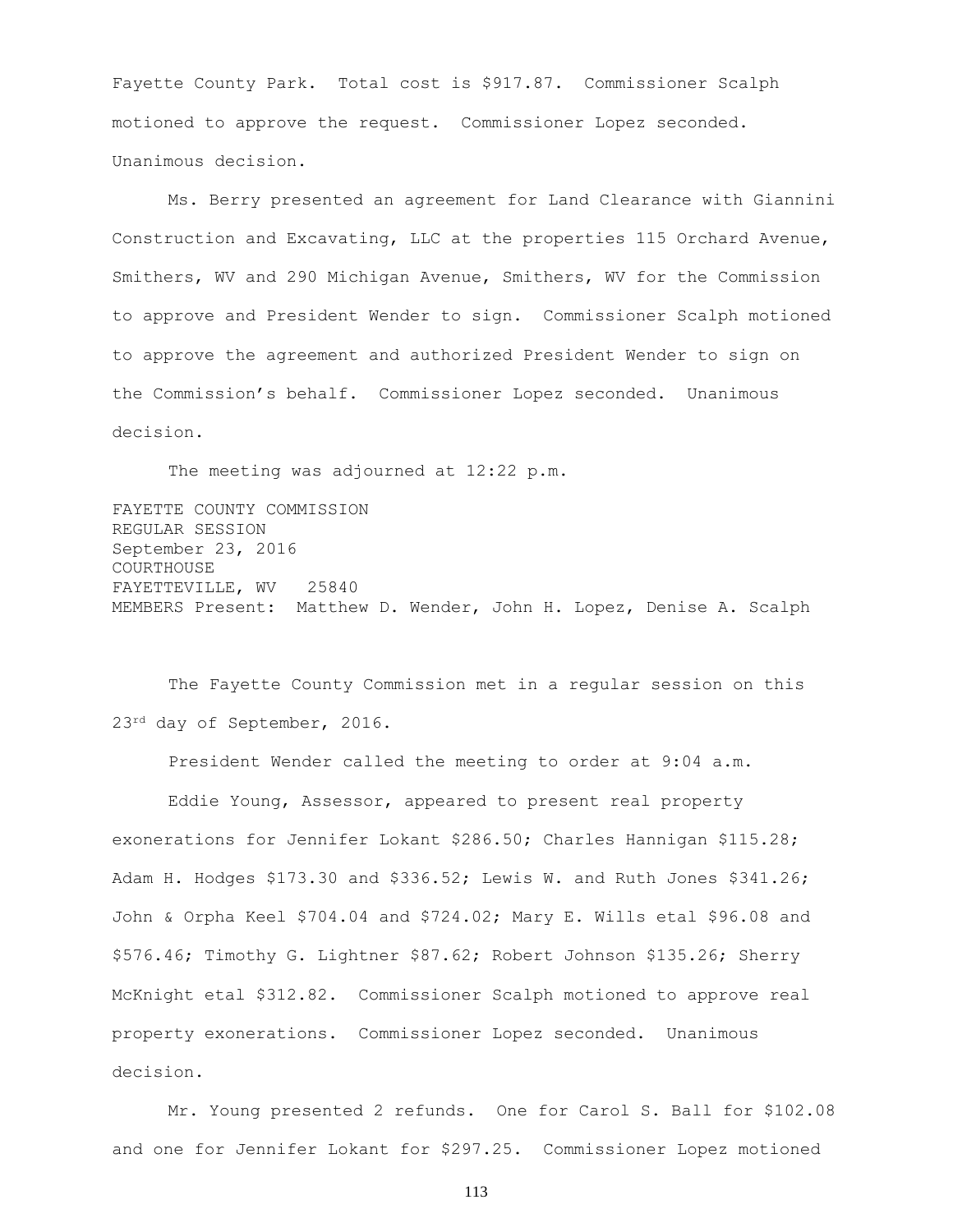Fayette County Park. Total cost is $917.87. Commissioner Scalph motioned to approve the request. Commissioner Lopez seconded. Unanimous decision.

Ms. Berry presented an agreement for Land Clearance with Giannini Construction and Excavating, LLC at the properties 115 Orchard Avenue, Smithers, WV and 290 Michigan Avenue, Smithers, WV for the Commission to approve and President Wender to sign. Commissioner Scalph motioned to approve the agreement and authorized President Wender to sign on the Commission's behalf. Commissioner Lopez seconded. Unanimous decision.

The meeting was adjourned at 12:22 p.m.

FAYETTE COUNTY COMMISSION
REGULAR SESSION
September 23, 2016
COURTHOUSE
FAYETTEVILLE, WV 25840
MEMBERS Present: Matthew D. Wender, John H. Lopez, Denise A. Scalph

The Fayette County Commission met in a regular session on this 23rd day of September, 2016.

President Wender called the meeting to order at 9:04 a.m.

Eddie Young, Assessor, appeared to present real property exonerations for Jennifer Lokant $286.50; Charles Hannigan $115.28; Adam H. Hodges $173.30 and $336.52; Lewis W. and Ruth Jones $341.26; John & Orpha Keel $704.04 and $724.02; Mary E. Wills etal $96.08 and $576.46; Timothy G. Lightner $87.62; Robert Johnson $135.26; Sherry McKnight etal $312.82. Commissioner Scalph motioned to approve real property exonerations. Commissioner Lopez seconded. Unanimous decision.

Mr. Young presented 2 refunds. One for Carol S. Ball for $102.08 and one for Jennifer Lokant for $297.25. Commissioner Lopez motioned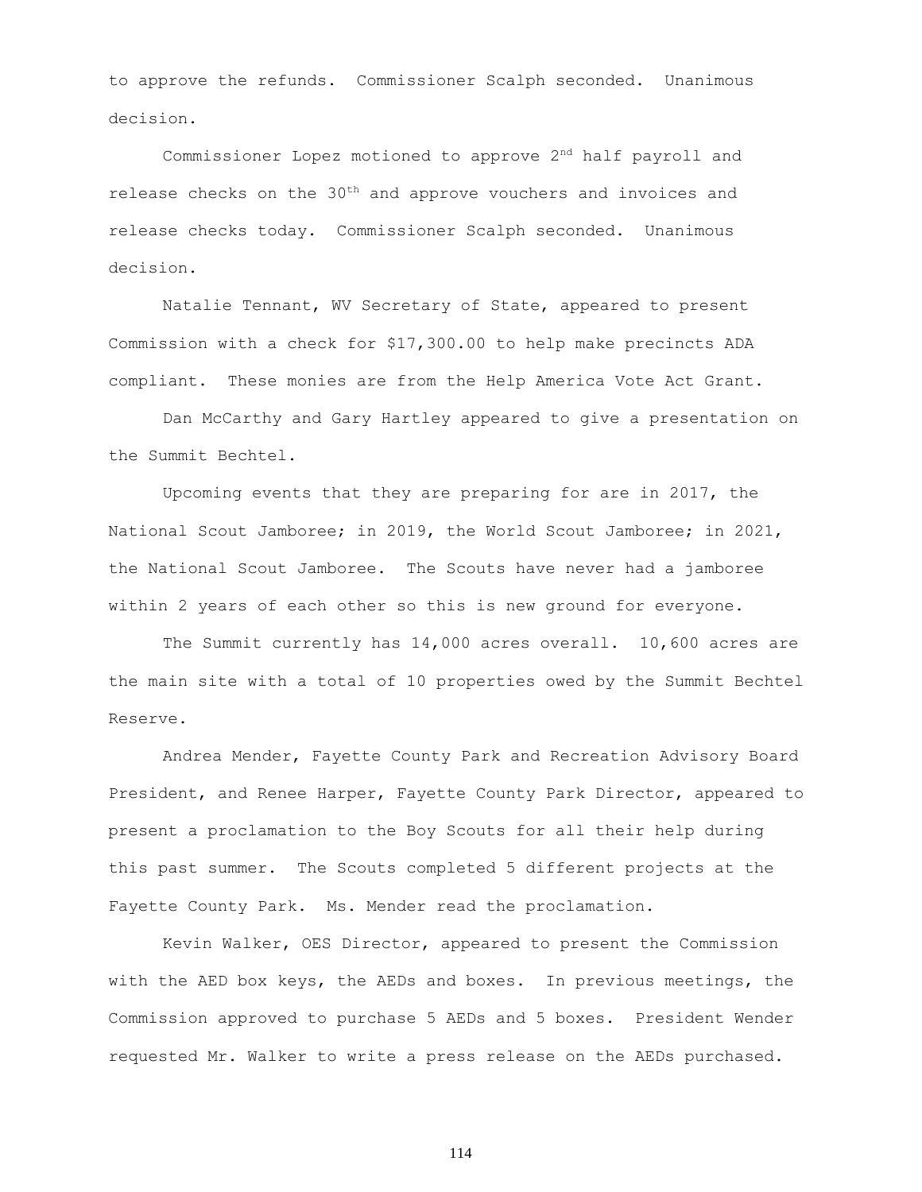to approve the refunds. Commissioner Scalph seconded. Unanimous decision.

Commissioner Lopez motioned to approve 2nd half payroll and release checks on the 30th and approve vouchers and invoices and release checks today. Commissioner Scalph seconded. Unanimous decision.

Natalie Tennant, WV Secretary of State, appeared to present Commission with a check for $17,300.00 to help make precincts ADA compliant. These monies are from the Help America Vote Act Grant.

Dan McCarthy and Gary Hartley appeared to give a presentation on the Summit Bechtel.

Upcoming events that they are preparing for are in 2017, the National Scout Jamboree; in 2019, the World Scout Jamboree; in 2021, the National Scout Jamboree. The Scouts have never had a jamboree within 2 years of each other so this is new ground for everyone.

The Summit currently has 14,000 acres overall. 10,600 acres are the main site with a total of 10 properties owed by the Summit Bechtel Reserve.

Andrea Mender, Fayette County Park and Recreation Advisory Board President, and Renee Harper, Fayette County Park Director, appeared to present a proclamation to the Boy Scouts for all their help during this past summer. The Scouts completed 5 different projects at the Fayette County Park. Ms. Mender read the proclamation.

Kevin Walker, OES Director, appeared to present the Commission with the AED box keys, the AEDs and boxes. In previous meetings, the Commission approved to purchase 5 AEDs and 5 boxes. President Wender requested Mr. Walker to write a press release on the AEDs purchased.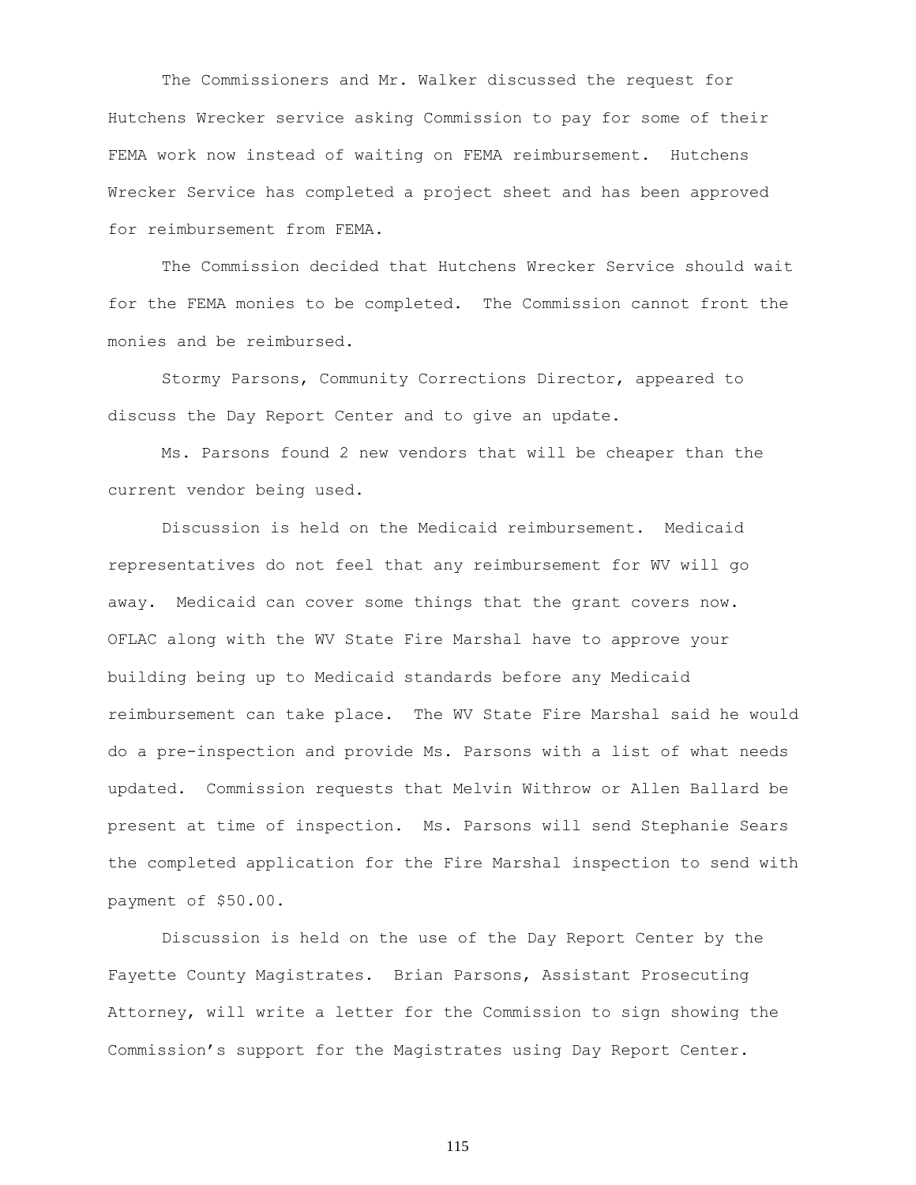The Commissioners and Mr. Walker discussed the request for Hutchens Wrecker service asking Commission to pay for some of their FEMA work now instead of waiting on FEMA reimbursement. Hutchens Wrecker Service has completed a project sheet and has been approved for reimbursement from FEMA.

The Commission decided that Hutchens Wrecker Service should wait for the FEMA monies to be completed. The Commission cannot front the monies and be reimbursed.

Stormy Parsons, Community Corrections Director, appeared to discuss the Day Report Center and to give an update.

Ms. Parsons found 2 new vendors that will be cheaper than the current vendor being used.

Discussion is held on the Medicaid reimbursement. Medicaid representatives do not feel that any reimbursement for WV will go away. Medicaid can cover some things that the grant covers now. OFLAC along with the WV State Fire Marshal have to approve your building being up to Medicaid standards before any Medicaid reimbursement can take place. The WV State Fire Marshal said he would do a pre-inspection and provide Ms. Parsons with a list of what needs updated. Commission requests that Melvin Withrow or Allen Ballard be present at time of inspection. Ms. Parsons will send Stephanie Sears the completed application for the Fire Marshal inspection to send with payment of $50.00.

Discussion is held on the use of the Day Report Center by the Fayette County Magistrates. Brian Parsons, Assistant Prosecuting Attorney, will write a letter for the Commission to sign showing the Commission's support for the Magistrates using Day Report Center.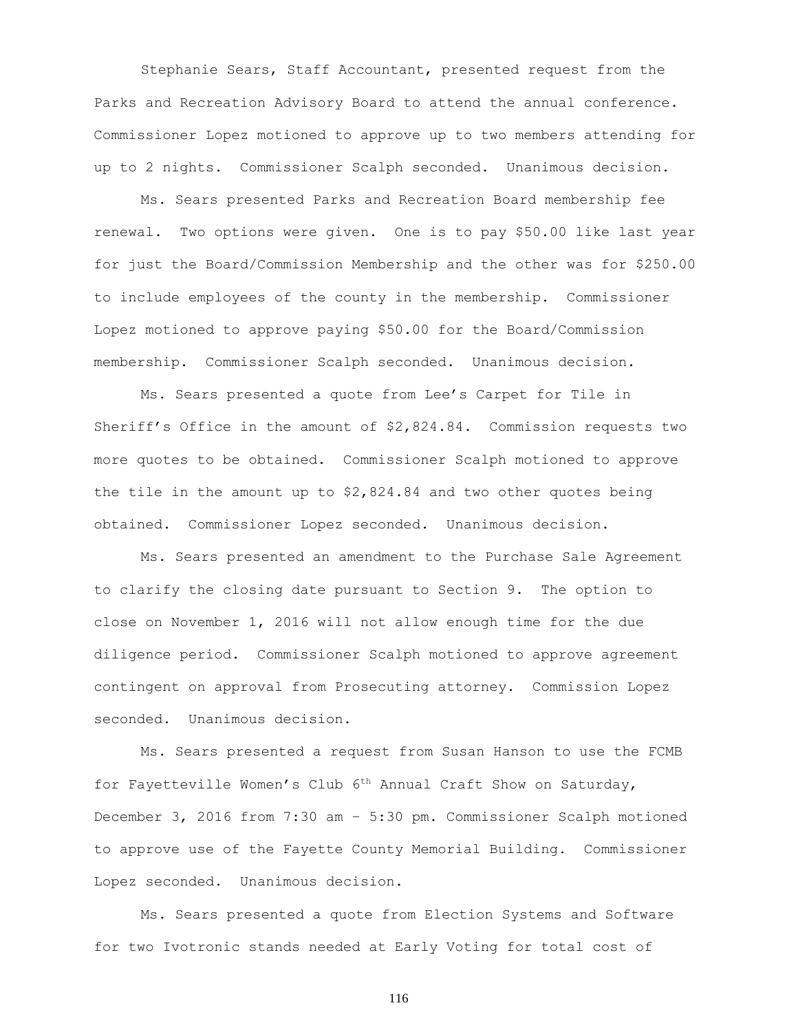Stephanie Sears, Staff Accountant, presented request from the Parks and Recreation Advisory Board to attend the annual conference. Commissioner Lopez motioned to approve up to two members attending for up to 2 nights. Commissioner Scalph seconded. Unanimous decision.

Ms. Sears presented Parks and Recreation Board membership fee renewal. Two options were given. One is to pay $50.00 like last year for just the Board/Commission Membership and the other was for $250.00 to include employees of the county in the membership. Commissioner Lopez motioned to approve paying $50.00 for the Board/Commission membership. Commissioner Scalph seconded. Unanimous decision.

Ms. Sears presented a quote from Lee's Carpet for Tile in Sheriff's Office in the amount of $2,824.84. Commission requests two more quotes to be obtained. Commissioner Scalph motioned to approve the tile in the amount up to $2,824.84 and two other quotes being obtained. Commissioner Lopez seconded. Unanimous decision.

Ms. Sears presented an amendment to the Purchase Sale Agreement to clarify the closing date pursuant to Section 9. The option to close on November 1, 2016 will not allow enough time for the due diligence period. Commissioner Scalph motioned to approve agreement contingent on approval from Prosecuting attorney. Commission Lopez seconded. Unanimous decision.

Ms. Sears presented a request from Susan Hanson to use the FCMB for Fayetteville Women's Club 6th Annual Craft Show on Saturday, December 3, 2016 from 7:30 am – 5:30 pm. Commissioner Scalph motioned to approve use of the Fayette County Memorial Building. Commissioner Lopez seconded. Unanimous decision.

Ms. Sears presented a quote from Election Systems and Software for two Ivotronic stands needed at Early Voting for total cost of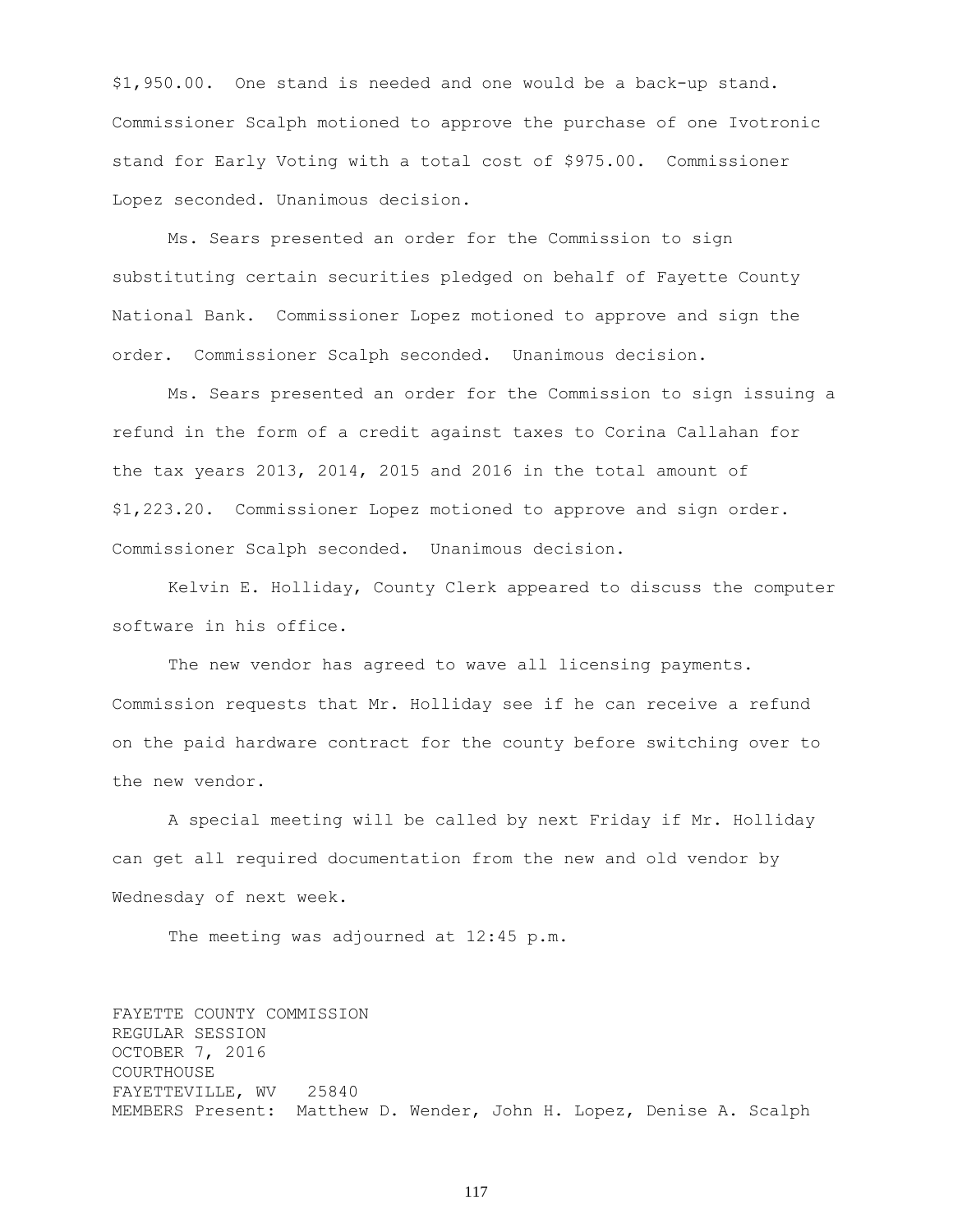$1,950.00. One stand is needed and one would be a back-up stand. Commissioner Scalph motioned to approve the purchase of one Ivotronic stand for Early Voting with a total cost of $975.00. Commissioner Lopez seconded. Unanimous decision.

Ms. Sears presented an order for the Commission to sign substituting certain securities pledged on behalf of Fayette County National Bank. Commissioner Lopez motioned to approve and sign the order. Commissioner Scalph seconded. Unanimous decision.

Ms. Sears presented an order for the Commission to sign issuing a refund in the form of a credit against taxes to Corina Callahan for the tax years 2013, 2014, 2015 and 2016 in the total amount of $1,223.20. Commissioner Lopez motioned to approve and sign order. Commissioner Scalph seconded. Unanimous decision.

Kelvin E. Holliday, County Clerk appeared to discuss the computer software in his office.

The new vendor has agreed to wave all licensing payments. Commission requests that Mr. Holliday see if he can receive a refund on the paid hardware contract for the county before switching over to the new vendor.

A special meeting will be called by next Friday if Mr. Holliday can get all required documentation from the new and old vendor by Wednesday of next week.

The meeting was adjourned at 12:45 p.m.

FAYETTE COUNTY COMMISSION
REGULAR SESSION
OCTOBER 7, 2016
COURTHOUSE
FAYETTEVILLE, WV 25840
MEMBERS Present: Matthew D. Wender, John H. Lopez, Denise A. Scalph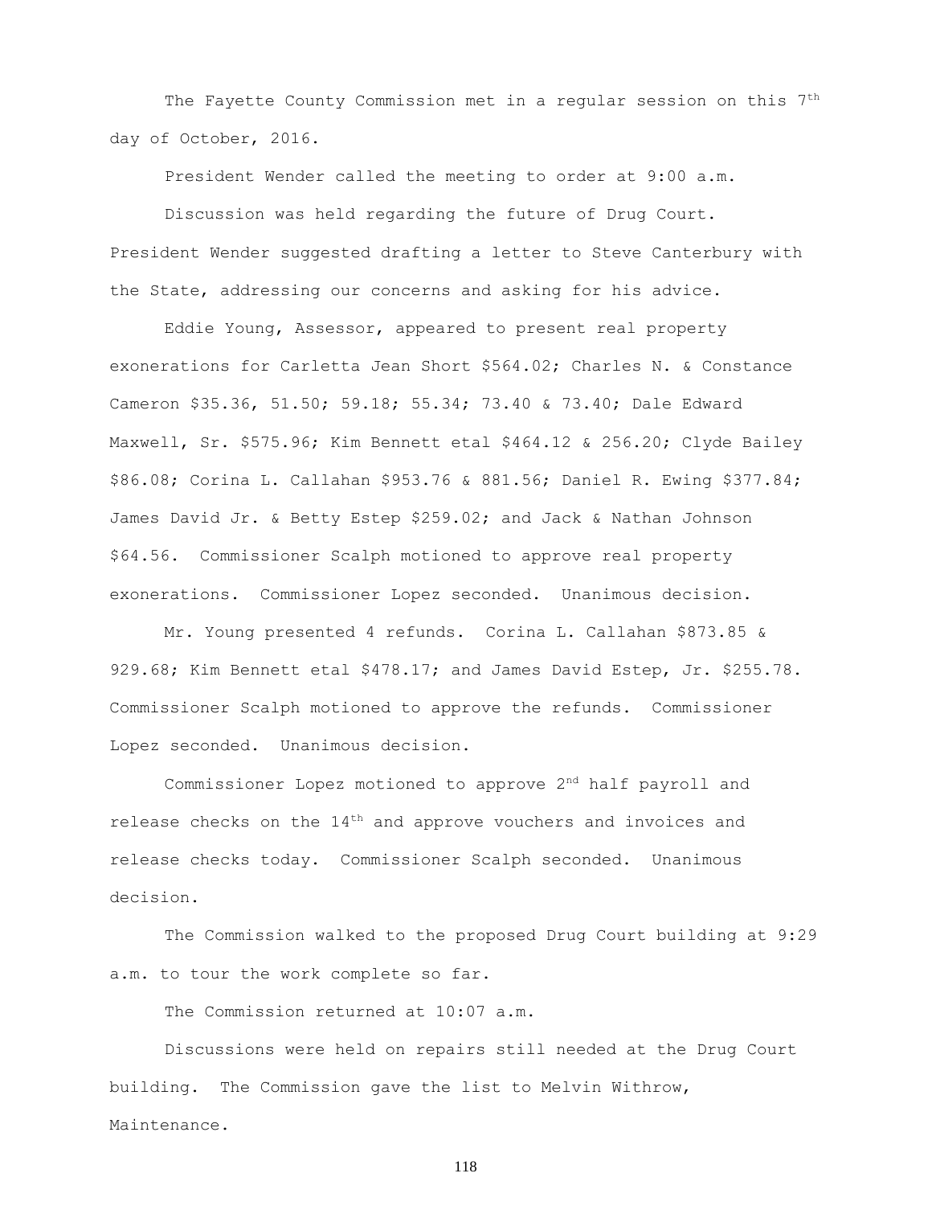The Fayette County Commission met in a regular session on this 7th day of October, 2016.

President Wender called the meeting to order at 9:00 a.m.

Discussion was held regarding the future of Drug Court. President Wender suggested drafting a letter to Steve Canterbury with the State, addressing our concerns and asking for his advice.

Eddie Young, Assessor, appeared to present real property exonerations for Carletta Jean Short $564.02; Charles N. & Constance Cameron $35.36, 51.50; 59.18; 55.34; 73.40 & 73.40; Dale Edward Maxwell, Sr. $575.96; Kim Bennett etal $464.12 & 256.20; Clyde Bailey $86.08; Corina L. Callahan $953.76 & 881.56; Daniel R. Ewing $377.84; James David Jr. & Betty Estep $259.02; and Jack & Nathan Johnson $64.56. Commissioner Scalph motioned to approve real property exonerations. Commissioner Lopez seconded. Unanimous decision.

Mr. Young presented 4 refunds. Corina L. Callahan $873.85 & 929.68; Kim Bennett etal $478.17; and James David Estep, Jr. $255.78. Commissioner Scalph motioned to approve the refunds. Commissioner Lopez seconded. Unanimous decision.

Commissioner Lopez motioned to approve 2nd half payroll and release checks on the 14th and approve vouchers and invoices and release checks today. Commissioner Scalph seconded. Unanimous decision.

The Commission walked to the proposed Drug Court building at 9:29 a.m. to tour the work complete so far.

The Commission returned at 10:07 a.m.

Discussions were held on repairs still needed at the Drug Court building. The Commission gave the list to Melvin Withrow, Maintenance.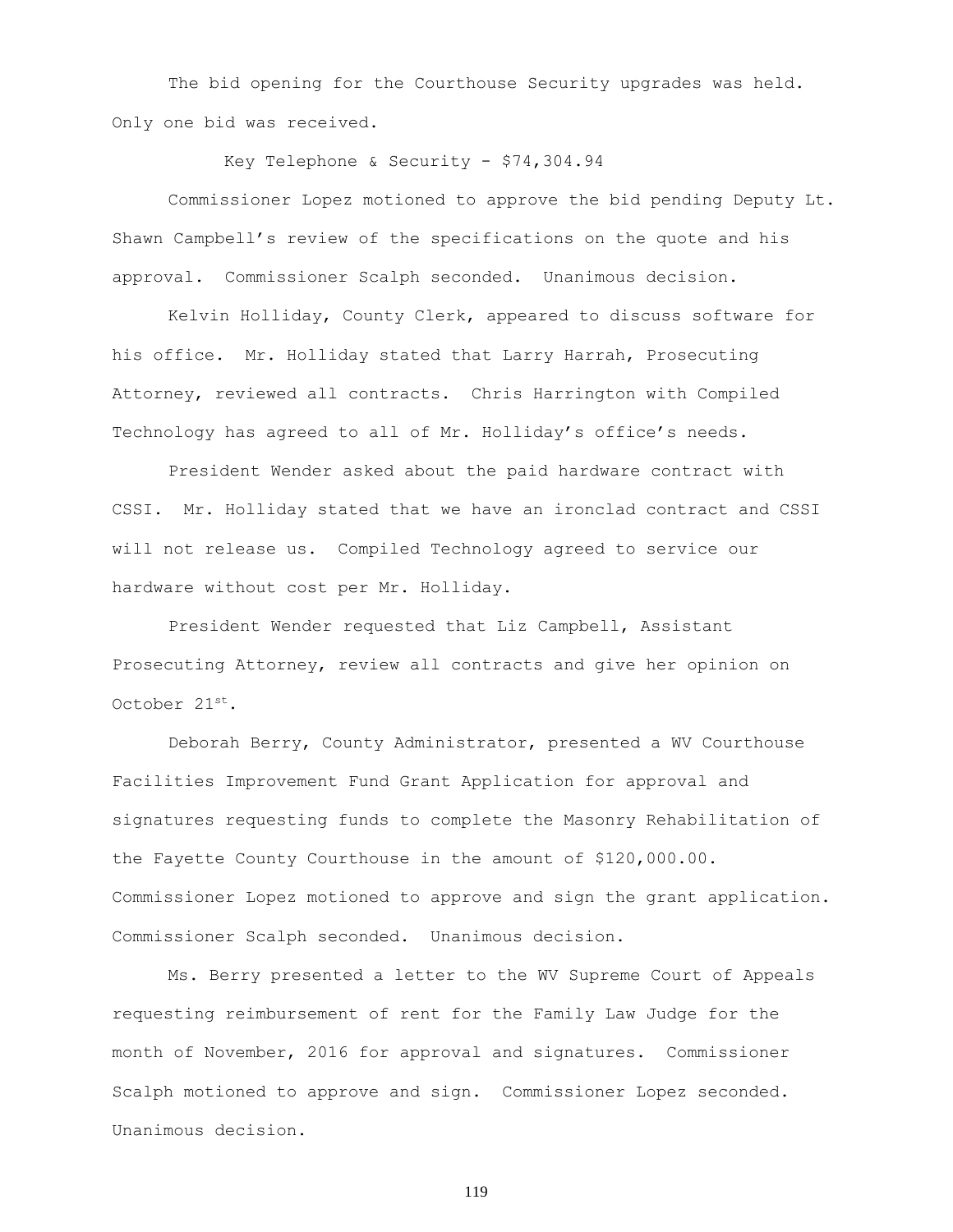The bid opening for the Courthouse Security upgrades was held. Only one bid was received.

Key Telephone & Security - $74,304.94

Commissioner Lopez motioned to approve the bid pending Deputy Lt. Shawn Campbell's review of the specifications on the quote and his approval. Commissioner Scalph seconded. Unanimous decision.

Kelvin Holliday, County Clerk, appeared to discuss software for his office. Mr. Holliday stated that Larry Harrah, Prosecuting Attorney, reviewed all contracts. Chris Harrington with Compiled Technology has agreed to all of Mr. Holliday's office's needs.

President Wender asked about the paid hardware contract with CSSI. Mr. Holliday stated that we have an ironclad contract and CSSI will not release us. Compiled Technology agreed to service our hardware without cost per Mr. Holliday.

President Wender requested that Liz Campbell, Assistant Prosecuting Attorney, review all contracts and give her opinion on October 21st.

Deborah Berry, County Administrator, presented a WV Courthouse Facilities Improvement Fund Grant Application for approval and signatures requesting funds to complete the Masonry Rehabilitation of the Fayette County Courthouse in the amount of $120,000.00. Commissioner Lopez motioned to approve and sign the grant application. Commissioner Scalph seconded. Unanimous decision.

Ms. Berry presented a letter to the WV Supreme Court of Appeals requesting reimbursement of rent for the Family Law Judge for the month of November, 2016 for approval and signatures. Commissioner Scalph motioned to approve and sign. Commissioner Lopez seconded. Unanimous decision.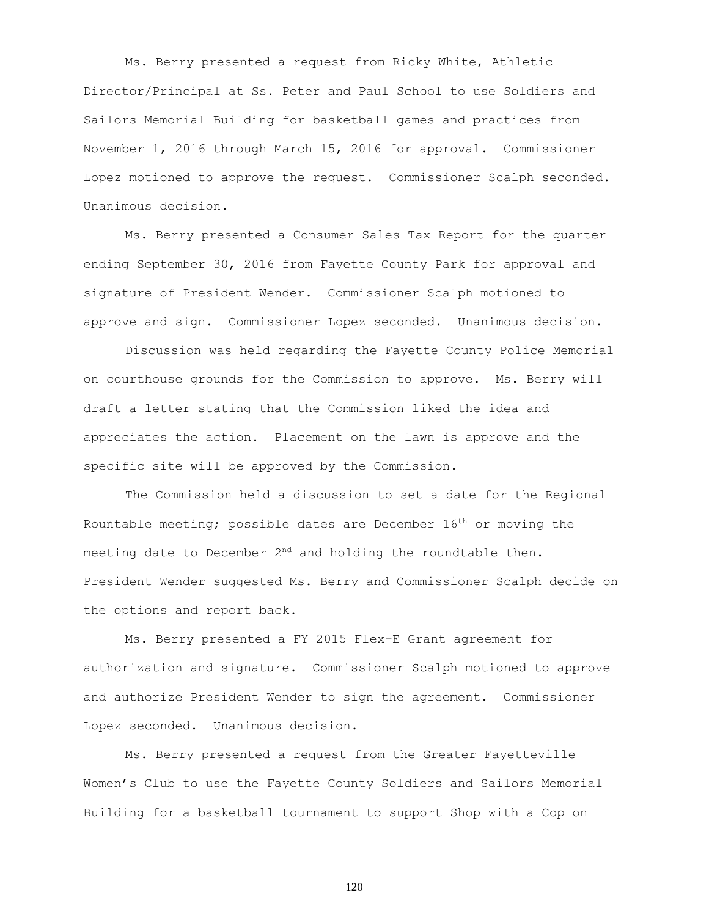Ms. Berry presented a request from Ricky White, Athletic Director/Principal at Ss. Peter and Paul School to use Soldiers and Sailors Memorial Building for basketball games and practices from November 1, 2016 through March 15, 2016 for approval. Commissioner Lopez motioned to approve the request. Commissioner Scalph seconded. Unanimous decision.

Ms. Berry presented a Consumer Sales Tax Report for the quarter ending September 30, 2016 from Fayette County Park for approval and signature of President Wender. Commissioner Scalph motioned to approve and sign. Commissioner Lopez seconded. Unanimous decision.

Discussion was held regarding the Fayette County Police Memorial on courthouse grounds for the Commission to approve. Ms. Berry will draft a letter stating that the Commission liked the idea and appreciates the action. Placement on the lawn is approve and the specific site will be approved by the Commission.

The Commission held a discussion to set a date for the Regional Rountable meeting; possible dates are December 16th or moving the meeting date to December 2nd and holding the roundtable then. President Wender suggested Ms. Berry and Commissioner Scalph decide on the options and report back.

Ms. Berry presented a FY 2015 Flex-E Grant agreement for authorization and signature. Commissioner Scalph motioned to approve and authorize President Wender to sign the agreement. Commissioner Lopez seconded. Unanimous decision.

Ms. Berry presented a request from the Greater Fayetteville Women's Club to use the Fayette County Soldiers and Sailors Memorial Building for a basketball tournament to support Shop with a Cop on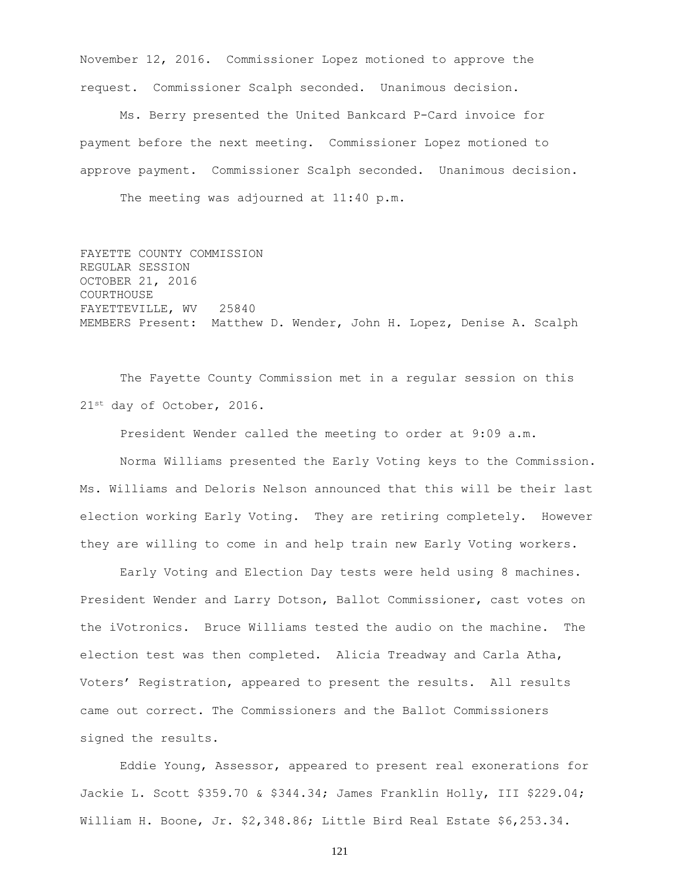November 12, 2016. Commissioner Lopez motioned to approve the request. Commissioner Scalph seconded. Unanimous decision.

Ms. Berry presented the United Bankcard P-Card invoice for payment before the next meeting. Commissioner Lopez motioned to approve payment. Commissioner Scalph seconded. Unanimous decision.

The meeting was adjourned at 11:40 p.m.

FAYETTE COUNTY COMMISSION
REGULAR SESSION
OCTOBER 21, 2016
COURTHOUSE
FAYETTEVILLE, WV 25840
MEMBERS Present: Matthew D. Wender, John H. Lopez, Denise A. Scalph

The Fayette County Commission met in a regular session on this 21st day of October, 2016.

President Wender called the meeting to order at 9:09 a.m.

Norma Williams presented the Early Voting keys to the Commission. Ms. Williams and Deloris Nelson announced that this will be their last election working Early Voting. They are retiring completely. However they are willing to come in and help train new Early Voting workers.

Early Voting and Election Day tests were held using 8 machines. President Wender and Larry Dotson, Ballot Commissioner, cast votes on the iVotronics. Bruce Williams tested the audio on the machine. The election test was then completed. Alicia Treadway and Carla Atha, Voters' Registration, appeared to present the results. All results came out correct. The Commissioners and the Ballot Commissioners signed the results.

Eddie Young, Assessor, appeared to present real exonerations for Jackie L. Scott $359.70 & $344.34; James Franklin Holly, III $229.04; William H. Boone, Jr. $2,348.86; Little Bird Real Estate $6,253.34.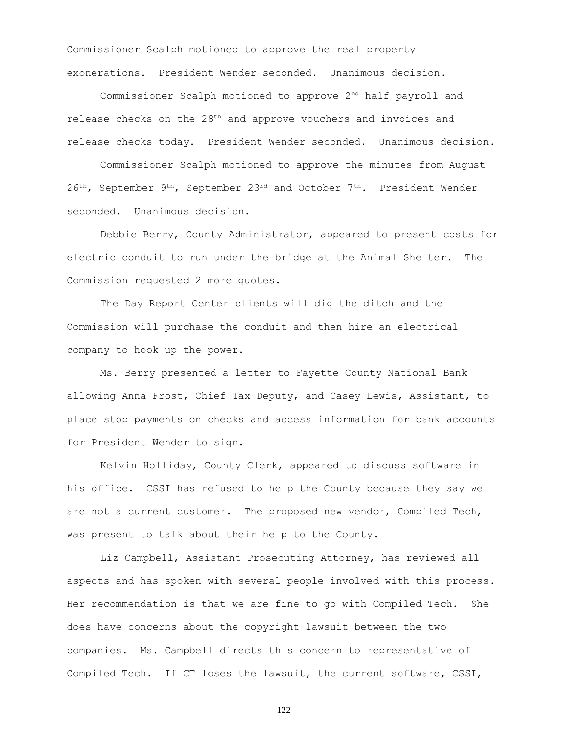Commissioner Scalph motioned to approve the real property exonerations. President Wender seconded. Unanimous decision.

Commissioner Scalph motioned to approve 2nd half payroll and release checks on the 28th and approve vouchers and invoices and release checks today. President Wender seconded. Unanimous decision.

Commissioner Scalph motioned to approve the minutes from August 26th, September 9th, September 23rd and October 7th. President Wender seconded. Unanimous decision.

Debbie Berry, County Administrator, appeared to present costs for electric conduit to run under the bridge at the Animal Shelter. The Commission requested 2 more quotes.

The Day Report Center clients will dig the ditch and the Commission will purchase the conduit and then hire an electrical company to hook up the power.

Ms. Berry presented a letter to Fayette County National Bank allowing Anna Frost, Chief Tax Deputy, and Casey Lewis, Assistant, to place stop payments on checks and access information for bank accounts for President Wender to sign.

Kelvin Holliday, County Clerk, appeared to discuss software in his office. CSSI has refused to help the County because they say we are not a current customer. The proposed new vendor, Compiled Tech, was present to talk about their help to the County.

Liz Campbell, Assistant Prosecuting Attorney, has reviewed all aspects and has spoken with several people involved with this process. Her recommendation is that we are fine to go with Compiled Tech. She does have concerns about the copyright lawsuit between the two companies. Ms. Campbell directs this concern to representative of Compiled Tech. If CT loses the lawsuit, the current software, CSSI,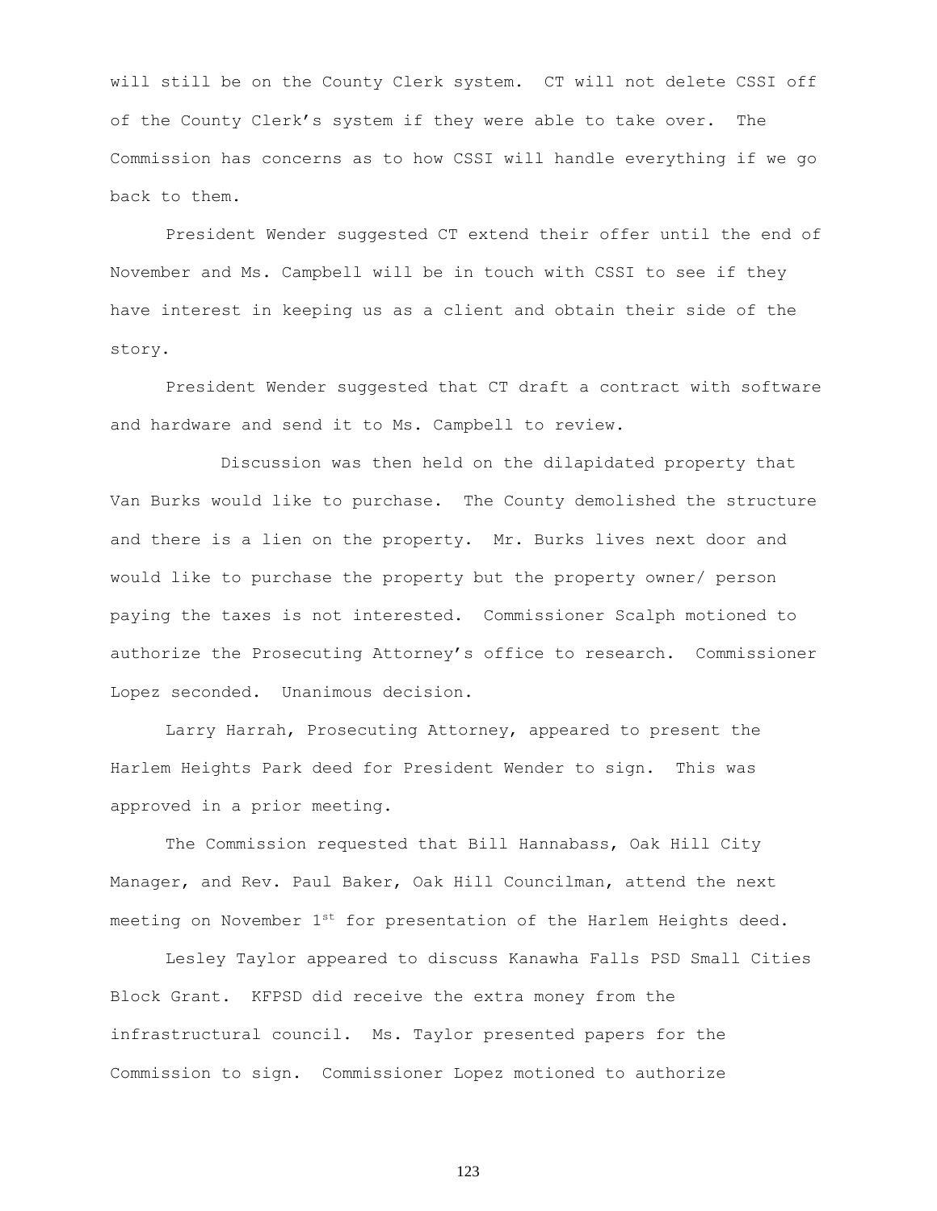will still be on the County Clerk system. CT will not delete CSSI off of the County Clerk's system if they were able to take over. The Commission has concerns as to how CSSI will handle everything if we go back to them.

President Wender suggested CT extend their offer until the end of November and Ms. Campbell will be in touch with CSSI to see if they have interest in keeping us as a client and obtain their side of the story.

President Wender suggested that CT draft a contract with software and hardware and send it to Ms. Campbell to review.

Discussion was then held on the dilapidated property that Van Burks would like to purchase. The County demolished the structure and there is a lien on the property. Mr. Burks lives next door and would like to purchase the property but the property owner/ person paying the taxes is not interested. Commissioner Scalph motioned to authorize the Prosecuting Attorney's office to research. Commissioner Lopez seconded. Unanimous decision.

Larry Harrah, Prosecuting Attorney, appeared to present the Harlem Heights Park deed for President Wender to sign. This was approved in a prior meeting.

The Commission requested that Bill Hannabass, Oak Hill City Manager, and Rev. Paul Baker, Oak Hill Councilman, attend the next meeting on November 1st for presentation of the Harlem Heights deed.

Lesley Taylor appeared to discuss Kanawha Falls PSD Small Cities Block Grant. KFPSD did receive the extra money from the infrastructural council. Ms. Taylor presented papers for the Commission to sign. Commissioner Lopez motioned to authorize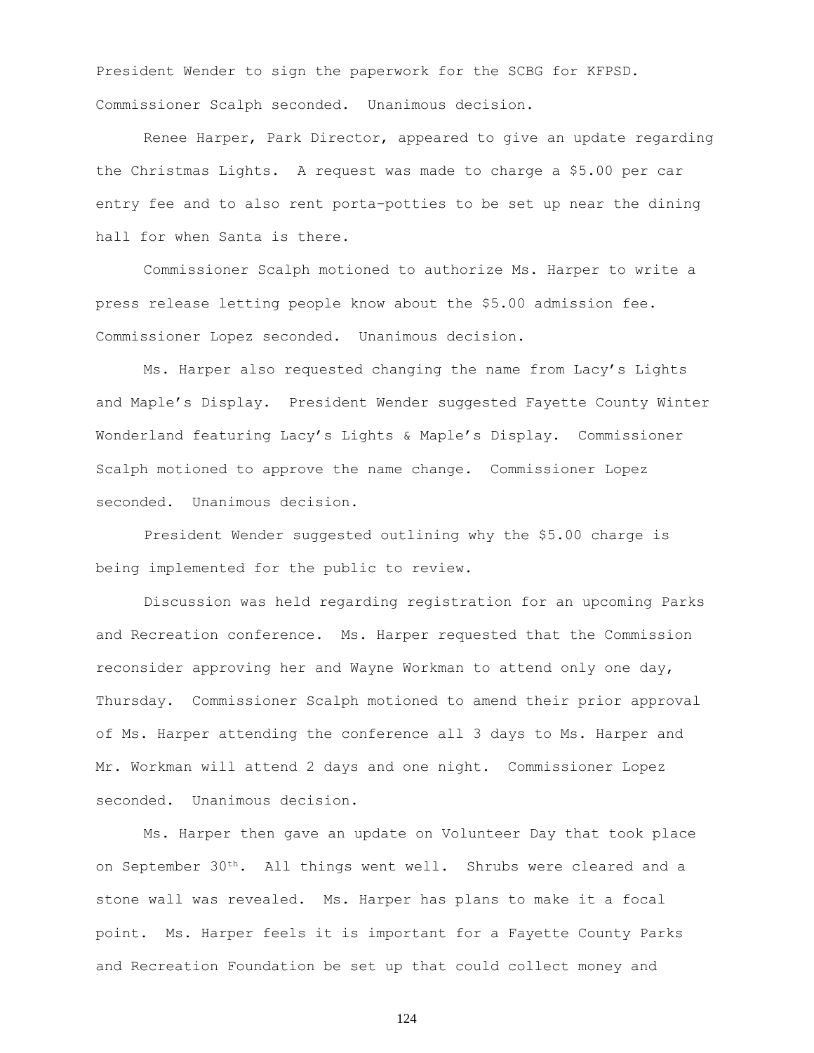President Wender to sign the paperwork for the SCBG for KFPSD. Commissioner Scalph seconded. Unanimous decision.

Renee Harper, Park Director, appeared to give an update regarding the Christmas Lights. A request was made to charge a $5.00 per car entry fee and to also rent porta-potties to be set up near the dining hall for when Santa is there.

Commissioner Scalph motioned to authorize Ms. Harper to write a press release letting people know about the $5.00 admission fee. Commissioner Lopez seconded. Unanimous decision.

Ms. Harper also requested changing the name from Lacy's Lights and Maple's Display. President Wender suggested Fayette County Winter Wonderland featuring Lacy's Lights & Maple's Display. Commissioner Scalph motioned to approve the name change. Commissioner Lopez seconded. Unanimous decision.

President Wender suggested outlining why the $5.00 charge is being implemented for the public to review.

Discussion was held regarding registration for an upcoming Parks and Recreation conference. Ms. Harper requested that the Commission reconsider approving her and Wayne Workman to attend only one day, Thursday. Commissioner Scalph motioned to amend their prior approval of Ms. Harper attending the conference all 3 days to Ms. Harper and Mr. Workman will attend 2 days and one night. Commissioner Lopez seconded. Unanimous decision.

Ms. Harper then gave an update on Volunteer Day that took place on September 30th. All things went well. Shrubs were cleared and a stone wall was revealed. Ms. Harper has plans to make it a focal point. Ms. Harper feels it is important for a Fayette County Parks and Recreation Foundation be set up that could collect money and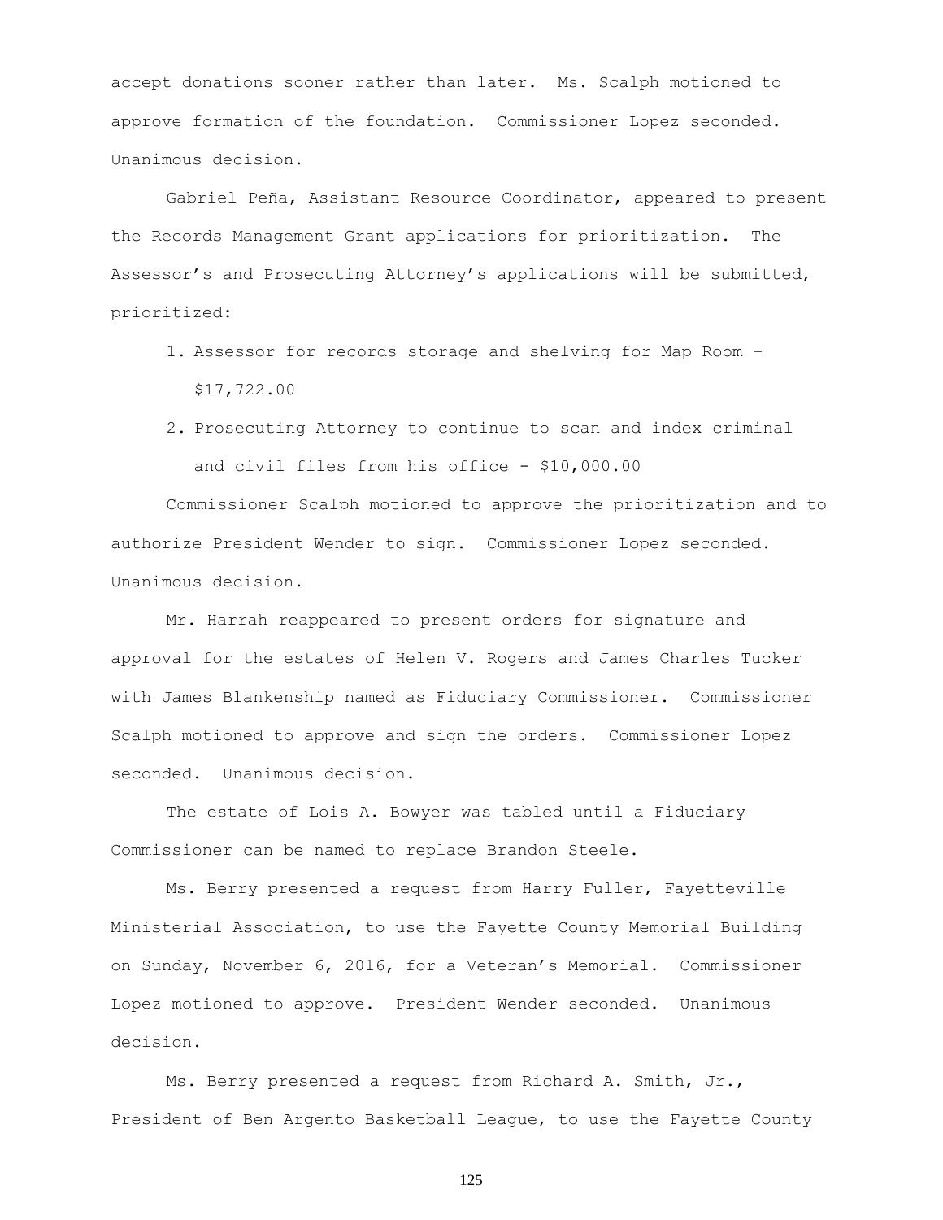accept donations sooner rather than later. Ms. Scalph motioned to approve formation of the foundation. Commissioner Lopez seconded. Unanimous decision.

Gabriel Peña, Assistant Resource Coordinator, appeared to present the Records Management Grant applications for prioritization. The Assessor's and Prosecuting Attorney's applications will be submitted, prioritized:

1. Assessor for records storage and shelving for Map Room - $17,722.00
2. Prosecuting Attorney to continue to scan and index criminal and civil files from his office - $10,000.00

Commissioner Scalph motioned to approve the prioritization and to authorize President Wender to sign. Commissioner Lopez seconded. Unanimous decision.

Mr. Harrah reappeared to present orders for signature and approval for the estates of Helen V. Rogers and James Charles Tucker with James Blankenship named as Fiduciary Commissioner. Commissioner Scalph motioned to approve and sign the orders. Commissioner Lopez seconded. Unanimous decision.

The estate of Lois A. Bowyer was tabled until a Fiduciary Commissioner can be named to replace Brandon Steele.

Ms. Berry presented a request from Harry Fuller, Fayetteville Ministerial Association, to use the Fayette County Memorial Building on Sunday, November 6, 2016, for a Veteran's Memorial. Commissioner Lopez motioned to approve. President Wender seconded. Unanimous decision.

Ms. Berry presented a request from Richard A. Smith, Jr., President of Ben Argento Basketball League, to use the Fayette County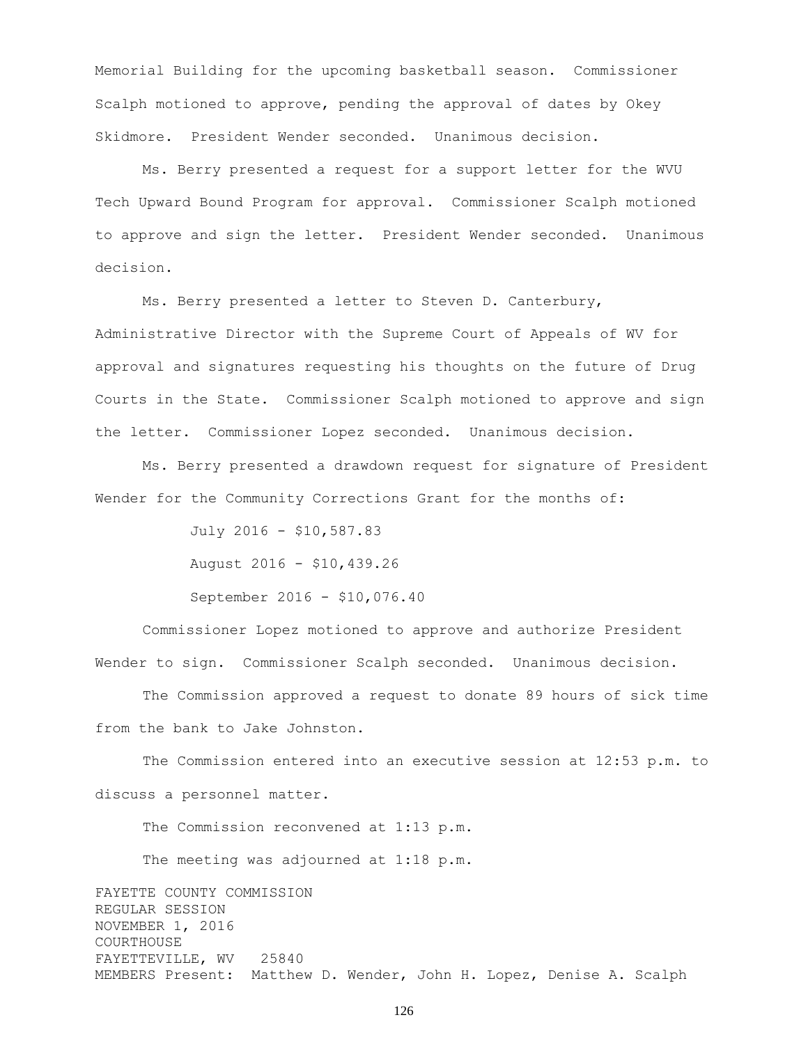Memorial Building for the upcoming basketball season. Commissioner Scalph motioned to approve, pending the approval of dates by Okey Skidmore. President Wender seconded. Unanimous decision.

Ms. Berry presented a request for a support letter for the WVU Tech Upward Bound Program for approval. Commissioner Scalph motioned to approve and sign the letter. President Wender seconded. Unanimous decision.

Ms. Berry presented a letter to Steven D. Canterbury, Administrative Director with the Supreme Court of Appeals of WV for approval and signatures requesting his thoughts on the future of Drug Courts in the State. Commissioner Scalph motioned to approve and sign the letter. Commissioner Lopez seconded. Unanimous decision.

Ms. Berry presented a drawdown request for signature of President Wender for the Community Corrections Grant for the months of:

July 2016 - $10,587.83

August 2016 - $10,439.26

September 2016 - $10,076.40

Commissioner Lopez motioned to approve and authorize President Wender to sign. Commissioner Scalph seconded. Unanimous decision.

The Commission approved a request to donate 89 hours of sick time from the bank to Jake Johnston.

The Commission entered into an executive session at 12:53 p.m. to discuss a personnel matter.

The Commission reconvened at 1:13 p.m.

The meeting was adjourned at 1:18 p.m.

FAYETTE COUNTY COMMISSION
REGULAR SESSION
NOVEMBER 1, 2016
COURTHOUSE
FAYETTEVILLE, WV 25840
MEMBERS Present: Matthew D. Wender, John H. Lopez, Denise A. Scalph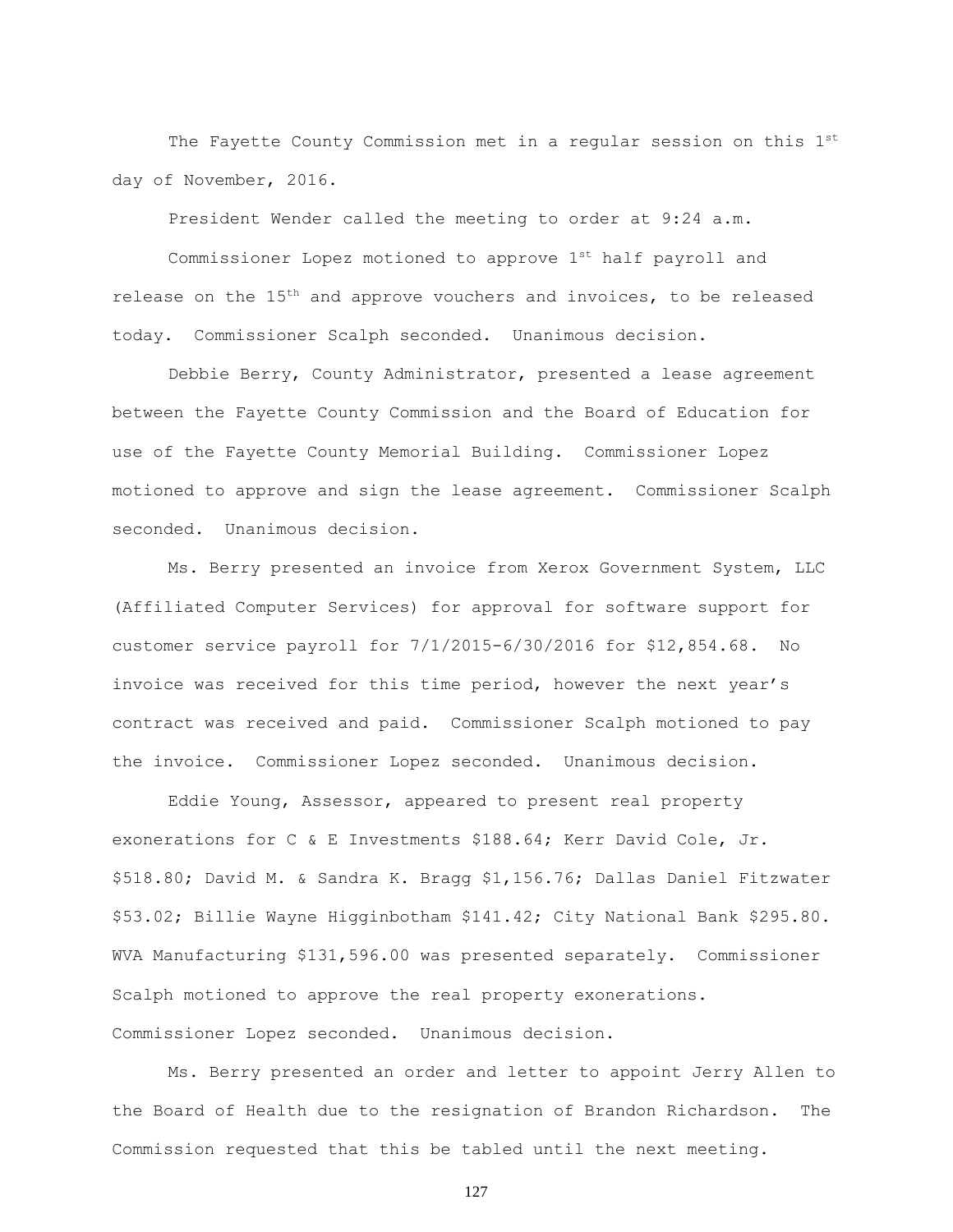The Fayette County Commission met in a regular session on this 1st day of November, 2016.

President Wender called the meeting to order at 9:24 a.m.

Commissioner Lopez motioned to approve 1st half payroll and release on the 15th and approve vouchers and invoices, to be released today. Commissioner Scalph seconded. Unanimous decision.

Debbie Berry, County Administrator, presented a lease agreement between the Fayette County Commission and the Board of Education for use of the Fayette County Memorial Building. Commissioner Lopez motioned to approve and sign the lease agreement. Commissioner Scalph seconded. Unanimous decision.

Ms. Berry presented an invoice from Xerox Government System, LLC (Affiliated Computer Services) for approval for software support for customer service payroll for 7/1/2015-6/30/2016 for $12,854.68. No invoice was received for this time period, however the next year's contract was received and paid. Commissioner Scalph motioned to pay the invoice. Commissioner Lopez seconded. Unanimous decision.

Eddie Young, Assessor, appeared to present real property exonerations for C & E Investments $188.64; Kerr David Cole, Jr. $518.80; David M. & Sandra K. Bragg $1,156.76; Dallas Daniel Fitzwater $53.02; Billie Wayne Higginbotham $141.42; City National Bank $295.80. WVA Manufacturing $131,596.00 was presented separately. Commissioner Scalph motioned to approve the real property exonerations. Commissioner Lopez seconded. Unanimous decision.

Ms. Berry presented an order and letter to appoint Jerry Allen to the Board of Health due to the resignation of Brandon Richardson. The Commission requested that this be tabled until the next meeting.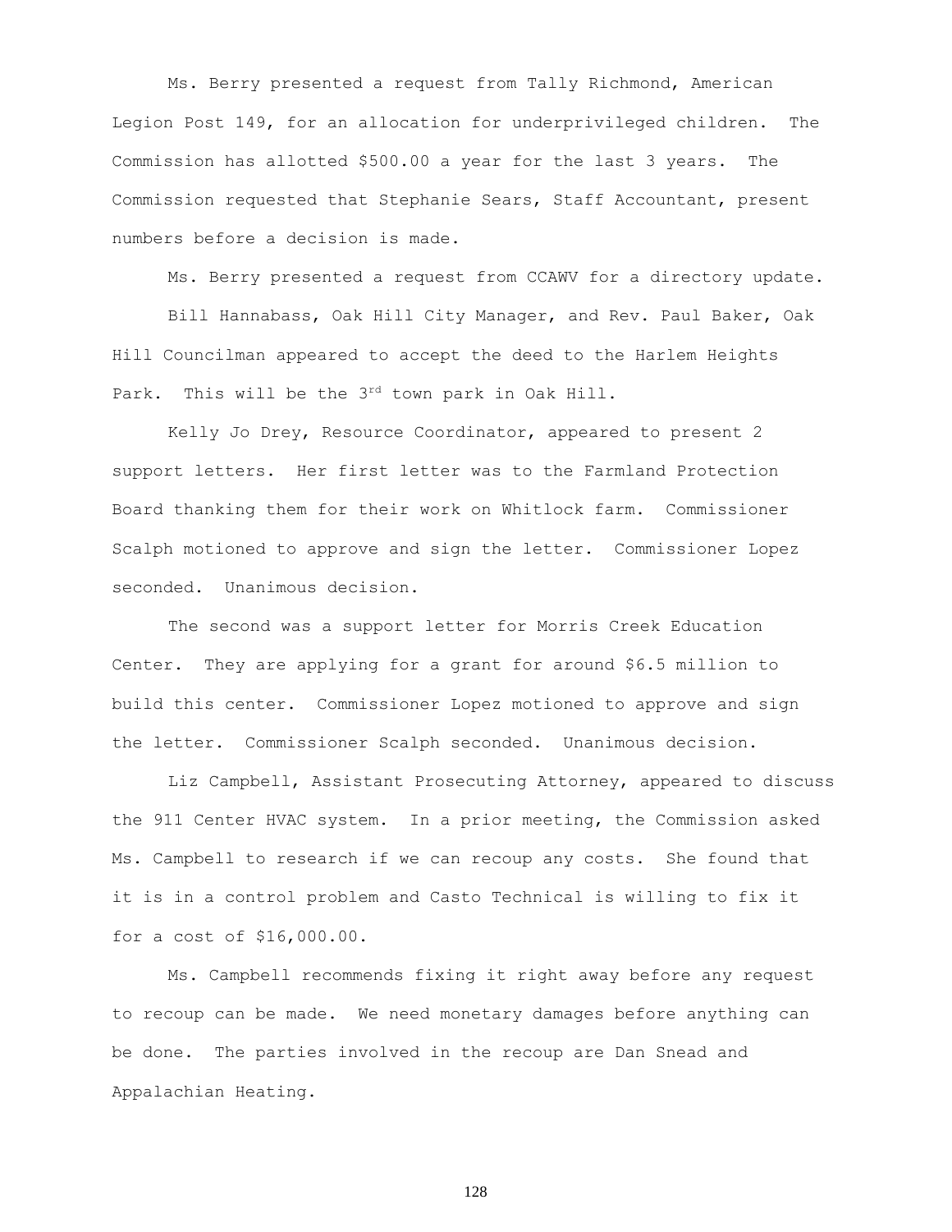Ms. Berry presented a request from Tally Richmond, American Legion Post 149, for an allocation for underprivileged children. The Commission has allotted $500.00 a year for the last 3 years. The Commission requested that Stephanie Sears, Staff Accountant, present numbers before a decision is made.

Ms. Berry presented a request from CCAWV for a directory update.

Bill Hannabass, Oak Hill City Manager, and Rev. Paul Baker, Oak Hill Councilman appeared to accept the deed to the Harlem Heights Park. This will be the 3rd town park in Oak Hill.

Kelly Jo Drey, Resource Coordinator, appeared to present 2 support letters. Her first letter was to the Farmland Protection Board thanking them for their work on Whitlock farm. Commissioner Scalph motioned to approve and sign the letter. Commissioner Lopez seconded. Unanimous decision.

The second was a support letter for Morris Creek Education Center. They are applying for a grant for around $6.5 million to build this center. Commissioner Lopez motioned to approve and sign the letter. Commissioner Scalph seconded. Unanimous decision.

Liz Campbell, Assistant Prosecuting Attorney, appeared to discuss the 911 Center HVAC system. In a prior meeting, the Commission asked Ms. Campbell to research if we can recoup any costs. She found that it is in a control problem and Casto Technical is willing to fix it for a cost of $16,000.00.

Ms. Campbell recommends fixing it right away before any request to recoup can be made. We need monetary damages before anything can be done. The parties involved in the recoup are Dan Snead and Appalachian Heating.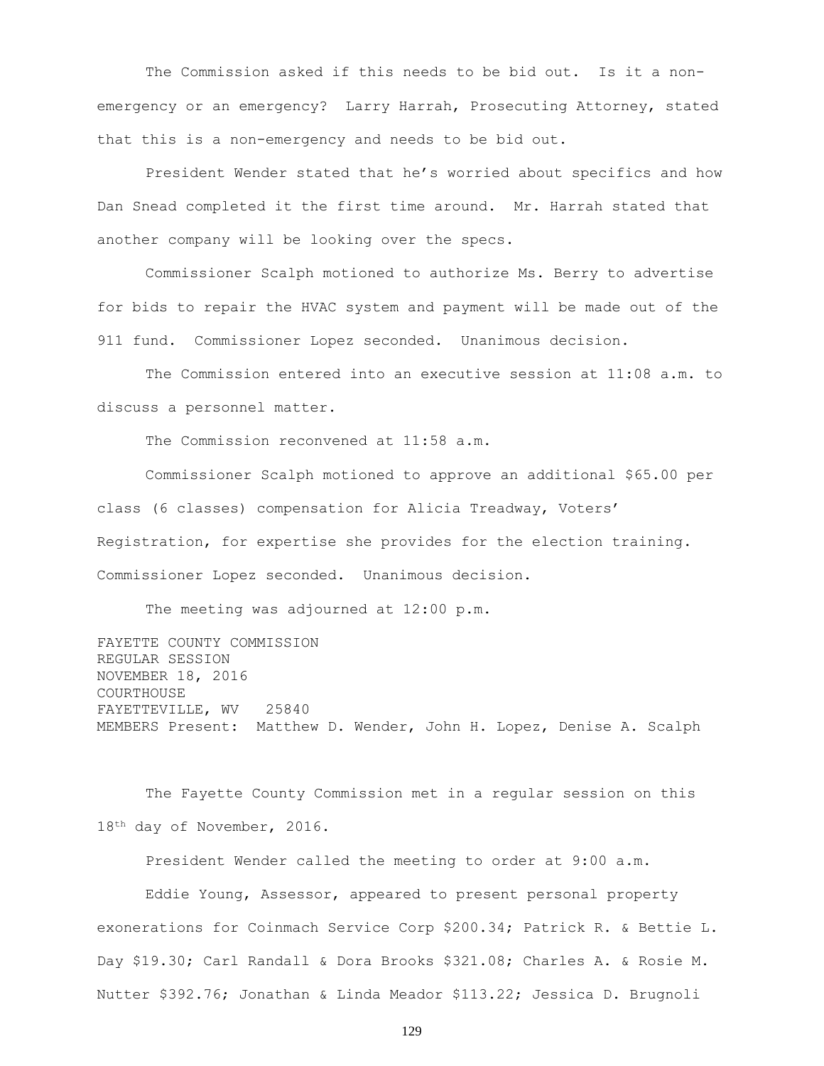The Commission asked if this needs to be bid out. Is it a non-emergency or an emergency? Larry Harrah, Prosecuting Attorney, stated that this is a non-emergency and needs to be bid out.

President Wender stated that he's worried about specifics and how Dan Snead completed it the first time around. Mr. Harrah stated that another company will be looking over the specs.

Commissioner Scalph motioned to authorize Ms. Berry to advertise for bids to repair the HVAC system and payment will be made out of the 911 fund. Commissioner Lopez seconded. Unanimous decision.

The Commission entered into an executive session at 11:08 a.m. to discuss a personnel matter.

The Commission reconvened at 11:58 a.m.

Commissioner Scalph motioned to approve an additional $65.00 per class (6 classes) compensation for Alicia Treadway, Voters' Registration, for expertise she provides for the election training. Commissioner Lopez seconded. Unanimous decision.

The meeting was adjourned at 12:00 p.m.

FAYETTE COUNTY COMMISSION
REGULAR SESSION
NOVEMBER 18, 2016
COURTHOUSE
FAYETTEVILLE, WV 25840
MEMBERS Present: Matthew D. Wender, John H. Lopez, Denise A. Scalph

The Fayette County Commission met in a regular session on this 18th day of November, 2016.

President Wender called the meeting to order at 9:00 a.m.

Eddie Young, Assessor, appeared to present personal property exonerations for Coinmach Service Corp $200.34; Patrick R. & Bettie L. Day $19.30; Carl Randall & Dora Brooks $321.08; Charles A. & Rosie M. Nutter $392.76; Jonathan & Linda Meador $113.22; Jessica D. Brugnoli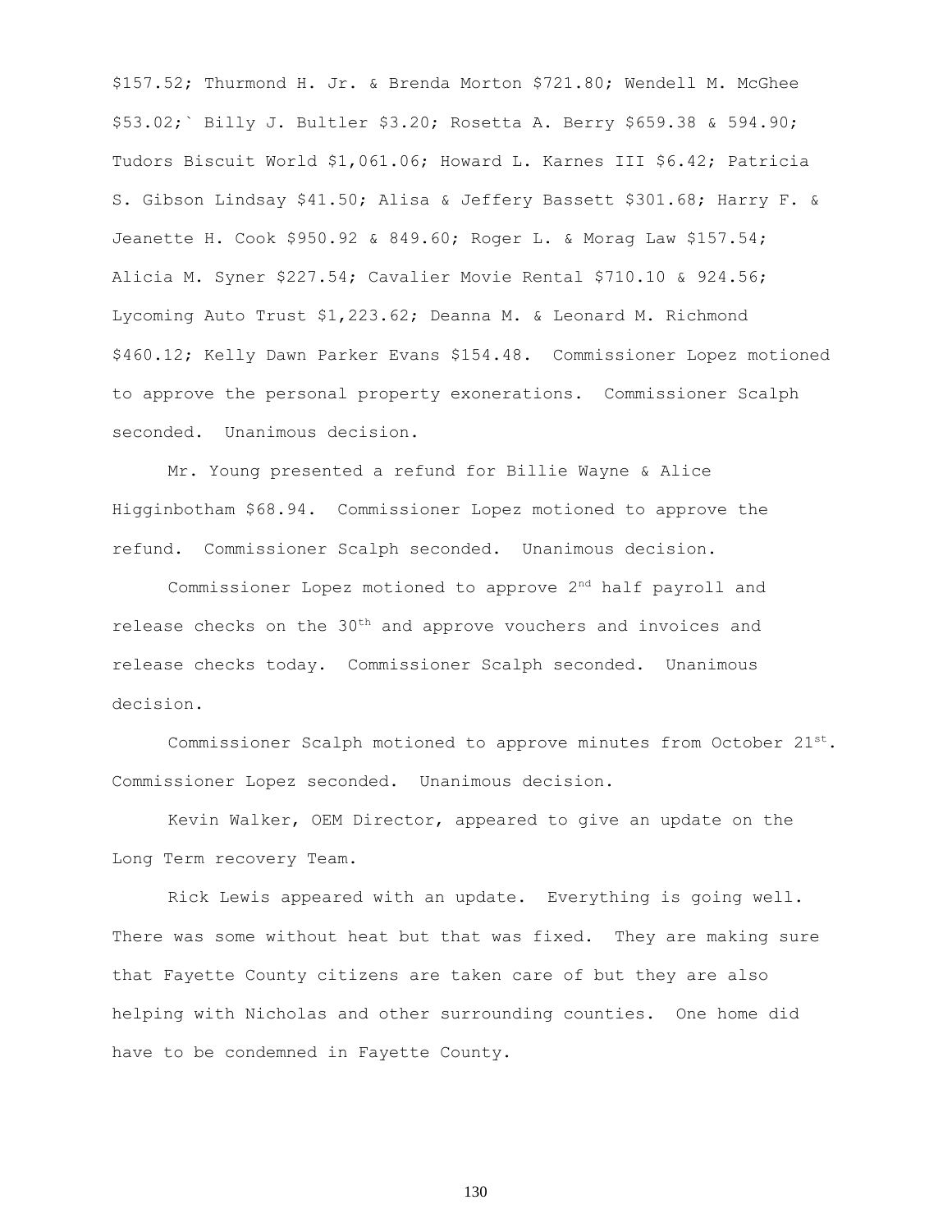$157.52; Thurmond H. Jr. & Brenda Morton $721.80; Wendell M. McGhee $53.02;` Billy J. Bultler $3.20; Rosetta A. Berry $659.38 & 594.90; Tudors Biscuit World $1,061.06; Howard L. Karnes III $6.42; Patricia S. Gibson Lindsay $41.50; Alisa & Jeffery Bassett $301.68; Harry F. & Jeanette H. Cook $950.92 & 849.60; Roger L. & Morag Law $157.54; Alicia M. Syner $227.54; Cavalier Movie Rental $710.10 & 924.56; Lycoming Auto Trust $1,223.62; Deanna M. & Leonard M. Richmond $460.12; Kelly Dawn Parker Evans $154.48. Commissioner Lopez motioned to approve the personal property exonerations. Commissioner Scalph seconded. Unanimous decision.

Mr. Young presented a refund for Billie Wayne & Alice Higginbotham $68.94. Commissioner Lopez motioned to approve the refund. Commissioner Scalph seconded. Unanimous decision.

Commissioner Lopez motioned to approve 2nd half payroll and release checks on the 30th and approve vouchers and invoices and release checks today. Commissioner Scalph seconded. Unanimous decision.

Commissioner Scalph motioned to approve minutes from October 21st. Commissioner Lopez seconded. Unanimous decision.

Kevin Walker, OEM Director, appeared to give an update on the Long Term recovery Team.

Rick Lewis appeared with an update. Everything is going well. There was some without heat but that was fixed. They are making sure that Fayette County citizens are taken care of but they are also helping with Nicholas and other surrounding counties. One home did have to be condemned in Fayette County.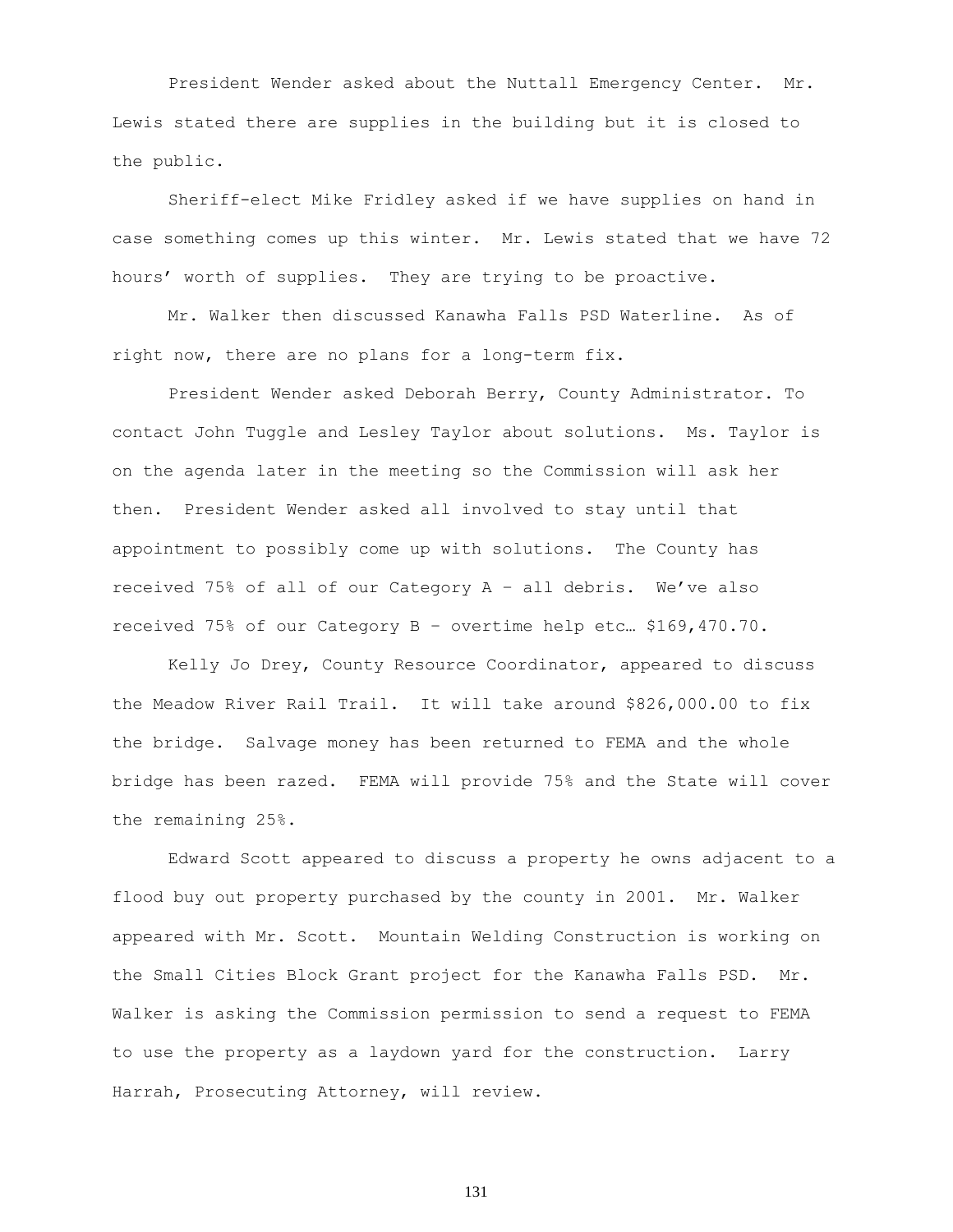President Wender asked about the Nuttall Emergency Center. Mr. Lewis stated there are supplies in the building but it is closed to the public.

Sheriff-elect Mike Fridley asked if we have supplies on hand in case something comes up this winter. Mr. Lewis stated that we have 72 hours' worth of supplies. They are trying to be proactive.

Mr. Walker then discussed Kanawha Falls PSD Waterline. As of right now, there are no plans for a long-term fix.

President Wender asked Deborah Berry, County Administrator. To contact John Tuggle and Lesley Taylor about solutions. Ms. Taylor is on the agenda later in the meeting so the Commission will ask her then. President Wender asked all involved to stay until that appointment to possibly come up with solutions. The County has received 75% of all of our Category A – all debris. We've also received 75% of our Category B – overtime help etc… $169,470.70.

Kelly Jo Drey, County Resource Coordinator, appeared to discuss the Meadow River Rail Trail. It will take around $826,000.00 to fix the bridge. Salvage money has been returned to FEMA and the whole bridge has been razed. FEMA will provide 75% and the State will cover the remaining 25%.

Edward Scott appeared to discuss a property he owns adjacent to a flood buy out property purchased by the county in 2001. Mr. Walker appeared with Mr. Scott. Mountain Welding Construction is working on the Small Cities Block Grant project for the Kanawha Falls PSD. Mr. Walker is asking the Commission permission to send a request to FEMA to use the property as a laydown yard for the construction. Larry Harrah, Prosecuting Attorney, will review.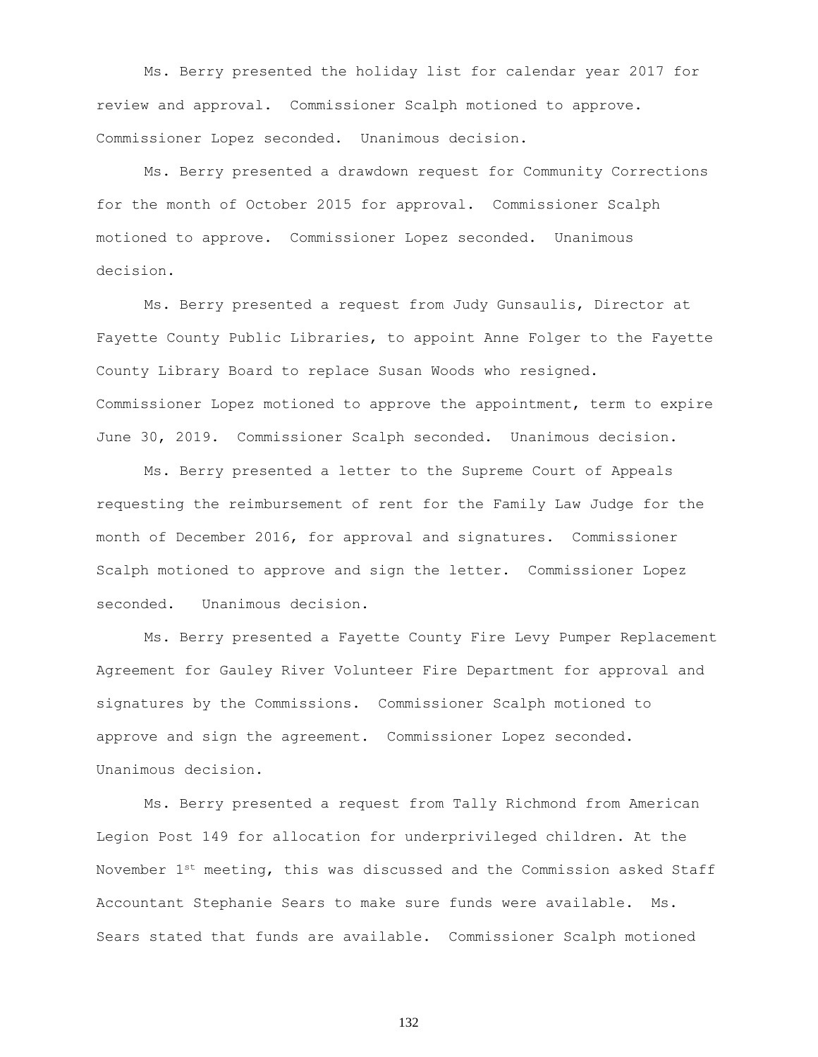Ms. Berry presented the holiday list for calendar year 2017 for review and approval. Commissioner Scalph motioned to approve. Commissioner Lopez seconded. Unanimous decision.

Ms. Berry presented a drawdown request for Community Corrections for the month of October 2015 for approval. Commissioner Scalph motioned to approve. Commissioner Lopez seconded. Unanimous decision.

Ms. Berry presented a request from Judy Gunsaulis, Director at Fayette County Public Libraries, to appoint Anne Folger to the Fayette County Library Board to replace Susan Woods who resigned. Commissioner Lopez motioned to approve the appointment, term to expire June 30, 2019. Commissioner Scalph seconded. Unanimous decision.

Ms. Berry presented a letter to the Supreme Court of Appeals requesting the reimbursement of rent for the Family Law Judge for the month of December 2016, for approval and signatures. Commissioner Scalph motioned to approve and sign the letter. Commissioner Lopez seconded. Unanimous decision.

Ms. Berry presented a Fayette County Fire Levy Pumper Replacement Agreement for Gauley River Volunteer Fire Department for approval and signatures by the Commissions. Commissioner Scalph motioned to approve and sign the agreement. Commissioner Lopez seconded. Unanimous decision.

Ms. Berry presented a request from Tally Richmond from American Legion Post 149 for allocation for underprivileged children. At the November 1st meeting, this was discussed and the Commission asked Staff Accountant Stephanie Sears to make sure funds were available. Ms. Sears stated that funds are available. Commissioner Scalph motioned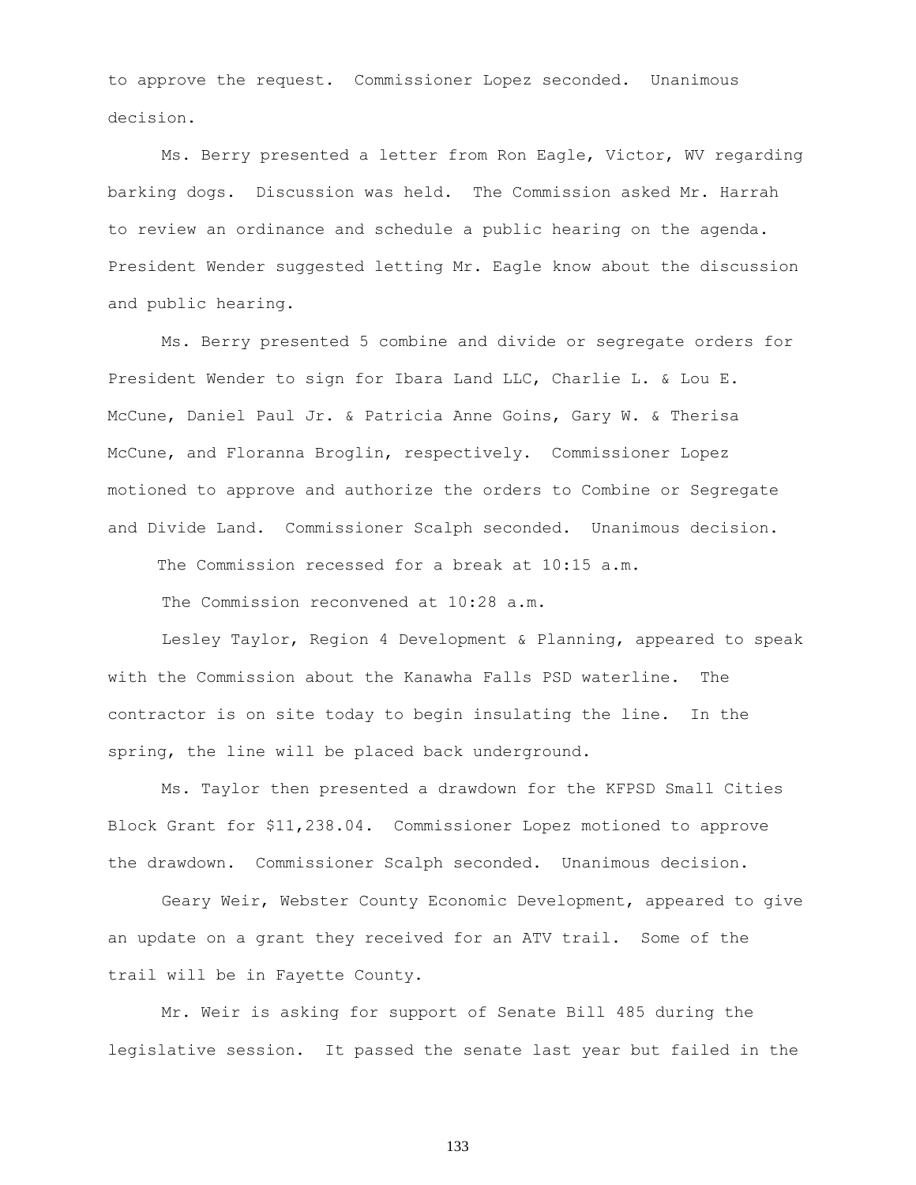to approve the request. Commissioner Lopez seconded. Unanimous decision.

Ms. Berry presented a letter from Ron Eagle, Victor, WV regarding barking dogs. Discussion was held. The Commission asked Mr. Harrah to review an ordinance and schedule a public hearing on the agenda. President Wender suggested letting Mr. Eagle know about the discussion and public hearing.

Ms. Berry presented 5 combine and divide or segregate orders for President Wender to sign for Ibara Land LLC, Charlie L. & Lou E. McCune, Daniel Paul Jr. & Patricia Anne Goins, Gary W. & Therisa McCune, and Floranna Broglin, respectively. Commissioner Lopez motioned to approve and authorize the orders to Combine or Segregate and Divide Land. Commissioner Scalph seconded. Unanimous decision.

The Commission recessed for a break at 10:15 a.m.

The Commission reconvened at 10:28 a.m.

Lesley Taylor, Region 4 Development & Planning, appeared to speak with the Commission about the Kanawha Falls PSD waterline. The contractor is on site today to begin insulating the line. In the spring, the line will be placed back underground.

Ms. Taylor then presented a drawdown for the KFPSD Small Cities Block Grant for $11,238.04. Commissioner Lopez motioned to approve the drawdown. Commissioner Scalph seconded. Unanimous decision.

Geary Weir, Webster County Economic Development, appeared to give an update on a grant they received for an ATV trail. Some of the trail will be in Fayette County.

Mr. Weir is asking for support of Senate Bill 485 during the legislative session. It passed the senate last year but failed in the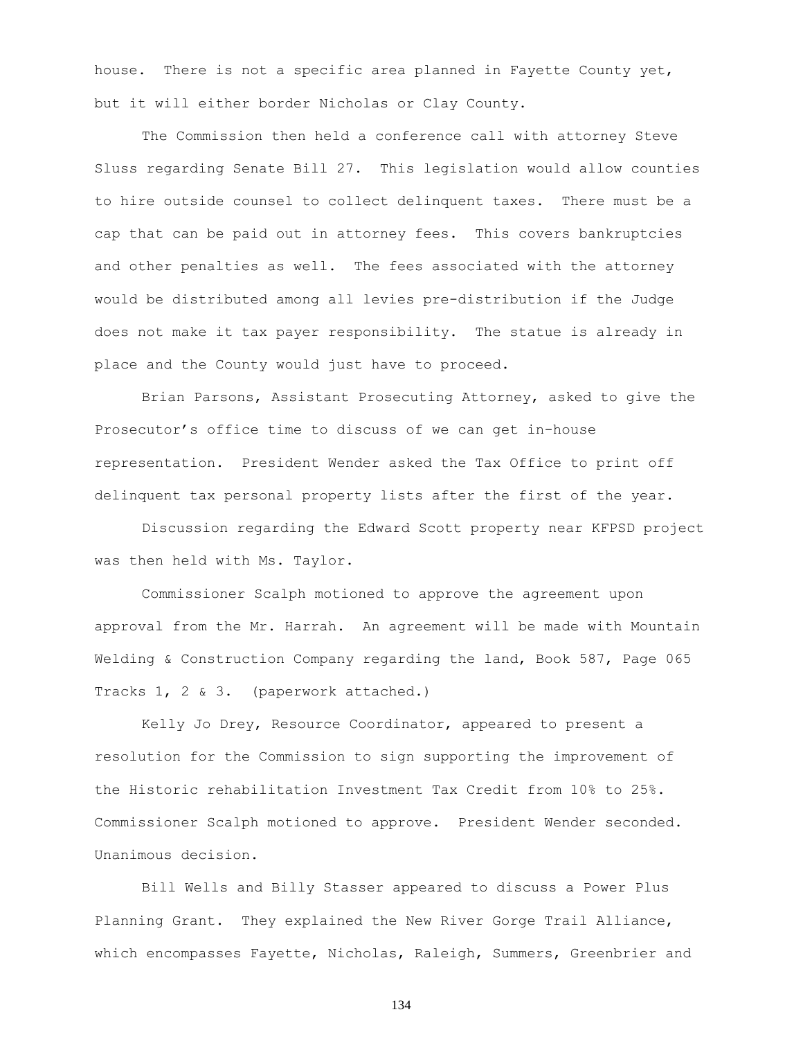house. There is not a specific area planned in Fayette County yet, but it will either border Nicholas or Clay County.

The Commission then held a conference call with attorney Steve Sluss regarding Senate Bill 27. This legislation would allow counties to hire outside counsel to collect delinquent taxes. There must be a cap that can be paid out in attorney fees. This covers bankruptcies and other penalties as well. The fees associated with the attorney would be distributed among all levies pre-distribution if the Judge does not make it tax payer responsibility. The statue is already in place and the County would just have to proceed.

Brian Parsons, Assistant Prosecuting Attorney, asked to give the Prosecutor's office time to discuss of we can get in-house representation. President Wender asked the Tax Office to print off delinquent tax personal property lists after the first of the year.

Discussion regarding the Edward Scott property near KFPSD project was then held with Ms. Taylor.

Commissioner Scalph motioned to approve the agreement upon approval from the Mr. Harrah. An agreement will be made with Mountain Welding & Construction Company regarding the land, Book 587, Page 065 Tracks 1, 2 & 3. (paperwork attached.)

Kelly Jo Drey, Resource Coordinator, appeared to present a resolution for the Commission to sign supporting the improvement of the Historic rehabilitation Investment Tax Credit from 10% to 25%. Commissioner Scalph motioned to approve. President Wender seconded. Unanimous decision.

Bill Wells and Billy Stasser appeared to discuss a Power Plus Planning Grant. They explained the New River Gorge Trail Alliance, which encompasses Fayette, Nicholas, Raleigh, Summers, Greenbrier and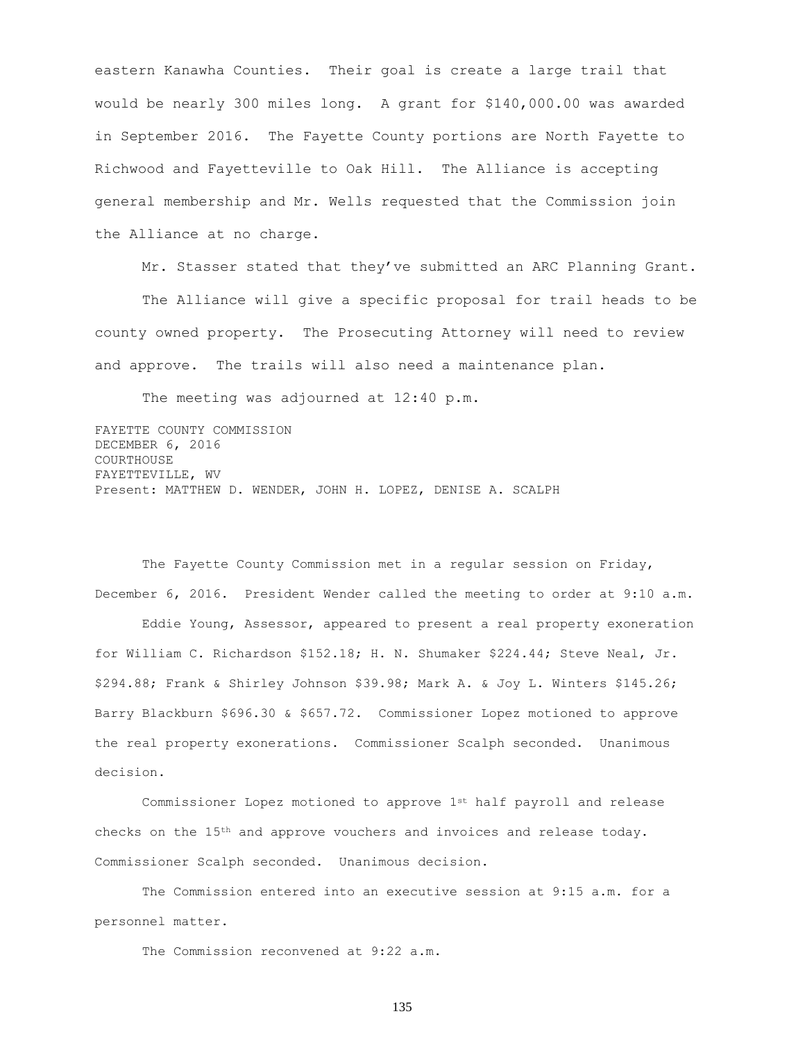eastern Kanawha Counties. Their goal is create a large trail that would be nearly 300 miles long. A grant for $140,000.00 was awarded in September 2016. The Fayette County portions are North Fayette to Richwood and Fayetteville to Oak Hill. The Alliance is accepting general membership and Mr. Wells requested that the Commission join the Alliance at no charge.

Mr. Stasser stated that they've submitted an ARC Planning Grant.

The Alliance will give a specific proposal for trail heads to be county owned property. The Prosecuting Attorney will need to review and approve. The trails will also need a maintenance plan.

The meeting was adjourned at 12:40 p.m.

FAYETTE COUNTY COMMISSION
DECEMBER 6, 2016
COURTHOUSE
FAYETTEVILLE, WV
Present: MATTHEW D. WENDER, JOHN H. LOPEZ, DENISE A. SCALPH

The Fayette County Commission met in a regular session on Friday, December 6, 2016. President Wender called the meeting to order at 9:10 a.m.

Eddie Young, Assessor, appeared to present a real property exoneration for William C. Richardson $152.18; H. N. Shumaker $224.44; Steve Neal, Jr. $294.88; Frank & Shirley Johnson $39.98; Mark A. & Joy L. Winters $145.26; Barry Blackburn $696.30 & $657.72. Commissioner Lopez motioned to approve the real property exonerations. Commissioner Scalph seconded. Unanimous decision.

Commissioner Lopez motioned to approve 1st half payroll and release checks on the 15th and approve vouchers and invoices and release today. Commissioner Scalph seconded. Unanimous decision.

The Commission entered into an executive session at 9:15 a.m. for a personnel matter.

The Commission reconvened at 9:22 a.m.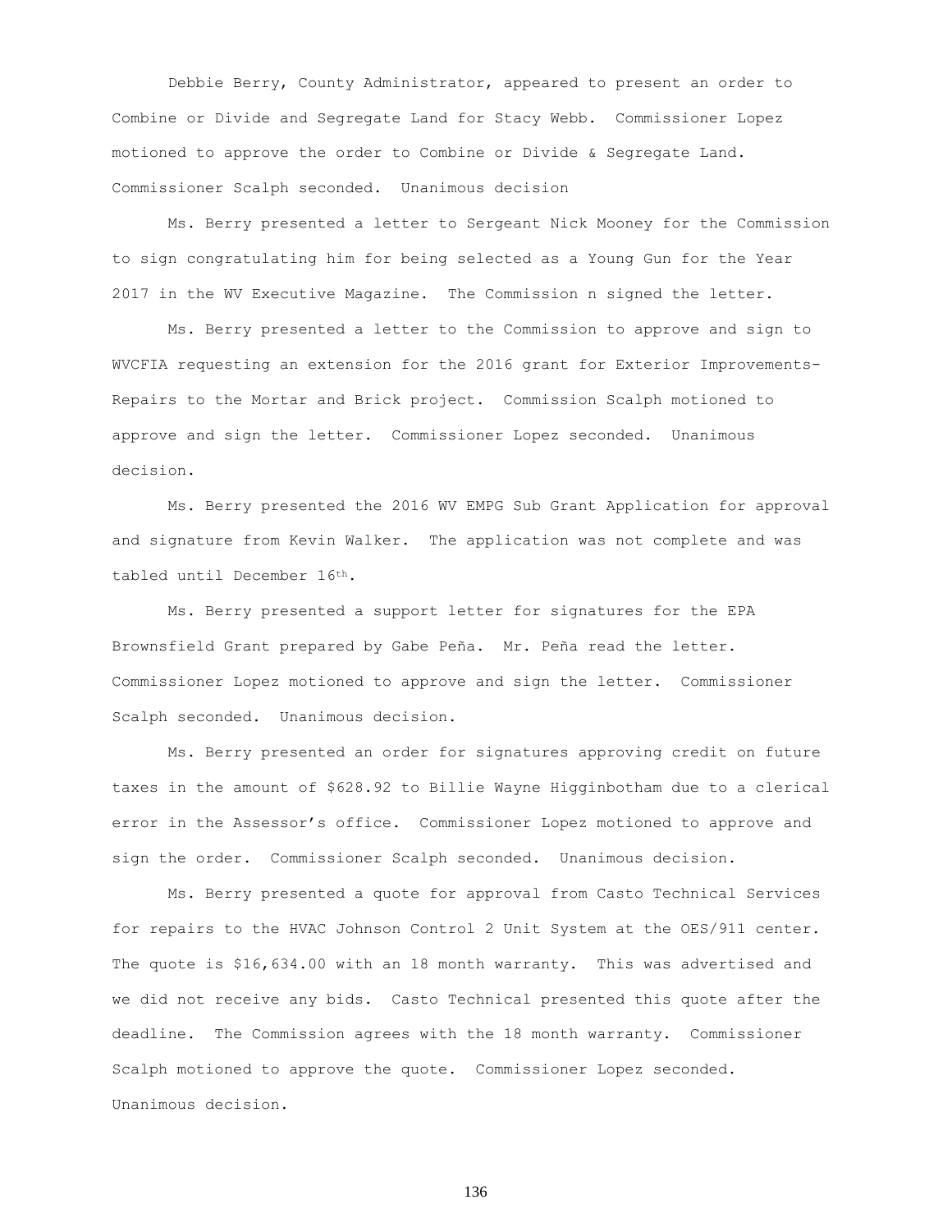Debbie Berry, County Administrator, appeared to present an order to Combine or Divide and Segregate Land for Stacy Webb. Commissioner Lopez motioned to approve the order to Combine or Divide & Segregate Land. Commissioner Scalph seconded. Unanimous decision

Ms. Berry presented a letter to Sergeant Nick Mooney for the Commission to sign congratulating him for being selected as a Young Gun for the Year 2017 in the WV Executive Magazine. The Commission n signed the letter.

Ms. Berry presented a letter to the Commission to approve and sign to WVCFIA requesting an extension for the 2016 grant for Exterior Improvements-Repairs to the Mortar and Brick project. Commission Scalph motioned to approve and sign the letter. Commissioner Lopez seconded. Unanimous decision.

Ms. Berry presented the 2016 WV EMPG Sub Grant Application for approval and signature from Kevin Walker. The application was not complete and was tabled until December 16th.

Ms. Berry presented a support letter for signatures for the EPA Brownsfield Grant prepared by Gabe Peña. Mr. Peña read the letter. Commissioner Lopez motioned to approve and sign the letter. Commissioner Scalph seconded. Unanimous decision.

Ms. Berry presented an order for signatures approving credit on future taxes in the amount of $628.92 to Billie Wayne Higginbotham due to a clerical error in the Assessor's office. Commissioner Lopez motioned to approve and sign the order. Commissioner Scalph seconded. Unanimous decision.

Ms. Berry presented a quote for approval from Casto Technical Services for repairs to the HVAC Johnson Control 2 Unit System at the OES/911 center. The quote is $16,634.00 with an 18 month warranty. This was advertised and we did not receive any bids. Casto Technical presented this quote after the deadline. The Commission agrees with the 18 month warranty. Commissioner Scalph motioned to approve the quote. Commissioner Lopez seconded. Unanimous decision.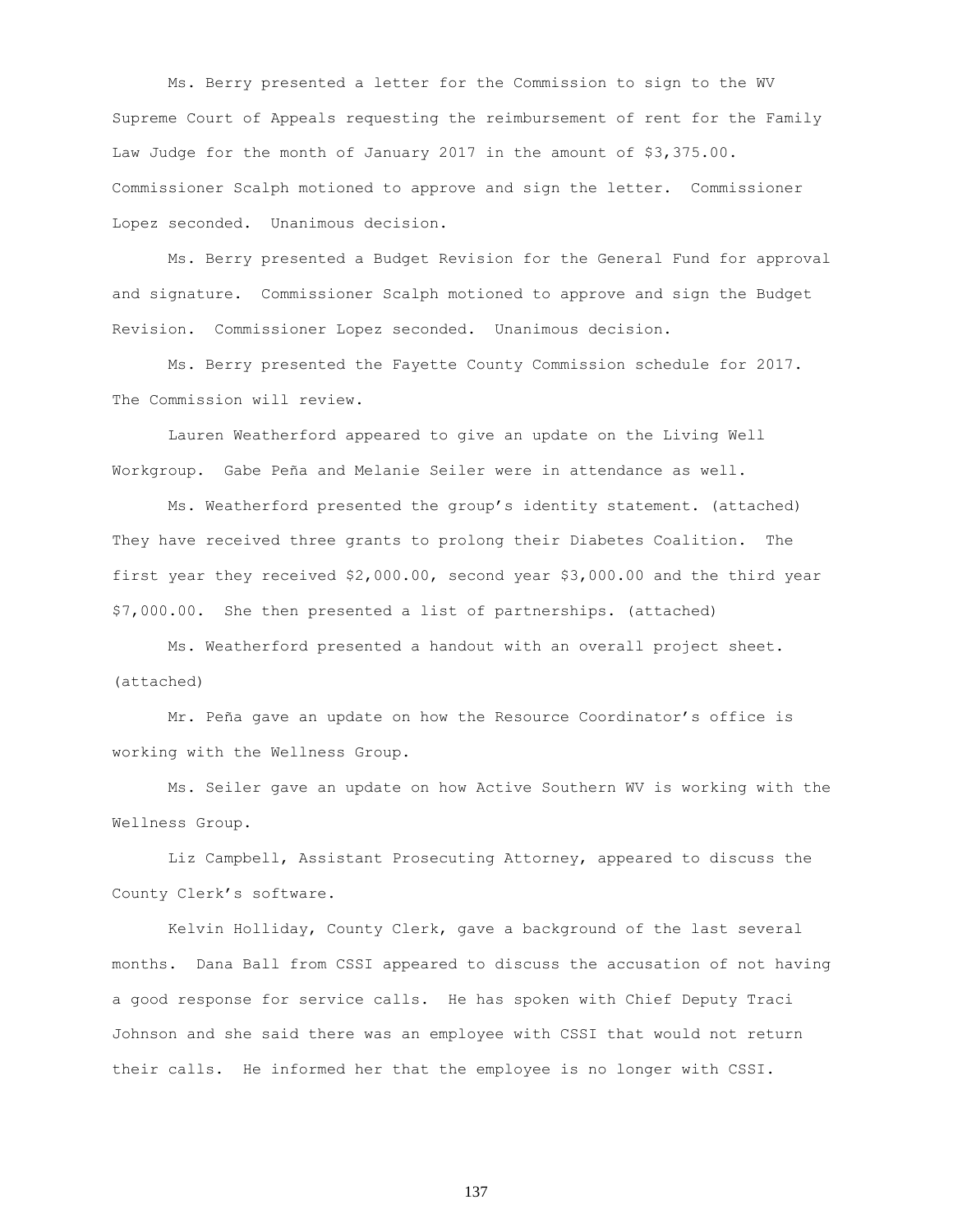Ms. Berry presented a letter for the Commission to sign to the WV Supreme Court of Appeals requesting the reimbursement of rent for the Family Law Judge for the month of January 2017 in the amount of $3,375.00. Commissioner Scalph motioned to approve and sign the letter. Commissioner Lopez seconded. Unanimous decision.

Ms. Berry presented a Budget Revision for the General Fund for approval and signature. Commissioner Scalph motioned to approve and sign the Budget Revision. Commissioner Lopez seconded. Unanimous decision.

Ms. Berry presented the Fayette County Commission schedule for 2017. The Commission will review.

Lauren Weatherford appeared to give an update on the Living Well Workgroup. Gabe Peña and Melanie Seiler were in attendance as well.

Ms. Weatherford presented the group's identity statement. (attached) They have received three grants to prolong their Diabetes Coalition. The first year they received $2,000.00, second year $3,000.00 and the third year $7,000.00. She then presented a list of partnerships. (attached)

Ms. Weatherford presented a handout with an overall project sheet. (attached)

Mr. Peña gave an update on how the Resource Coordinator's office is working with the Wellness Group.

Ms. Seiler gave an update on how Active Southern WV is working with the Wellness Group.

Liz Campbell, Assistant Prosecuting Attorney, appeared to discuss the County Clerk's software.

Kelvin Holliday, County Clerk, gave a background of the last several months. Dana Ball from CSSI appeared to discuss the accusation of not having a good response for service calls. He has spoken with Chief Deputy Traci Johnson and she said there was an employee with CSSI that would not return their calls. He informed her that the employee is no longer with CSSI.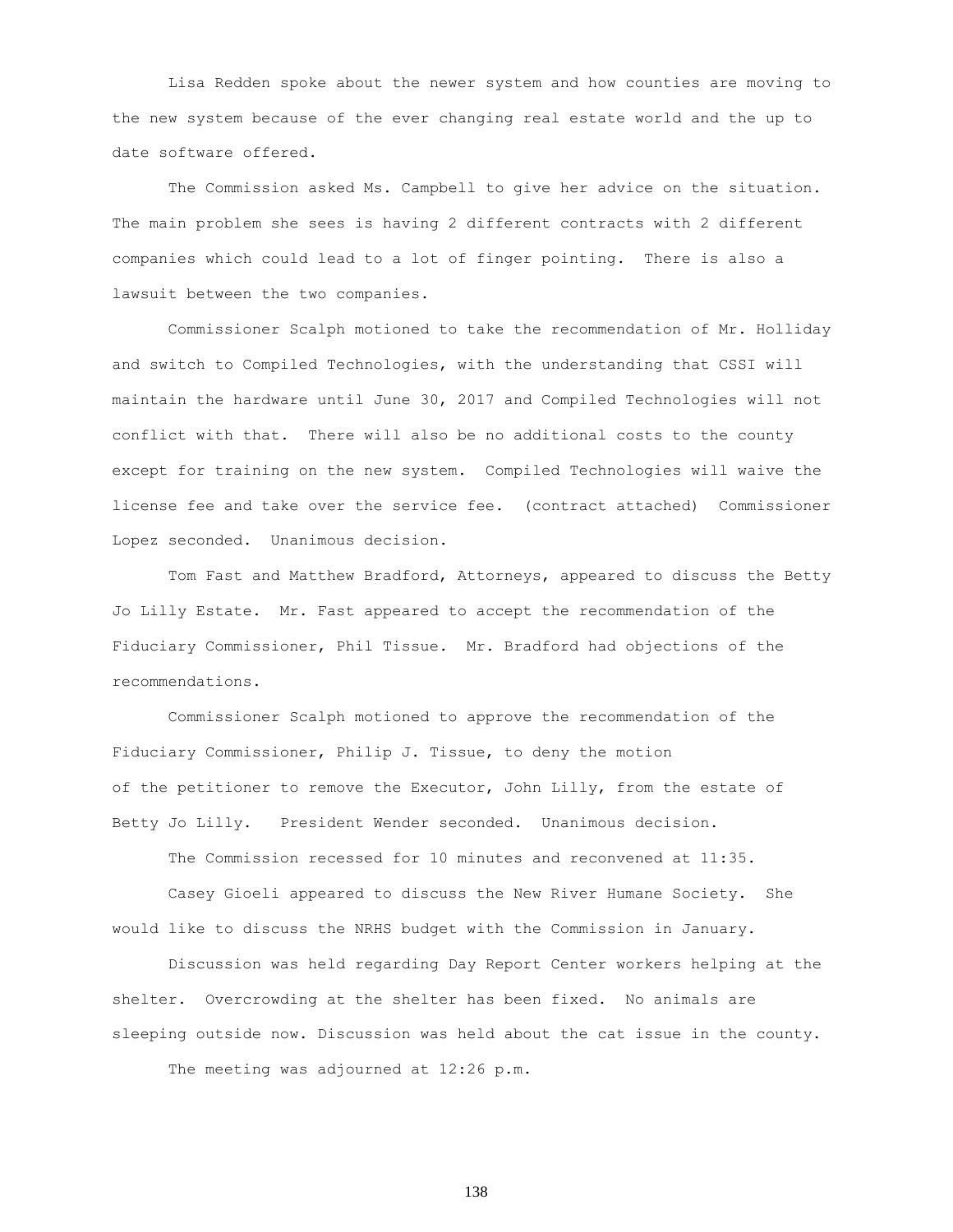Lisa Redden spoke about the newer system and how counties are moving to the new system because of the ever changing real estate world and the up to date software offered.

The Commission asked Ms. Campbell to give her advice on the situation. The main problem she sees is having 2 different contracts with 2 different companies which could lead to a lot of finger pointing. There is also a lawsuit between the two companies.

Commissioner Scalph motioned to take the recommendation of Mr. Holliday and switch to Compiled Technologies, with the understanding that CSSI will maintain the hardware until June 30, 2017 and Compiled Technologies will not conflict with that. There will also be no additional costs to the county except for training on the new system. Compiled Technologies will waive the license fee and take over the service fee. (contract attached) Commissioner Lopez seconded. Unanimous decision.

Tom Fast and Matthew Bradford, Attorneys, appeared to discuss the Betty Jo Lilly Estate. Mr. Fast appeared to accept the recommendation of the Fiduciary Commissioner, Phil Tissue. Mr. Bradford had objections of the recommendations.

Commissioner Scalph motioned to approve the recommendation of the Fiduciary Commissioner, Philip J. Tissue, to deny the motion of the petitioner to remove the Executor, John Lilly, from the estate of Betty Jo Lilly. President Wender seconded. Unanimous decision.

The Commission recessed for 10 minutes and reconvened at 11:35.

Casey Gioeli appeared to discuss the New River Humane Society. She would like to discuss the NRHS budget with the Commission in January.

Discussion was held regarding Day Report Center workers helping at the shelter. Overcrowding at the shelter has been fixed. No animals are sleeping outside now. Discussion was held about the cat issue in the county.

The meeting was adjourned at 12:26 p.m.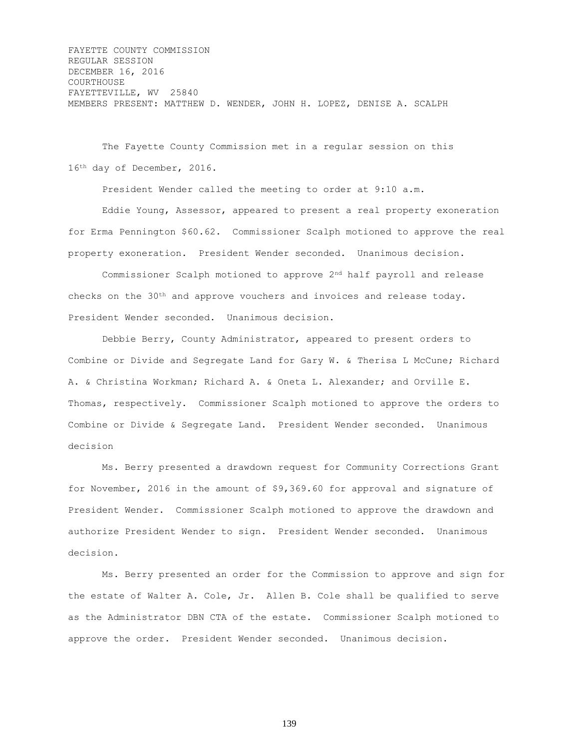FAYETTE COUNTY COMMISSION
REGULAR SESSION
DECEMBER 16, 2016
COURTHOUSE
FAYETTEVILLE, WV 25840
MEMBERS PRESENT: MATTHEW D. WENDER, JOHN H. LOPEZ, DENISE A. SCALPH

The Fayette County Commission met in a regular session on this 16th day of December, 2016.

President Wender called the meeting to order at 9:10 a.m.

Eddie Young, Assessor, appeared to present a real property exoneration for Erma Pennington $60.62. Commissioner Scalph motioned to approve the real property exoneration. President Wender seconded. Unanimous decision.

Commissioner Scalph motioned to approve 2nd half payroll and release checks on the 30th and approve vouchers and invoices and release today. President Wender seconded. Unanimous decision.

Debbie Berry, County Administrator, appeared to present orders to Combine or Divide and Segregate Land for Gary W. & Therisa L McCune; Richard A. & Christina Workman; Richard A. & Oneta L. Alexander; and Orville E. Thomas, respectively. Commissioner Scalph motioned to approve the orders to Combine or Divide & Segregate Land. President Wender seconded. Unanimous decision

Ms. Berry presented a drawdown request for Community Corrections Grant for November, 2016 in the amount of $9,369.60 for approval and signature of President Wender. Commissioner Scalph motioned to approve the drawdown and authorize President Wender to sign. President Wender seconded. Unanimous decision.

Ms. Berry presented an order for the Commission to approve and sign for the estate of Walter A. Cole, Jr. Allen B. Cole shall be qualified to serve as the Administrator DBN CTA of the estate. Commissioner Scalph motioned to approve the order. President Wender seconded. Unanimous decision.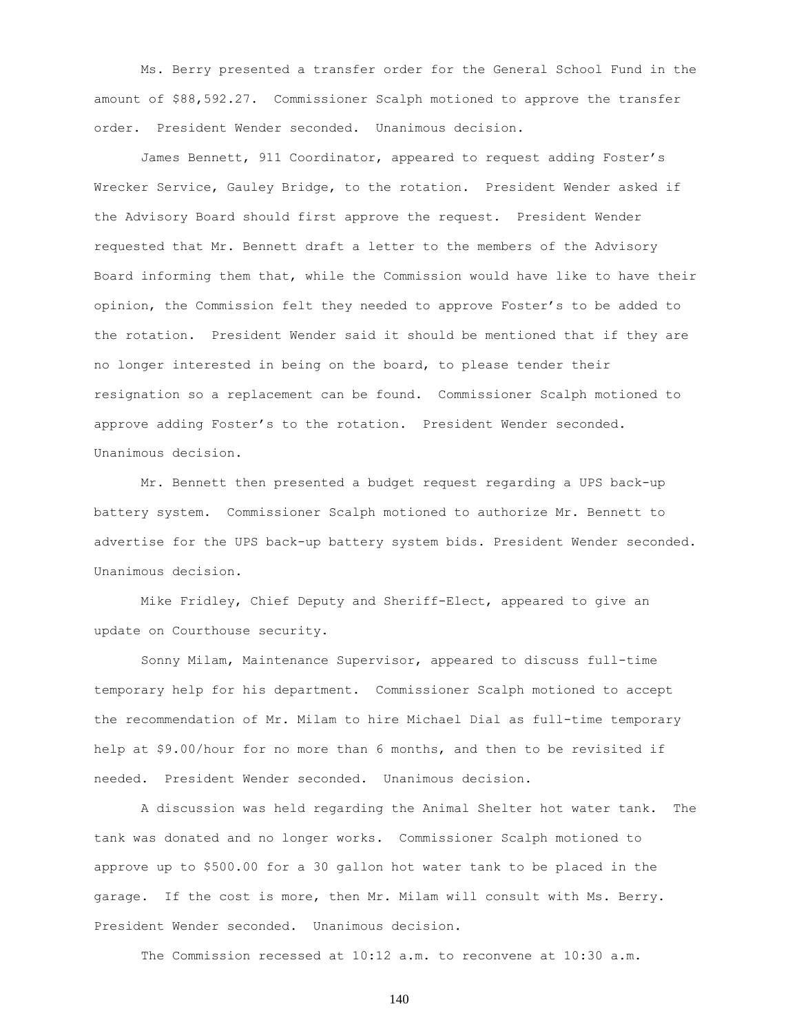Ms. Berry presented a transfer order for the General School Fund in the amount of $88,592.27. Commissioner Scalph motioned to approve the transfer order. President Wender seconded. Unanimous decision.

James Bennett, 911 Coordinator, appeared to request adding Foster's Wrecker Service, Gauley Bridge, to the rotation. President Wender asked if the Advisory Board should first approve the request. President Wender requested that Mr. Bennett draft a letter to the members of the Advisory Board informing them that, while the Commission would have like to have their opinion, the Commission felt they needed to approve Foster's to be added to the rotation. President Wender said it should be mentioned that if they are no longer interested in being on the board, to please tender their resignation so a replacement can be found. Commissioner Scalph motioned to approve adding Foster's to the rotation. President Wender seconded. Unanimous decision.

Mr. Bennett then presented a budget request regarding a UPS back-up battery system. Commissioner Scalph motioned to authorize Mr. Bennett to advertise for the UPS back-up battery system bids. President Wender seconded. Unanimous decision.

Mike Fridley, Chief Deputy and Sheriff-Elect, appeared to give an update on Courthouse security.

Sonny Milam, Maintenance Supervisor, appeared to discuss full-time temporary help for his department. Commissioner Scalph motioned to accept the recommendation of Mr. Milam to hire Michael Dial as full-time temporary help at $9.00/hour for no more than 6 months, and then to be revisited if needed. President Wender seconded. Unanimous decision.

A discussion was held regarding the Animal Shelter hot water tank. The tank was donated and no longer works. Commissioner Scalph motioned to approve up to $500.00 for a 30 gallon hot water tank to be placed in the garage. If the cost is more, then Mr. Milam will consult with Ms. Berry. President Wender seconded. Unanimous decision.

The Commission recessed at 10:12 a.m. to reconvene at 10:30 a.m.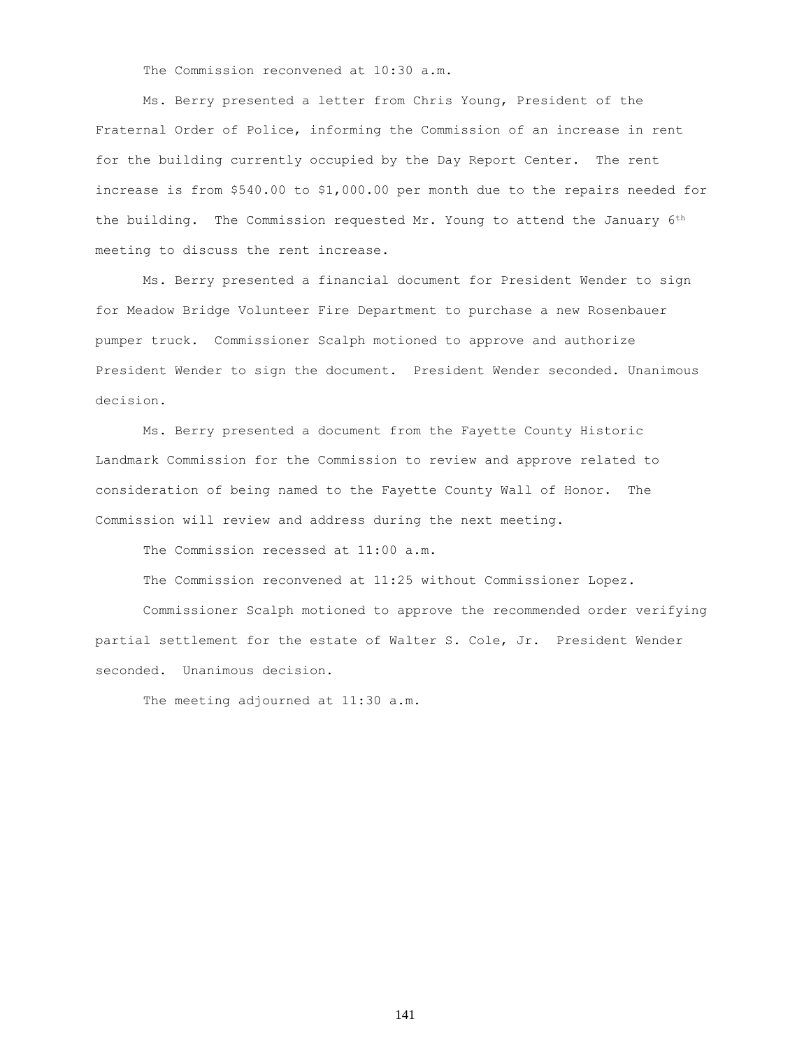The Commission reconvened at 10:30 a.m.

Ms. Berry presented a letter from Chris Young, President of the Fraternal Order of Police, informing the Commission of an increase in rent for the building currently occupied by the Day Report Center. The rent increase is from $540.00 to $1,000.00 per month due to the repairs needed for the building. The Commission requested Mr. Young to attend the January 6th meeting to discuss the rent increase.

Ms. Berry presented a financial document for President Wender to sign for Meadow Bridge Volunteer Fire Department to purchase a new Rosenbauer pumper truck. Commissioner Scalph motioned to approve and authorize President Wender to sign the document. President Wender seconded. Unanimous decision.

Ms. Berry presented a document from the Fayette County Historic Landmark Commission for the Commission to review and approve related to consideration of being named to the Fayette County Wall of Honor. The Commission will review and address during the next meeting.

The Commission recessed at 11:00 a.m.

The Commission reconvened at 11:25 without Commissioner Lopez.

Commissioner Scalph motioned to approve the recommended order verifying partial settlement for the estate of Walter S. Cole, Jr. President Wender seconded. Unanimous decision.

The meeting adjourned at 11:30 a.m.